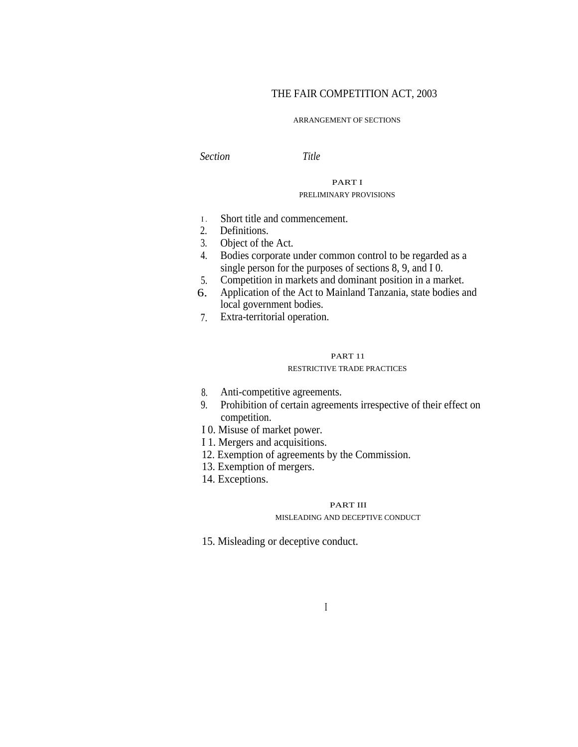# THE FAIR COMPETITION ACT, 2003

ARRANGEMENT OF SECTIONS

*Section* *Title*

PART I

PRELIMINARY PROVISIONS

1. Short title and commencement.
2. Definitions.
3. Object of the Act.
4. Bodies corporate under common control to be regarded as a single person for the purposes of sections 8, 9, and I 0.
5. Competition in markets and dominant position in a market.
6. Application of the Act to Mainland Tanzania, state bodies and local government bodies.
7. Extra-territorial operation.

PART 11

RESTRICTIVE TRADE PRACTICES

8. Anti-competitive agreements.
9. Prohibition of certain agreements irrespective of their effect on competition.
10. Misuse of market power.
11. Mergers and acquisitions.
12. Exemption of agreements by the Commission.
13. Exemption of mergers.
14. Exceptions.

PART III

MISLEADING AND DECEPTIVE CONDUCT

15. Misleading or deceptive conduct.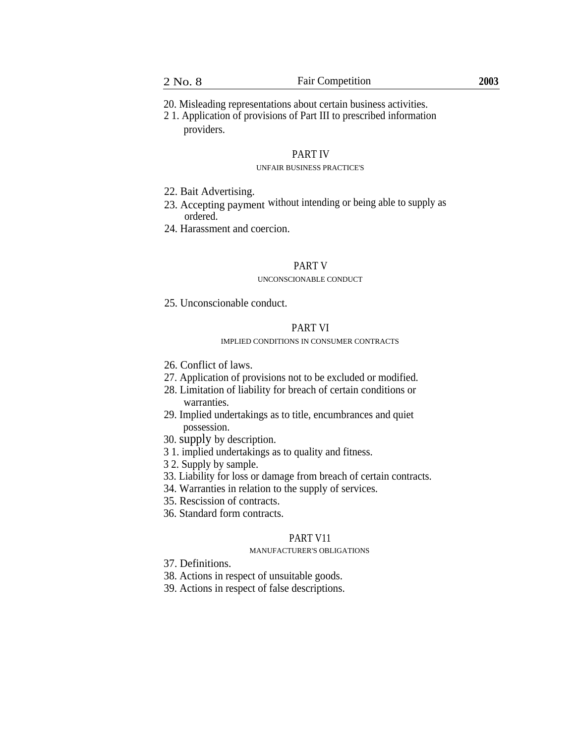20. Misleading representations about certain business activities.
2 1. Application of provisions of Part III to prescribed information providers.

## PART IV

### UNFAIR BUSINESS PRACTICE'S

22. Bait Advertising.
23. Accepting payment without intending or being able to supply as ordered.
24. Harassment and coercion.

## PART V

### UNCONSCIONABLE CONDUCT

25. Unconscionable conduct.

## PART VI

### IMPLIED CONDITIONS IN CONSUMER CONTRACTS

26. Conflict of laws.
27. Application of provisions not to be excluded or modified.
28. Limitation of liability for breach of certain conditions or warranties.
29. Implied undertakings as to title, encumbrances and quiet possession.
30. supply by description.
3 1. implied undertakings as to quality and fitness.
3 2. Supply by sample.
33. Liability for loss or damage from breach of certain contracts.
34. Warranties in relation to the supply of services.
35. Rescission of contracts.
36. Standard form contracts.

## PART V11

### MANUFACTURER'S OBLIGATIONS

37. Definitions.
38. Actions in respect of unsuitable goods.
39. Actions in respect of false descriptions.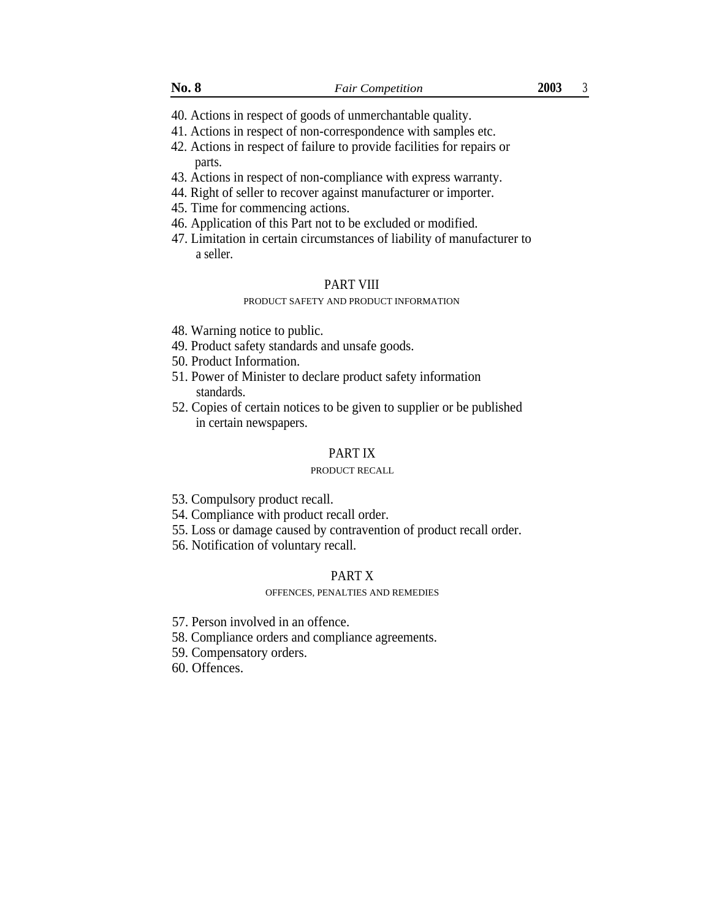40. Actions in respect of goods of unmerchantable quality.
41. Actions in respect of non-correspondence with samples etc.
42. Actions in respect of failure to provide facilities for repairs or parts.
43. Actions in respect of non-compliance with express warranty.
44. Right of seller to recover against manufacturer or importer.
45. Time for commencing actions.
46. Application of this Part not to be excluded or modified.
47. Limitation in certain circumstances of liability of manufacturer to a seller.

## PART VIII

### PRODUCT SAFETY AND PRODUCT INFORMATION

48. Warning notice to public.
49. Product safety standards and unsafe goods.
50. Product Information.
51. Power of Minister to declare product safety information standards.
52. Copies of certain notices to be given to supplier or be published in certain newspapers.

## PART IX

### PRODUCT RECALL

53. Compulsory product recall.
54. Compliance with product recall order.
55. Loss or damage caused by contravention of product recall order.
56. Notification of voluntary recall.

## PART X

### OFFENCES, PENALTIES AND REMEDIES

57. Person involved in an offence.
58. Compliance orders and compliance agreements.
59. Compensatory orders.
60. Offences.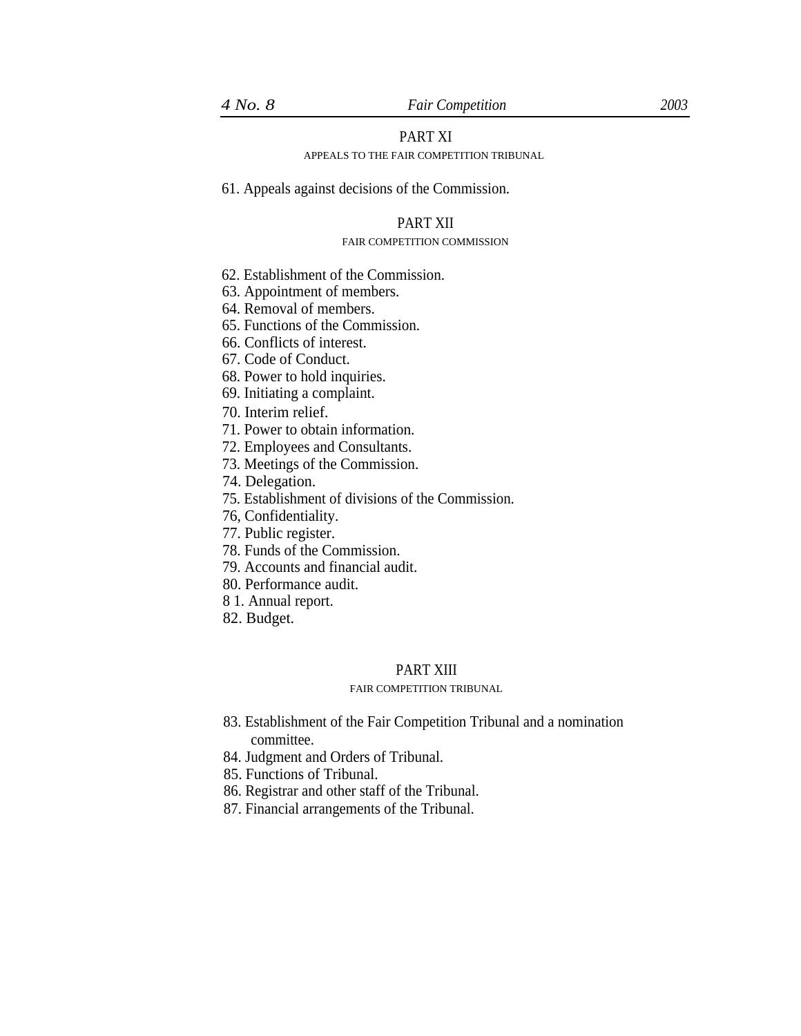## PART XI

### APPEALS TO THE FAIR COMPETITION TRIBUNAL

61. Appeals against decisions of the Commission.

## PART XII

### FAIR COMPETITION COMMISSION

62. Establishment of the Commission.
63. Appointment of members.
64. Removal of members.
65. Functions of the Commission.
66. Conflicts of interest.
67. Code of Conduct.
68. Power to hold inquiries.
69. Initiating a complaint.
70. Interim relief.
71. Power to obtain information.
72. Employees and Consultants.
73. Meetings of the Commission.
74. Delegation.
75. Establishment of divisions of the Commission.
76, Confidentiality.
77. Public register.
78. Funds of the Commission.
79. Accounts and financial audit.
80. Performance audit.
8 1. Annual report.
82. Budget.

## PART XIII

### FAIR COMPETITION TRIBUNAL

83. Establishment of the Fair Competition Tribunal and a nomination committee.
84. Judgment and Orders of Tribunal.
85. Functions of Tribunal.
86. Registrar and other staff of the Tribunal.
87. Financial arrangements of the Tribunal.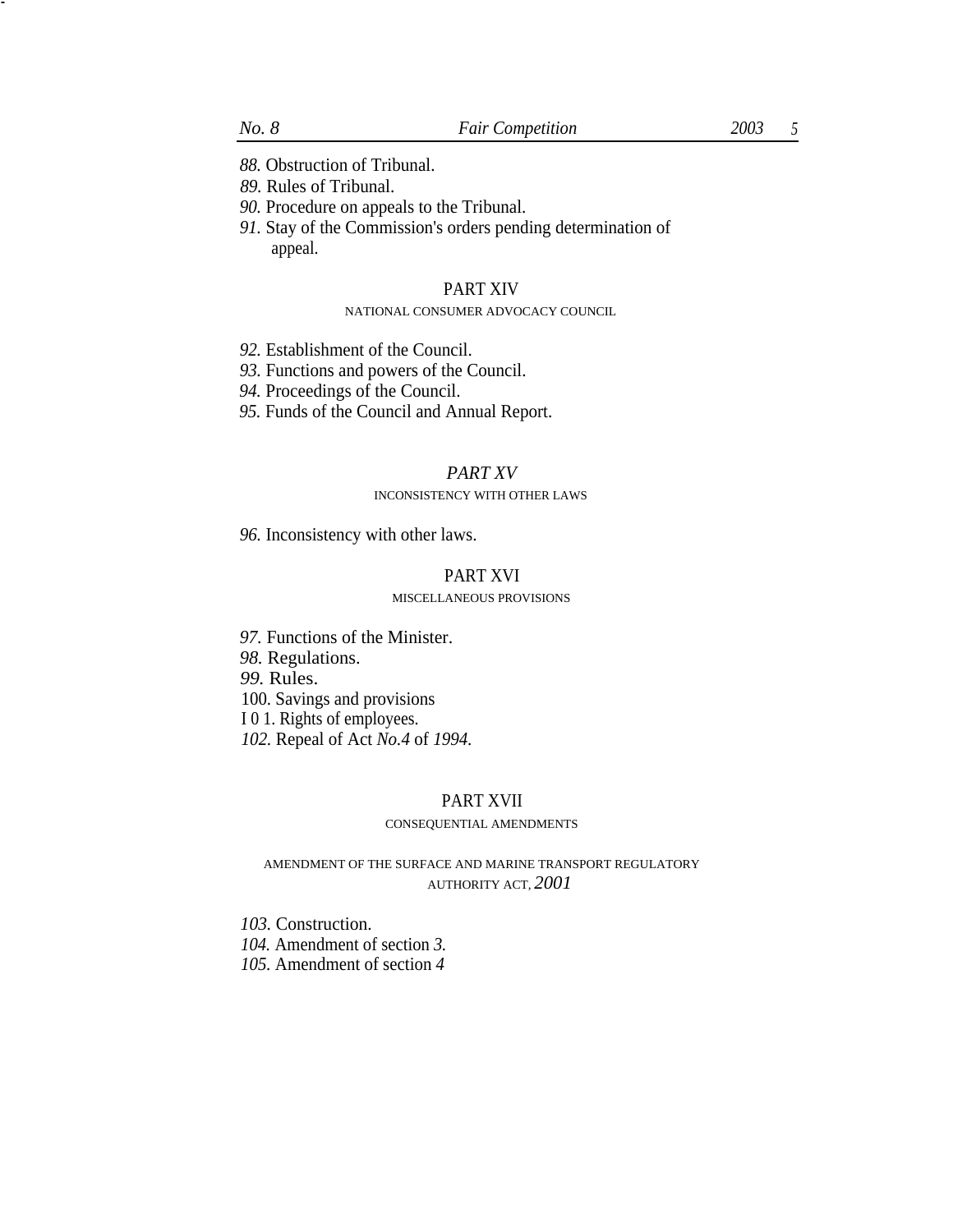*88.* Obstruction of Tribunal.
*89.* Rules of Tribunal.
*90.* Procedure on appeals to the Tribunal.
*91.* Stay of the Commission's orders pending determination of appeal.

## PART XIV

### NATIONAL CONSUMER ADVOCACY COUNCIL

*92.* Establishment of the Council.
*93.* Functions and powers of the Council.
*94.* Proceedings of the Council.
*95.* Funds of the Council and Annual Report.

## *PART XV*

### INCONSISTENCY WITH OTHER LAWS

*96.* Inconsistency with other laws.

## PART XVI

### MISCELLANEOUS PROVISIONS

*97.* Functions of the Minister.
*98.* Regulations.
*99.* Rules.
100. Savings and provisions
I 0 1. Rights of employees.
*102.* Repeal of Act *No.4* of *1994.*

## PART XVII

### CONSEQUENTIAL AMENDMENTS

#### AMENDMENT OF THE SURFACE AND MARINE TRANSPORT REGULATORY AUTHORITY ACT, *2001*

*103.* Construction.
*104.* Amendment of section *3.*
*105.* Amendment of section *4*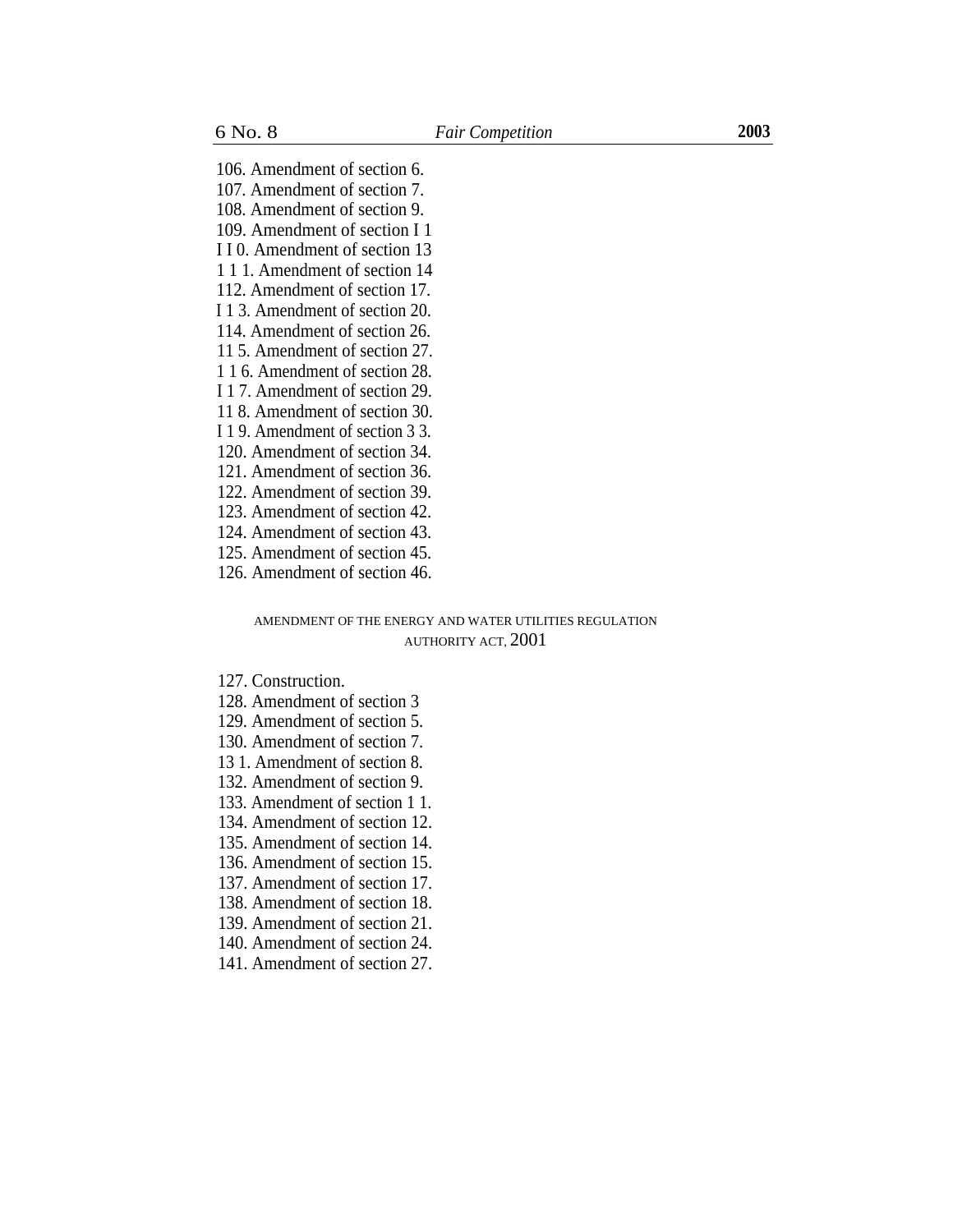106. Amendment of section 6.
107. Amendment of section 7.
108. Amendment of section 9.
109. Amendment of section I 1
I I 0. Amendment of section 13
1 1 1. Amendment of section 14
112. Amendment of section 17.
I 1 3. Amendment of section 20.
114. Amendment of section 26.
11 5. Amendment of section 27.
1 1 6. Amendment of section 28.
I 1 7. Amendment of section 29.
11 8. Amendment of section 30.
I 1 9. Amendment of section 3 3.
120. Amendment of section 34.
121. Amendment of section 36.
122. Amendment of section 39.
123. Amendment of section 42.
124. Amendment of section 43.
125. Amendment of section 45.
126. Amendment of section 46.

AMENDMENT OF THE ENERGY AND WATER UTILITIES REGULATION AUTHORITY ACT, 2001

127. Construction.
128. Amendment of section 3
129. Amendment of section 5.
130. Amendment of section 7.
13 1. Amendment of section 8.
132. Amendment of section 9.
133. Amendment of section 1 1.
134. Amendment of section 12.
135. Amendment of section 14.
136. Amendment of section 15.
137. Amendment of section 17.
138. Amendment of section 18.
139. Amendment of section 21.
140. Amendment of section 24.
141. Amendment of section 27.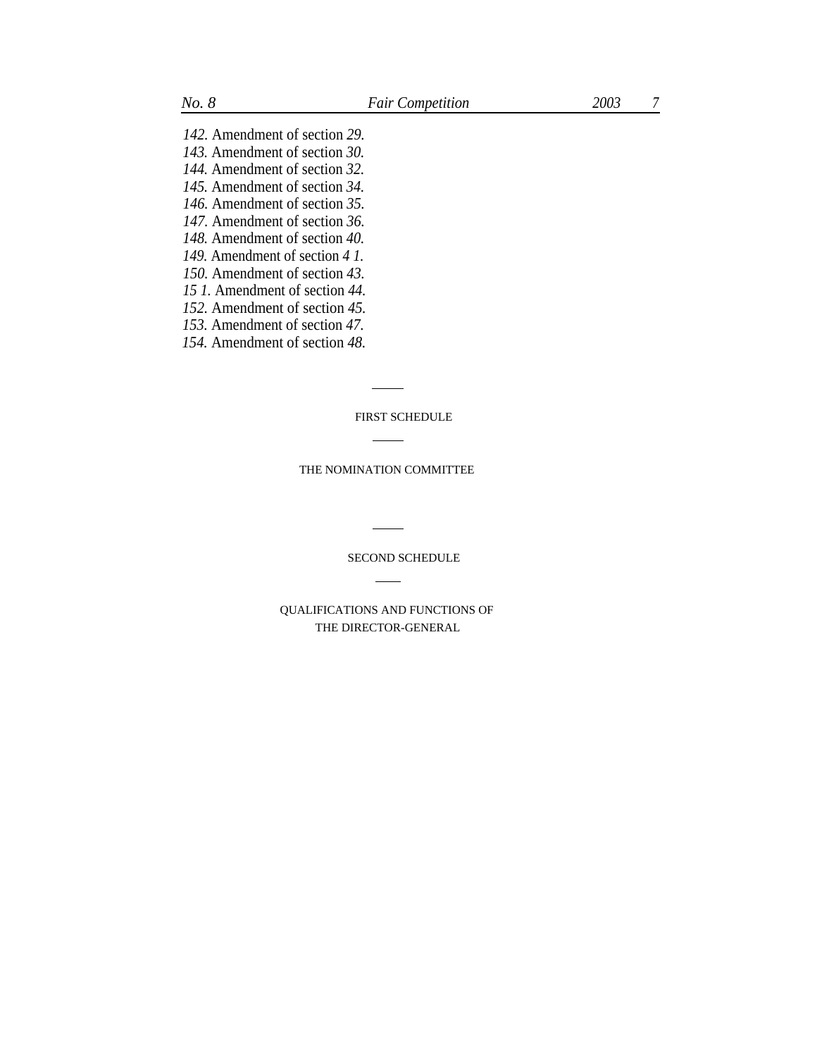*142.* Amendment of section *29.*
*143.* Amendment of section *30.*
*144.* Amendment of section *32.*
*145.* Amendment of section *34.*
*146.* Amendment of section *35.*
*147.* Amendment of section *36.*
*148.* Amendment of section *40.*
*149.* Amendment of section *4 1.*
*150.* Amendment of section *43.*
*15 1.* Amendment of section *44.*
*152.* Amendment of section *45.*
*153.* Amendment of section *47.*
*154.* Amendment of section *48.*

---

FIRST SCHEDULE

---

THE NOMINATION COMMITTEE

---

SECOND SCHEDULE

---

QUALIFICATIONS AND FUNCTIONS OF
THE DIRECTOR-GENERAL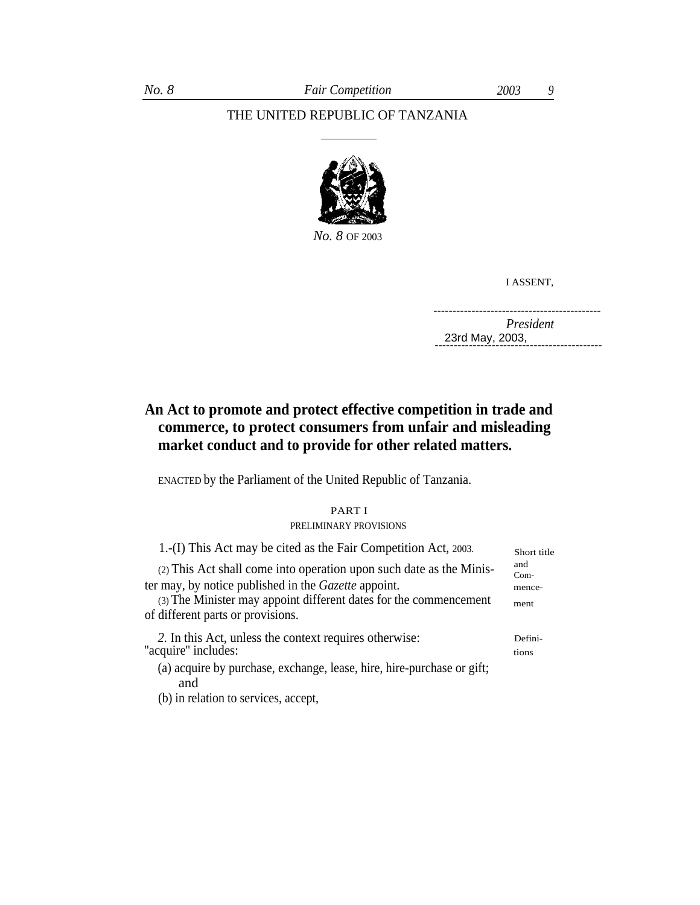THE UNITED REPUBLIC OF TANZANIA

*No. 8* OF 2003

I ASSENT,

*President*

23rd May, 2003,

## An Act to promote and protect effective competition in trade and commerce, to protect consumers from unfair and misleading market conduct and to provide for other related matters.

ENACTED by the Parliament of the United Republic of Tanzania.

### PART I
#### PRELIMINARY PROVISIONS

Short title and Commencement

1.-(I) This Act may be cited as the Fair Competition Act, 2003.

(2) This Act shall come into operation upon such date as the Minister may, by notice published in the *Gazette* appoint.

(3) The Minister may appoint different dates for the commencement of different parts or provisions.

Definitions

*2.* In this Act, unless the context requires otherwise:

"acquire" includes:

(a) acquire by purchase, exchange, lease, hire, hire-purchase or gift; and

(b) in relation to services, accept,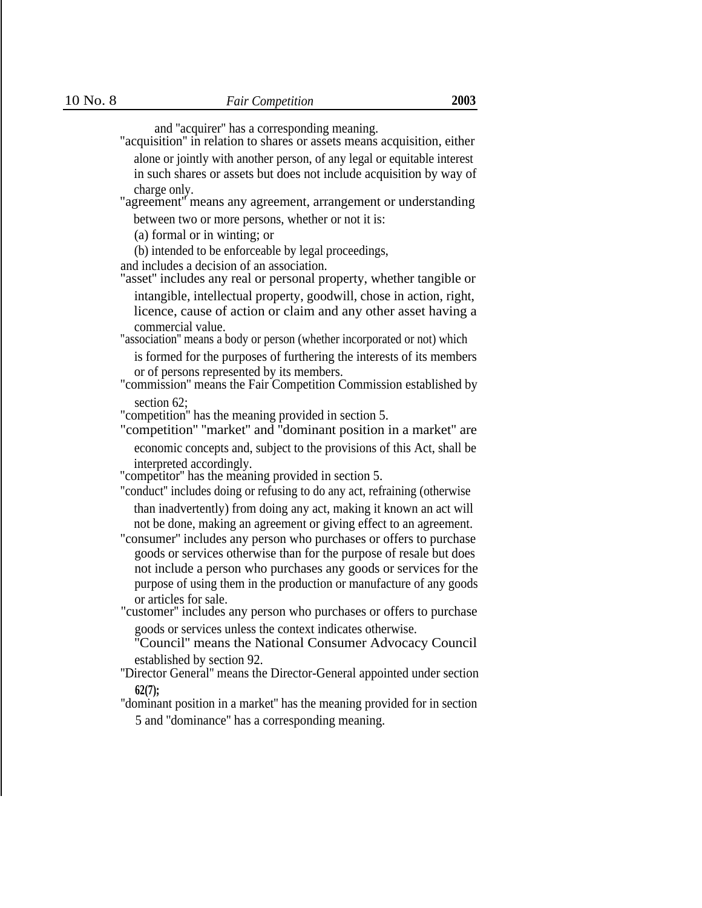and "acquirer" has a corresponding meaning.

"acquisition" in relation to shares or assets means acquisition, either alone or jointly with another person, of any legal or equitable interest in such shares or assets but does not include acquisition by way of charge only.

"agreement" means any agreement, arrangement or understanding between two or more persons, whether or not it is:

(a) formal or in winting; or

(b) intended to be enforceable by legal proceedings,

and includes a decision of an association.

"asset" includes any real or personal property, whether tangible or intangible, intellectual property, goodwill, chose in action, right, licence, cause of action or claim and any other asset having a commercial value.

"association" means a body or person (whether incorporated or not) which is formed for the purposes of furthering the interests of its members or of persons represented by its members.

"commission" means the Fair Competition Commission established by section 62;

"competition" has the meaning provided in section 5.

"competition" "market" and "dominant position in a market" are economic concepts and, subject to the provisions of this Act, shall be interpreted accordingly.

"competitor" has the meaning provided in section 5.

"conduct" includes doing or refusing to do any act, refraining (otherwise than inadvertently) from doing any act, making it known an act will not be done, making an agreement or giving effect to an agreement.

"consumer" includes any person who purchases or offers to purchase goods or services otherwise than for the purpose of resale but does not include a person who purchases any goods or services for the purpose of using them in the production or manufacture of any goods or articles for sale.

"customer" includes any person who purchases or offers to purchase goods or services unless the context indicates otherwise.

"Council" means the National Consumer Advocacy Council established by section 92.

"Director General" means the Director-General appointed under section **62(7);**

"dominant position in a market" has the meaning provided for in section 5 and "dominance" has a corresponding meaning.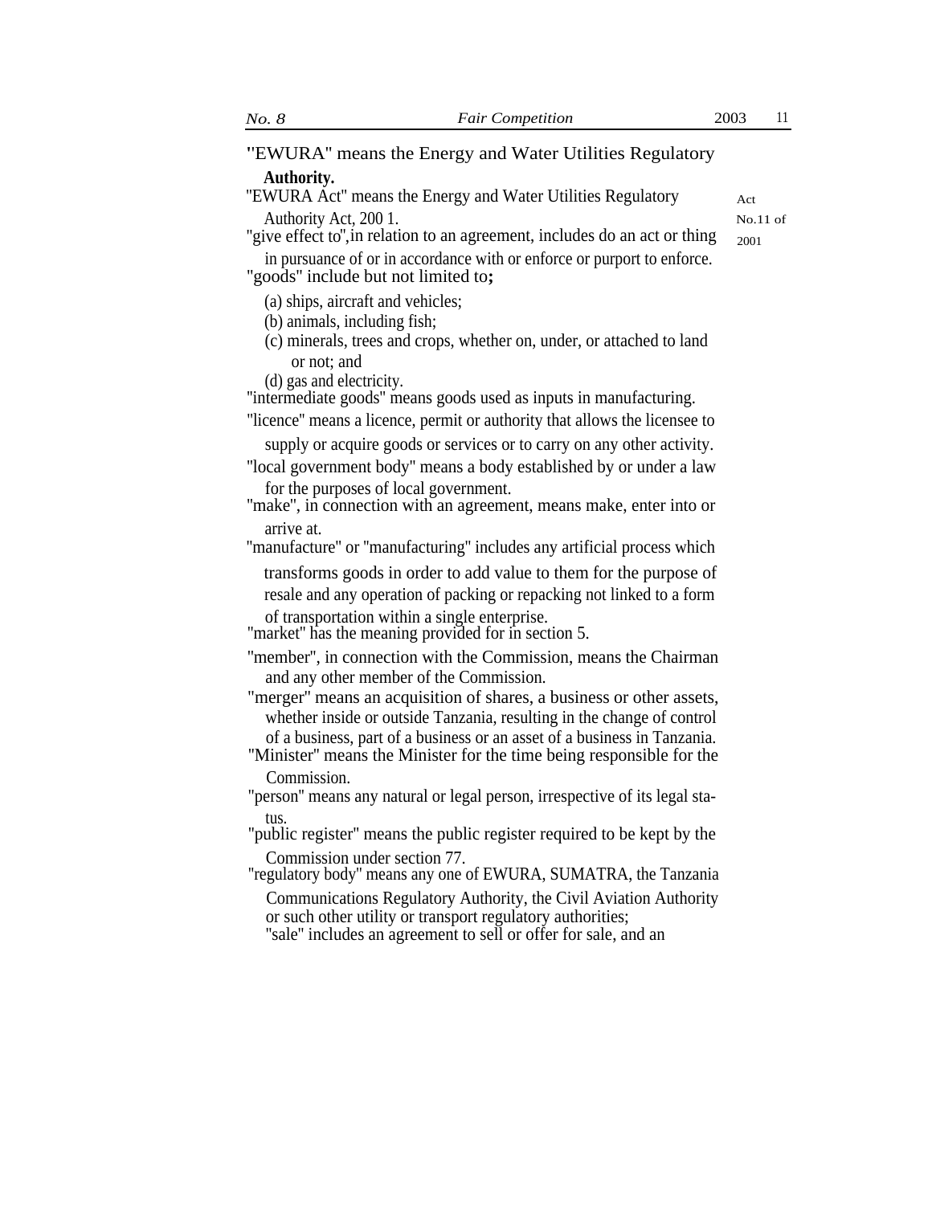"EWURA" means the Energy and Water Utilities Regulatory Authority.

"EWURA Act" means the Energy and Water Utilities Regulatory Authority Act, 200 1. Act No.11 of 2001

"give effect to", in relation to an agreement, includes do an act or thing in pursuance of or in accordance with or enforce or purport to enforce.

"goods" include but not limited to;

(a) ships, aircraft and vehicles;
(b) animals, including fish;
(c) minerals, trees and crops, whether on, under, or attached to land or not; and
(d) gas and electricity.

"intermediate goods" means goods used as inputs in manufacturing.

"licence" means a licence, permit or authority that allows the licensee to supply or acquire goods or services or to carry on any other activity.

"local government body" means a body established by or under a law for the purposes of local government.

"make", in connection with an agreement, means make, enter into or arrive at.

"manufacture" or "manufacturing" includes any artificial process which transforms goods in order to add value to them for the purpose of resale and any operation of packing or repacking not linked to a form of transportation within a single enterprise.

"market" has the meaning provided for in section 5.

"member", in connection with the Commission, means the Chairman and any other member of the Commission.

"merger" means an acquisition of shares, a business or other assets, whether inside or outside Tanzania, resulting in the change of control of a business, part of a business or an asset of a business in Tanzania.

"Minister" means the Minister for the time being responsible for the Commission.

"person" means any natural or legal person, irrespective of its legal status.

"public register" means the public register required to be kept by the Commission under section 77.

"regulatory body" means any one of EWURA, SUMATRA, the Tanzania Communications Regulatory Authority, the Civil Aviation Authority or such other utility or transport regulatory authorities;

"sale" includes an agreement to sell or offer for sale, and an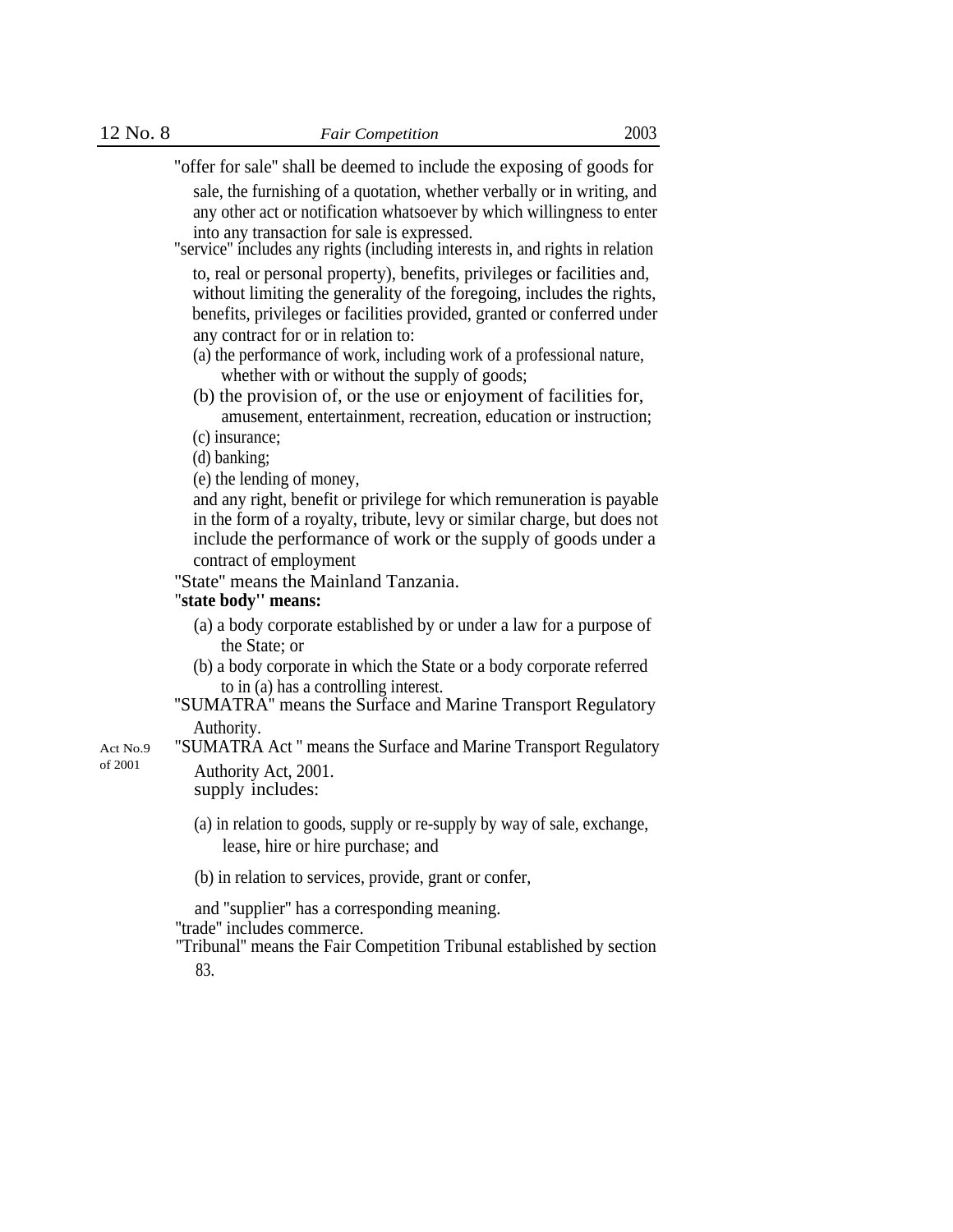"offer for sale" shall be deemed to include the exposing of goods for sale, the furnishing of a quotation, whether verbally or in writing, and any other act or notification whatsoever by which willingness to enter into any transaction for sale is expressed.

"service" includes any rights (including interests in, and rights in relation to, real or personal property), benefits, privileges or facilities and, without limiting the generality of the foregoing, includes the rights, benefits, privileges or facilities provided, granted or conferred under any contract for or in relation to:

(a) the performance of work, including work of a professional nature, whether with or without the supply of goods;

(b) the provision of, or the use or enjoyment of facilities for, amusement, entertainment, recreation, education or instruction;

(c) insurance;

(d) banking;

(e) the lending of money,

and any right, benefit or privilege for which remuneration is payable in the form of a royalty, tribute, levy or similar charge, but does not include the performance of work or the supply of goods under a contract of employment

"State" means the Mainland Tanzania.

"**state body" means:**

(a) a body corporate established by or under a law for a purpose of the State; or

(b) a body corporate in which the State or a body corporate referred to in (a) has a controlling interest.

"SUMATRA" means the Surface and Marine Transport Regulatory Authority.

Act No.9 of 2001

"SUMATRA Act " means the Surface and Marine Transport Regulatory Authority Act, 2001.

supply includes:

(a) in relation to goods, supply or re-supply by way of sale, exchange, lease, hire or hire purchase; and

(b) in relation to services, provide, grant or confer,

and "supplier" has a corresponding meaning.

"trade" includes commerce.

"Tribunal" means the Fair Competition Tribunal established by section 83.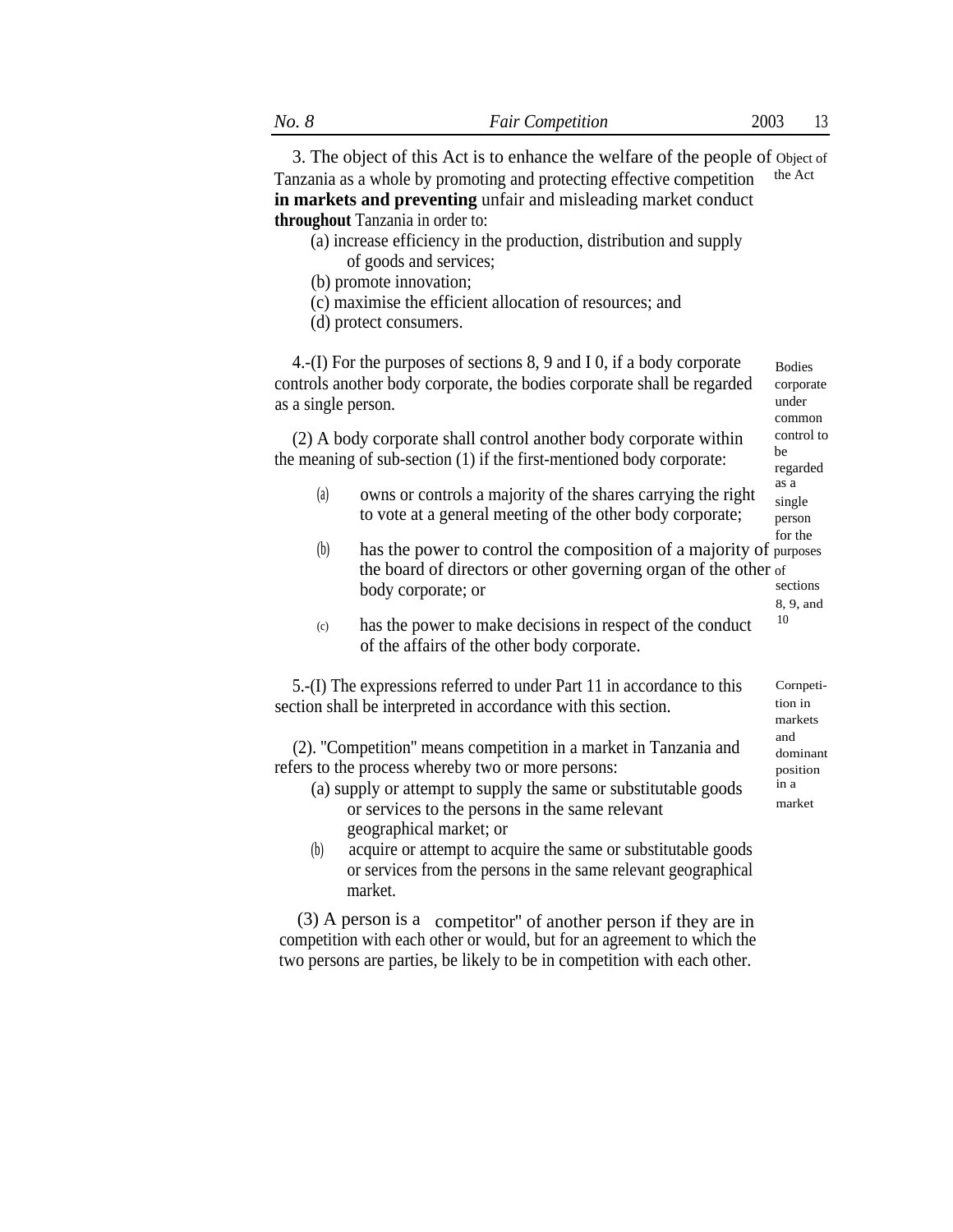3. The object of this Act is to enhance the welfare of the people of Tanzania as a whole by promoting and protecting effective competition **in markets and preventing** unfair and misleading market conduct **throughout** Tanzania in order to:

*Object of the Act*

(a) increase efficiency in the production, distribution and supply of goods and services;

(b) promote innovation;

(c) maximise the efficient allocation of resources; and

(d) protect consumers.

*Bodies corporate under common control to be regarded as a single person for the purposes of sections 8, 9, and 10*

4.-(I) For the purposes of sections 8, 9 and I 0, if a body corporate controls another body corporate, the bodies corporate shall be regarded as a single person.

(2) A body corporate shall control another body corporate within the meaning of sub-section (1) if the first-mentioned body corporate:

(a) owns or controls a majority of the shares carrying the right to vote at a general meeting of the other body corporate;

(b) has the power to control the composition of a majority of the board of directors or other governing organ of the other body corporate; or

(c) has the power to make decisions in respect of the conduct of the affairs of the other body corporate.

*Cornpeti-tion in markets and dominant position in a market*

5.-(I) The expressions referred to under Part 11 in accordance to this section shall be interpreted in accordance with this section.

(2). "Competition" means competition in a market in Tanzania and refers to the process whereby two or more persons:

(a) supply or attempt to supply the same or substitutable goods or services to the persons in the same relevant geographical market; or

(b) acquire or attempt to acquire the same or substitutable goods or services from the persons in the same relevant geographical market.

(3) A person is a competitor" of another person if they are in competition with each other or would, but for an agreement to which the two persons are parties, be likely to be in competition with each other.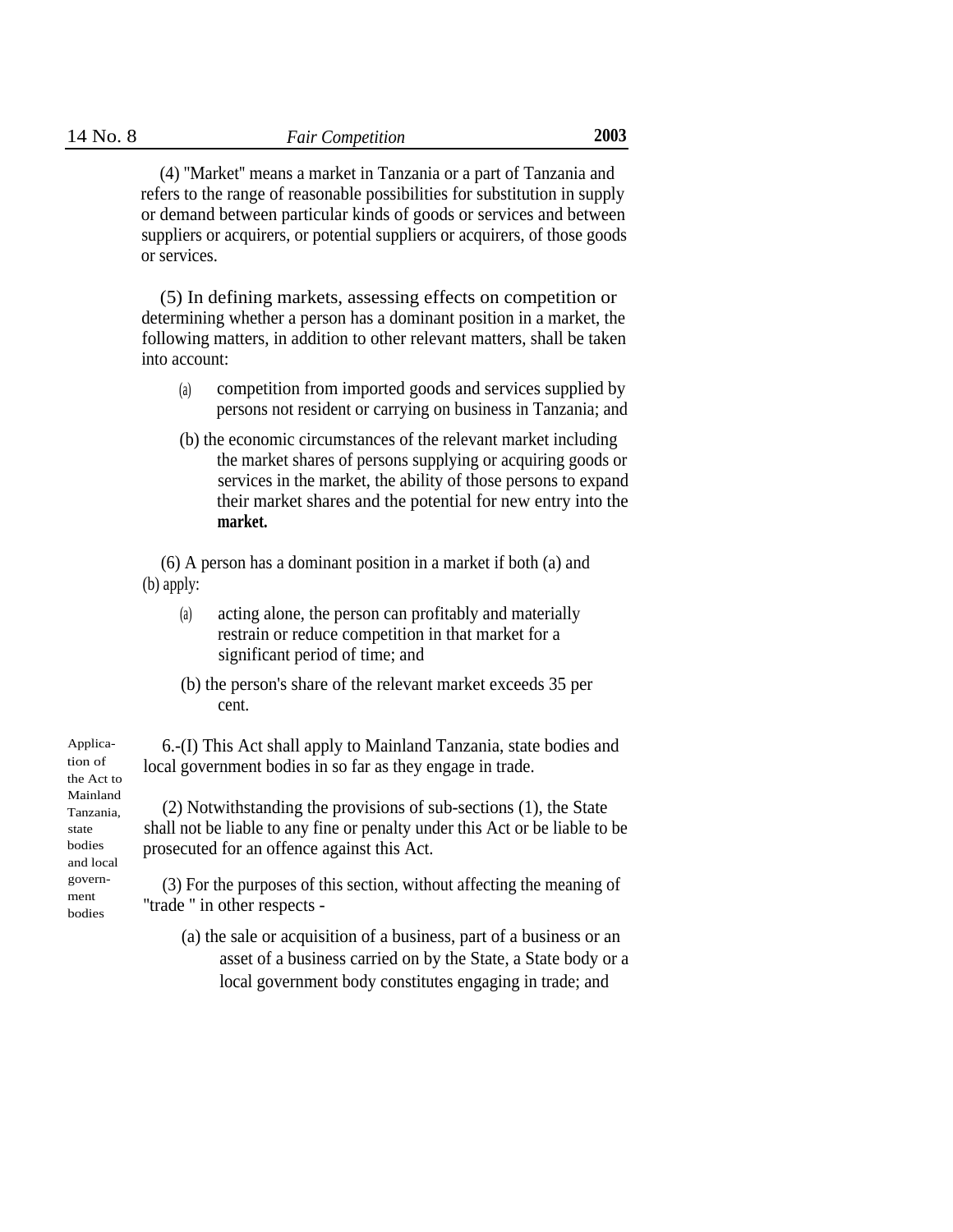(4) "Market" means a market in Tanzania or a part of Tanzania and refers to the range of reasonable possibilities for substitution in supply or demand between particular kinds of goods or services and between suppliers or acquirers, or potential suppliers or acquirers, of those goods or services.

(5) In defining markets, assessing effects on competition or determining whether a person has a dominant position in a market, the following matters, in addition to other relevant matters, shall be taken into account:

(a) competition from imported goods and services supplied by persons not resident or carrying on business in Tanzania; and

(b) the economic circumstances of the relevant market including the market shares of persons supplying or acquiring goods or services in the market, the ability of those persons to expand their market shares and the potential for new entry into the **market.**

(6) A person has a dominant position in a market if both (a) and (b) apply:

(a) acting alone, the person can profitably and materially restrain or reduce competition in that market for a significant period of time; and

(b) the person's share of the relevant market exceeds 35 per cent.

Application of the Act to Mainland Tanzania, state bodies and local government bodies

6.-(I) This Act shall apply to Mainland Tanzania, state bodies and local government bodies in so far as they engage in trade.

(2) Notwithstanding the provisions of sub-sections (1), the State shall not be liable to any fine or penalty under this Act or be liable to be prosecuted for an offence against this Act.

(3) For the purposes of this section, without affecting the meaning of "trade " in other respects -

(a) the sale or acquisition of a business, part of a business or an asset of a business carried on by the State, a State body or a local government body constitutes engaging in trade; and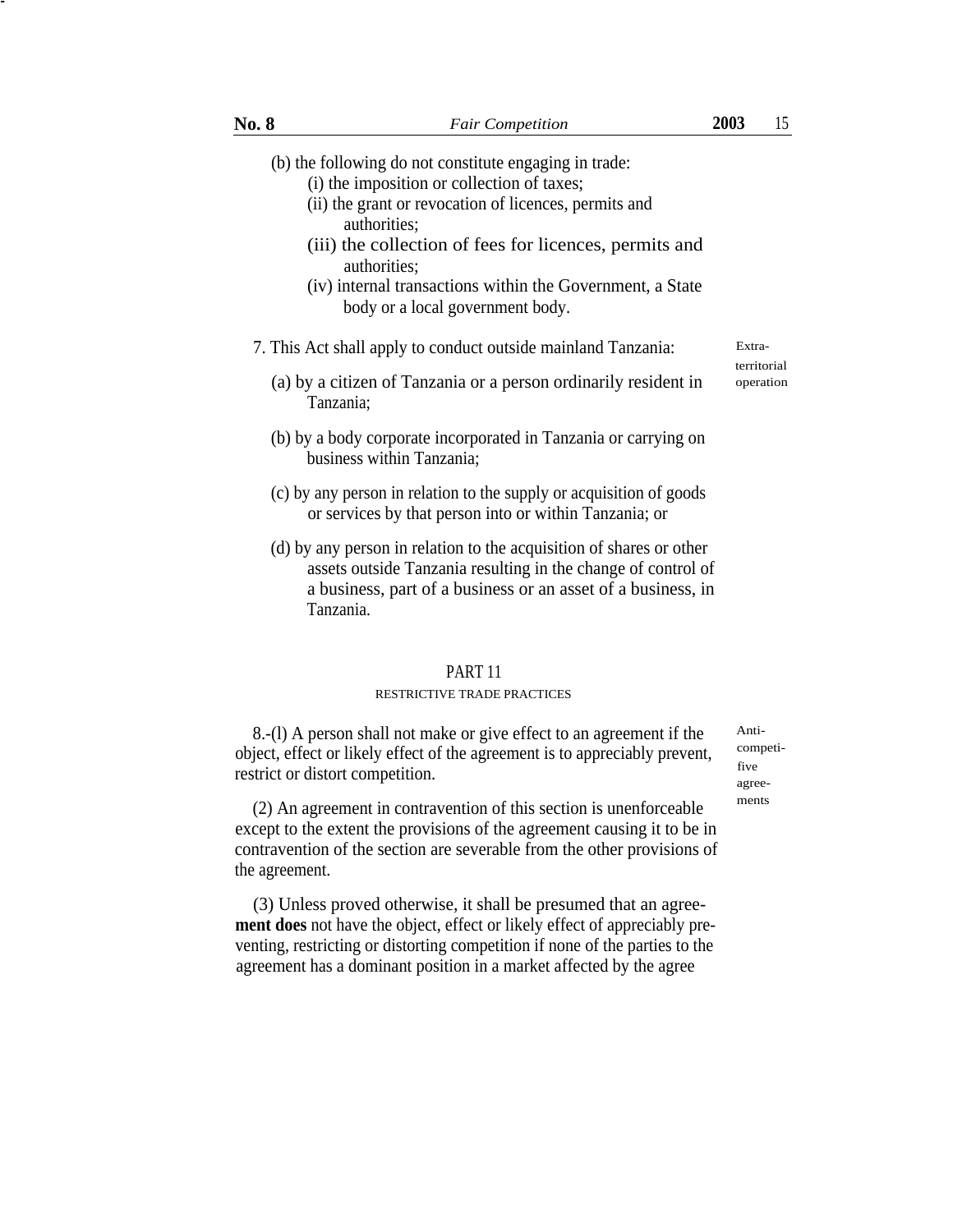(b) the following do not constitute engaging in trade:

(i) the imposition or collection of taxes;

(ii) the grant or revocation of licences, permits and authorities;

(iii) the collection of fees for licences, permits and authorities;

(iv) internal transactions within the Government, a State body or a local government body.

Extra-territorial operation

7. This Act shall apply to conduct outside mainland Tanzania:

(a) by a citizen of Tanzania or a person ordinarily resident in Tanzania;

(b) by a body corporate incorporated in Tanzania or carrying on business within Tanzania;

(c) by any person in relation to the supply or acquisition of goods or services by that person into or within Tanzania; or

(d) by any person in relation to the acquisition of shares or other assets outside Tanzania resulting in the change of control of a business, part of a business or an asset of a business, in Tanzania.

## PART 11

### RESTRICTIVE TRADE PRACTICES

Anti-competitive agreements

8.-(l) A person shall not make or give effect to an agreement if the object, effect or likely effect of the agreement is to appreciably prevent, restrict or distort competition.

(2) An agreement in contravention of this section is unenforceable except to the extent the provisions of the agreement causing it to be in contravention of the section are severable from the other provisions of the agreement.

(3) Unless proved otherwise, it shall be presumed that an agree**ment does** not have the object, effect or likely effect of appreciably preventing, restricting or distorting competition if none of the parties to the agreement has a dominant position in a market affected by the agree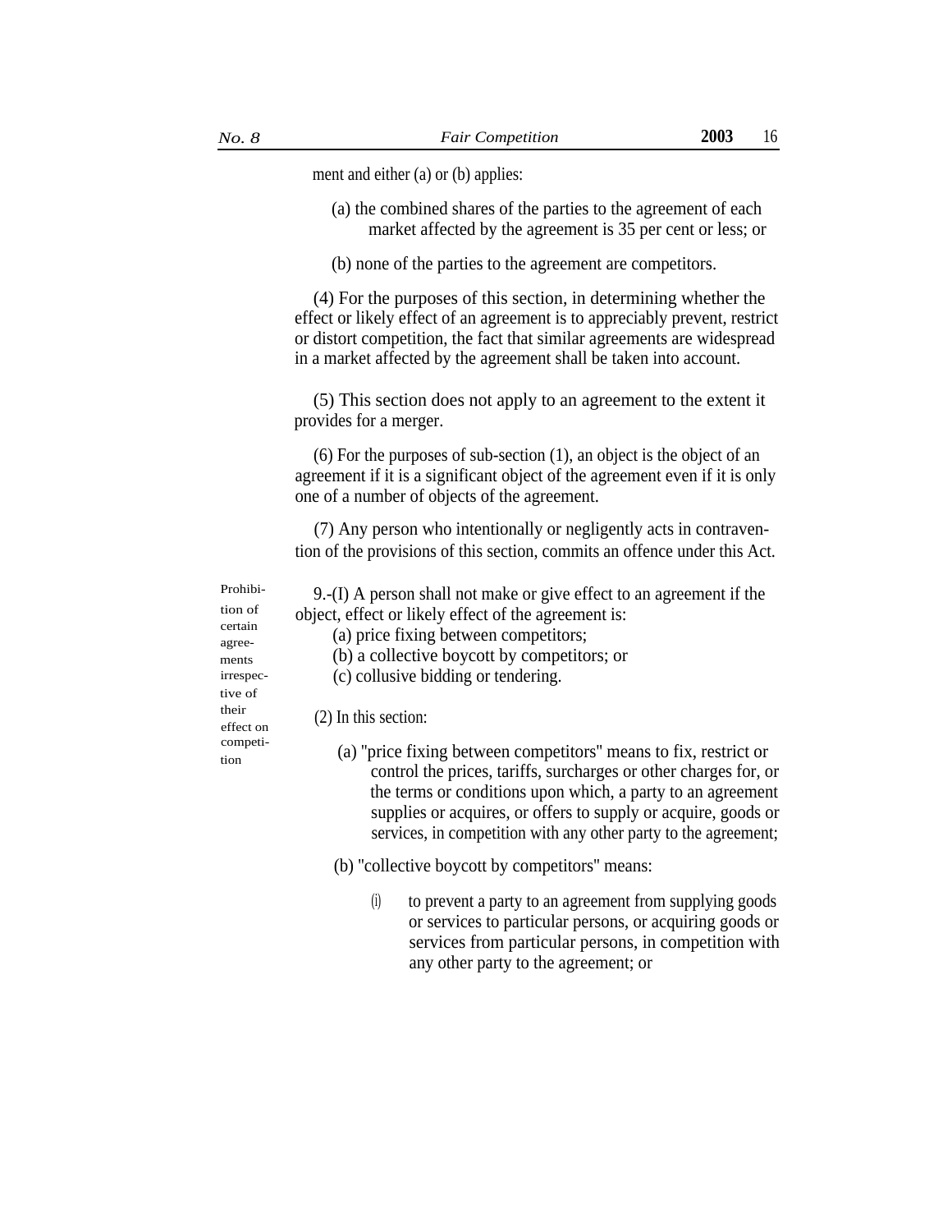ment and either (a) or (b) applies:

(a) the combined shares of the parties to the agreement of each market affected by the agreement is 35 per cent or less; or

(b) none of the parties to the agreement are competitors.

(4) For the purposes of this section, in determining whether the effect or likely effect of an agreement is to appreciably prevent, restrict or distort competition, the fact that similar agreements are widespread in a market affected by the agreement shall be taken into account.

(5) This section does not apply to an agreement to the extent it provides for a merger.

(6) For the purposes of sub-section (1), an object is the object of an agreement if it is a significant object of the agreement even if it is only one of a number of objects of the agreement.

(7) Any person who intentionally or negligently acts in contravention of the provisions of this section, commits an offence under this Act.

Prohibition of certain agreements irrespective of their effect on competition

9.-(I) A person shall not make or give effect to an agreement if the object, effect or likely effect of the agreement is:

(a) price fixing between competitors;
(b) a collective boycott by competitors; or
(c) collusive bidding or tendering.

(2) In this section:

(a) "price fixing between competitors" means to fix, restrict or control the prices, tariffs, surcharges or other charges for, or the terms or conditions upon which, a party to an agreement supplies or acquires, or offers to supply or acquire, goods or services, in competition with any other party to the agreement;

(b) "collective boycott by competitors" means:

(i) to prevent a party to an agreement from supplying goods or services to particular persons, or acquiring goods or services from particular persons, in competition with any other party to the agreement; or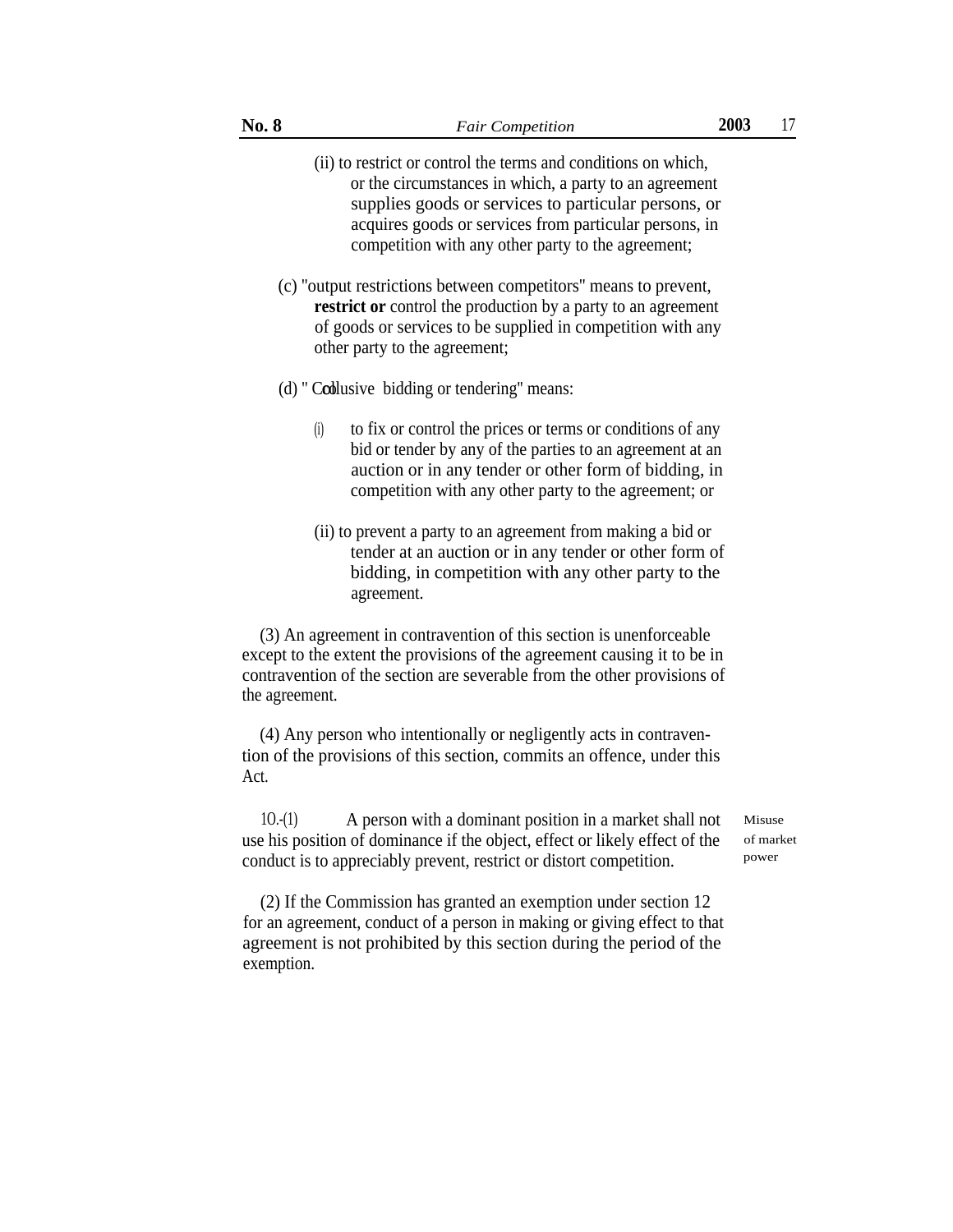(ii) to restrict or control the terms and conditions on which, or the circumstances in which, a party to an agreement supplies goods or services to particular persons, or acquires goods or services from particular persons, in competition with any other party to the agreement;

(c) "output restrictions between competitors" means to prevent, **restrict or** control the production by a party to an agreement of goods or services to be supplied in competition with any other party to the agreement;

(d) " Collusive bidding or tendering" means:

(i) to fix or control the prices or terms or conditions of any bid or tender by any of the parties to an agreement at an auction or in any tender or other form of bidding, in competition with any other party to the agreement; or

(ii) to prevent a party to an agreement from making a bid or tender at an auction or in any tender or other form of bidding, in competition with any other party to the agreement.

(3) An agreement in contravention of this section is unenforceable except to the extent the provisions of the agreement causing it to be in contravention of the section are severable from the other provisions of the agreement.

(4) Any person who intentionally or negligently acts in contravention of the provisions of this section, commits an offence, under this Act.

Misuse of market power

10.-(1) A person with a dominant position in a market shall not use his position of dominance if the object, effect or likely effect of the conduct is to appreciably prevent, restrict or distort competition.

(2) If the Commission has granted an exemption under section 12 for an agreement, conduct of a person in making or giving effect to that agreement is not prohibited by this section during the period of the exemption.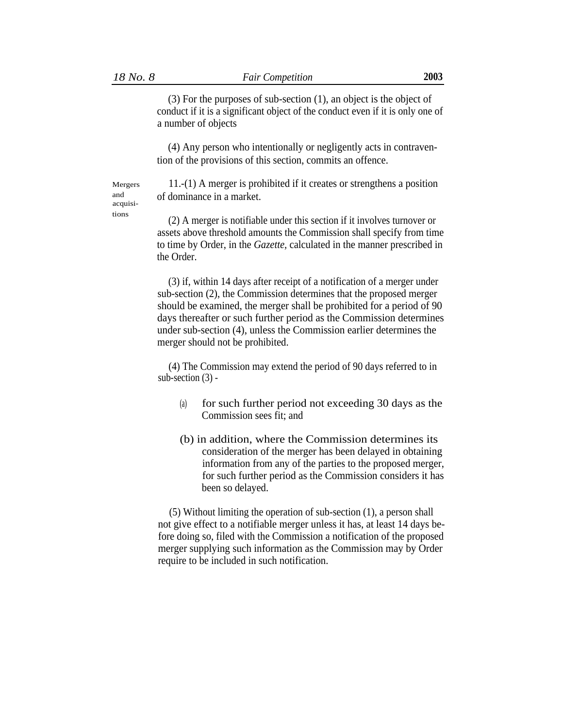(3) For the purposes of sub-section (1), an object is the object of conduct if it is a significant object of the conduct even if it is only one of a number of objects

(4) Any person who intentionally or negligently acts in contravention of the provisions of this section, commits an offence.

Mergers and acquisitions

11.-(1) A merger is prohibited if it creates or strengthens a position of dominance in a market.

(2) A merger is notifiable under this section if it involves turnover or assets above threshold amounts the Commission shall specify from time to time by Order, in the *Gazette*, calculated in the manner prescribed in the Order.

(3) if, within 14 days after receipt of a notification of a merger under sub-section (2), the Commission determines that the proposed merger should be examined, the merger shall be prohibited for a period of 90 days thereafter or such further period as the Commission determines under sub-section (4), unless the Commission earlier determines the merger should not be prohibited.

(4) The Commission may extend the period of 90 days referred to in sub-section (3) -

(a) for such further period not exceeding 30 days as the Commission sees fit; and

(b) in addition, where the Commission determines its consideration of the merger has been delayed in obtaining information from any of the parties to the proposed merger, for such further period as the Commission considers it has been so delayed.

(5) Without limiting the operation of sub-section (1), a person shall not give effect to a notifiable merger unless it has, at least 14 days before doing so, filed with the Commission a notification of the proposed merger supplying such information as the Commission may by Order require to be included in such notification.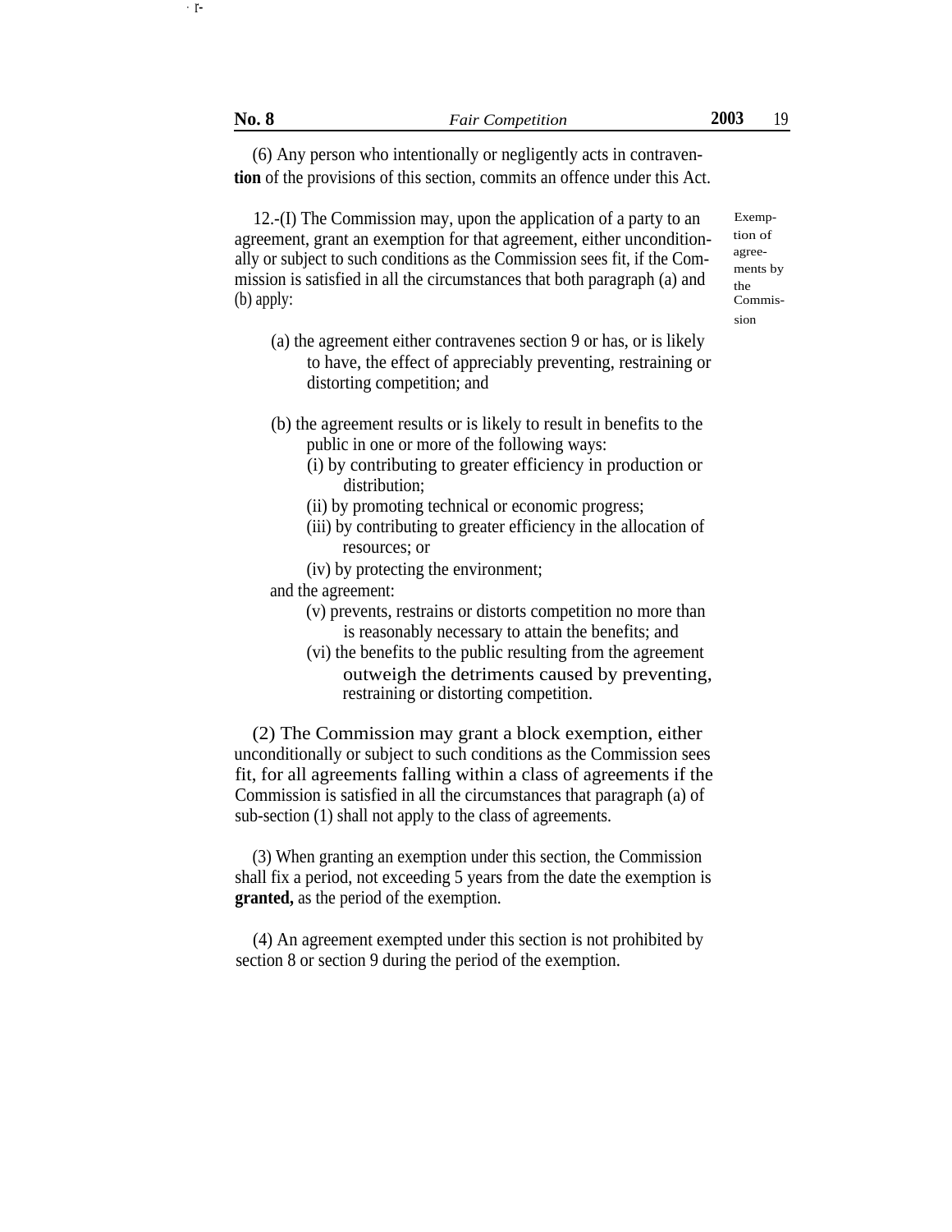(6) Any person who intentionally or negligently acts in contravention of the provisions of this section, commits an offence under this Act.

*Exemption of agreements by the Commission*

12.-(I) The Commission may, upon the application of a party to an agreement, grant an exemption for that agreement, either unconditionally or subject to such conditions as the Commission sees fit, if the Commission is satisfied in all the circumstances that both paragraph (a) and (b) apply:

(a) the agreement either contravenes section 9 or has, or is likely to have, the effect of appreciably preventing, restraining or distorting competition; and

(b) the agreement results or is likely to result in benefits to the public in one or more of the following ways:

(i) by contributing to greater efficiency in production or distribution;

(ii) by promoting technical or economic progress;

(iii) by contributing to greater efficiency in the allocation of resources; or

(iv) by protecting the environment;

and the agreement:

(v) prevents, restrains or distorts competition no more than is reasonably necessary to attain the benefits; and

(vi) the benefits to the public resulting from the agreement outweigh the detriments caused by preventing, restraining or distorting competition.

(2) The Commission may grant a block exemption, either unconditionally or subject to such conditions as the Commission sees fit, for all agreements falling within a class of agreements if the Commission is satisfied in all the circumstances that paragraph (a) of sub-section (1) shall not apply to the class of agreements.

(3) When granting an exemption under this section, the Commission shall fix a period, not exceeding 5 years from the date the exemption is **granted,** as the period of the exemption.

(4) An agreement exempted under this section is not prohibited by section 8 or section 9 during the period of the exemption.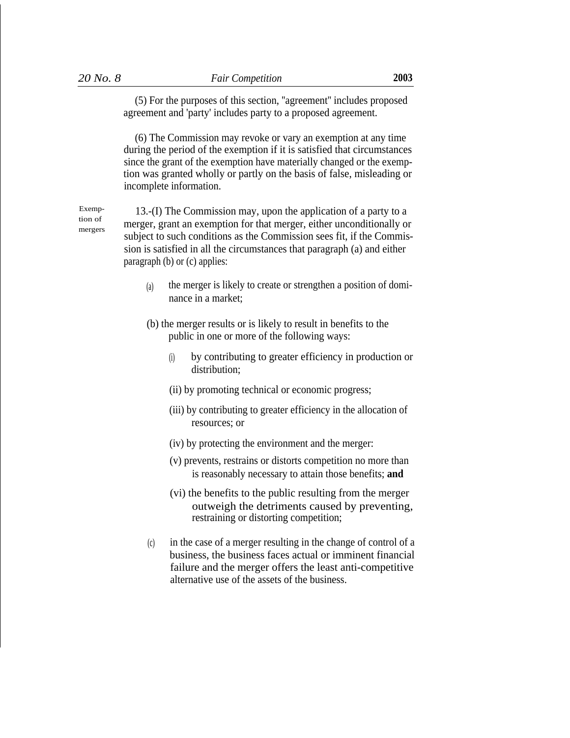(5) For the purposes of this section, "agreement" includes proposed agreement and 'party' includes party to a proposed agreement.

(6) The Commission may revoke or vary an exemption at any time during the period of the exemption if it is satisfied that circumstances since the grant of the exemption have materially changed or the exemption was granted wholly or partly on the basis of false, misleading or incomplete information.

Exemption of mergers

13.-(I) The Commission may, upon the application of a party to a merger, grant an exemption for that merger, either unconditionally or subject to such conditions as the Commission sees fit, if the Commission is satisfied in all the circumstances that paragraph (a) and either paragraph (b) or (c) applies:

(a) the merger is likely to create or strengthen a position of dominance in a market;

(b) the merger results or is likely to result in benefits to the public in one or more of the following ways:

(i) by contributing to greater efficiency in production or distribution;

(ii) by promoting technical or economic progress;

(iii) by contributing to greater efficiency in the allocation of resources; or

(iv) by protecting the environment and the merger:

(v) prevents, restrains or distorts competition no more than is reasonably necessary to attain those benefits; **and**

(vi) the benefits to the public resulting from the merger outweigh the detriments caused by preventing, restraining or distorting competition;

(c) in the case of a merger resulting in the change of control of a business, the business faces actual or imminent financial failure and the merger offers the least anti-competitive alternative use of the assets of the business.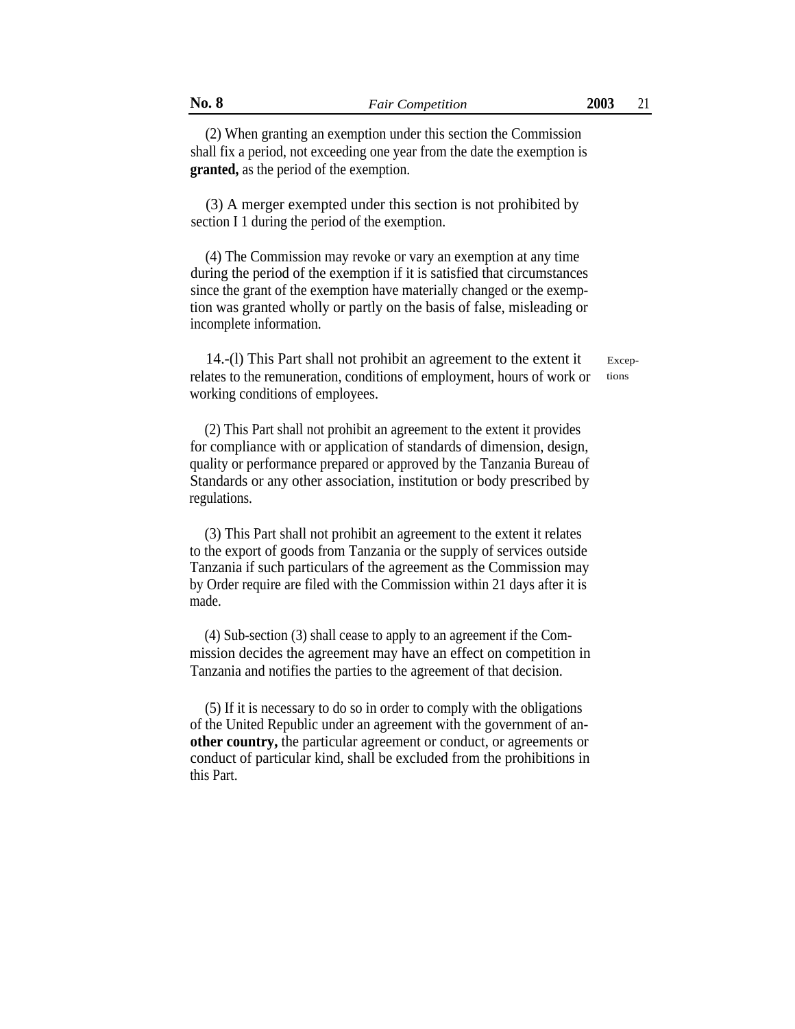(2) When granting an exemption under this section the Commission shall fix a period, not exceeding one year from the date the exemption is **granted,** as the period of the exemption.

(3) A merger exempted under this section is not prohibited by section I 1 during the period of the exemption.

(4) The Commission may revoke or vary an exemption at any time during the period of the exemption if it is satisfied that circumstances since the grant of the exemption have materially changed or the exemption was granted wholly or partly on the basis of false, misleading or incomplete information.

Exceptions

14.-(l) This Part shall not prohibit an agreement to the extent it relates to the remuneration, conditions of employment, hours of work or working conditions of employees.

(2) This Part shall not prohibit an agreement to the extent it provides for compliance with or application of standards of dimension, design, quality or performance prepared or approved by the Tanzania Bureau of Standards or any other association, institution or body prescribed by regulations.

(3) This Part shall not prohibit an agreement to the extent it relates to the export of goods from Tanzania or the supply of services outside Tanzania if such particulars of the agreement as the Commission may by Order require are filed with the Commission within 21 days after it is made.

(4) Sub-section (3) shall cease to apply to an agreement if the Commission decides the agreement may have an effect on competition in Tanzania and notifies the parties to the agreement of that decision.

(5) If it is necessary to do so in order to comply with the obligations of the United Republic under an agreement with the government of an**other country,** the particular agreement or conduct, or agreements or conduct of particular kind, shall be excluded from the prohibitions in this Part.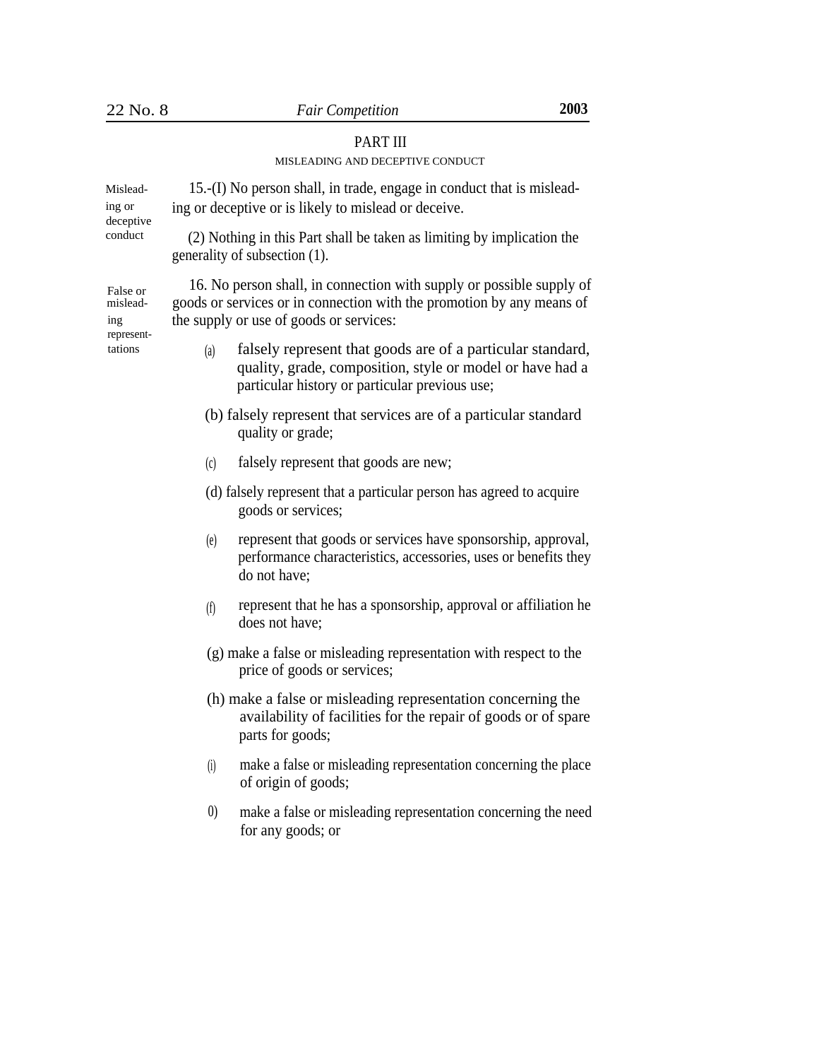## PART III

### MISLEADING AND DECEPTIVE CONDUCT

Misleading or deceptive conduct

15.-(I) No person shall, in trade, engage in conduct that is misleading or deceptive or is likely to mislead or deceive.

(2) Nothing in this Part shall be taken as limiting by implication the generality of subsection (1).

False or misleading representations

16. No person shall, in connection with supply or possible supply of goods or services or in connection with the promotion by any means of the supply or use of goods or services:

(a) falsely represent that goods are of a particular standard, quality, grade, composition, style or model or have had a particular history or particular previous use;

(b) falsely represent that services are of a particular standard quality or grade;

(c) falsely represent that goods are new;

(d) falsely represent that a particular person has agreed to acquire goods or services;

(e) represent that goods or services have sponsorship, approval, performance characteristics, accessories, uses or benefits they do not have;

(f) represent that he has a sponsorship, approval or affiliation he does not have;

(g) make a false or misleading representation with respect to the price of goods or services;

(h) make a false or misleading representation concerning the availability of facilities for the repair of goods or of spare parts for goods;

(i) make a false or misleading representation concerning the place of origin of goods;

0) make a false or misleading representation concerning the need for any goods; or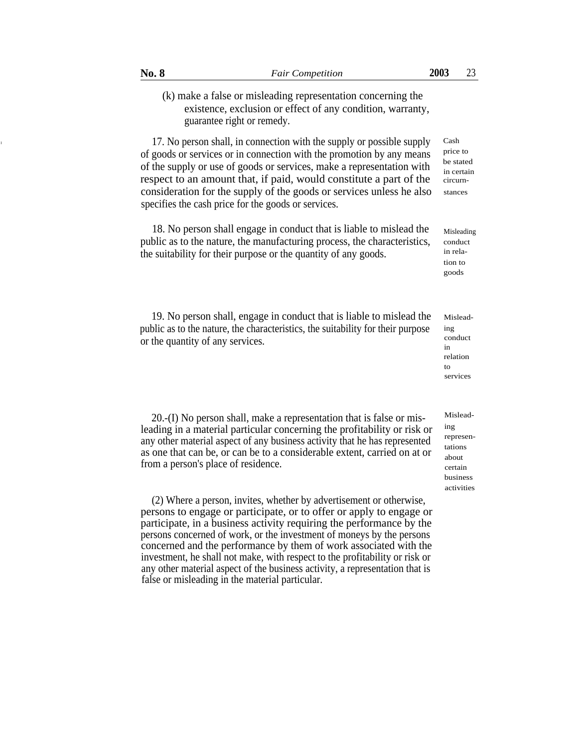(k) make a false or misleading representation concerning the existence, exclusion or effect of any condition, warranty, guarantee right or remedy.

*Cash price to be stated in certain circumstances*

17. No person shall, in connection with the supply or possible supply of goods or services or in connection with the promotion by any means of the supply or use of goods or services, make a representation with respect to an amount that, if paid, would constitute a part of the consideration for the supply of the goods or services unless he also specifies the cash price for the goods or services.

*Misleading conduct in relation to goods*

18. No person shall engage in conduct that is liable to mislead the public as to the nature, the manufacturing process, the characteristics, the suitability for their purpose or the quantity of any goods.

*Misleading conduct in relation to services*

19. No person shall, engage in conduct that is liable to mislead the public as to the nature, the characteristics, the suitability for their purpose or the quantity of any services.

*Misleading representations about certain business activities*

20.-(I) No person shall, make a representation that is false or misleading in a material particular concerning the profitability or risk or any other material aspect of any business activity that he has represented as one that can be, or can be to a considerable extent, carried on at or from a person's place of residence.

(2) Where a person, invites, whether by advertisement or otherwise, persons to engage or participate, or to offer or apply to engage or participate, in a business activity requiring the performance by the persons concerned of work, or the investment of moneys by the persons concerned and the performance by them of work associated with the investment, he shall not make, with respect to the profitability or risk or any other material aspect of the business activity, a representation that is false or misleading in the material particular.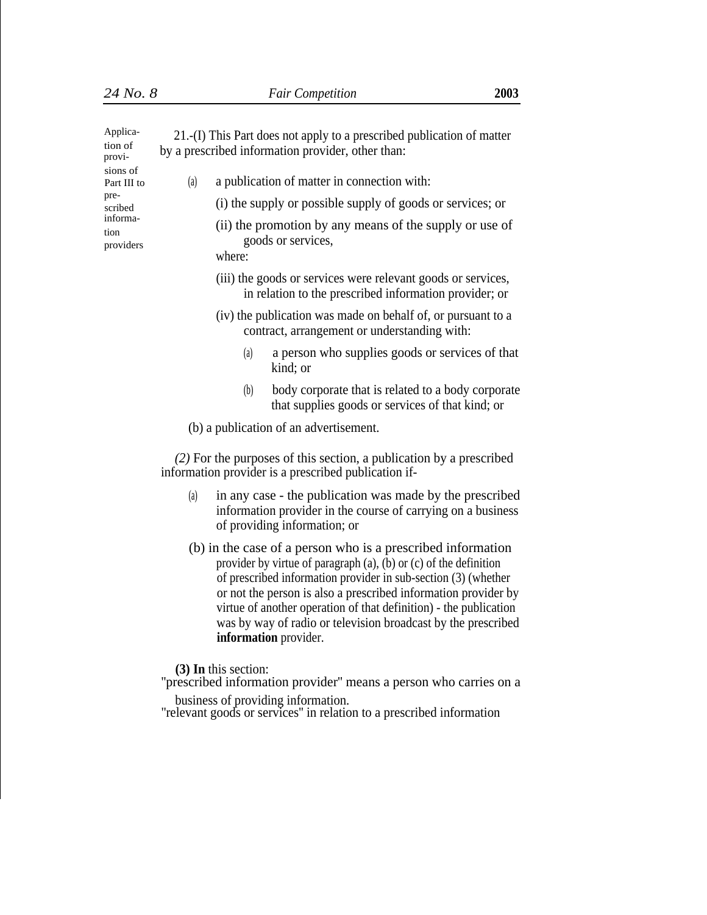Application of provisions of Part III to prescribed information providers

21.-(I) This Part does not apply to a prescribed publication of matter by a prescribed information provider, other than:

(a) a publication of matter in connection with:

(i) the supply or possible supply of goods or services; or

(ii) the promotion by any means of the supply or use of goods or services,

where:

(iii) the goods or services were relevant goods or services, in relation to the prescribed information provider; or

(iv) the publication was made on behalf of, or pursuant to a contract, arrangement or understanding with:

(a) a person who supplies goods or services of that kind; or

(b) body corporate that is related to a body corporate that supplies goods or services of that kind; or

(b) a publication of an advertisement.

*(2)* For the purposes of this section, a publication by a prescribed information provider is a prescribed publication if-

(a) in any case - the publication was made by the prescribed information provider in the course of carrying on a business of providing information; or

(b) in the case of a person who is a prescribed information provider by virtue of paragraph (a), (b) or (c) of the definition of prescribed information provider in sub-section (3) (whether or not the person is also a prescribed information provider by virtue of another operation of that definition) - the publication was by way of radio or television broadcast by the prescribed **information** provider.

**(3) In** this section:

"prescribed information provider" means a person who carries on a business of providing information.

"relevant goods or services" in relation to a prescribed information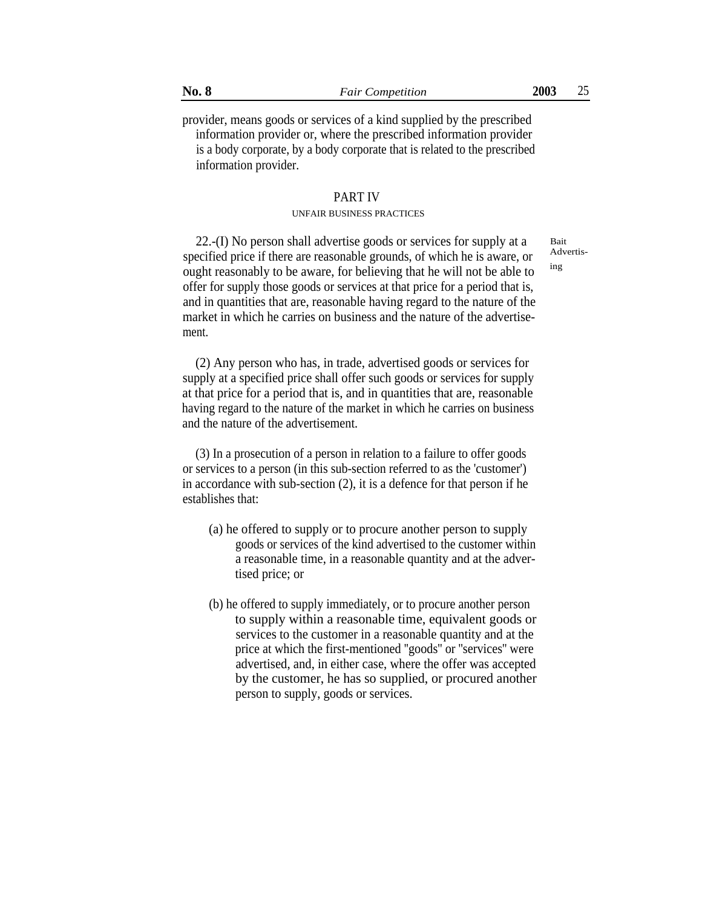provider, means goods or services of a kind supplied by the prescribed information provider or, where the prescribed information provider is a body corporate, by a body corporate that is related to the prescribed information provider.

## PART IV

### UNFAIR BUSINESS PRACTICES

Bait Advertising

22.-(I) No person shall advertise goods or services for supply at a specified price if there are reasonable grounds, of which he is aware, or ought reasonably to be aware, for believing that he will not be able to offer for supply those goods or services at that price for a period that is, and in quantities that are, reasonable having regard to the nature of the market in which he carries on business and the nature of the advertisement.

(2) Any person who has, in trade, advertised goods or services for supply at a specified price shall offer such goods or services for supply at that price for a period that is, and in quantities that are, reasonable having regard to the nature of the market in which he carries on business and the nature of the advertisement.

(3) In a prosecution of a person in relation to a failure to offer goods or services to a person (in this sub-section referred to as the 'customer') in accordance with sub-section (2), it is a defence for that person if he establishes that:

(a) he offered to supply or to procure another person to supply goods or services of the kind advertised to the customer within a reasonable time, in a reasonable quantity and at the advertised price; or

(b) he offered to supply immediately, or to procure another person to supply within a reasonable time, equivalent goods or services to the customer in a reasonable quantity and at the price at which the first-mentioned "goods" or "services" were advertised, and, in either case, where the offer was accepted by the customer, he has so supplied, or procured another person to supply, goods or services.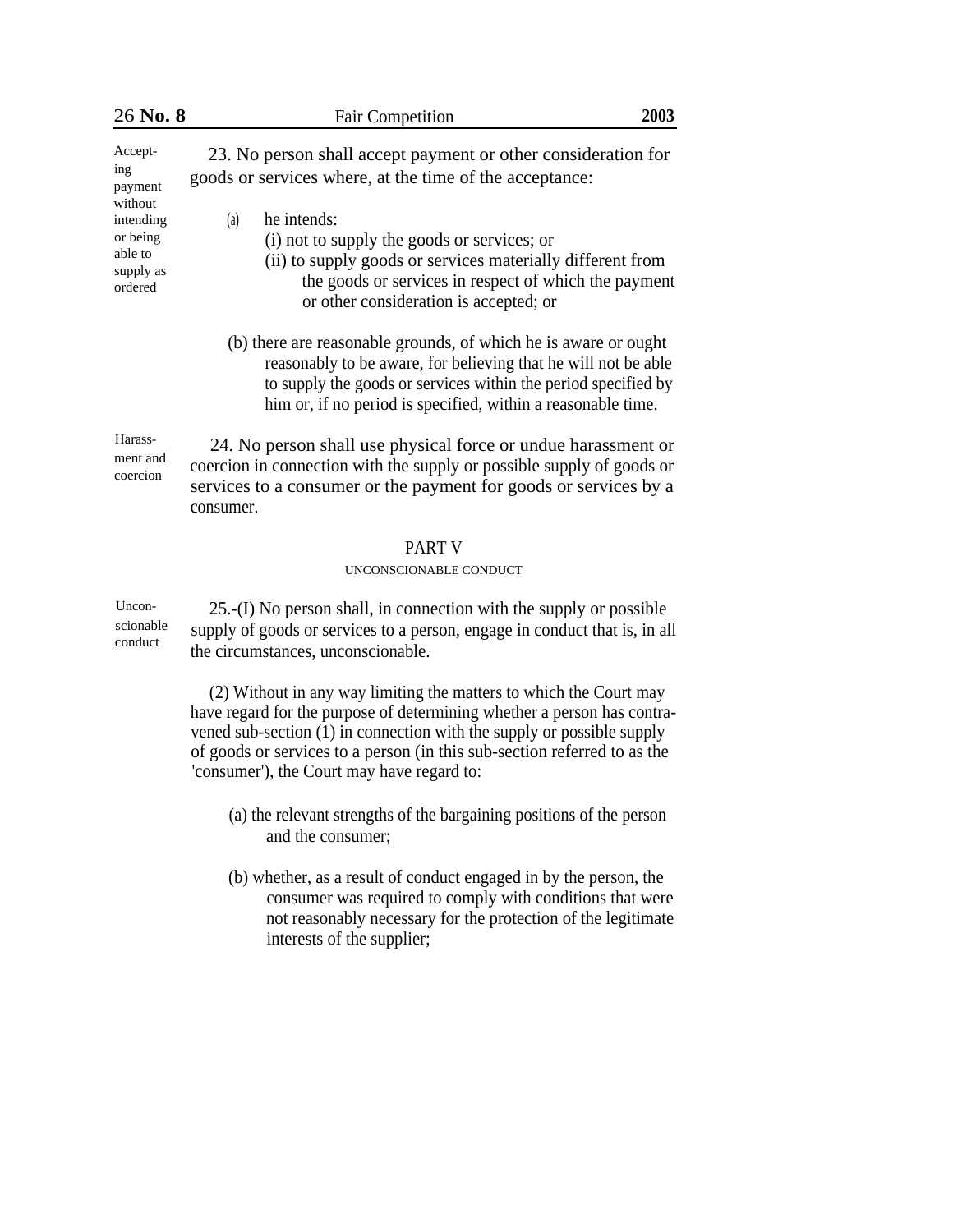**Accepting payment without intending or being able to supply as ordered**

23. No person shall accept payment or other consideration for goods or services where, at the time of the acceptance:

(a) he intends:

(i) not to supply the goods or services; or

(ii) to supply goods or services materially different from the goods or services in respect of which the payment or other consideration is accepted; or

(b) there are reasonable grounds, of which he is aware or ought reasonably to be aware, for believing that he will not be able to supply the goods or services within the period specified by him or, if no period is specified, within a reasonable time.

**Harassment and coercion**

24. No person shall use physical force or undue harassment or coercion in connection with the supply or possible supply of goods or services to a consumer or the payment for goods or services by a consumer.

## PART V

### UNCONSCIONABLE CONDUCT

**Unconscionable conduct**

25.-(I) No person shall, in connection with the supply or possible supply of goods or services to a person, engage in conduct that is, in all the circumstances, unconscionable.

(2) Without in any way limiting the matters to which the Court may have regard for the purpose of determining whether a person has contravened sub-section (1) in connection with the supply or possible supply of goods or services to a person (in this sub-section referred to as the 'consumer'), the Court may have regard to:

(a) the relevant strengths of the bargaining positions of the person and the consumer;

(b) whether, as a result of conduct engaged in by the person, the consumer was required to comply with conditions that were not reasonably necessary for the protection of the legitimate interests of the supplier;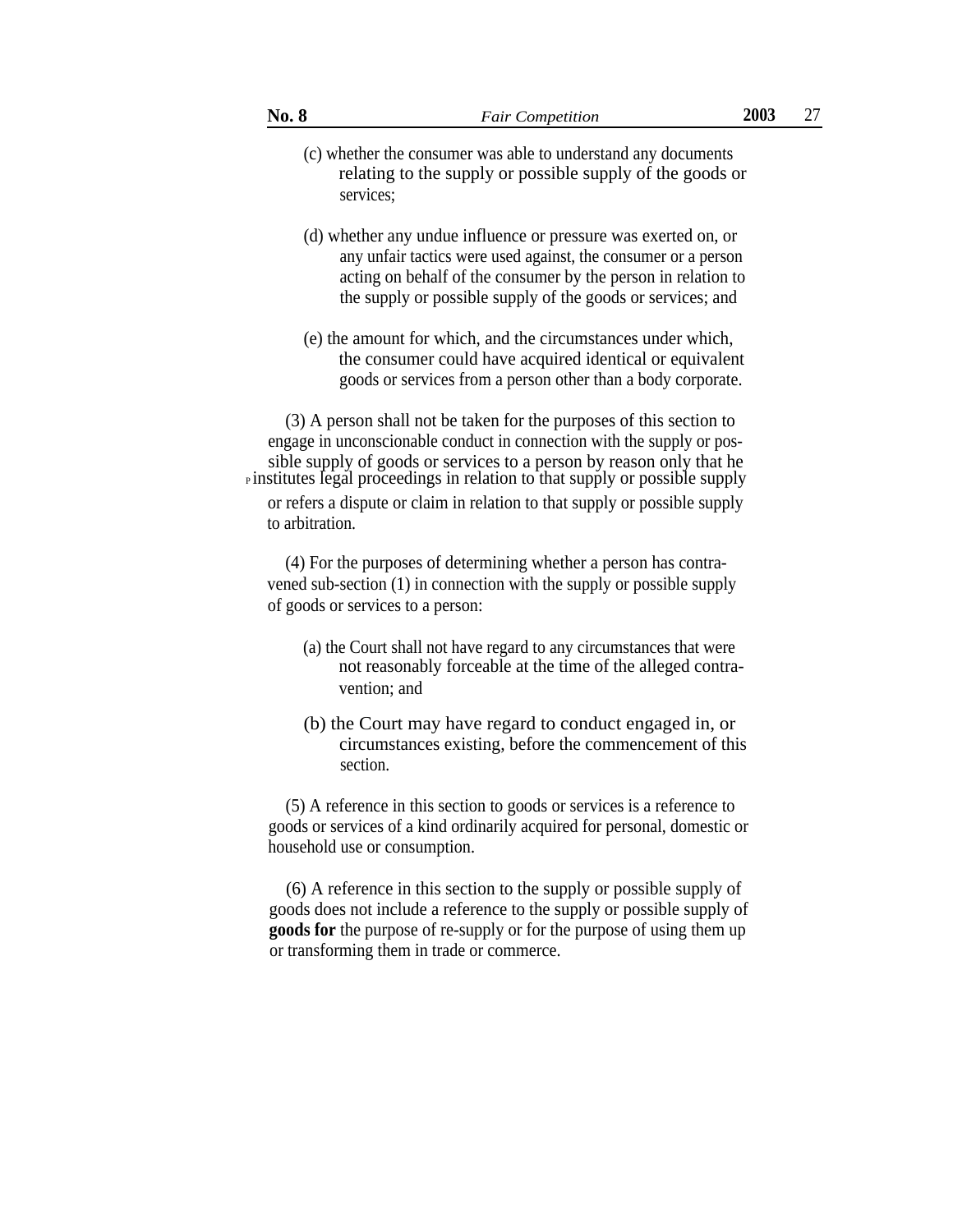(c) whether the consumer was able to understand any documents relating to the supply or possible supply of the goods or services;

(d) whether any undue influence or pressure was exerted on, or any unfair tactics were used against, the consumer or a person acting on behalf of the consumer by the person in relation to the supply or possible supply of the goods or services; and

(e) the amount for which, and the circumstances under which, the consumer could have acquired identical or equivalent goods or services from a person other than a body corporate.

(3) A person shall not be taken for the purposes of this section to engage in unconscionable conduct in connection with the supply or possible supply of goods or services to a person by reason only that he institutes legal proceedings in relation to that supply or possible supply or refers a dispute or claim in relation to that supply or possible supply to arbitration.

(4) For the purposes of determining whether a person has contravened sub-section (1) in connection with the supply or possible supply of goods or services to a person:

(a) the Court shall not have regard to any circumstances that were not reasonably forceable at the time of the alleged contravention; and

(b) the Court may have regard to conduct engaged in, or circumstances existing, before the commencement of this section.

(5) A reference in this section to goods or services is a reference to goods or services of a kind ordinarily acquired for personal, domestic or household use or consumption.

(6) A reference in this section to the supply or possible supply of goods does not include a reference to the supply or possible supply of **goods for** the purpose of re-supply or for the purpose of using them up or transforming them in trade or commerce.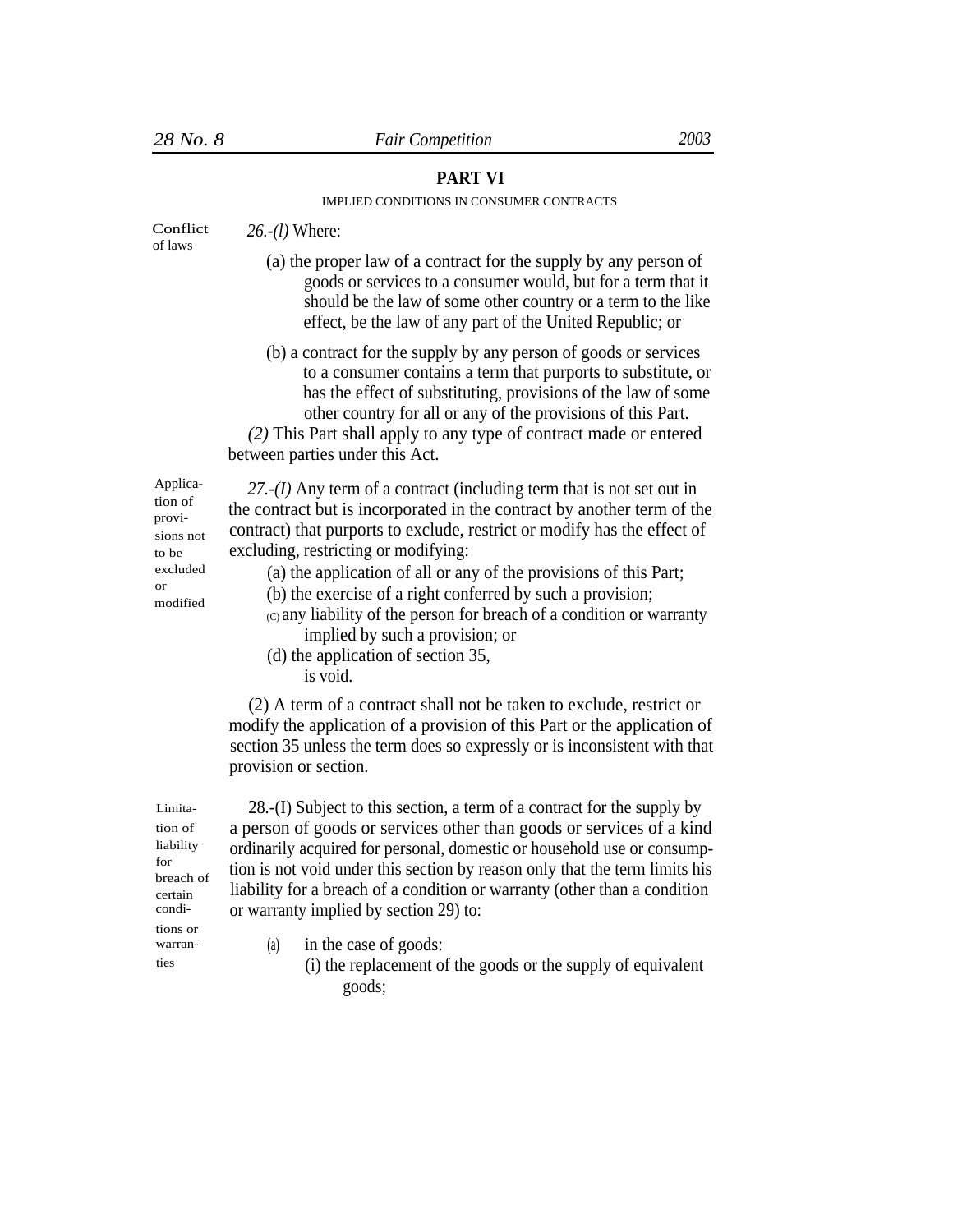## PART VI

IMPLIED CONDITIONS IN CONSUMER CONTRACTS

Conflict of laws

*26.-(l)* Where:

(a) the proper law of a contract for the supply by any person of goods or services to a consumer would, but for a term that it should be the law of some other country or a term to the like effect, be the law of any part of the United Republic; or

(b) a contract for the supply by any person of goods or services to a consumer contains a term that purports to substitute, or has the effect of substituting, provisions of the law of some other country for all or any of the provisions of this Part.

*(2)* This Part shall apply to any type of contract made or entered between parties under this Act.

Application of provisions not to be excluded or modified

*27.-(I)* Any term of a contract (including term that is not set out in the contract but is incorporated in the contract by another term of the contract) that purports to exclude, restrict or modify has the effect of excluding, restricting or modifying:

(a) the application of all or any of the provisions of this Part;

(b) the exercise of a right conferred by such a provision;

(C) any liability of the person for breach of a condition or warranty implied by such a provision; or

(d) the application of section 35,

is void.

(2) A term of a contract shall not be taken to exclude, restrict or modify the application of a provision of this Part or the application of section 35 unless the term does so expressly or is inconsistent with that provision or section.

Limitation of liability for breach of certain conditions or warranties

28.-(I) Subject to this section, a term of a contract for the supply by a person of goods or services other than goods or services of a kind ordinarily acquired for personal, domestic or household use or consumption is not void under this section by reason only that the term limits his liability for a breach of a condition or warranty (other than a condition or warranty implied by section 29) to:

(a) in the case of goods:

(i) the replacement of the goods or the supply of equivalent goods;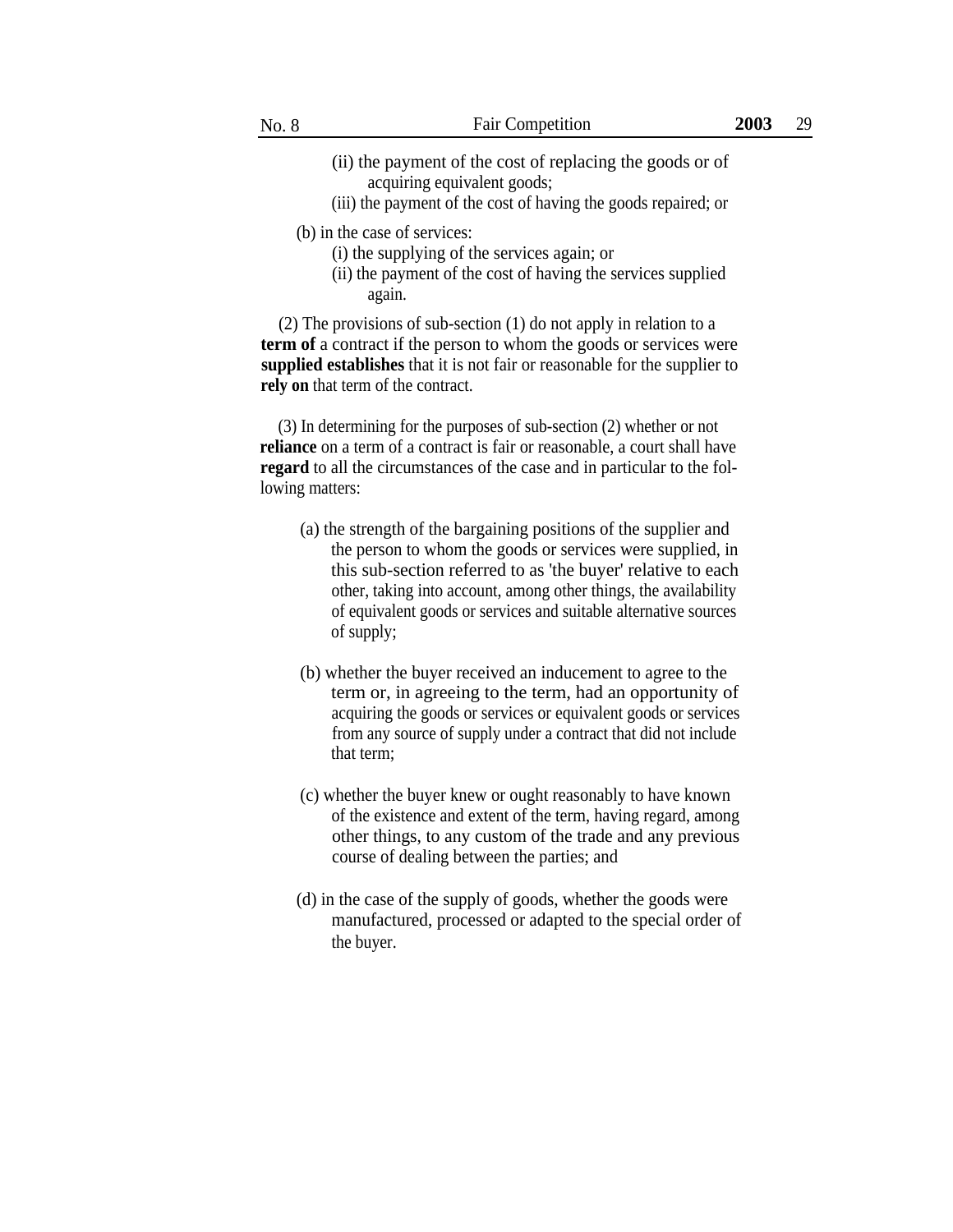(ii) the payment of the cost of replacing the goods or of acquiring equivalent goods;

(iii) the payment of the cost of having the goods repaired; or

(b) in the case of services:

(i) the supplying of the services again; or

(ii) the payment of the cost of having the services supplied again.

(2) The provisions of sub-section (1) do not apply in relation to a **term of** a contract if the person to whom the goods or services were **supplied establishes** that it is not fair or reasonable for the supplier to **rely on** that term of the contract.

(3) In determining for the purposes of sub-section (2) whether or not **reliance** on a term of a contract is fair or reasonable, a court shall have **regard** to all the circumstances of the case and in particular to the following matters:

(a) the strength of the bargaining positions of the supplier and the person to whom the goods or services were supplied, in this sub-section referred to as 'the buyer' relative to each other, taking into account, among other things, the availability of equivalent goods or services and suitable alternative sources of supply;

(b) whether the buyer received an inducement to agree to the term or, in agreeing to the term, had an opportunity of acquiring the goods or services or equivalent goods or services from any source of supply under a contract that did not include that term;

(c) whether the buyer knew or ought reasonably to have known of the existence and extent of the term, having regard, among other things, to any custom of the trade and any previous course of dealing between the parties; and

(d) in the case of the supply of goods, whether the goods were manufactured, processed or adapted to the special order of the buyer.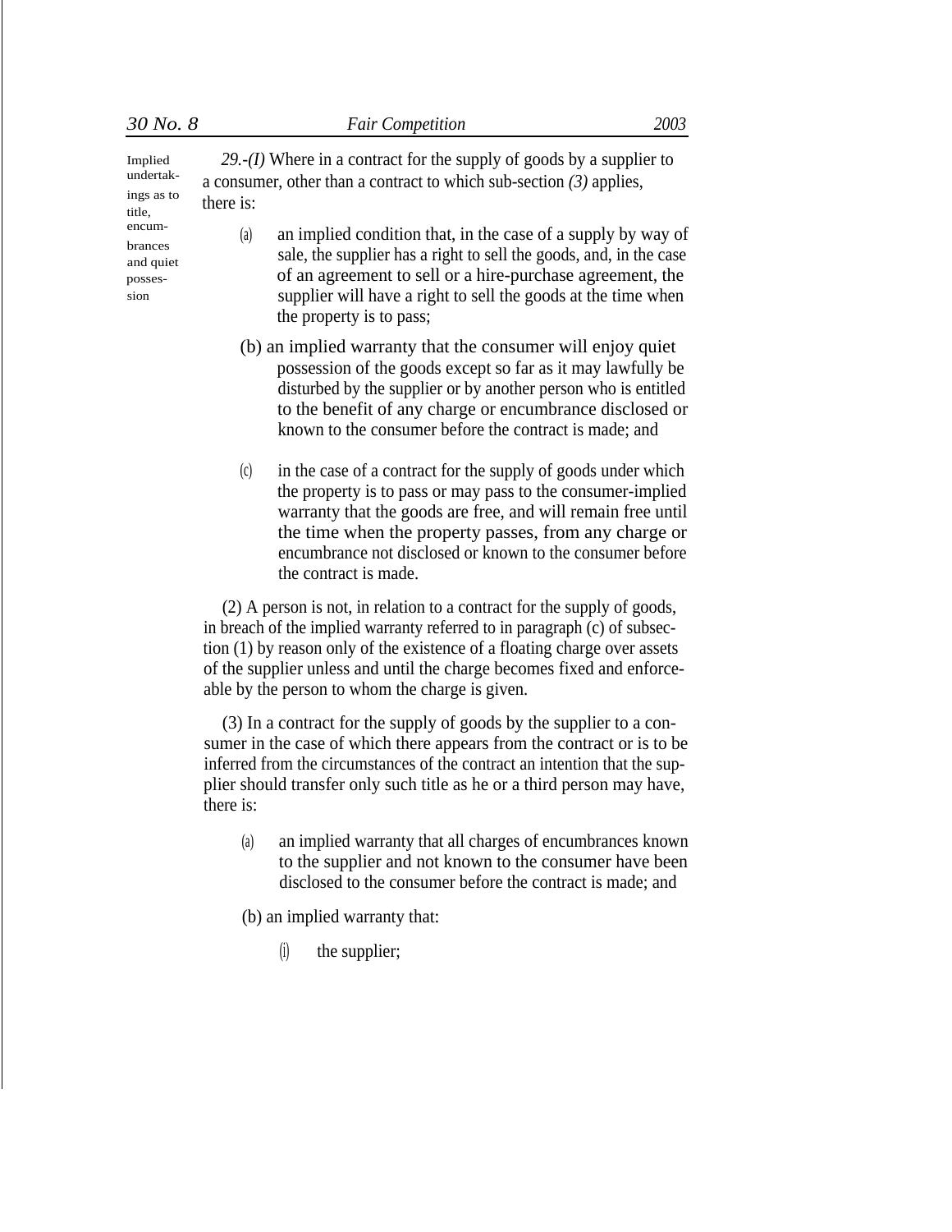**Implied undertakings as to title, encumbrances and quiet possession**

*29.-(I)* Where in a contract for the supply of goods by a supplier to a consumer, other than a contract to which sub-section *(3)* applies, there is:

(a) an implied condition that, in the case of a supply by way of sale, the supplier has a right to sell the goods, and, in the case of an agreement to sell or a hire-purchase agreement, the supplier will have a right to sell the goods at the time when the property is to pass;

(b) an implied warranty that the consumer will enjoy quiet possession of the goods except so far as it may lawfully be disturbed by the supplier or by another person who is entitled to the benefit of any charge or encumbrance disclosed or known to the consumer before the contract is made; and

(c) in the case of a contract for the supply of goods under which the property is to pass or may pass to the consumer-implied warranty that the goods are free, and will remain free until the time when the property passes, from any charge or encumbrance not disclosed or known to the consumer before the contract is made.

(2) A person is not, in relation to a contract for the supply of goods, in breach of the implied warranty referred to in paragraph (c) of subsection (1) by reason only of the existence of a floating charge over assets of the supplier unless and until the charge becomes fixed and enforceable by the person to whom the charge is given.

(3) In a contract for the supply of goods by the supplier to a consumer in the case of which there appears from the contract or is to be inferred from the circumstances of the contract an intention that the supplier should transfer only such title as he or a third person may have, there is:

(a) an implied warranty that all charges of encumbrances known to the supplier and not known to the consumer have been disclosed to the consumer before the contract is made; and

(b) an implied warranty that:

(i) the supplier;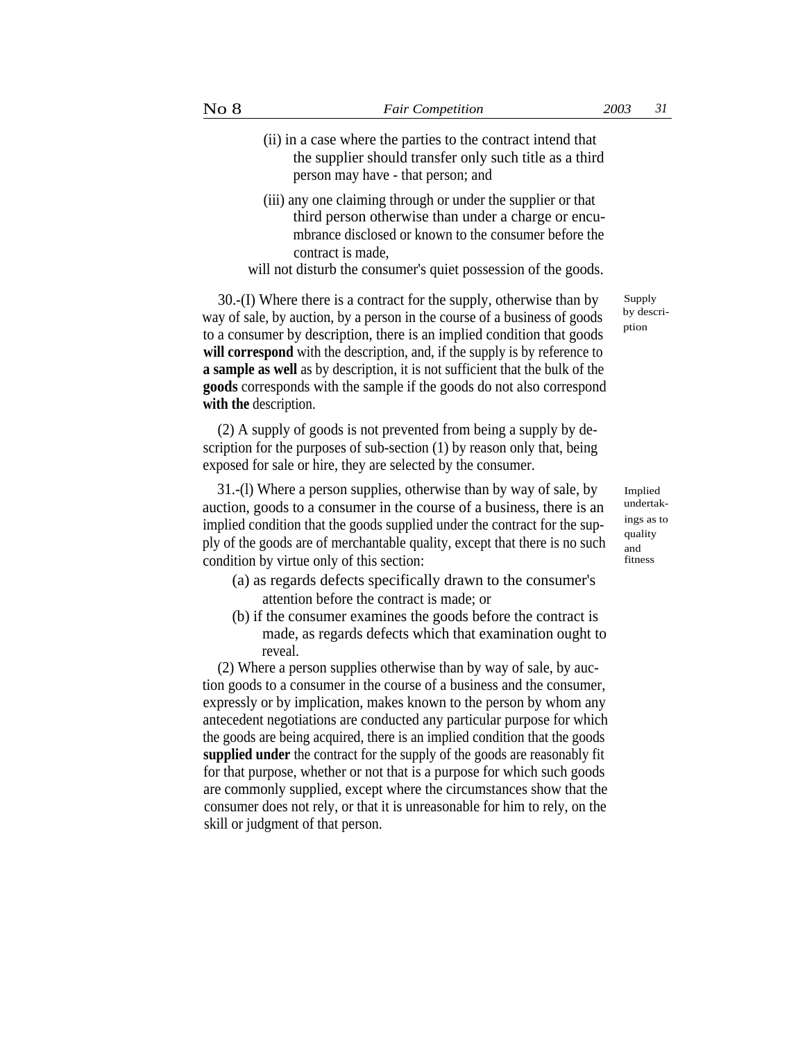(ii) in a case where the parties to the contract intend that the supplier should transfer only such title as a third person may have - that person; and

(iii) any one claiming through or under the supplier or that third person otherwise than under a charge or encumbrance disclosed or known to the consumer before the contract is made,

will not disturb the consumer's quiet possession of the goods.

*Supply by description*

30.-(I) Where there is a contract for the supply, otherwise than by way of sale, by auction, by a person in the course of a business of goods to a consumer by description, there is an implied condition that goods **will correspond** with the description, and, if the supply is by reference to **a sample as well** as by description, it is not sufficient that the bulk of the **goods** corresponds with the sample if the goods do not also correspond **with the** description.

(2) A supply of goods is not prevented from being a supply by description for the purposes of sub-section (1) by reason only that, being exposed for sale or hire, they are selected by the consumer.

*Implied undertakings as to quality and fitness*

31.-(l) Where a person supplies, otherwise than by way of sale, by auction, goods to a consumer in the course of a business, there is an implied condition that the goods supplied under the contract for the supply of the goods are of merchantable quality, except that there is no such condition by virtue only of this section:

(a) as regards defects specifically drawn to the consumer's attention before the contract is made; or

(b) if the consumer examines the goods before the contract is made, as regards defects which that examination ought to reveal.

(2) Where a person supplies otherwise than by way of sale, by auction goods to a consumer in the course of a business and the consumer, expressly or by implication, makes known to the person by whom any antecedent negotiations are conducted any particular purpose for which the goods are being acquired, there is an implied condition that the goods **supplied under** the contract for the supply of the goods are reasonably fit for that purpose, whether or not that is a purpose for which such goods are commonly supplied, except where the circumstances show that the consumer does not rely, or that it is unreasonable for him to rely, on the skill or judgment of that person.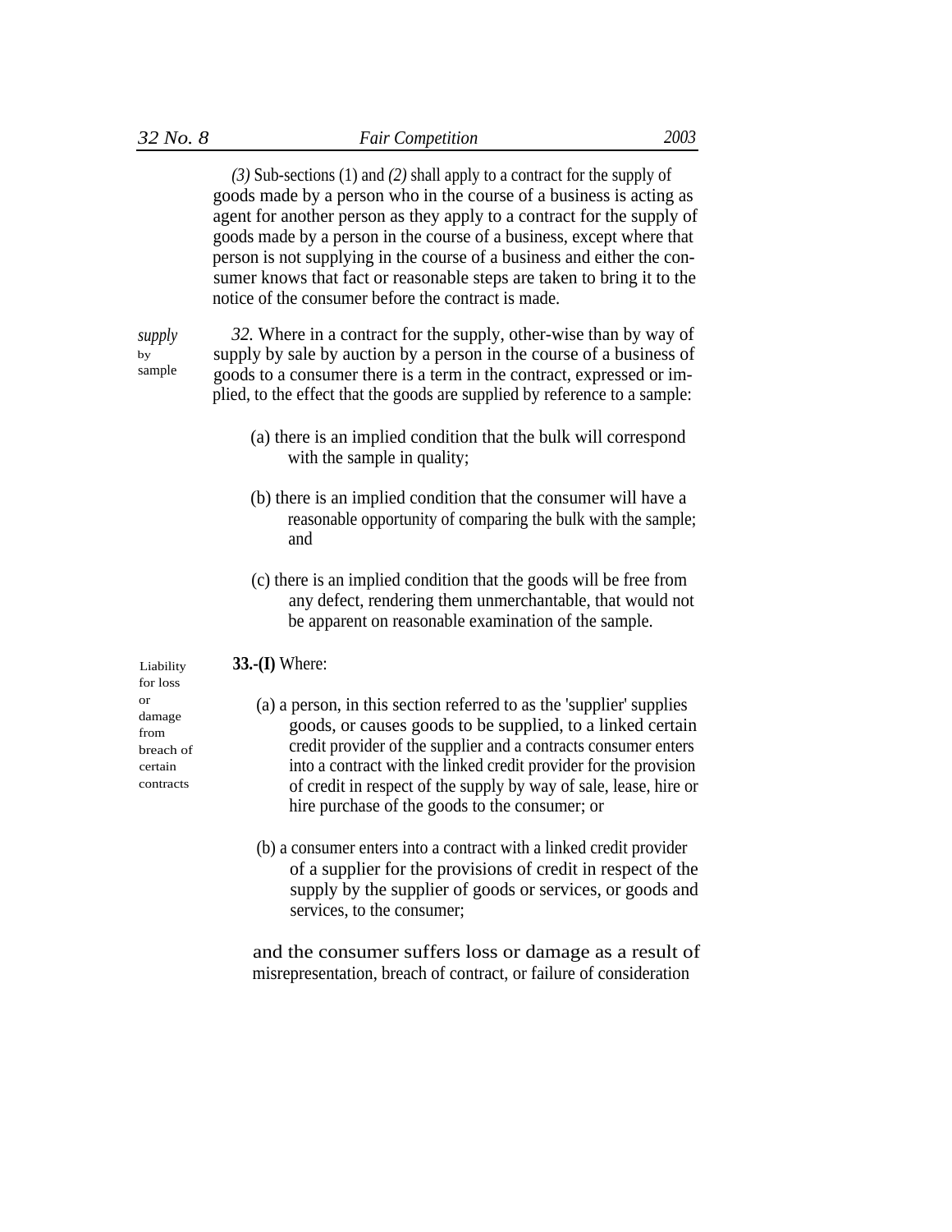*(3)* Sub-sections (1) and *(2)* shall apply to a contract for the supply of goods made by a person who in the course of a business is acting as agent for another person as they apply to a contract for the supply of goods made by a person in the course of a business, except where that person is not supplying in the course of a business and either the consumer knows that fact or reasonable steps are taken to bring it to the notice of the consumer before the contract is made.

*supply* by sample

*32.* Where in a contract for the supply, other-wise than by way of supply by sale by auction by a person in the course of a business of goods to a consumer there is a term in the contract, expressed or implied, to the effect that the goods are supplied by reference to a sample:

(a) there is an implied condition that the bulk will correspond with the sample in quality;

(b) there is an implied condition that the consumer will have a reasonable opportunity of comparing the bulk with the sample; and

(c) there is an implied condition that the goods will be free from any defect, rendering them unmerchantable, that would not be apparent on reasonable examination of the sample.

Liability for loss or damage from breach of certain contracts

**33.-(I)** Where:

(a) a person, in this section referred to as the 'supplier' supplies goods, or causes goods to be supplied, to a linked certain credit provider of the supplier and a contracts consumer enters into a contract with the linked credit provider for the provision of credit in respect of the supply by way of sale, lease, hire or hire purchase of the goods to the consumer; or

(b) a consumer enters into a contract with a linked credit provider of a supplier for the provisions of credit in respect of the supply by the supplier of goods or services, or goods and services, to the consumer;

and the consumer suffers loss or damage as a result of misrepresentation, breach of contract, or failure of consideration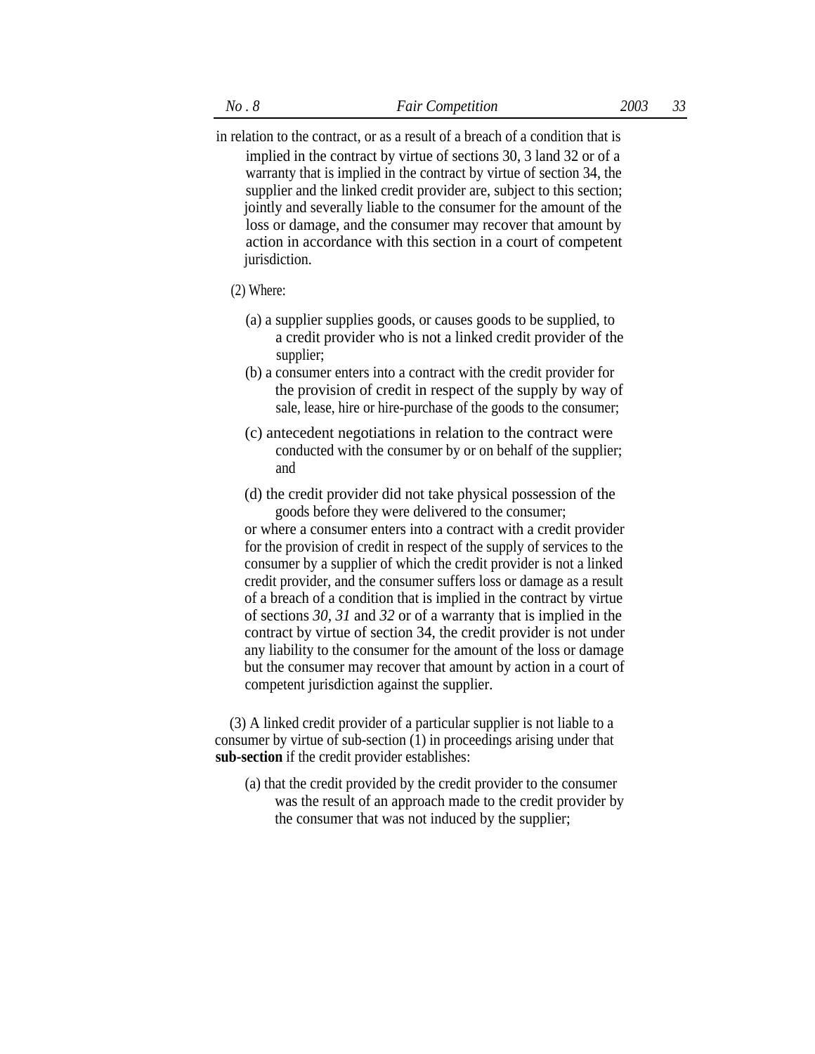in relation to the contract, or as a result of a breach of a condition that is implied in the contract by virtue of sections 30, 3 land 32 or of a warranty that is implied in the contract by virtue of section 34, the supplier and the linked credit provider are, subject to this section; jointly and severally liable to the consumer for the amount of the loss or damage, and the consumer may recover that amount by action in accordance with this section in a court of competent jurisdiction.

(2) Where:

(a) a supplier supplies goods, or causes goods to be supplied, to a credit provider who is not a linked credit provider of the supplier;

(b) a consumer enters into a contract with the credit provider for the provision of credit in respect of the supply by way of sale, lease, hire or hire-purchase of the goods to the consumer;

(c) antecedent negotiations in relation to the contract were conducted with the consumer by or on behalf of the supplier; and

(d) the credit provider did not take physical possession of the goods before they were delivered to the consumer;

or where a consumer enters into a contract with a credit provider for the provision of credit in respect of the supply of services to the consumer by a supplier of which the credit provider is not a linked credit provider, and the consumer suffers loss or damage as a result of a breach of a condition that is implied in the contract by virtue of sections *30*, *31* and *32* or of a warranty that is implied in the contract by virtue of section 34, the credit provider is not under any liability to the consumer for the amount of the loss or damage but the consumer may recover that amount by action in a court of competent jurisdiction against the supplier.

(3) A linked credit provider of a particular supplier is not liable to a consumer by virtue of sub-section (1) in proceedings arising under that **sub-section** if the credit provider establishes:

(a) that the credit provided by the credit provider to the consumer was the result of an approach made to the credit provider by the consumer that was not induced by the supplier;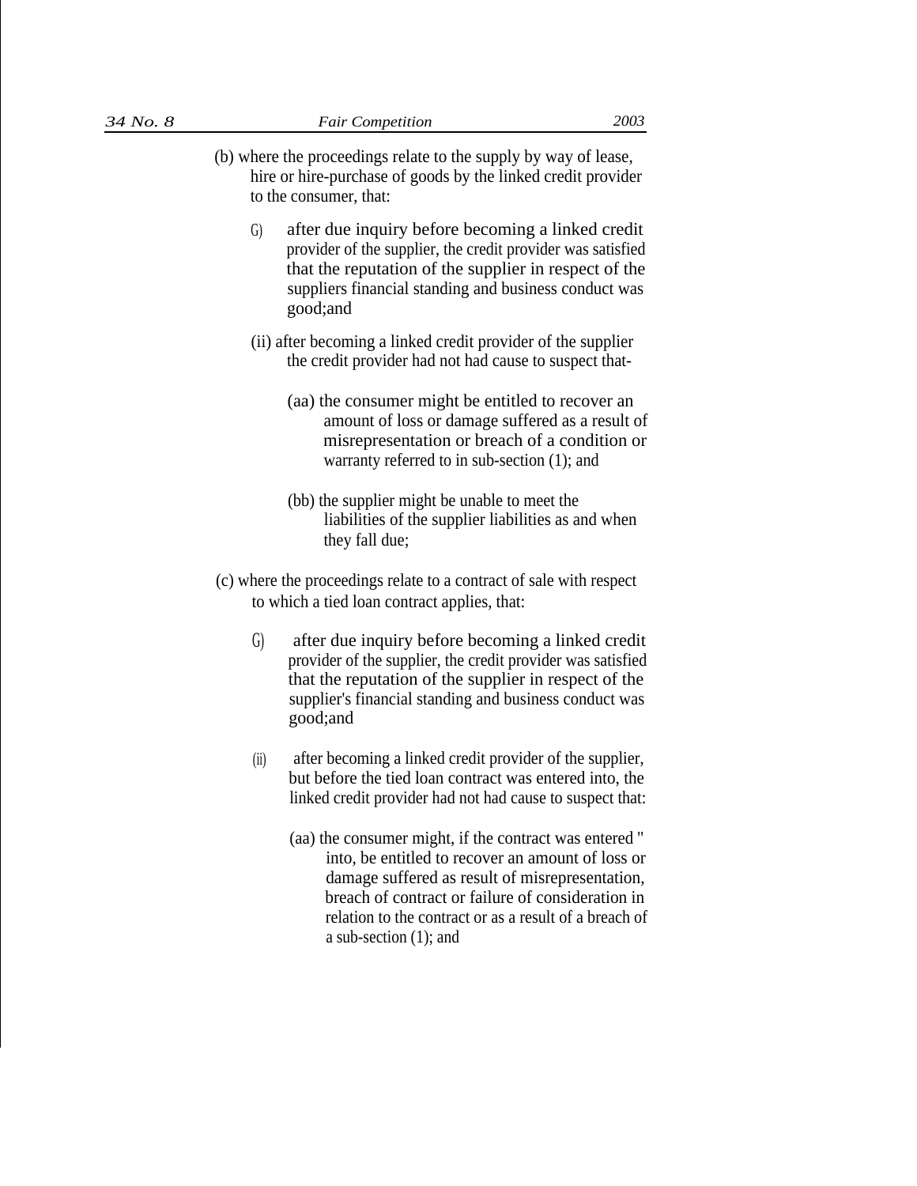(b) where the proceedings relate to the supply by way of lease, hire or hire-purchase of goods by the linked credit provider to the consumer, that:

G) after due inquiry before becoming a linked credit provider of the supplier, the credit provider was satisfied that the reputation of the supplier in respect of the suppliers financial standing and business conduct was good;and

(ii) after becoming a linked credit provider of the supplier the credit provider had not had cause to suspect that-

(aa) the consumer might be entitled to recover an amount of loss or damage suffered as a result of misrepresentation or breach of a condition or warranty referred to in sub-section (1); and

(bb) the supplier might be unable to meet the liabilities of the supplier liabilities as and when they fall due;

(c) where the proceedings relate to a contract of sale with respect to which a tied loan contract applies, that:

G) after due inquiry before becoming a linked credit provider of the supplier, the credit provider was satisfied that the reputation of the supplier in respect of the supplier's financial standing and business conduct was good;and

(ii) after becoming a linked credit provider of the supplier, but before the tied loan contract was entered into, the linked credit provider had not had cause to suspect that:

(aa) the consumer might, if the contract was entered " into, be entitled to recover an amount of loss or damage suffered as result of misrepresentation, breach of contract or failure of consideration in relation to the contract or as a result of a breach of a sub-section (1); and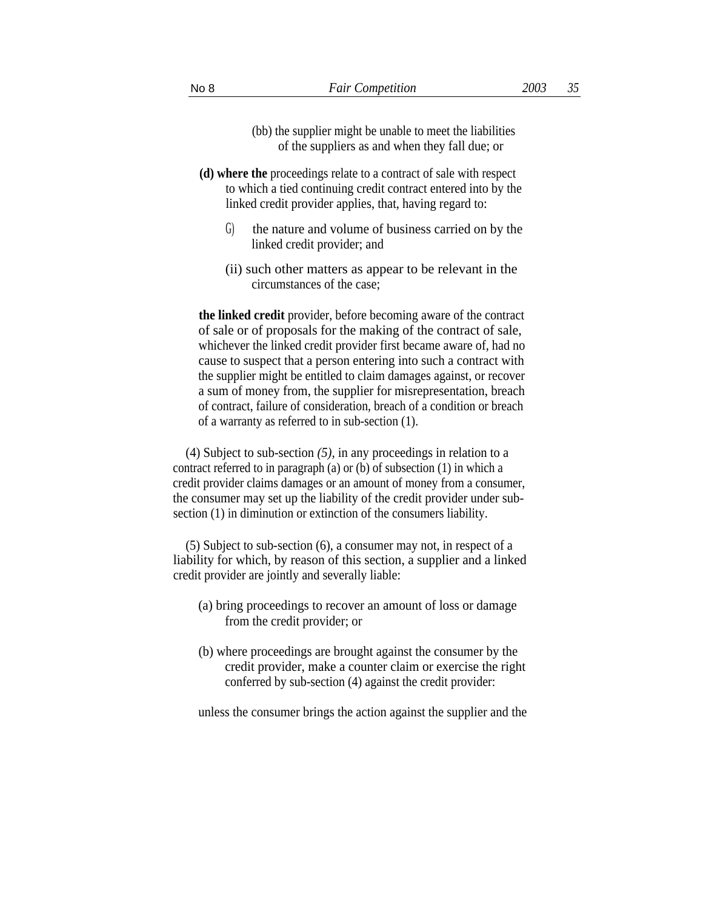(bb) the supplier might be unable to meet the liabilities of the suppliers as and when they fall due; or

**(d) where the** proceedings relate to a contract of sale with respect to which a tied continuing credit contract entered into by the linked credit provider applies, that, having regard to:

(i) the nature and volume of business carried on by the linked credit provider; and

(ii) such other matters as appear to be relevant in the circumstances of the case;

**the linked credit** provider, before becoming aware of the contract of sale or of proposals for the making of the contract of sale, whichever the linked credit provider first became aware of, had no cause to suspect that a person entering into such a contract with the supplier might be entitled to claim damages against, or recover a sum of money from, the supplier for misrepresentation, breach of contract, failure of consideration, breach of a condition or breach of a warranty as referred to in sub-section (1).

(4) Subject to sub-section *(5),* in any proceedings in relation to a contract referred to in paragraph (a) or (b) of subsection (1) in which a credit provider claims damages or an amount of money from a consumer, the consumer may set up the liability of the credit provider under sub-section (1) in diminution or extinction of the consumers liability.

(5) Subject to sub-section (6), a consumer may not, in respect of a liability for which, by reason of this section, a supplier and a linked credit provider are jointly and severally liable:

(a) bring proceedings to recover an amount of loss or damage from the credit provider; or

(b) where proceedings are brought against the consumer by the credit provider, make a counter claim or exercise the right conferred by sub-section (4) against the credit provider:

unless the consumer brings the action against the supplier and the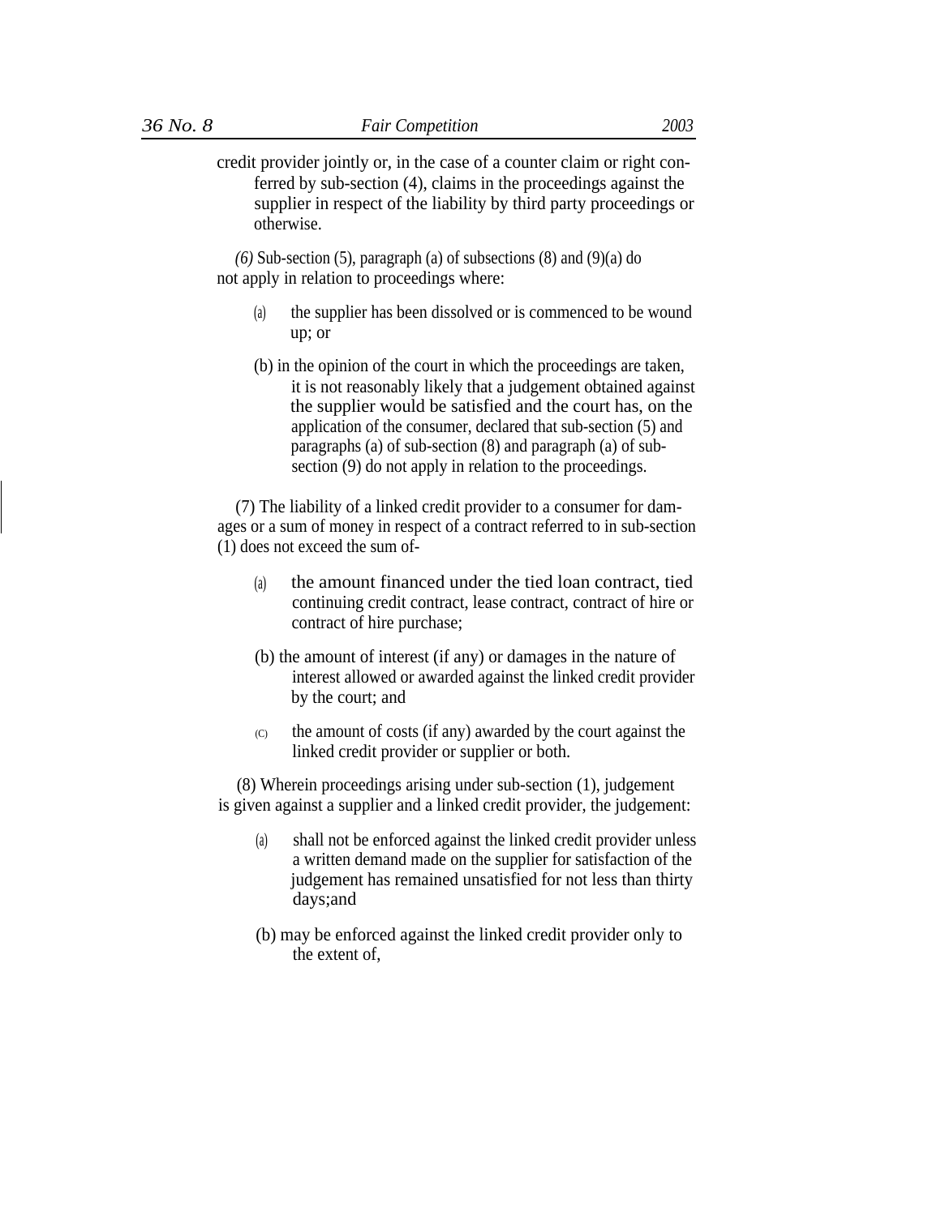credit provider jointly or, in the case of a counter claim or right conferred by sub-section (4), claims in the proceedings against the supplier in respect of the liability by third party proceedings or otherwise.

*(6)* Sub-section (5), paragraph (a) of subsections (8) and (9)(a) do not apply in relation to proceedings where:

(a) the supplier has been dissolved or is commenced to be wound up; or

(b) in the opinion of the court in which the proceedings are taken, it is not reasonably likely that a judgement obtained against the supplier would be satisfied and the court has, on the application of the consumer, declared that sub-section (5) and paragraphs (a) of sub-section (8) and paragraph (a) of sub-section (9) do not apply in relation to the proceedings.

(7) The liability of a linked credit provider to a consumer for damages or a sum of money in respect of a contract referred to in sub-section (1) does not exceed the sum of-

(a) the amount financed under the tied loan contract, tied continuing credit contract, lease contract, contract of hire or contract of hire purchase;

(b) the amount of interest (if any) or damages in the nature of interest allowed or awarded against the linked credit provider by the court; and

(C) the amount of costs (if any) awarded by the court against the linked credit provider or supplier or both.

(8) Wherein proceedings arising under sub-section (1), judgement is given against a supplier and a linked credit provider, the judgement:

(a) shall not be enforced against the linked credit provider unless a written demand made on the supplier for satisfaction of the judgement has remained unsatisfied for not less than thirty days;and

(b) may be enforced against the linked credit provider only to the extent of,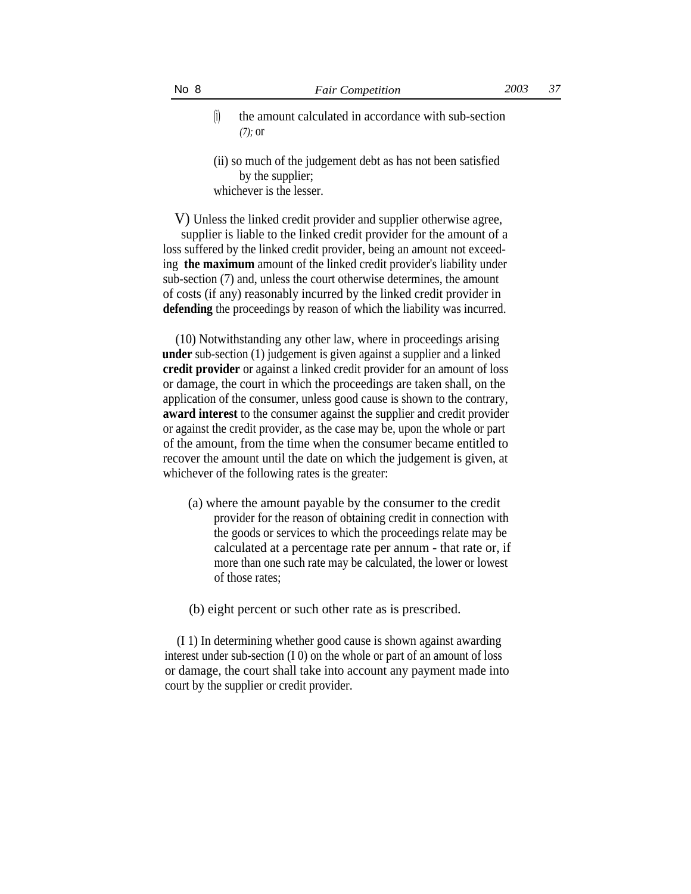(i) the amount calculated in accordance with sub-section *(7);* or

(ii) so much of the judgement debt as has not been satisfied by the supplier;

whichever is the lesser.

V) Unless the linked credit provider and supplier otherwise agree, supplier is liable to the linked credit provider for the amount of a loss suffered by the linked credit provider, being an amount not exceeding **the maximum** amount of the linked credit provider's liability under sub-section (7) and, unless the court otherwise determines, the amount of costs (if any) reasonably incurred by the linked credit provider in **defending** the proceedings by reason of which the liability was incurred.

(10) Notwithstanding any other law, where in proceedings arising **under** sub-section (1) judgement is given against a supplier and a linked **credit provider** or against a linked credit provider for an amount of loss or damage, the court in which the proceedings are taken shall, on the application of the consumer, unless good cause is shown to the contrary, **award interest** to the consumer against the supplier and credit provider or against the credit provider, as the case may be, upon the whole or part of the amount, from the time when the consumer became entitled to recover the amount until the date on which the judgement is given, at whichever of the following rates is the greater:

(a) where the amount payable by the consumer to the credit provider for the reason of obtaining credit in connection with the goods or services to which the proceedings relate may be calculated at a percentage rate per annum - that rate or, if more than one such rate may be calculated, the lower or lowest of those rates;

(b) eight percent or such other rate as is prescribed.

(I 1) In determining whether good cause is shown against awarding interest under sub-section (I 0) on the whole or part of an amount of loss or damage, the court shall take into account any payment made into court by the supplier or credit provider.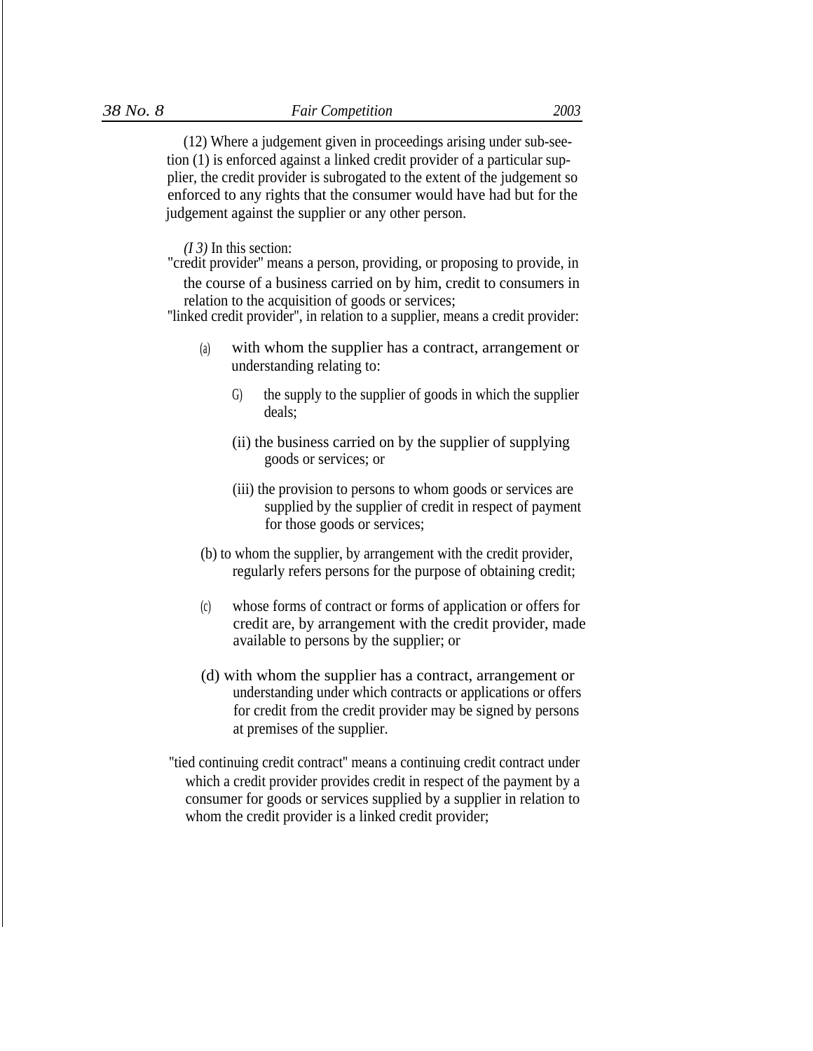(12) Where a judgement given in proceedings arising under sub-section (1) is enforced against a linked credit provider of a particular supplier, the credit provider is subrogated to the extent of the judgement so enforced to any rights that the consumer would have had but for the judgement against the supplier or any other person.

*(13)* In this section:

"credit provider" means a person, providing, or proposing to provide, in the course of a business carried on by him, credit to consumers in relation to the acquisition of goods or services;

"linked credit provider", in relation to a supplier, means a credit provider:

(a) with whom the supplier has a contract, arrangement or understanding relating to:

   (i) the supply to the supplier of goods in which the supplier deals;

   (ii) the business carried on by the supplier of supplying goods or services; or

   (iii) the provision to persons to whom goods or services are supplied by the supplier of credit in respect of payment for those goods or services;

(b) to whom the supplier, by arrangement with the credit provider, regularly refers persons for the purpose of obtaining credit;

(c) whose forms of contract or forms of application or offers for credit are, by arrangement with the credit provider, made available to persons by the supplier; or

(d) with whom the supplier has a contract, arrangement or understanding under which contracts or applications or offers for credit from the credit provider may be signed by persons at premises of the supplier.

"tied continuing credit contract" means a continuing credit contract under which a credit provider provides credit in respect of the payment by a consumer for goods or services supplied by a supplier in relation to whom the credit provider is a linked credit provider;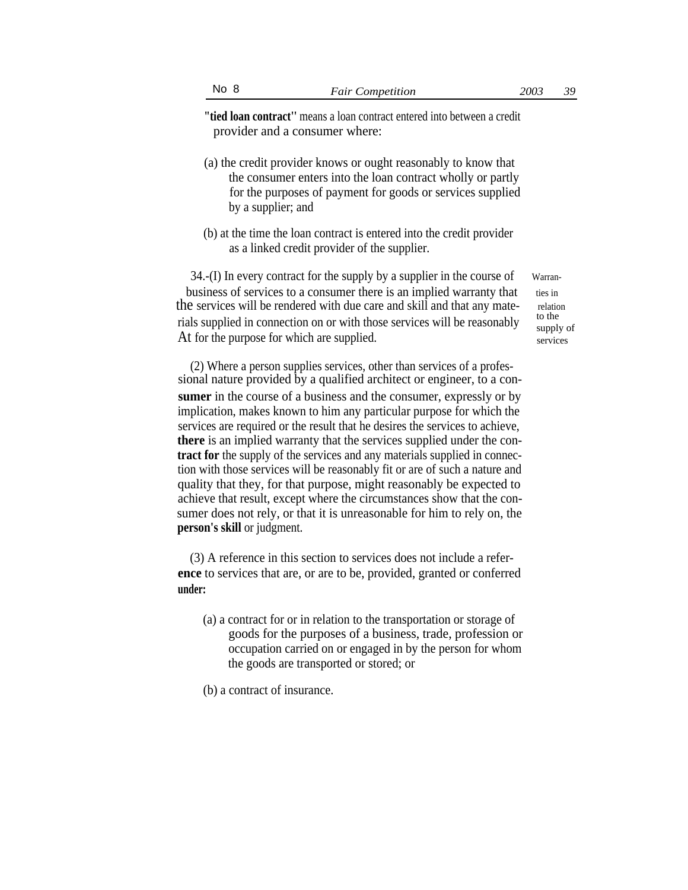**"tied loan contract"** means a loan contract entered into between a credit provider and a consumer where:

(a) the credit provider knows or ought reasonably to know that the consumer enters into the loan contract wholly or partly for the purposes of payment for goods or services supplied by a supplier; and

(b) at the time the loan contract is entered into the credit provider as a linked credit provider of the supplier.

Warranties in relation to the supply of services

34.-(I) In every contract for the supply by a supplier in the course of business of services to a consumer there is an implied warranty that the services will be rendered with due care and skill and that any materials supplied in connection on or with those services will be reasonably At for the purpose for which are supplied.

(2) Where a person supplies services, other than services of a professional nature provided by a qualified architect or engineer, to a consumer in the course of a business and the consumer, expressly or by implication, makes known to him any particular purpose for which the services are required or the result that he desires the services to achieve, there is an implied warranty that the services supplied under the contract for the supply of the services and any materials supplied in connection with those services will be reasonably fit or are of such a nature and quality that they, for that purpose, might reasonably be expected to achieve that result, except where the circumstances show that the consumer does not rely, or that it is unreasonable for him to rely on, the person's skill or judgment.

(3) A reference in this section to services does not include a reference to services that are, or are to be, provided, granted or conferred under:

(a) a contract for or in relation to the transportation or storage of goods for the purposes of a business, trade, profession or occupation carried on or engaged in by the person for whom the goods are transported or stored; or

(b) a contract of insurance.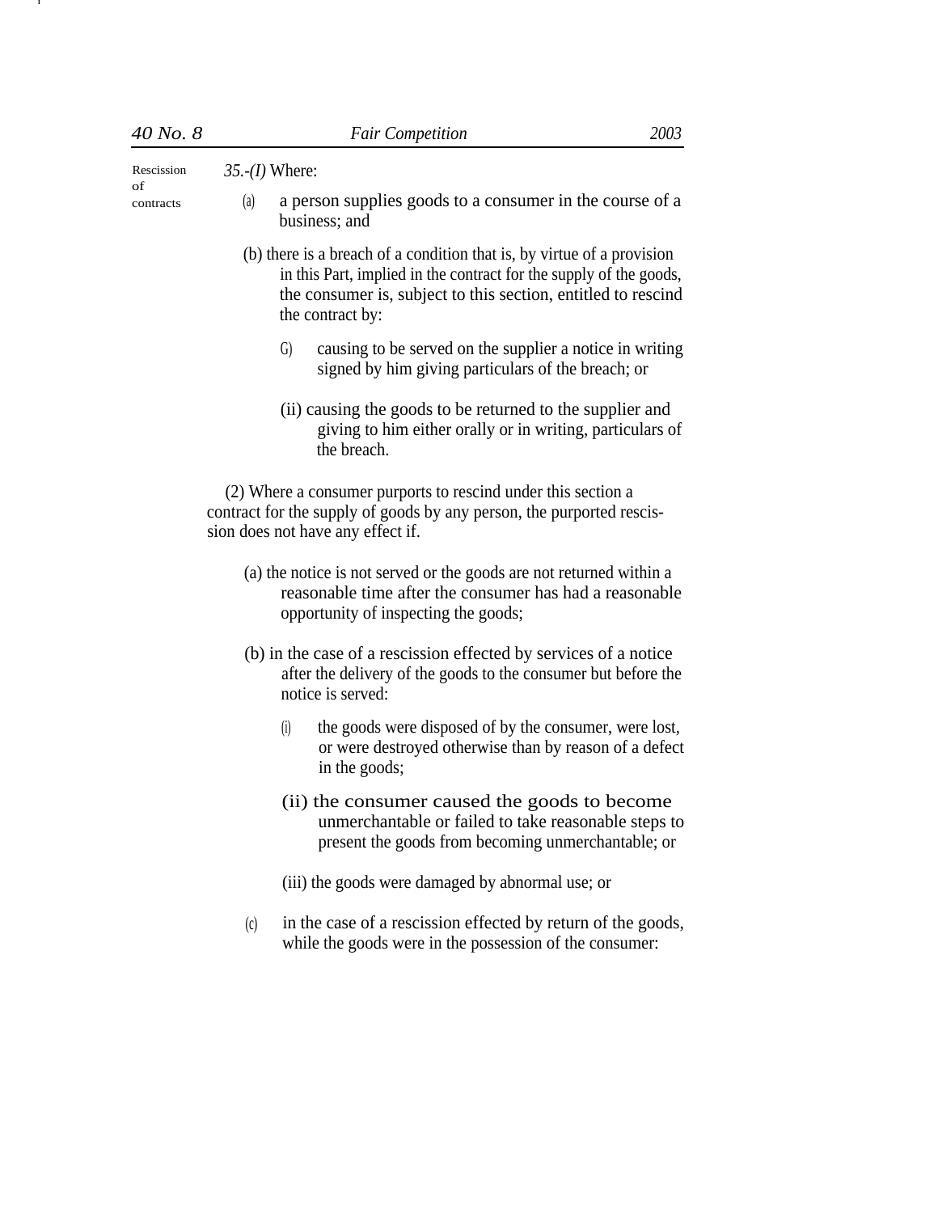Rescission of contracts

35.-(I) Where:

(a) a person supplies goods to a consumer in the course of a business; and

(b) there is a breach of a condition that is, by virtue of a provision in this Part, implied in the contract for the supply of the goods, the consumer is, subject to this section, entitled to rescind the contract by:

(i) causing to be served on the supplier a notice in writing signed by him giving particulars of the breach; or

(ii) causing the goods to be returned to the supplier and giving to him either orally or in writing, particulars of the breach.

(2) Where a consumer purports to rescind under this section a contract for the supply of goods by any person, the purported rescission does not have any effect if.

(a) the notice is not served or the goods are not returned within a reasonable time after the consumer has had a reasonable opportunity of inspecting the goods;

(b) in the case of a rescission effected by services of a notice after the delivery of the goods to the consumer but before the notice is served:

(i) the goods were disposed of by the consumer, were lost, or were destroyed otherwise than by reason of a defect in the goods;

(ii) the consumer caused the goods to become unmerchantable or failed to take reasonable steps to present the goods from becoming unmerchantable; or

(iii) the goods were damaged by abnormal use; or

(c) in the case of a rescission effected by return of the goods, while the goods were in the possession of the consumer: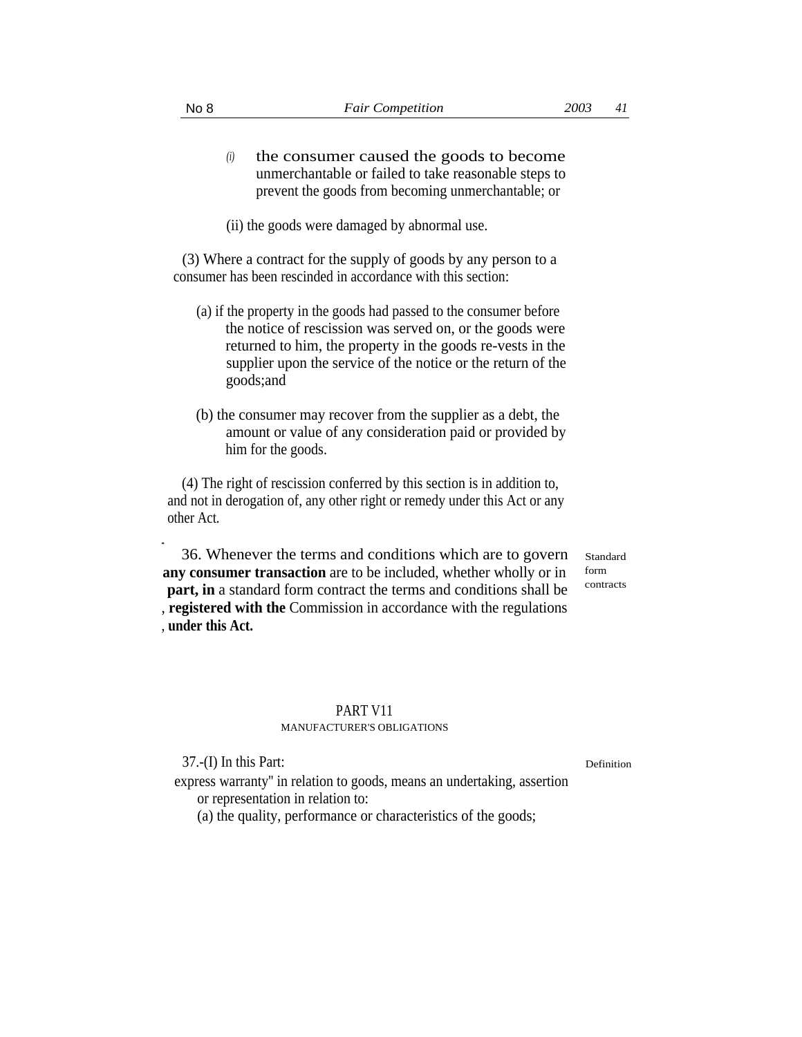(i) the consumer caused the goods to become unmerchantable or failed to take reasonable steps to prevent the goods from becoming unmerchantable; or

(ii) the goods were damaged by abnormal use.

(3) Where a contract for the supply of goods by any person to a consumer has been rescinded in accordance with this section:

(a) if the property in the goods had passed to the consumer before the notice of rescission was served on, or the goods were returned to him, the property in the goods re-vests in the supplier upon the service of the notice or the return of the goods;and

(b) the consumer may recover from the supplier as a debt, the amount or value of any consideration paid or provided by him for the goods.

(4) The right of rescission conferred by this section is in addition to, and not in derogation of, any other right or remedy under this Act or any other Act.

Standard form contracts

36. Whenever the terms and conditions which are to govern **any consumer transaction** are to be included, whether wholly or in **part, in** a standard form contract the terms and conditions shall be , **registered with the** Commission in accordance with the regulations , **under this Act.**

## PART V11
### MANUFACTURER'S OBLIGATIONS

Definition

37.-(I) In this Part:

express warranty" in relation to goods, means an undertaking, assertion or representation in relation to:

(a) the quality, performance or characteristics of the goods;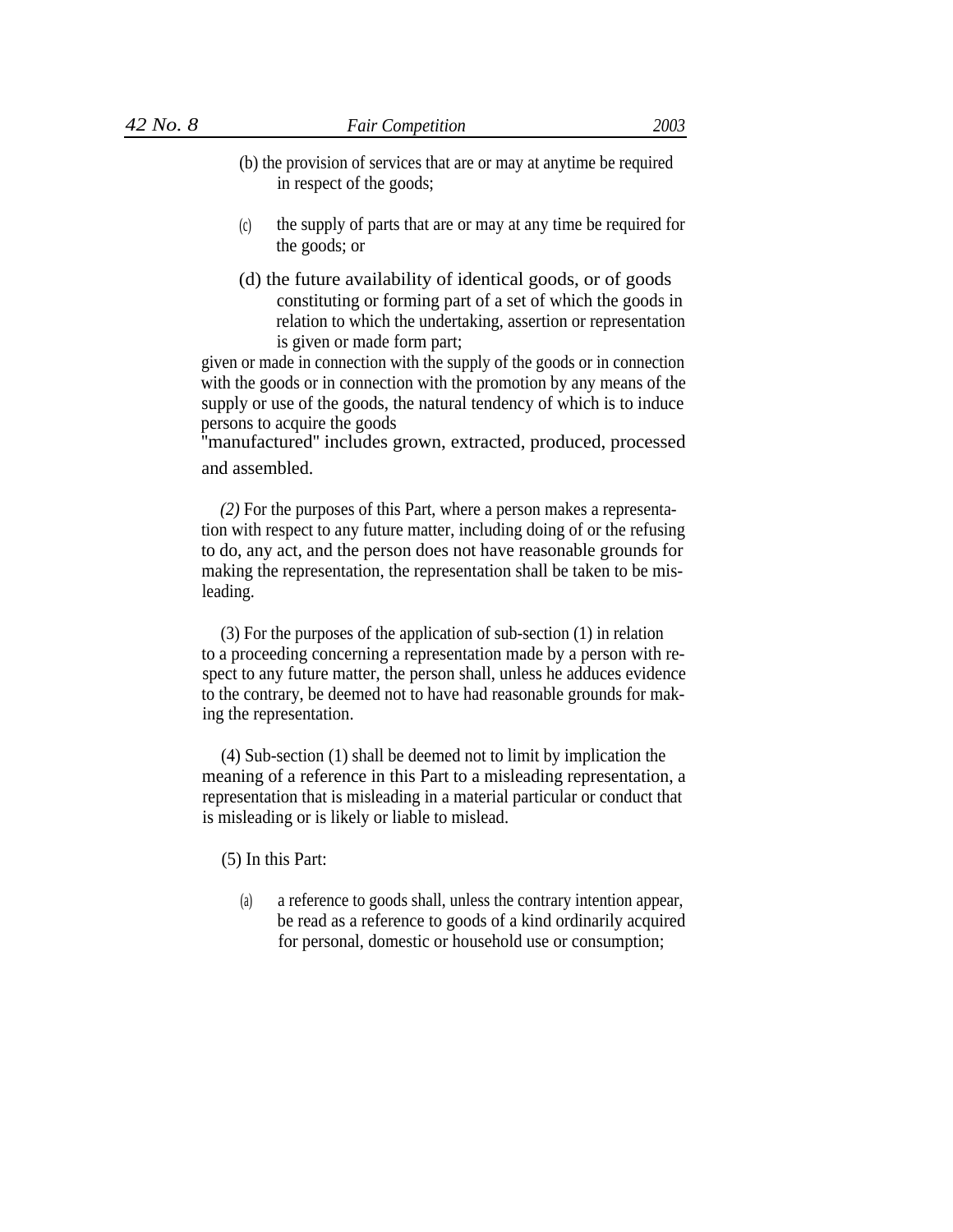(b) the provision of services that are or may at anytime be required in respect of the goods;

(c) the supply of parts that are or may at any time be required for the goods; or

(d) the future availability of identical goods, or of goods constituting or forming part of a set of which the goods in relation to which the undertaking, assertion or representation is given or made form part;

given or made in connection with the supply of the goods or in connection with the goods or in connection with the promotion by any means of the supply or use of the goods, the natural tendency of which is to induce persons to acquire the goods

"manufactured" includes grown, extracted, produced, processed and assembled.

*(2)* For the purposes of this Part, where a person makes a representation with respect to any future matter, including doing of or the refusing to do, any act, and the person does not have reasonable grounds for making the representation, the representation shall be taken to be misleading.

(3) For the purposes of the application of sub-section (1) in relation to a proceeding concerning a representation made by a person with respect to any future matter, the person shall, unless he adduces evidence to the contrary, be deemed not to have had reasonable grounds for making the representation.

(4) Sub-section (1) shall be deemed not to limit by implication the meaning of a reference in this Part to a misleading representation, a representation that is misleading in a material particular or conduct that is misleading or is likely or liable to mislead.

(5) In this Part:

(a) a reference to goods shall, unless the contrary intention appear, be read as a reference to goods of a kind ordinarily acquired for personal, domestic or household use or consumption;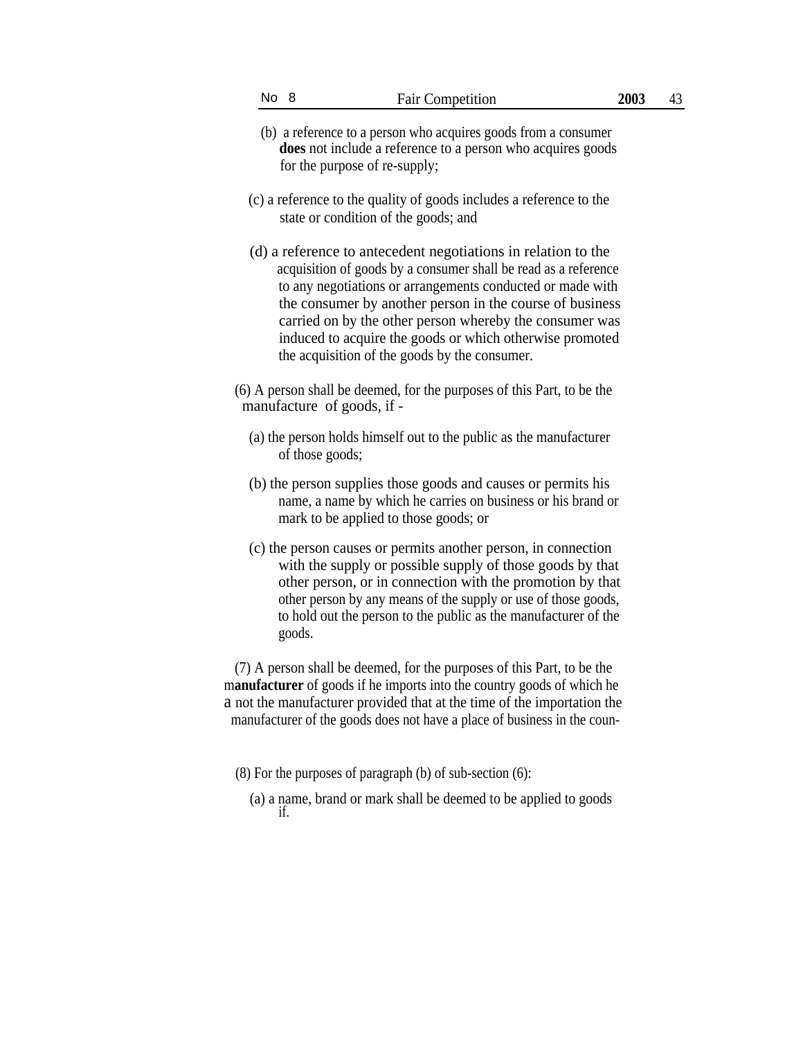(b) a reference to a person who acquires goods from a consumer **does** not include a reference to a person who acquires goods for the purpose of re-supply;

(c) a reference to the quality of goods includes a reference to the state or condition of the goods; and

(d) a reference to antecedent negotiations in relation to the acquisition of goods by a consumer shall be read as a reference to any negotiations or arrangements conducted or made with the consumer by another person in the course of business carried on by the other person whereby the consumer was induced to acquire the goods or which otherwise promoted the acquisition of the goods by the consumer.

(6) A person shall be deemed, for the purposes of this Part, to be the manufacture of goods, if -

(a) the person holds himself out to the public as the manufacturer of those goods;

(b) the person supplies those goods and causes or permits his name, a name by which he carries on business or his brand or mark to be applied to those goods; or

(c) the person causes or permits another person, in connection with the supply or possible supply of those goods by that other person, or in connection with the promotion by that other person by any means of the supply or use of those goods, to hold out the person to the public as the manufacturer of the goods.

(7) A person shall be deemed, for the purposes of this Part, to be the m**anufacturer** of goods if he imports into the country goods of which he a not the manufacturer provided that at the time of the importation the manufacturer of the goods does not have a place of business in the coun-

(8) For the purposes of paragraph (b) of sub-section (6):

(a) a name, brand or mark shall be deemed to be applied to goods if.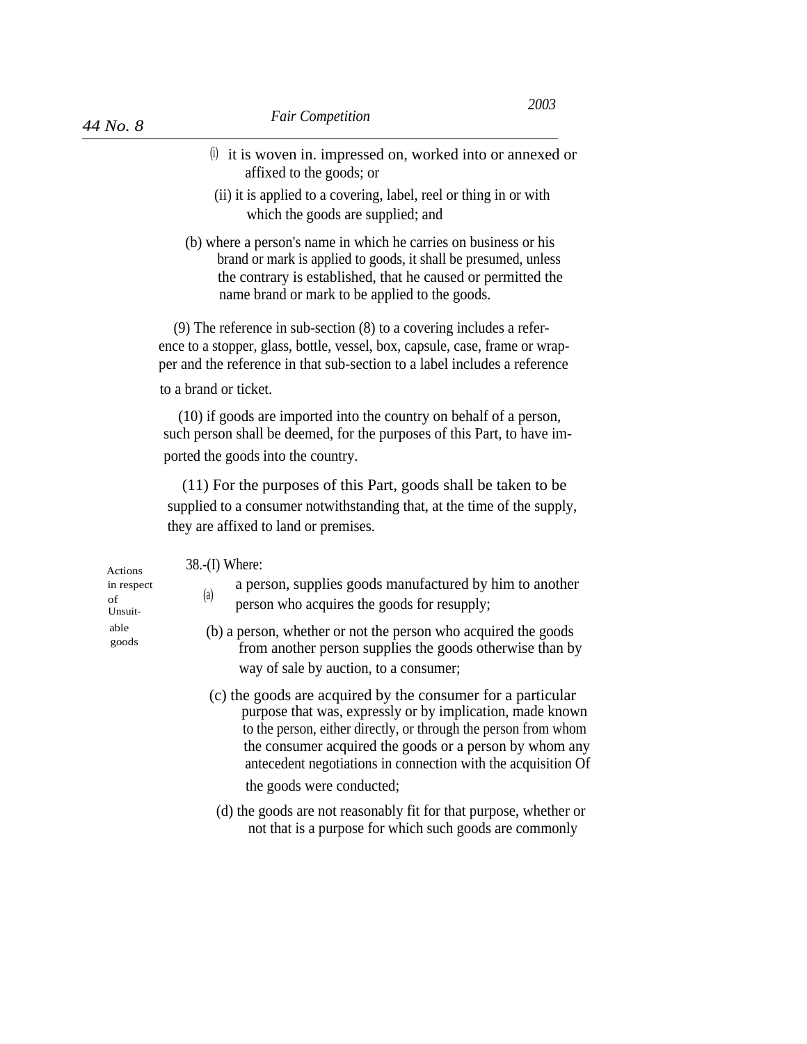(i) it is woven in. impressed on, worked into or annexed or affixed to the goods; or

(ii) it is applied to a covering, label, reel or thing in or with which the goods are supplied; and

(b) where a person's name in which he carries on business or his brand or mark is applied to goods, it shall be presumed, unless the contrary is established, that he caused or permitted the name brand or mark to be applied to the goods.

(9) The reference in sub-section (8) to a covering includes a reference to a stopper, glass, bottle, vessel, box, capsule, case, frame or wrapper and the reference in that sub-section to a label includes a reference to a brand or ticket.

(10) if goods are imported into the country on behalf of a person, such person shall be deemed, for the purposes of this Part, to have imported the goods into the country.

(11) For the purposes of this Part, goods shall be taken to be supplied to a consumer notwithstanding that, at the time of the supply, they are affixed to land or premises.

Actions in respect of Unsuitable goods

38.-(I) Where:

(a) a person, supplies goods manufactured by him to another person who acquires the goods for resupply;

(b) a person, whether or not the person who acquired the goods from another person supplies the goods otherwise than by way of sale by auction, to a consumer;

(c) the goods are acquired by the consumer for a particular purpose that was, expressly or by implication, made known to the person, either directly, or through the person from whom the consumer acquired the goods or a person by whom any antecedent negotiations in connection with the acquisition Of the goods were conducted;

(d) the goods are not reasonably fit for that purpose, whether or not that is a purpose for which such goods are commonly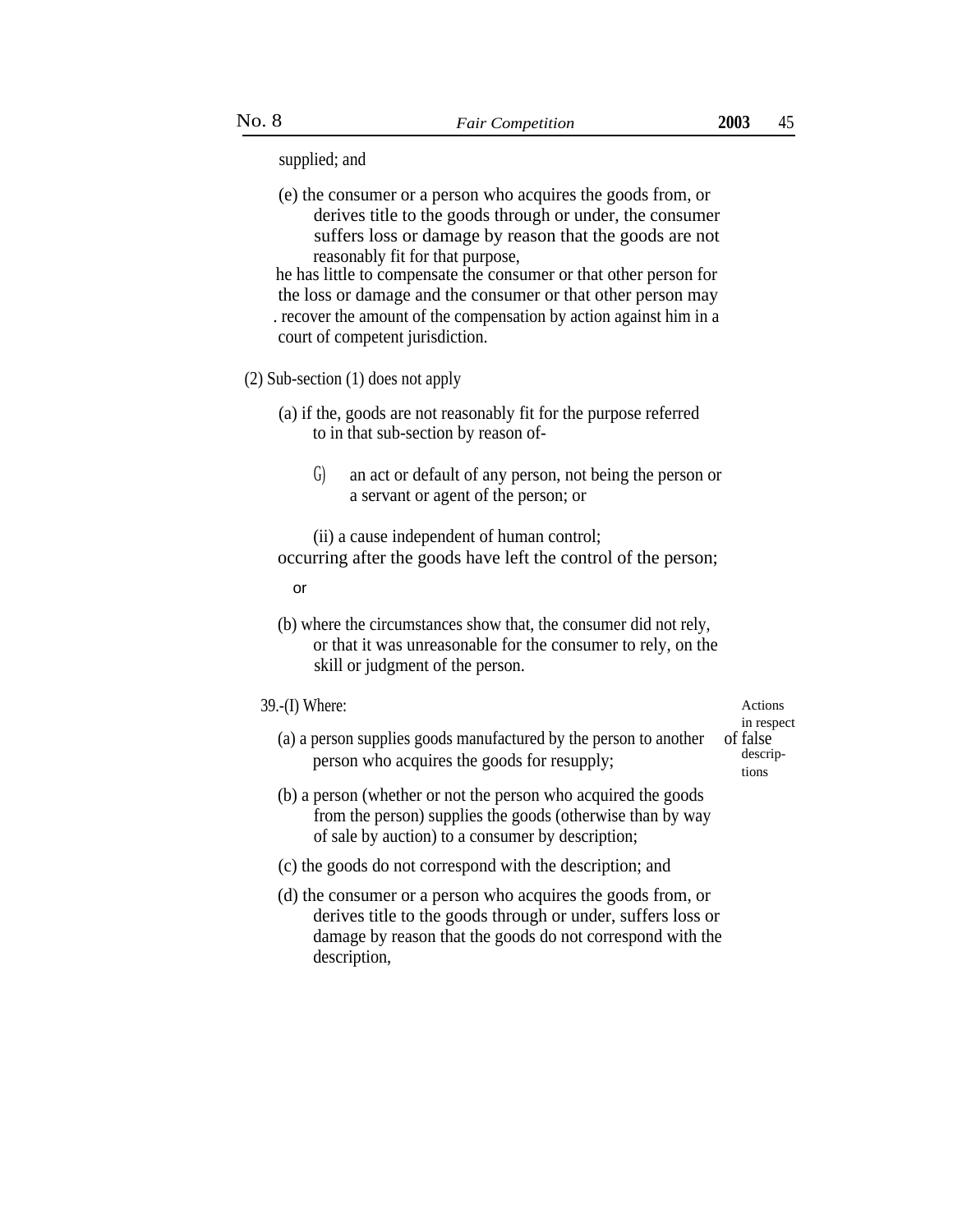supplied; and

(e) the consumer or a person who acquires the goods from, or derives title to the goods through or under, the consumer suffers loss or damage by reason that the goods are not reasonably fit for that purpose,

he has little to compensate the consumer or that other person for the loss or damage and the consumer or that other person may . recover the amount of the compensation by action against him in a court of competent jurisdiction.

(2) Sub-section (1) does not apply

(a) if the, goods are not reasonably fit for the purpose referred to in that sub-section by reason of-

(i) an act or default of any person, not being the person or a servant or agent of the person; or

(ii) a cause independent of human control;

occurring after the goods have left the control of the person;

or

(b) where the circumstances show that, the consumer did not rely, or that it was unreasonable for the consumer to rely, on the skill or judgment of the person.

Actions in respect of false descriptions

39.-(1) Where:

(a) a person supplies goods manufactured by the person to another person who acquires the goods for resupply;

(b) a person (whether or not the person who acquired the goods from the person) supplies the goods (otherwise than by way of sale by auction) to a consumer by description;

(c) the goods do not correspond with the description; and

(d) the consumer or a person who acquires the goods from, or derives title to the goods through or under, suffers loss or damage by reason that the goods do not correspond with the description,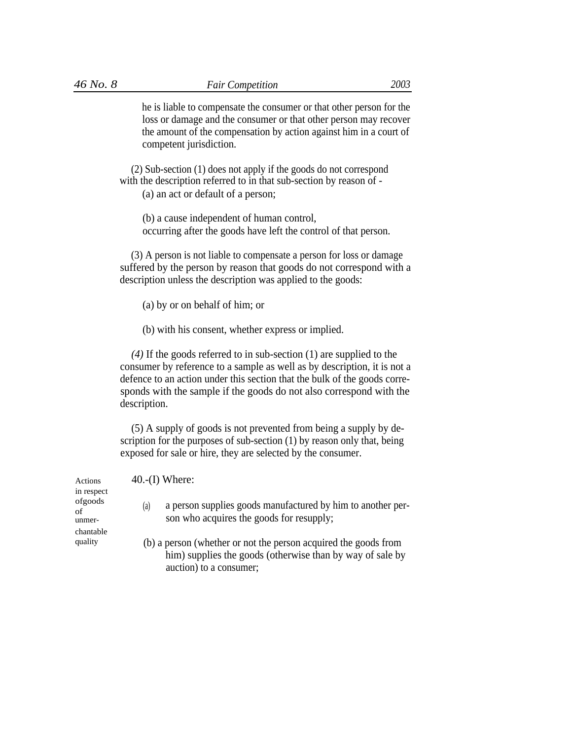he is liable to compensate the consumer or that other person for the loss or damage and the consumer or that other person may recover the amount of the compensation by action against him in a court of competent jurisdiction.

(2) Sub-section (1) does not apply if the goods do not correspond with the description referred to in that sub-section by reason of -

(a) an act or default of a person;

(b) a cause independent of human control,

occurring after the goods have left the control of that person.

(3) A person is not liable to compensate a person for loss or damage suffered by the person by reason that goods do not correspond with a description unless the description was applied to the goods:

(a) by or on behalf of him; or

(b) with his consent, whether express or implied.

*(4)* If the goods referred to in sub-section (1) are supplied to the consumer by reference to a sample as well as by description, it is not a defence to an action under this section that the bulk of the goods corresponds with the sample if the goods do not also correspond with the description.

(5) A supply of goods is not prevented from being a supply by description for the purposes of sub-section (1) by reason only that, being exposed for sale or hire, they are selected by the consumer.

Actions in respect ofgoods of unmerchantable quality

40.-(I) Where:

(a) a person supplies goods manufactured by him to another person who acquires the goods for resupply;

(b) a person (whether or not the person acquired the goods from him) supplies the goods (otherwise than by way of sale by auction) to a consumer;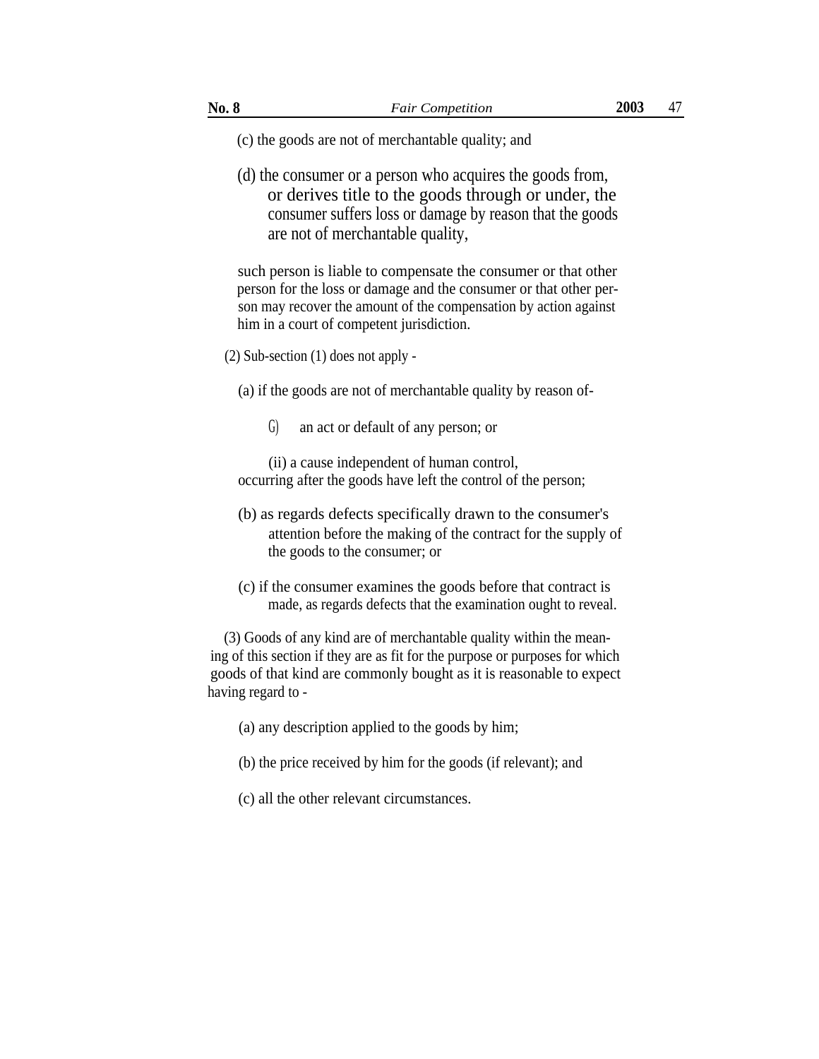(c) the goods are not of merchantable quality; and

(d) the consumer or a person who acquires the goods from, or derives title to the goods through or under, the consumer suffers loss or damage by reason that the goods are not of merchantable quality,

such person is liable to compensate the consumer or that other person for the loss or damage and the consumer or that other person may recover the amount of the compensation by action against him in a court of competent jurisdiction.

(2) Sub-section (1) does not apply -

(a) if the goods are not of merchantable quality by reason of-

(i) an act or default of any person; or

(ii) a cause independent of human control,

occurring after the goods have left the control of the person;

(b) as regards defects specifically drawn to the consumer's attention before the making of the contract for the supply of the goods to the consumer; or

(c) if the consumer examines the goods before that contract is made, as regards defects that the examination ought to reveal.

(3) Goods of any kind are of merchantable quality within the meaning of this section if they are as fit for the purpose or purposes for which goods of that kind are commonly bought as it is reasonable to expect having regard to -

(a) any description applied to the goods by him;

(b) the price received by him for the goods (if relevant); and

(c) all the other relevant circumstances.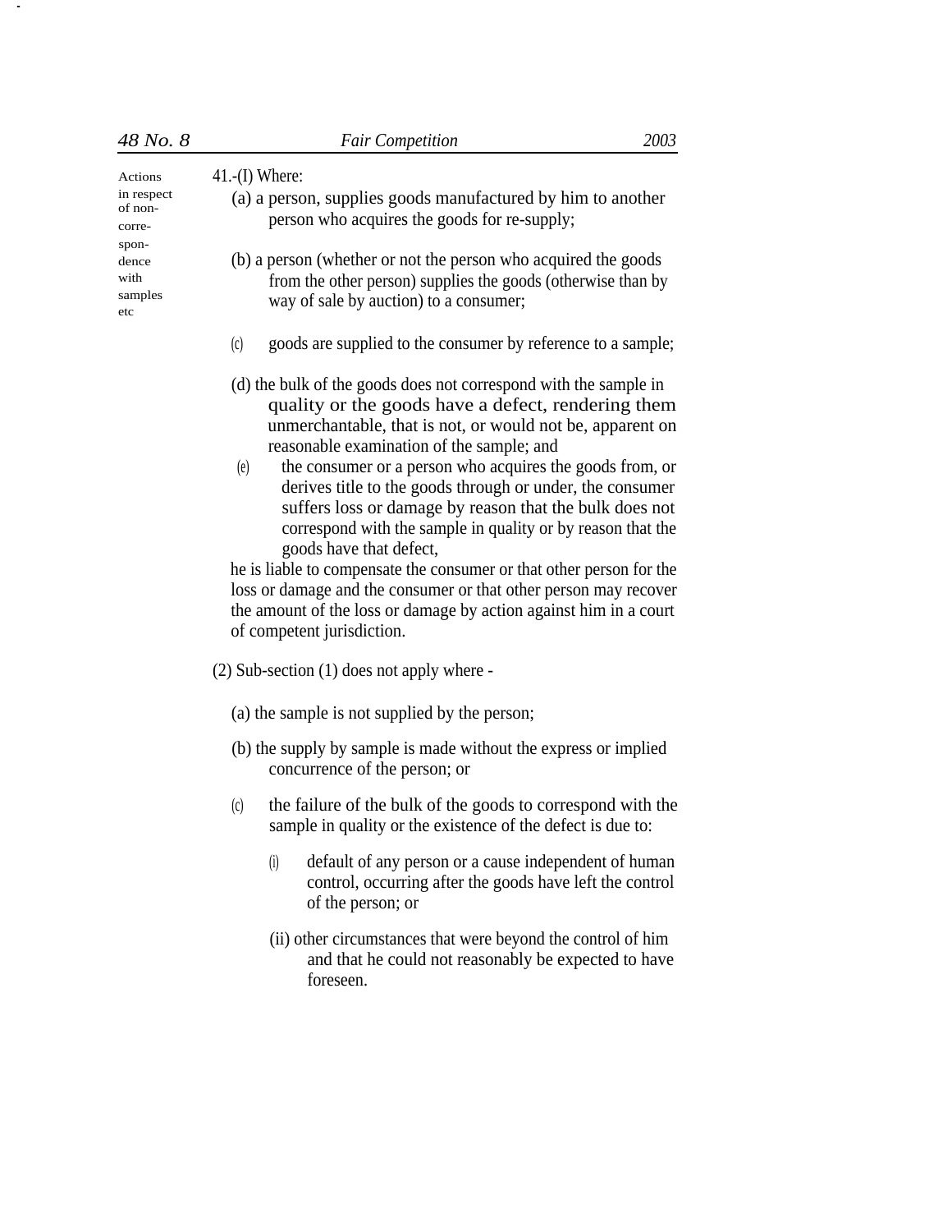Actions in respect of non-correspondence with samples etc

41.-(I) Where:

(a) a person, supplies goods manufactured by him to another person who acquires the goods for re-supply;

(b) a person (whether or not the person who acquired the goods from the other person) supplies the goods (otherwise than by way of sale by auction) to a consumer;

(c) goods are supplied to the consumer by reference to a sample;

(d) the bulk of the goods does not correspond with the sample in quality or the goods have a defect, rendering them unmerchantable, that is not, or would not be, apparent on reasonable examination of the sample; and

(e) the consumer or a person who acquires the goods from, or derives title to the goods through or under, the consumer suffers loss or damage by reason that the bulk does not correspond with the sample in quality or by reason that the goods have that defect,

he is liable to compensate the consumer or that other person for the loss or damage and the consumer or that other person may recover the amount of the loss or damage by action against him in a court of competent jurisdiction.

(2) Sub-section (1) does not apply where -

(a) the sample is not supplied by the person;

(b) the supply by sample is made without the express or implied concurrence of the person; or

(c) the failure of the bulk of the goods to correspond with the sample in quality or the existence of the defect is due to:

(i) default of any person or a cause independent of human control, occurring after the goods have left the control of the person; or

(ii) other circumstances that were beyond the control of him and that he could not reasonably be expected to have foreseen.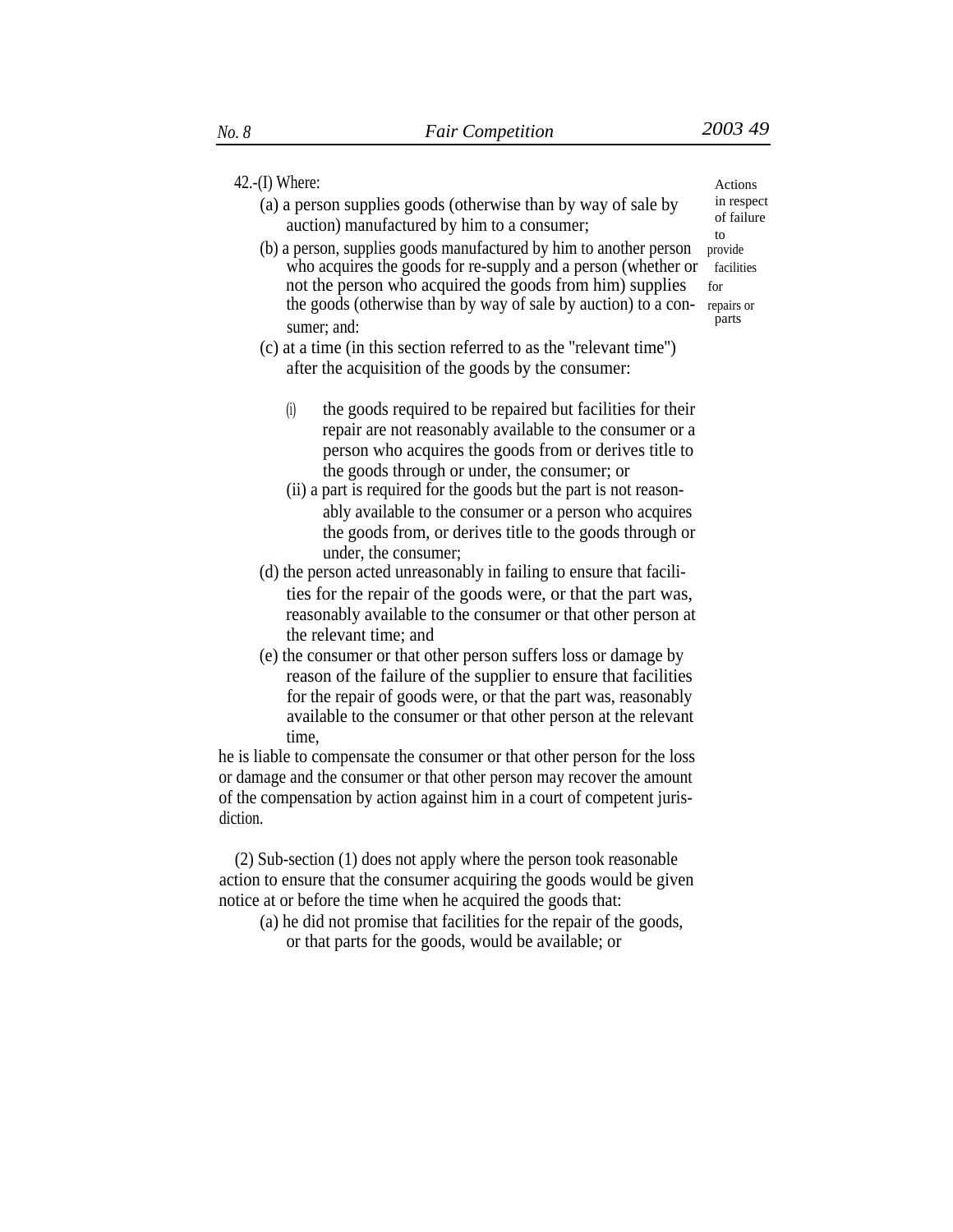Actions in respect of failure to provide facilities for repairs or parts

42.-(I) Where:

(a) a person supplies goods (otherwise than by way of sale by auction) manufactured by him to a consumer;

(b) a person, supplies goods manufactured by him to another person who acquires the goods for re-supply and a person (whether or not the person who acquired the goods from him) supplies the goods (otherwise than by way of sale by auction) to a consumer; and:

(c) at a time (in this section referred to as the "relevant time") after the acquisition of the goods by the consumer:

(i) the goods required to be repaired but facilities for their repair are not reasonably available to the consumer or a person who acquires the goods from or derives title to the goods through or under, the consumer; or

(ii) a part is required for the goods but the part is not reasonably available to the consumer or a person who acquires the goods from, or derives title to the goods through or under, the consumer;

(d) the person acted unreasonably in failing to ensure that facilities for the repair of the goods were, or that the part was, reasonably available to the consumer or that other person at the relevant time; and

(e) the consumer or that other person suffers loss or damage by reason of the failure of the supplier to ensure that facilities for the repair of goods were, or that the part was, reasonably available to the consumer or that other person at the relevant time,

he is liable to compensate the consumer or that other person for the loss or damage and the consumer or that other person may recover the amount of the compensation by action against him in a court of competent jurisdiction.

(2) Sub-section (1) does not apply where the person took reasonable action to ensure that the consumer acquiring the goods would be given notice at or before the time when he acquired the goods that:

(a) he did not promise that facilities for the repair of the goods, or that parts for the goods, would be available; or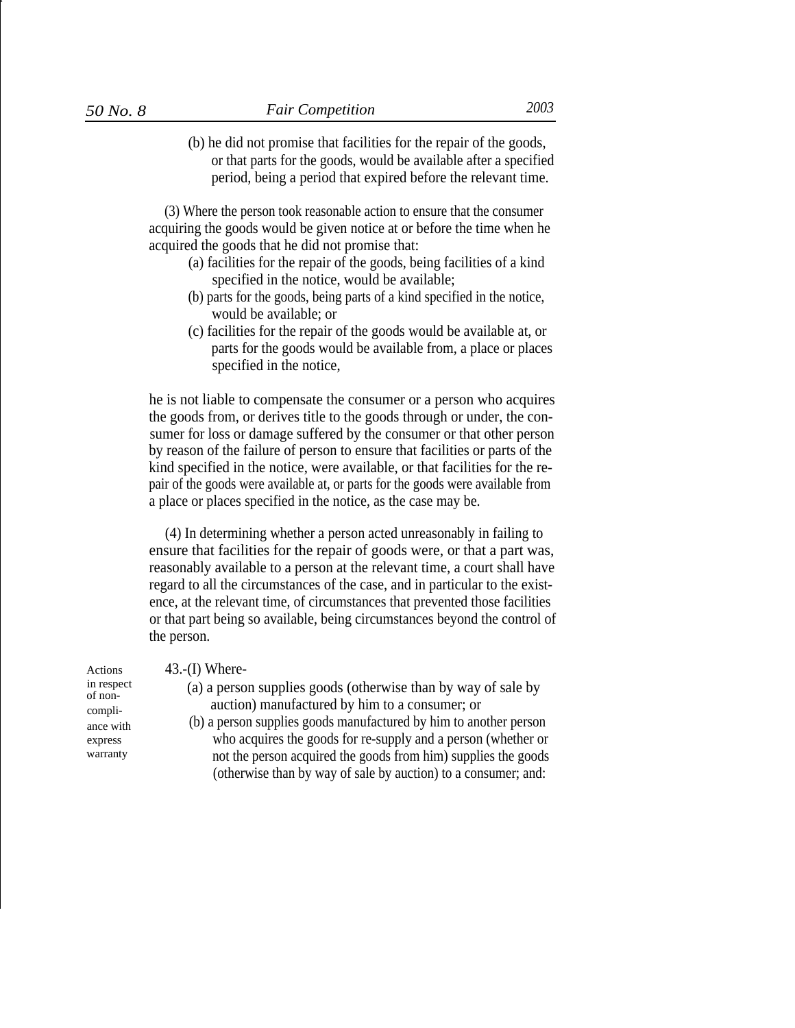(b) he did not promise that facilities for the repair of the goods, or that parts for the goods, would be available after a specified period, being a period that expired before the relevant time.

(3) Where the person took reasonable action to ensure that the consumer acquiring the goods would be given notice at or before the time when he acquired the goods that he did not promise that:

(a) facilities for the repair of the goods, being facilities of a kind specified in the notice, would be available;

(b) parts for the goods, being parts of a kind specified in the notice, would be available; or

(c) facilities for the repair of the goods would be available at, or parts for the goods would be available from, a place or places specified in the notice,

he is not liable to compensate the consumer or a person who acquires the goods from, or derives title to the goods through or under, the consumer for loss or damage suffered by the consumer or that other person by reason of the failure of person to ensure that facilities or parts of the kind specified in the notice, were available, or that facilities for the repair of the goods were available at, or parts for the goods were available from a place or places specified in the notice, as the case may be.

(4) In determining whether a person acted unreasonably in failing to ensure that facilities for the repair of goods were, or that a part was, reasonably available to a person at the relevant time, a court shall have regard to all the circumstances of the case, and in particular to the existence, at the relevant time, of circumstances that prevented those facilities or that part being so available, being circumstances beyond the control of the person.

Actions in respect of non-compliance with express warranty

43.-(I) Where-

(a) a person supplies goods (otherwise than by way of sale by auction) manufactured by him to a consumer; or

(b) a person supplies goods manufactured by him to another person who acquires the goods for re-supply and a person (whether or not the person acquired the goods from him) supplies the goods (otherwise than by way of sale by auction) to a consumer; and: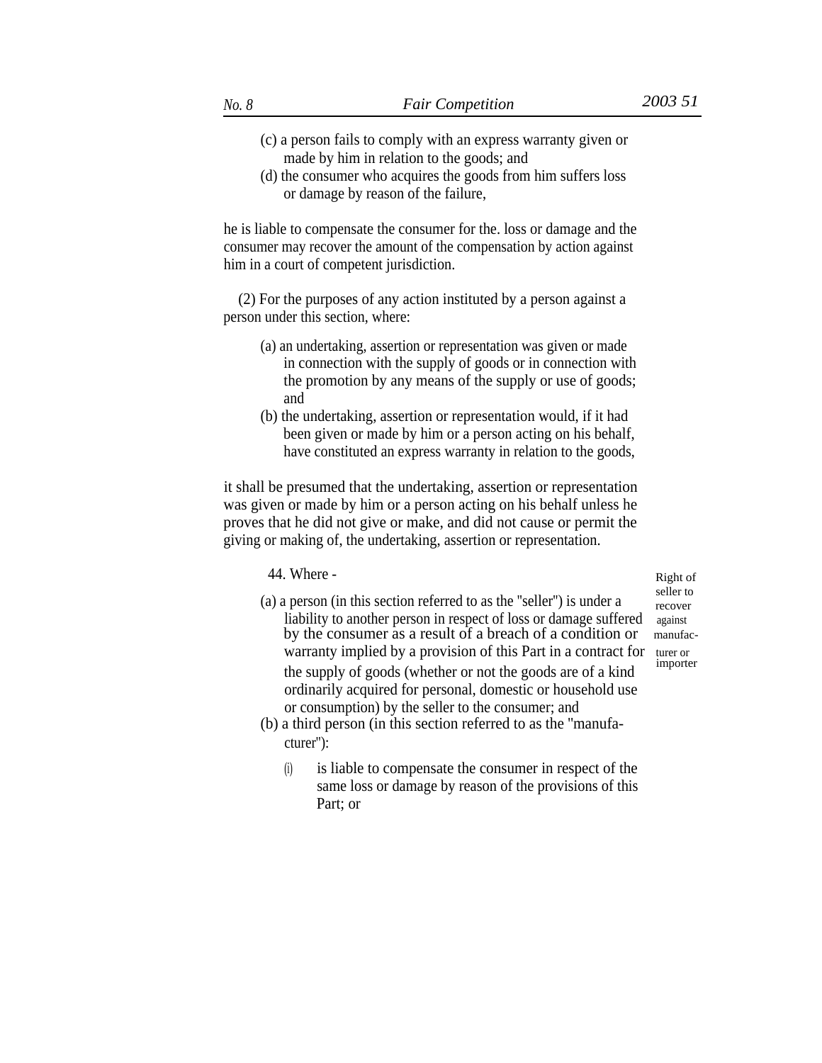(c) a person fails to comply with an express warranty given or made by him in relation to the goods; and

(d) the consumer who acquires the goods from him suffers loss or damage by reason of the failure,

he is liable to compensate the consumer for the. loss or damage and the consumer may recover the amount of the compensation by action against him in a court of competent jurisdiction.

(2) For the purposes of any action instituted by a person against a person under this section, where:

(a) an undertaking, assertion or representation was given or made in connection with the supply of goods or in connection with the promotion by any means of the supply or use of goods; and

(b) the undertaking, assertion or representation would, if it had been given or made by him or a person acting on his behalf, have constituted an express warranty in relation to the goods,

it shall be presumed that the undertaking, assertion or representation was given or made by him or a person acting on his behalf unless he proves that he did not give or make, and did not cause or permit the giving or making of, the undertaking, assertion or representation.

*Right of seller to recover against manufacturer or importer*

44. Where -

(a) a person (in this section referred to as the "seller") is under a liability to another person in respect of loss or damage suffered by the consumer as a result of a breach of a condition or warranty implied by a provision of this Part in a contract for the supply of goods (whether or not the goods are of a kind ordinarily acquired for personal, domestic or household use or consumption) by the seller to the consumer; and

(b) a third person (in this section referred to as the "manufacturer"):

(i) is liable to compensate the consumer in respect of the same loss or damage by reason of the provisions of this Part; or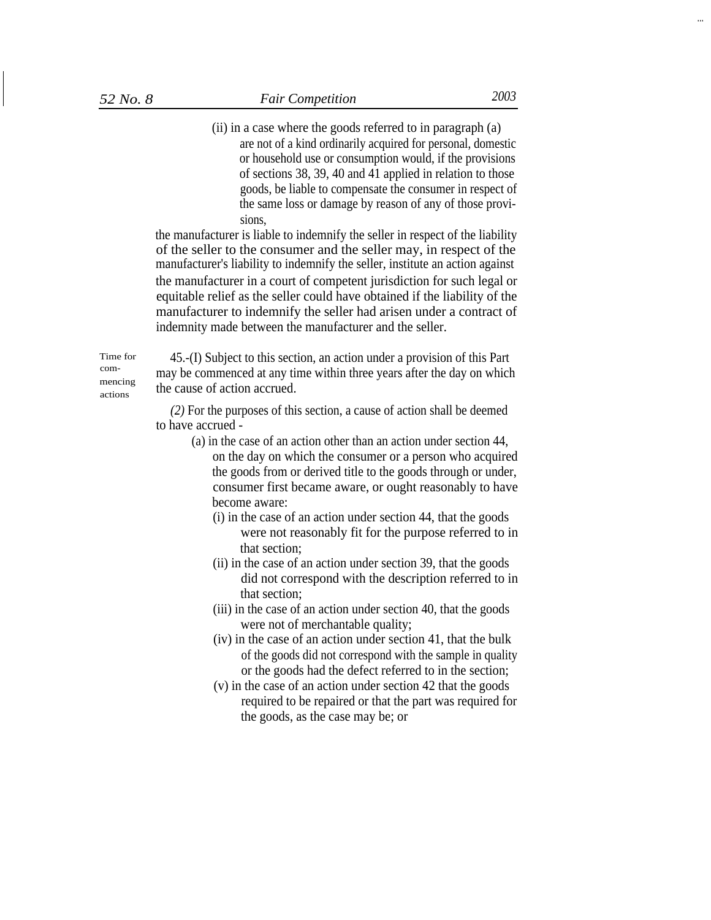(ii) in a case where the goods referred to in paragraph (a) are not of a kind ordinarily acquired for personal, domestic or household use or consumption would, if the provisions of sections 38, 39, 40 and 41 applied in relation to those goods, be liable to compensate the consumer in respect of the same loss or damage by reason of any of those provisions,

the manufacturer is liable to indemnify the seller in respect of the liability of the seller to the consumer and the seller may, in respect of the manufacturer's liability to indemnify the seller, institute an action against the manufacturer in a court of competent jurisdiction for such legal or equitable relief as the seller could have obtained if the liability of the manufacturer to indemnify the seller had arisen under a contract of indemnity made between the manufacturer and the seller.

Time for commencing actions

45.-(I) Subject to this section, an action under a provision of this Part may be commenced at any time within three years after the day on which the cause of action accrued.

*(2)* For the purposes of this section, a cause of action shall be deemed to have accrued -

(a) in the case of an action other than an action under section 44, on the day on which the consumer or a person who acquired the goods from or derived title to the goods through or under, consumer first became aware, or ought reasonably to have become aware:

(i) in the case of an action under section 44, that the goods were not reasonably fit for the purpose referred to in that section;

(ii) in the case of an action under section 39, that the goods did not correspond with the description referred to in that section;

(iii) in the case of an action under section 40, that the goods were not of merchantable quality;

(iv) in the case of an action under section 41, that the bulk of the goods did not correspond with the sample in quality or the goods had the defect referred to in the section;

(v) in the case of an action under section 42 that the goods required to be repaired or that the part was required for the goods, as the case may be; or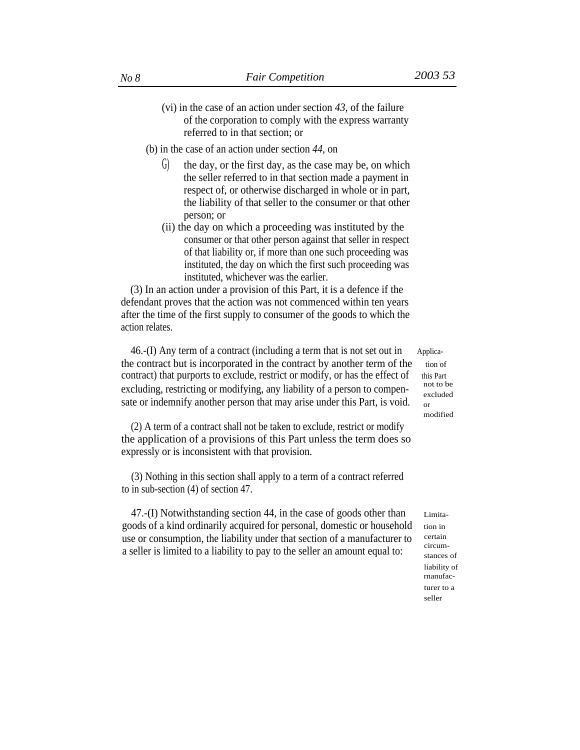(vi) in the case of an action under section *43*, of the failure of the corporation to comply with the express warranty referred to in that section; or

(b) in the case of an action under section *44*, on

(i) the day, or the first day, as the case may be, on which the seller referred to in that section made a payment in respect of, or otherwise discharged in whole or in part, the liability of that seller to the consumer or that other person; or

(ii) the day on which a proceeding was instituted by the consumer or that other person against that seller in respect of that liability or, if more than one such proceeding was instituted, the day on which the first such proceeding was instituted, whichever was the earlier.

(3) In an action under a provision of this Part, it is a defence if the defendant proves that the action was not commenced within ten years after the time of the first supply to consumer of the goods to which the action relates.

Application of this Part not to be excluded or modified

46.-(1) Any term of a contract (including a term that is not set out in the contract but is incorporated in the contract by another term of the contract) that purports to exclude, restrict or modify, or has the effect of excluding, restricting or modifying, any liability of a person to compensate or indemnify another person that may arise under this Part, is void.

(2) A term of a contract shall not be taken to exclude, restrict or modify the application of a provisions of this Part unless the term does so expressly or is inconsistent with that provision.

(3) Nothing in this section shall apply to a term of a contract referred to in sub-section (4) of section 47.

Limitation in certain circumstances of liability of manufacturer to a seller

47.-(1) Notwithstanding section 44, in the case of goods other than goods of a kind ordinarily acquired for personal, domestic or household use or consumption, the liability under that section of a manufacturer to a seller is limited to a liability to pay to the seller an amount equal to: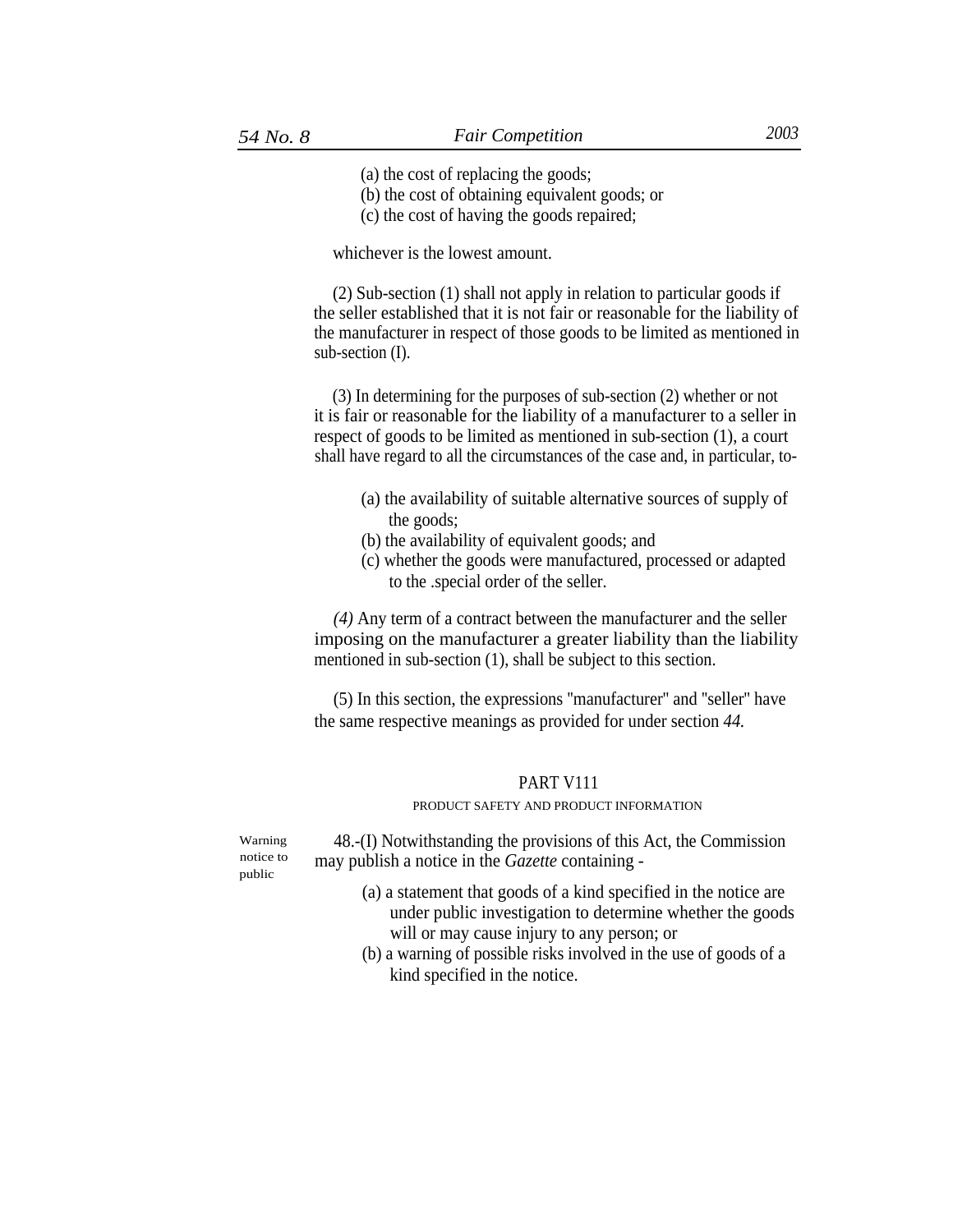(a) the cost of replacing the goods;
(b) the cost of obtaining equivalent goods; or
(c) the cost of having the goods repaired;

whichever is the lowest amount.

(2) Sub-section (1) shall not apply in relation to particular goods if the seller established that it is not fair or reasonable for the liability of the manufacturer in respect of those goods to be limited as mentioned in sub-section (I).

(3) In determining for the purposes of sub-section (2) whether or not it is fair or reasonable for the liability of a manufacturer to a seller in respect of goods to be limited as mentioned in sub-section (1), a court shall have regard to all the circumstances of the case and, in particular, to-

(a) the availability of suitable alternative sources of supply of the goods;
(b) the availability of equivalent goods; and
(c) whether the goods were manufactured, processed or adapted to the .special order of the seller.

*(4)* Any term of a contract between the manufacturer and the seller imposing on the manufacturer a greater liability than the liability mentioned in sub-section (1), shall be subject to this section.

(5) In this section, the expressions "manufacturer" and "seller" have the same respective meanings as provided for under section *44.*

## PART V111

### PRODUCT SAFETY AND PRODUCT INFORMATION

Warning notice to public

48.-(I) Notwithstanding the provisions of this Act, the Commission may publish a notice in the *Gazette* containing -

(a) a statement that goods of a kind specified in the notice are under public investigation to determine whether the goods will or may cause injury to any person; or
(b) a warning of possible risks involved in the use of goods of a kind specified in the notice.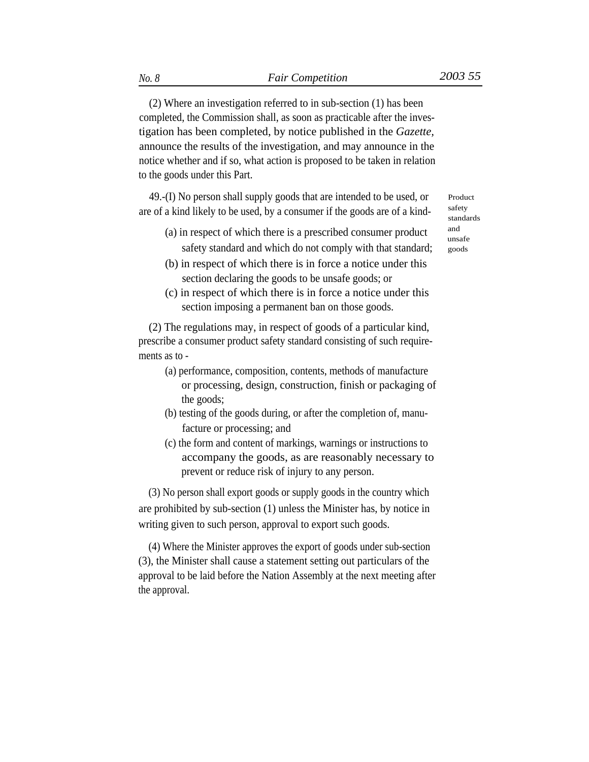(2) Where an investigation referred to in sub-section (1) has been completed, the Commission shall, as soon as practicable after the investigation has been completed, by notice published in the *Gazette,* announce the results of the investigation, and may announce in the notice whether and if so, what action is proposed to be taken in relation to the goods under this Part.

Product safety standards and unsafe goods

49.-(I) No person shall supply goods that are intended to be used, or are of a kind likely to be used, by a consumer if the goods are of a kind-

(a) in respect of which there is a prescribed consumer product safety standard and which do not comply with that standard;

(b) in respect of which there is in force a notice under this section declaring the goods to be unsafe goods; or

(c) in respect of which there is in force a notice under this section imposing a permanent ban on those goods.

(2) The regulations may, in respect of goods of a particular kind, prescribe a consumer product safety standard consisting of such requirements as to -

(a) performance, composition, contents, methods of manufacture or processing, design, construction, finish or packaging of the goods;

(b) testing of the goods during, or after the completion of, manufacture or processing; and

(c) the form and content of markings, warnings or instructions to accompany the goods, as are reasonably necessary to prevent or reduce risk of injury to any person.

(3) No person shall export goods or supply goods in the country which are prohibited by sub-section (1) unless the Minister has, by notice in writing given to such person, approval to export such goods.

(4) Where the Minister approves the export of goods under sub-section (3), the Minister shall cause a statement setting out particulars of the approval to be laid before the Nation Assembly at the next meeting after the approval.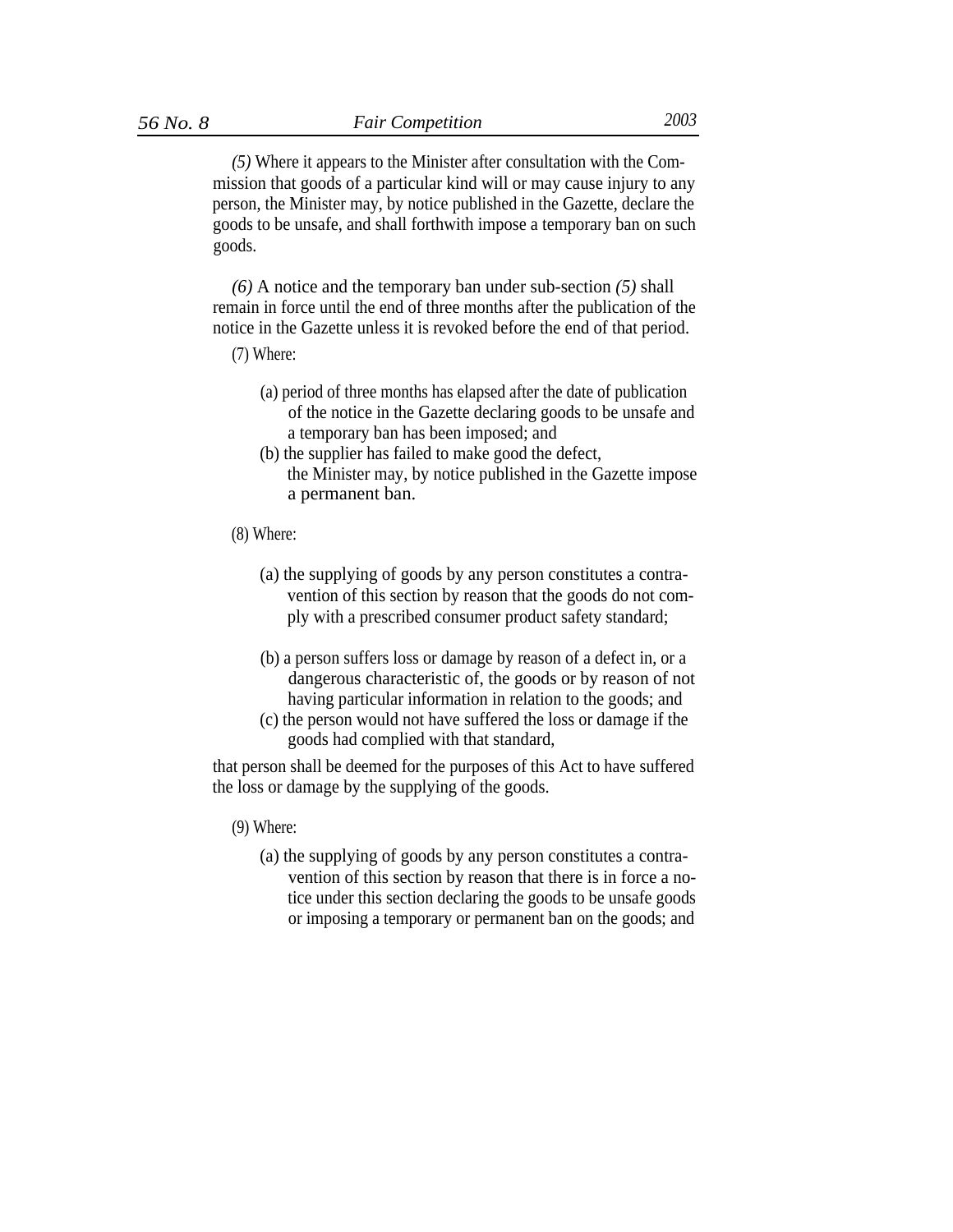*(5)* Where it appears to the Minister after consultation with the Commission that goods of a particular kind will or may cause injury to any person, the Minister may, by notice published in the Gazette, declare the goods to be unsafe, and shall forthwith impose a temporary ban on such goods.

*(6)* A notice and the temporary ban under sub-section *(5)* shall remain in force until the end of three months after the publication of the notice in the Gazette unless it is revoked before the end of that period.

(7) Where:

(a) period of three months has elapsed after the date of publication of the notice in the Gazette declaring goods to be unsafe and a temporary ban has been imposed; and

(b) the supplier has failed to make good the defect,

the Minister may, by notice published in the Gazette impose a permanent ban.

(8) Where:

(a) the supplying of goods by any person constitutes a contravention of this section by reason that the goods do not comply with a prescribed consumer product safety standard;

(b) a person suffers loss or damage by reason of a defect in, or a dangerous characteristic of, the goods or by reason of not having particular information in relation to the goods; and

(c) the person would not have suffered the loss or damage if the goods had complied with that standard,

that person shall be deemed for the purposes of this Act to have suffered the loss or damage by the supplying of the goods.

(9) Where:

(a) the supplying of goods by any person constitutes a contravention of this section by reason that there is in force a notice under this section declaring the goods to be unsafe goods or imposing a temporary or permanent ban on the goods; and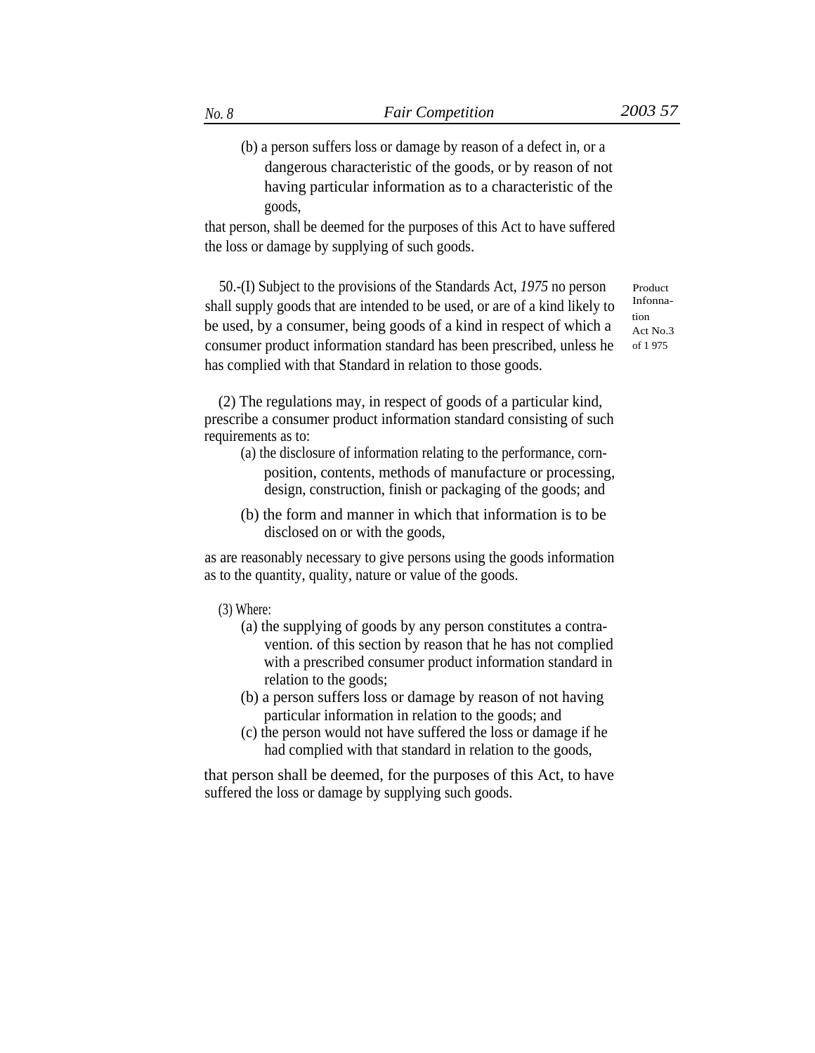(b) a person suffers loss or damage by reason of a defect in, or a dangerous characteristic of the goods, or by reason of not having particular information as to a characteristic of the goods,

that person, shall be deemed for the purposes of this Act to have suffered the loss or damage by supplying of such goods.

Product Infonnation Act No.3 of 1 975

50.-(I) Subject to the provisions of the Standards Act, *1975* no person shall supply goods that are intended to be used, or are of a kind likely to be used, by a consumer, being goods of a kind in respect of which a consumer product information standard has been prescribed, unless he has complied with that Standard in relation to those goods.

(2) The regulations may, in respect of goods of a particular kind, prescribe a consumer product information standard consisting of such requirements as to:

(a) the disclosure of information relating to the performance, corn-position, contents, methods of manufacture or processing, design, construction, finish or packaging of the goods; and

(b) the form and manner in which that information is to be disclosed on or with the goods,

as are reasonably necessary to give persons using the goods information as to the quantity, quality, nature or value of the goods.

(3) Where:

(a) the supplying of goods by any person constitutes a contra-vention. of this section by reason that he has not complied with a prescribed consumer product information standard in relation to the goods;

(b) a person suffers loss or damage by reason of not having particular information in relation to the goods; and

(c) the person would not have suffered the loss or damage if he had complied with that standard in relation to the goods,

that person shall be deemed, for the purposes of this Act, to have suffered the loss or damage by supplying such goods.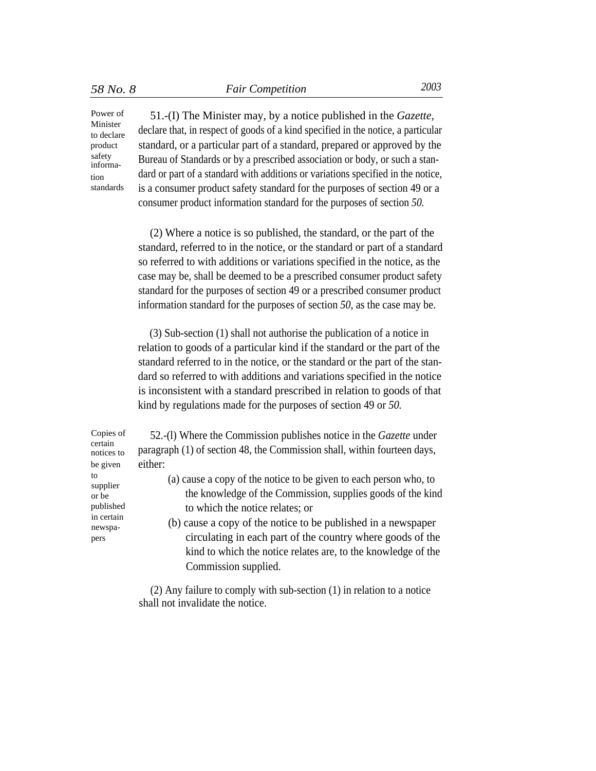**Power of Minister to declare product safety information standards**

51.-(I) The Minister may, by a notice published in the *Gazette,* declare that, in respect of goods of a kind specified in the notice, a particular standard, or a particular part of a standard, prepared or approved by the Bureau of Standards or by a prescribed association or body, or such a standard or part of a standard with additions or variations specified in the notice, is a consumer product safety standard for the purposes of section 49 or a consumer product information standard for the purposes of section *50.*

(2) Where a notice is so published, the standard, or the part of the standard, referred to in the notice, or the standard or part of a standard so referred to with additions or variations specified in the notice, as the case may be, shall be deemed to be a prescribed consumer product safety standard for the purposes of section 49 or a prescribed consumer product information standard for the purposes of section *50,* as the case may be.

(3) Sub-section (1) shall not authorise the publication of a notice in relation to goods of a particular kind if the standard or the part of the standard referred to in the notice, or the standard or the part of the standard so referred to with additions and variations specified in the notice is inconsistent with a standard prescribed in relation to goods of that kind by regulations made for the purposes of section 49 or *50.*

**Copies of certain notices to be given to supplier or be published in certain newspapers**

52.-(l) Where the Commission publishes notice in the *Gazette* under paragraph (1) of section 48, the Commission shall, within fourteen days, either:

(a) cause a copy of the notice to be given to each person who, to the knowledge of the Commission, supplies goods of the kind to which the notice relates; or

(b) cause a copy of the notice to be published in a newspaper circulating in each part of the country where goods of the kind to which the notice relates are, to the knowledge of the Commission supplied.

(2) Any failure to comply with sub-section (1) in relation to a notice shall not invalidate the notice.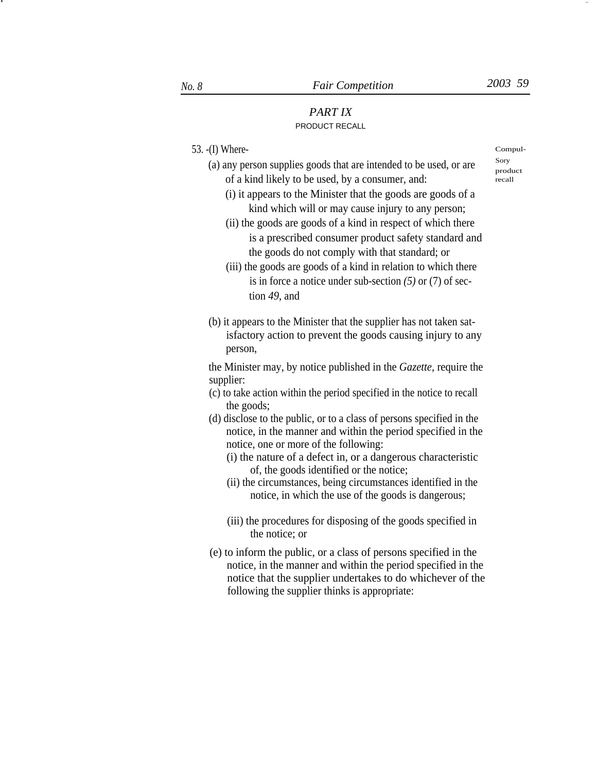## PART IX

### PRODUCT RECALL

Compulsory product recall

53. -(I) Where-

(a) any person supplies goods that are intended to be used, or are of a kind likely to be used, by a consumer, and:

(i) it appears to the Minister that the goods are goods of a kind which will or may cause injury to any person;

(ii) the goods are goods of a kind in respect of which there is a prescribed consumer product safety standard and the goods do not comply with that standard; or

(iii) the goods are goods of a kind in relation to which there is in force a notice under sub-section *(5)* or (7) of section *49*, and

(b) it appears to the Minister that the supplier has not taken satisfactory action to prevent the goods causing injury to any person,

the Minister may, by notice published in the *Gazette*, require the supplier:

(c) to take action within the period specified in the notice to recall the goods;

(d) disclose to the public, or to a class of persons specified in the notice, in the manner and within the period specified in the notice, one or more of the following:

(i) the nature of a defect in, or a dangerous characteristic of, the goods identified or the notice;

(ii) the circumstances, being circumstances identified in the notice, in which the use of the goods is dangerous;

(iii) the procedures for disposing of the goods specified in the notice; or

(e) to inform the public, or a class of persons specified in the notice, in the manner and within the period specified in the notice that the supplier undertakes to do whichever of the following the supplier thinks is appropriate: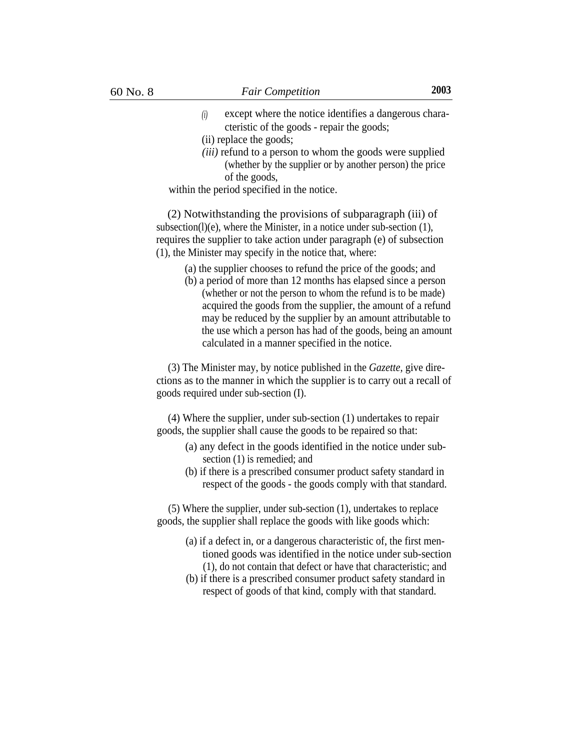(i) except where the notice identifies a dangerous characteristic of the goods - repair the goods;

(ii) replace the goods;

*(iii)* refund to a person to whom the goods were supplied (whether by the supplier or by another person) the price of the goods,

within the period specified in the notice.

(2) Notwithstanding the provisions of subparagraph (iii) of subsection(l)(e), where the Minister, in a notice under sub-section (1), requires the supplier to take action under paragraph (e) of subsection (1), the Minister may specify in the notice that, where:

(a) the supplier chooses to refund the price of the goods; and

(b) a period of more than 12 months has elapsed since a person (whether or not the person to whom the refund is to be made) acquired the goods from the supplier, the amount of a refund may be reduced by the supplier by an amount attributable to the use which a person has had of the goods, being an amount calculated in a manner specified in the notice.

(3) The Minister may, by notice published in the *Gazette*, give directions as to the manner in which the supplier is to carry out a recall of goods required under sub-section (I).

(4) Where the supplier, under sub-section (1) undertakes to repair goods, the supplier shall cause the goods to be repaired so that:

(a) any defect in the goods identified in the notice under sub-section (1) is remedied; and

(b) if there is a prescribed consumer product safety standard in respect of the goods - the goods comply with that standard.

(5) Where the supplier, under sub-section (1), undertakes to replace goods, the supplier shall replace the goods with like goods which:

(a) if a defect in, or a dangerous characteristic of, the first mentioned goods was identified in the notice under sub-section (1), do not contain that defect or have that characteristic; and

(b) if there is a prescribed consumer product safety standard in respect of goods of that kind, comply with that standard.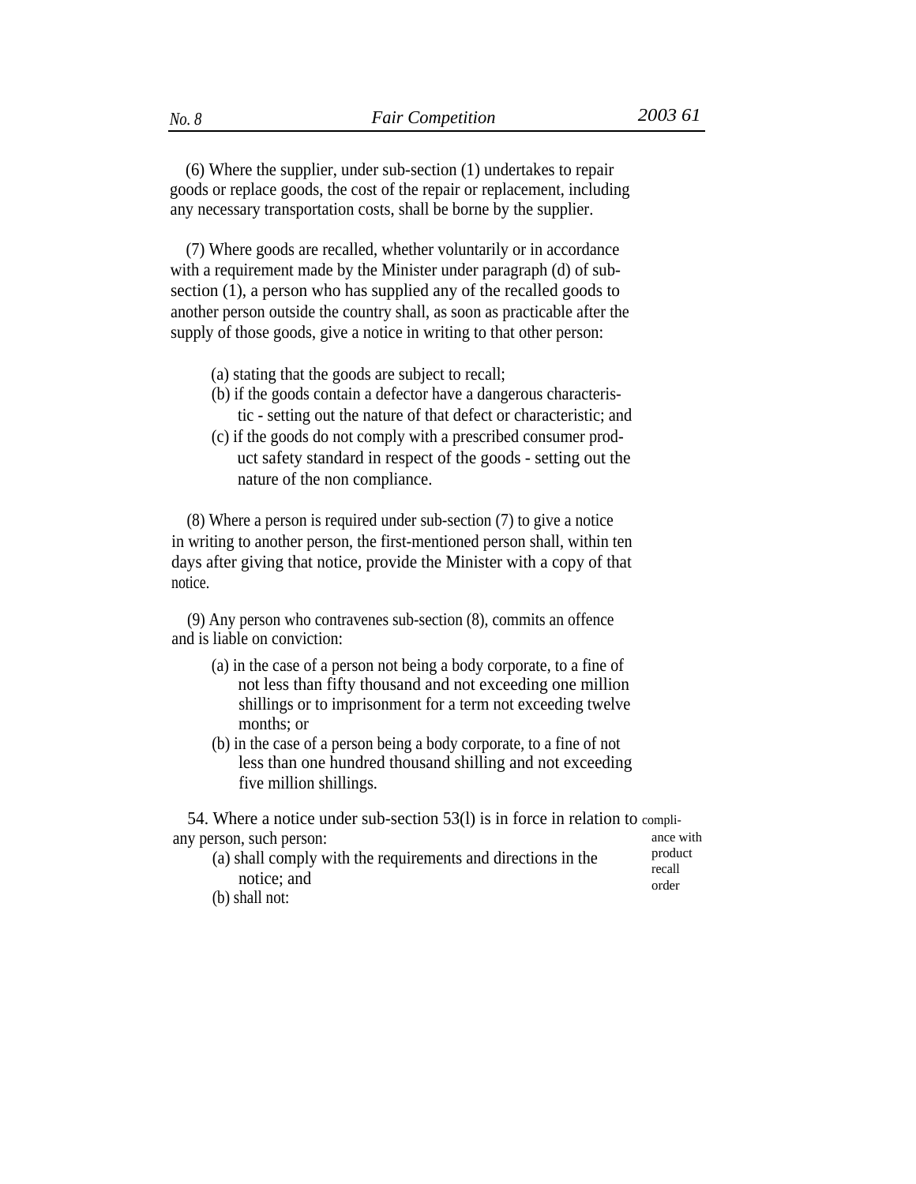(6) Where the supplier, under sub-section (1) undertakes to repair goods or replace goods, the cost of the repair or replacement, including any necessary transportation costs, shall be borne by the supplier.

(7) Where goods are recalled, whether voluntarily or in accordance with a requirement made by the Minister under paragraph (d) of sub-section (1), a person who has supplied any of the recalled goods to another person outside the country shall, as soon as practicable after the supply of those goods, give a notice in writing to that other person:

(a) stating that the goods are subject to recall;
(b) if the goods contain a defector have a dangerous characteristic - setting out the nature of that defect or characteristic; and
(c) if the goods do not comply with a prescribed consumer product safety standard in respect of the goods - setting out the nature of the non compliance.

(8) Where a person is required under sub-section (7) to give a notice in writing to another person, the first-mentioned person shall, within ten days after giving that notice, provide the Minister with a copy of that notice.

(9) Any person who contravenes sub-section (8), commits an offence and is liable on conviction:

(a) in the case of a person not being a body corporate, to a fine of not less than fifty thousand and not exceeding one million shillings or to imprisonment for a term not exceeding twelve months; or
(b) in the case of a person being a body corporate, to a fine of not less than one hundred thousand shilling and not exceeding five million shillings.

Compliance with product recall order

54. Where a notice under sub-section 53(l) is in force in relation to any person, such person:

(a) shall comply with the requirements and directions in the notice; and
(b) shall not: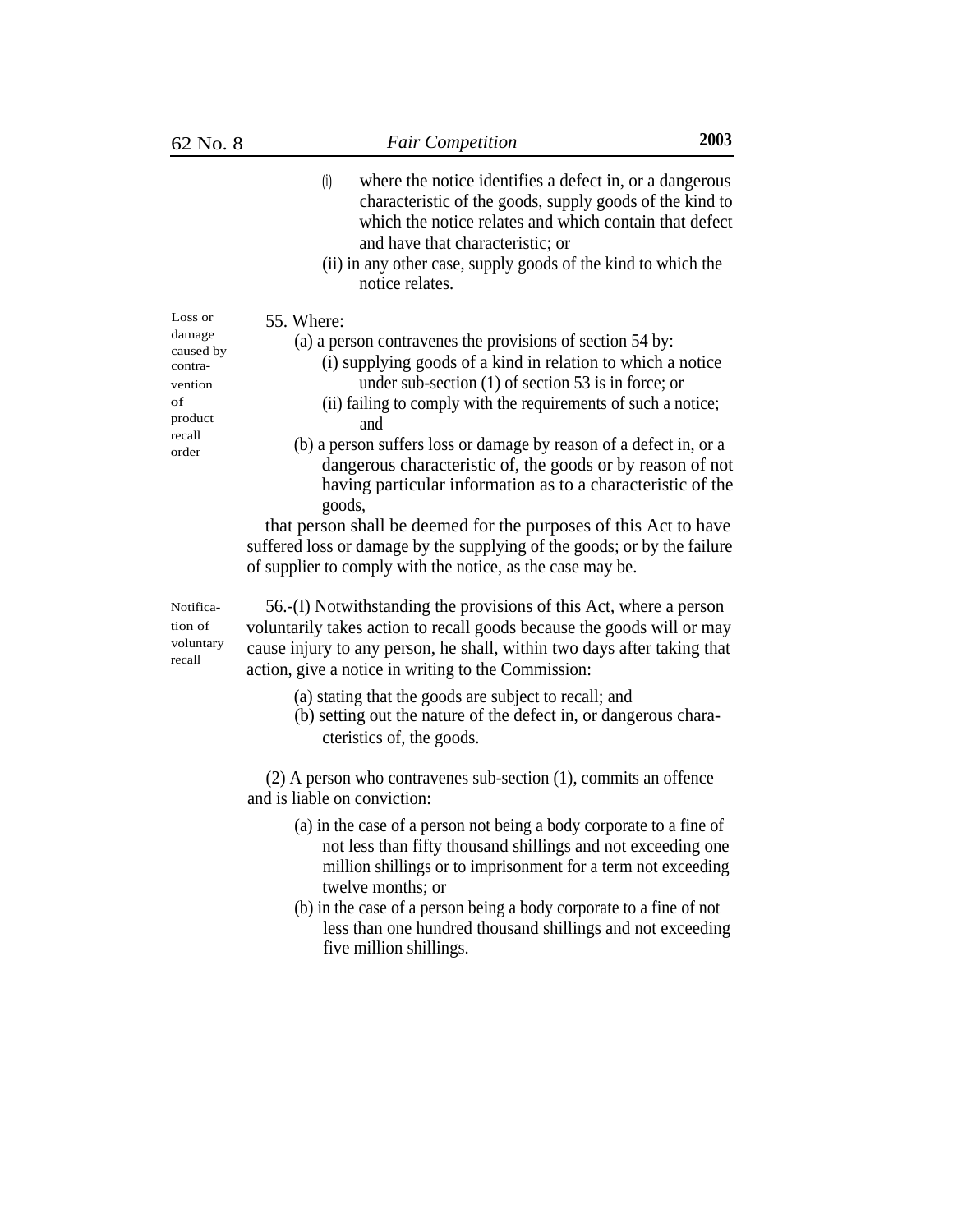(i) where the notice identifies a defect in, or a dangerous characteristic of the goods, supply goods of the kind to which the notice relates and which contain that defect and have that characteristic; or

(ii) in any other case, supply goods of the kind to which the notice relates.

Loss or damage caused by contravention of product recall order

55. Where:

(a) a person contravenes the provisions of section 54 by:

(i) supplying goods of a kind in relation to which a notice under sub-section (1) of section 53 is in force; or

(ii) failing to comply with the requirements of such a notice; and

(b) a person suffers loss or damage by reason of a defect in, or a dangerous characteristic of, the goods or by reason of not having particular information as to a characteristic of the goods,

that person shall be deemed for the purposes of this Act to have suffered loss or damage by the supplying of the goods; or by the failure of supplier to comply with the notice, as the case may be.

Notification of voluntary recall

56.-(I) Notwithstanding the provisions of this Act, where a person voluntarily takes action to recall goods because the goods will or may cause injury to any person, he shall, within two days after taking that action, give a notice in writing to the Commission:

(a) stating that the goods are subject to recall; and

(b) setting out the nature of the defect in, or dangerous characteristics of, the goods.

(2) A person who contravenes sub-section (1), commits an offence and is liable on conviction:

(a) in the case of a person not being a body corporate to a fine of not less than fifty thousand shillings and not exceeding one million shillings or to imprisonment for a term not exceeding twelve months; or

(b) in the case of a person being a body corporate to a fine of not less than one hundred thousand shillings and not exceeding five million shillings.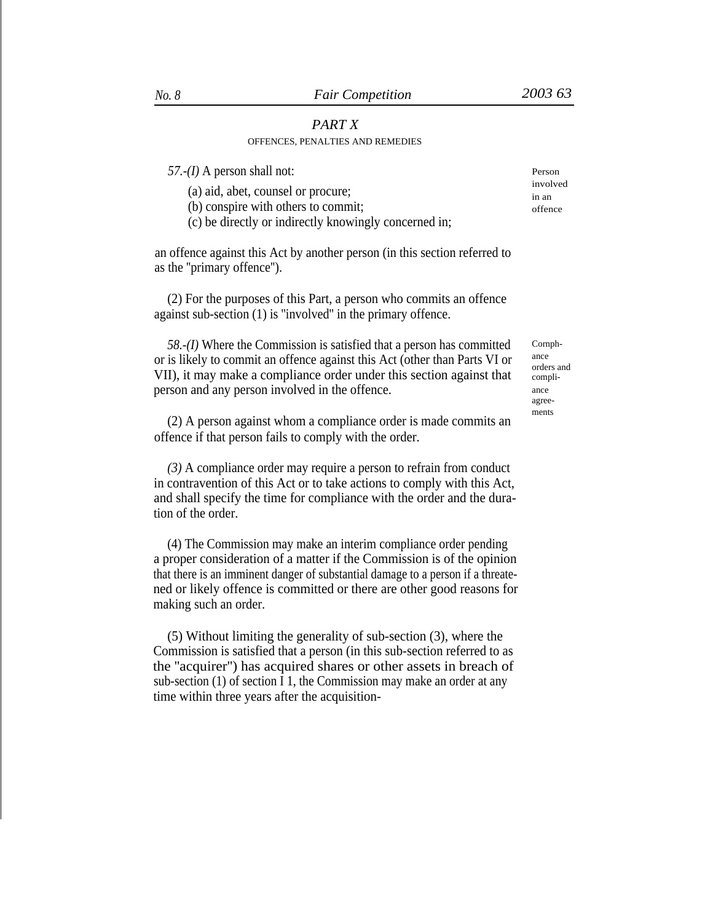## PART X

OFFENCES, PENALTIES AND REMEDIES

Person involved in an offence

*57.-(I)* A person shall not:

(a) aid, abet, counsel or procure;
(b) conspire with others to commit;
(c) be directly or indirectly knowingly concerned in;

an offence against this Act by another person (in this section referred to as the "primary offence").

(2) For the purposes of this Part, a person who commits an offence against sub-section (1) is "involved" in the primary offence.

Comphance orders and compliance agreements

*58.-(I)* Where the Commission is satisfied that a person has committed or is likely to commit an offence against this Act (other than Parts VI or VII), it may make a compliance order under this section against that person and any person involved in the offence.

(2) A person against whom a compliance order is made commits an offence if that person fails to comply with the order.

*(3)* A compliance order may require a person to refrain from conduct in contravention of this Act or to take actions to comply with this Act, and shall specify the time for compliance with the order and the duration of the order.

(4) The Commission may make an interim compliance order pending a proper consideration of a matter if the Commission is of the opinion that there is an imminent danger of substantial damage to a person if a threatened or likely offence is committed or there are other good reasons for making such an order.

(5) Without limiting the generality of sub-section (3), where the Commission is satisfied that a person (in this sub-section referred to as the "acquirer") has acquired shares or other assets in breach of sub-section (1) of section I 1, the Commission may make an order at any time within three years after the acquisition-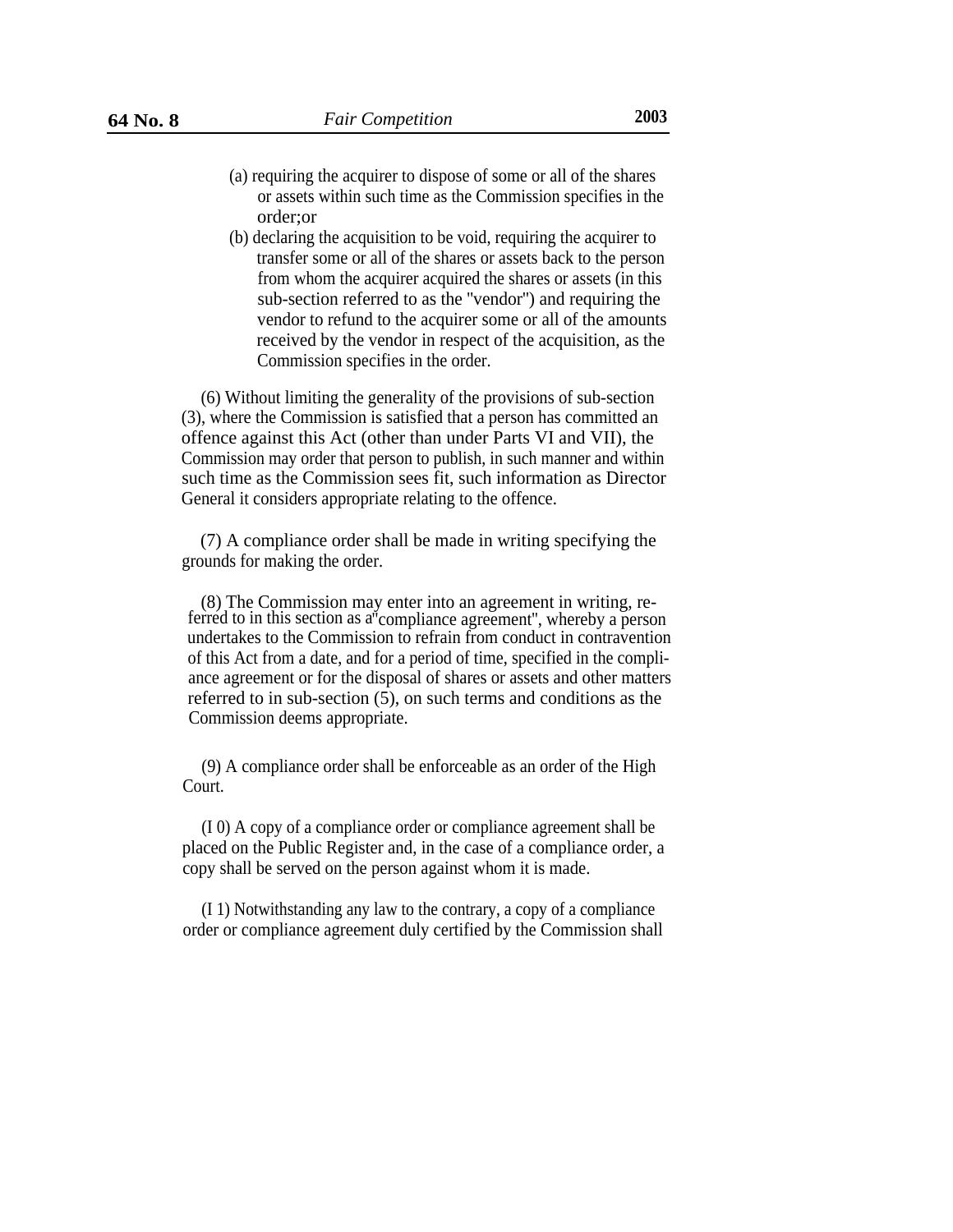(a) requiring the acquirer to dispose of some or all of the shares or assets within such time as the Commission specifies in the order;or

(b) declaring the acquisition to be void, requiring the acquirer to transfer some or all of the shares or assets back to the person from whom the acquirer acquired the shares or assets (in this sub-section referred to as the "vendor") and requiring the vendor to refund to the acquirer some or all of the amounts received by the vendor in respect of the acquisition, as the Commission specifies in the order.

(6) Without limiting the generality of the provisions of sub-section (3), where the Commission is satisfied that a person has committed an offence against this Act (other than under Parts VI and VII), the Commission may order that person to publish, in such manner and within such time as the Commission sees fit, such information as Director General it considers appropriate relating to the offence.

(7) A compliance order shall be made in writing specifying the grounds for making the order.

(8) The Commission may enter into an agreement in writing, referred to in this section as a "compliance agreement", whereby a person undertakes to the Commission to refrain from conduct in contravention of this Act from a date, and for a period of time, specified in the compliance agreement or for the disposal of shares or assets and other matters referred to in sub-section (5), on such terms and conditions as the Commission deems appropriate.

(9) A compliance order shall be enforceable as an order of the High Court.

(10) A copy of a compliance order or compliance agreement shall be placed on the Public Register and, in the case of a compliance order, a copy shall be served on the person against whom it is made.

(11) Notwithstanding any law to the contrary, a copy of a compliance order or compliance agreement duly certified by the Commission shall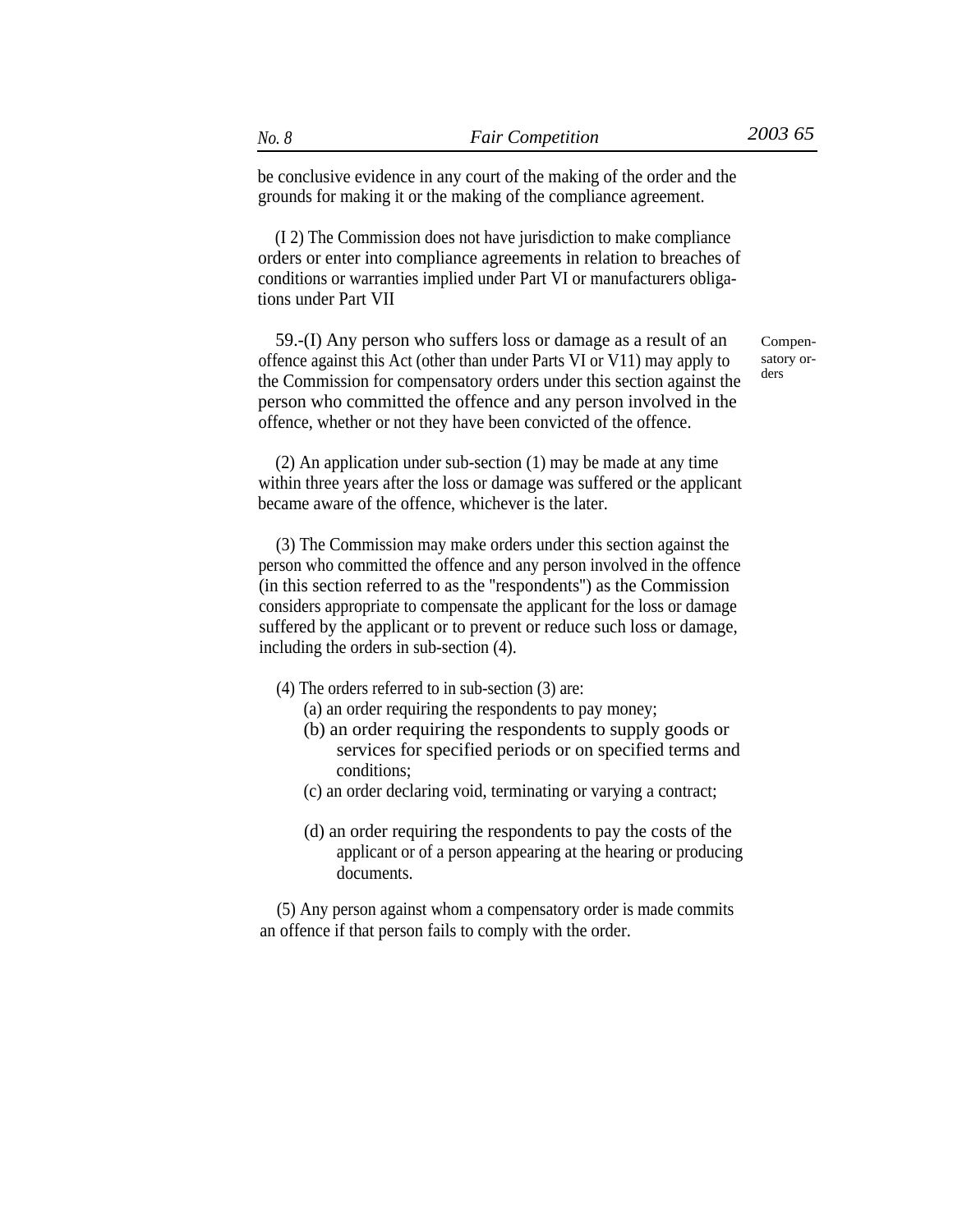be conclusive evidence in any court of the making of the order and the grounds for making it or the making of the compliance agreement.

(I 2) The Commission does not have jurisdiction to make compliance orders or enter into compliance agreements in relation to breaches of conditions or warranties implied under Part VI or manufacturers obligations under Part VII

Compensatory orders

59.-(I) Any person who suffers loss or damage as a result of an offence against this Act (other than under Parts VI or V11) may apply to the Commission for compensatory orders under this section against the person who committed the offence and any person involved in the offence, whether or not they have been convicted of the offence.

(2) An application under sub-section (1) may be made at any time within three years after the loss or damage was suffered or the applicant became aware of the offence, whichever is the later.

(3) The Commission may make orders under this section against the person who committed the offence and any person involved in the offence (in this section referred to as the "respondents") as the Commission considers appropriate to compensate the applicant for the loss or damage suffered by the applicant or to prevent or reduce such loss or damage, including the orders in sub-section (4).

(4) The orders referred to in sub-section (3) are:

(a) an order requiring the respondents to pay money;

(b) an order requiring the respondents to supply goods or services for specified periods or on specified terms and conditions;

(c) an order declaring void, terminating or varying a contract;

(d) an order requiring the respondents to pay the costs of the applicant or of a person appearing at the hearing or producing documents.

(5) Any person against whom a compensatory order is made commits an offence if that person fails to comply with the order.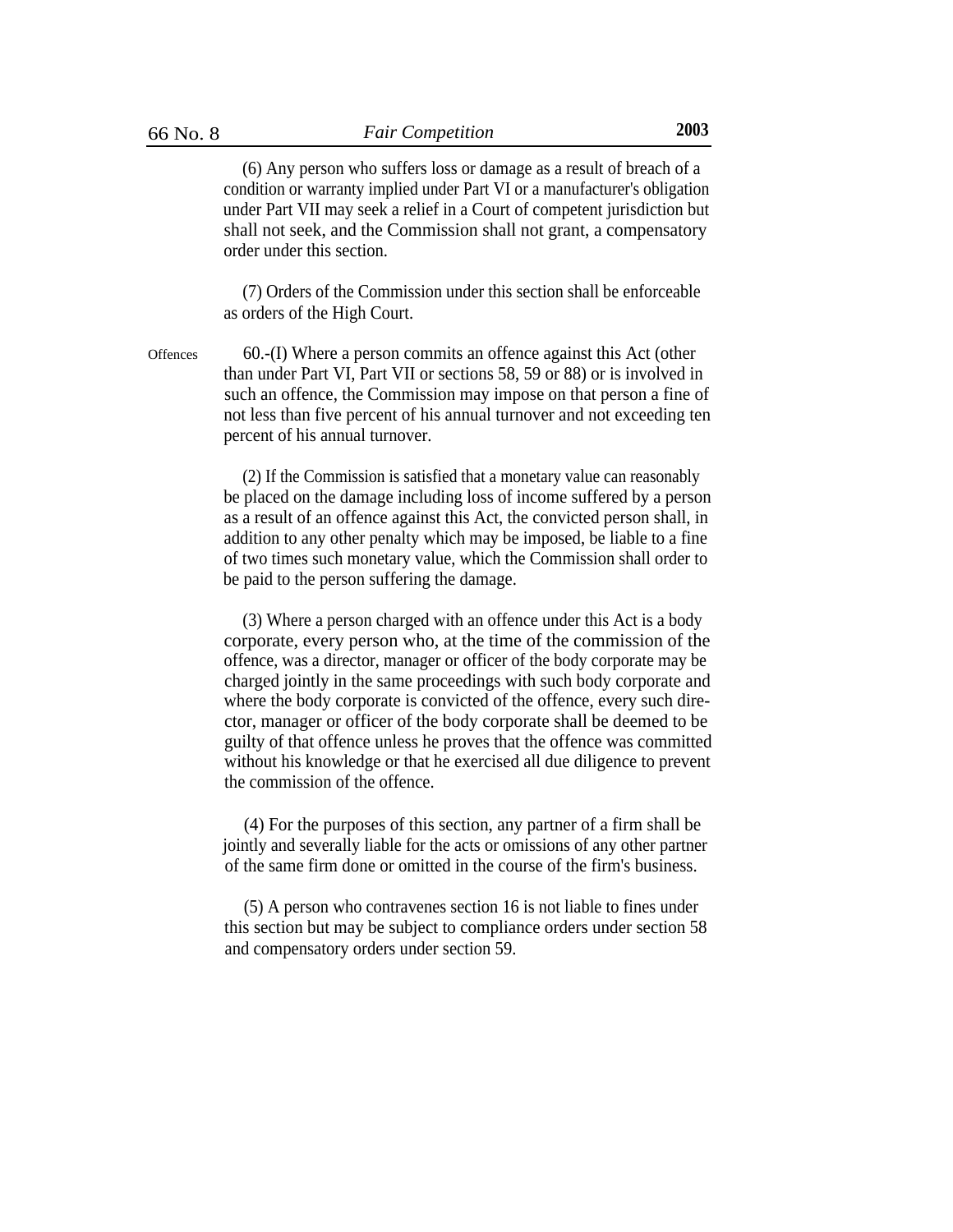(6) Any person who suffers loss or damage as a result of breach of a condition or warranty implied under Part VI or a manufacturer's obligation under Part VII may seek a relief in a Court of competent jurisdiction but shall not seek, and the Commission shall not grant, a compensatory order under this section.

(7) Orders of the Commission under this section shall be enforceable as orders of the High Court.

Offences

60.-(I) Where a person commits an offence against this Act (other than under Part VI, Part VII or sections 58, 59 or 88) or is involved in such an offence, the Commission may impose on that person a fine of not less than five percent of his annual turnover and not exceeding ten percent of his annual turnover.

(2) If the Commission is satisfied that a monetary value can reasonably be placed on the damage including loss of income suffered by a person as a result of an offence against this Act, the convicted person shall, in addition to any other penalty which may be imposed, be liable to a fine of two times such monetary value, which the Commission shall order to be paid to the person suffering the damage.

(3) Where a person charged with an offence under this Act is a body corporate, every person who, at the time of the commission of the offence, was a director, manager or officer of the body corporate may be charged jointly in the same proceedings with such body corporate and where the body corporate is convicted of the offence, every such director, manager or officer of the body corporate shall be deemed to be guilty of that offence unless he proves that the offence was committed without his knowledge or that he exercised all due diligence to prevent the commission of the offence.

(4) For the purposes of this section, any partner of a firm shall be jointly and severally liable for the acts or omissions of any other partner of the same firm done or omitted in the course of the firm's business.

(5) A person who contravenes section 16 is not liable to fines under this section but may be subject to compliance orders under section 58 and compensatory orders under section 59.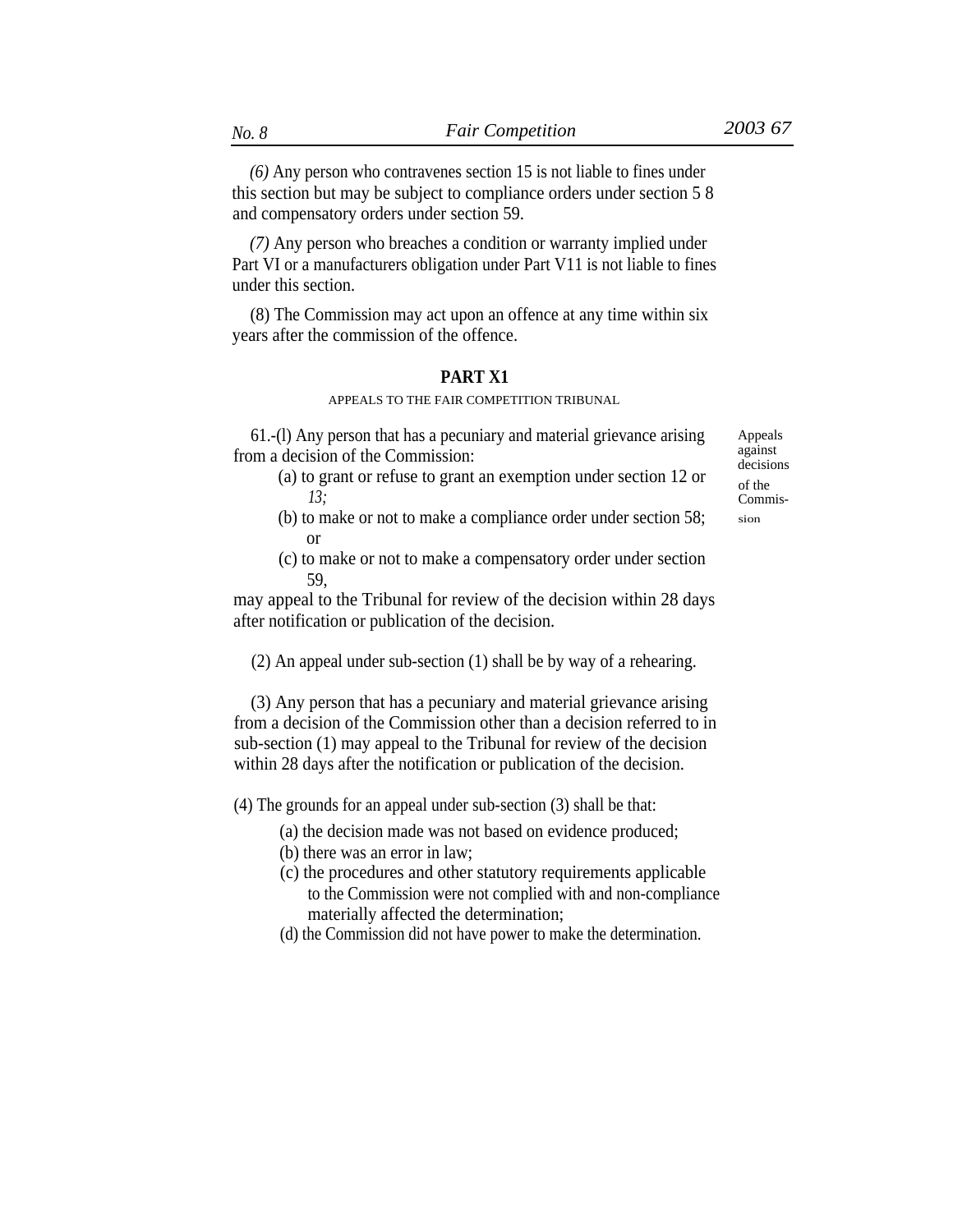*(6)* Any person who contravenes section 15 is not liable to fines under this section but may be subject to compliance orders under section 5 8 and compensatory orders under section 59.

*(7)* Any person who breaches a condition or warranty implied under Part VI or a manufacturers obligation under Part V11 is not liable to fines under this section.

(8) The Commission may act upon an offence at any time within six years after the commission of the offence.

## PART X1

### APPEALS TO THE FAIR COMPETITION TRIBUNAL

Appeals against decisions of the Commission

61.-(l) Any person that has a pecuniary and material grievance arising from a decision of the Commission:

(a) to grant or refuse to grant an exemption under section 12 or *13;*

(b) to make or not to make a compliance order under section 58; or

(c) to make or not to make a compensatory order under section 59,

may appeal to the Tribunal for review of the decision within 28 days after notification or publication of the decision.

(2) An appeal under sub-section (1) shall be by way of a rehearing.

(3) Any person that has a pecuniary and material grievance arising from a decision of the Commission other than a decision referred to in sub-section (1) may appeal to the Tribunal for review of the decision within 28 days after the notification or publication of the decision.

(4) The grounds for an appeal under sub-section (3) shall be that:

(a) the decision made was not based on evidence produced;

(b) there was an error in law;

(c) the procedures and other statutory requirements applicable to the Commission were not complied with and non-compliance materially affected the determination;

(d) the Commission did not have power to make the determination.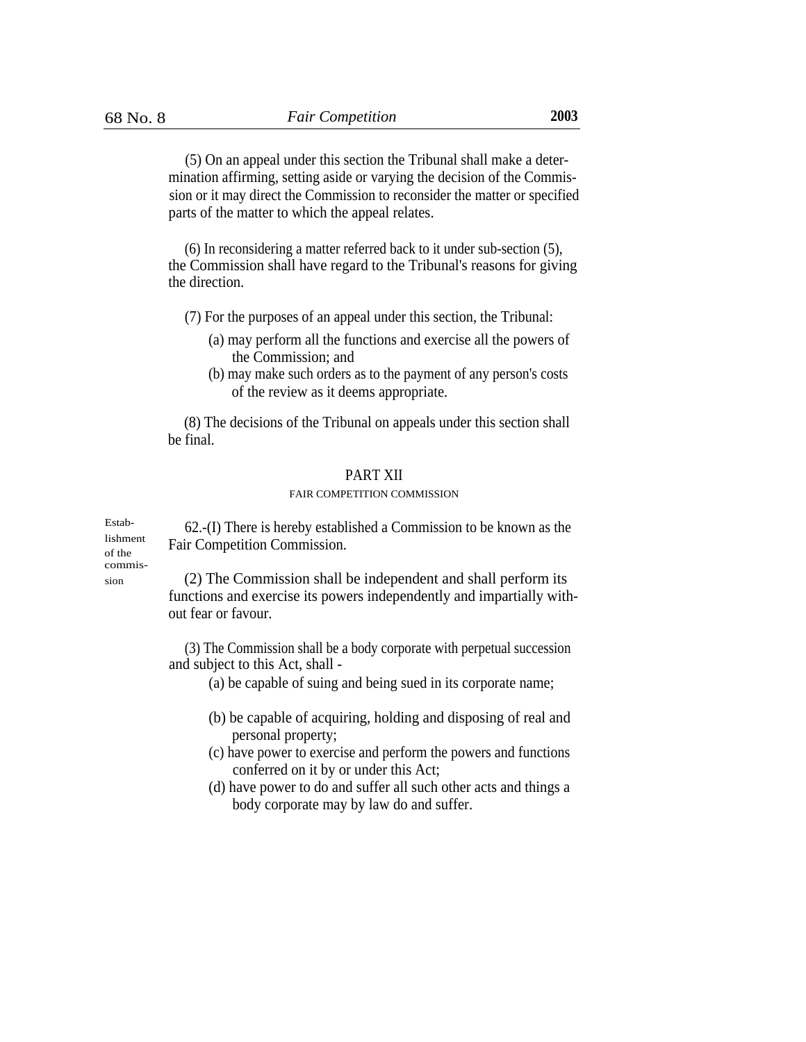(5) On an appeal under this section the Tribunal shall make a determination affirming, setting aside or varying the decision of the Commission or it may direct the Commission to reconsider the matter or specified parts of the matter to which the appeal relates.

(6) In reconsidering a matter referred back to it under sub-section (5), the Commission shall have regard to the Tribunal's reasons for giving the direction.

(7) For the purposes of an appeal under this section, the Tribunal:

(a) may perform all the functions and exercise all the powers of the Commission; and

(b) may make such orders as to the payment of any person's costs of the review as it deems appropriate.

(8) The decisions of the Tribunal on appeals under this section shall be final.

## PART XII

### FAIR COMPETITION COMMISSION

Establishment of the commission

62.-(I) There is hereby established a Commission to be known as the Fair Competition Commission.

(2) The Commission shall be independent and shall perform its functions and exercise its powers independently and impartially without fear or favour.

(3) The Commission shall be a body corporate with perpetual succession and subject to this Act, shall -

(a) be capable of suing and being sued in its corporate name;

(b) be capable of acquiring, holding and disposing of real and personal property;

(c) have power to exercise and perform the powers and functions conferred on it by or under this Act;

(d) have power to do and suffer all such other acts and things a body corporate may by law do and suffer.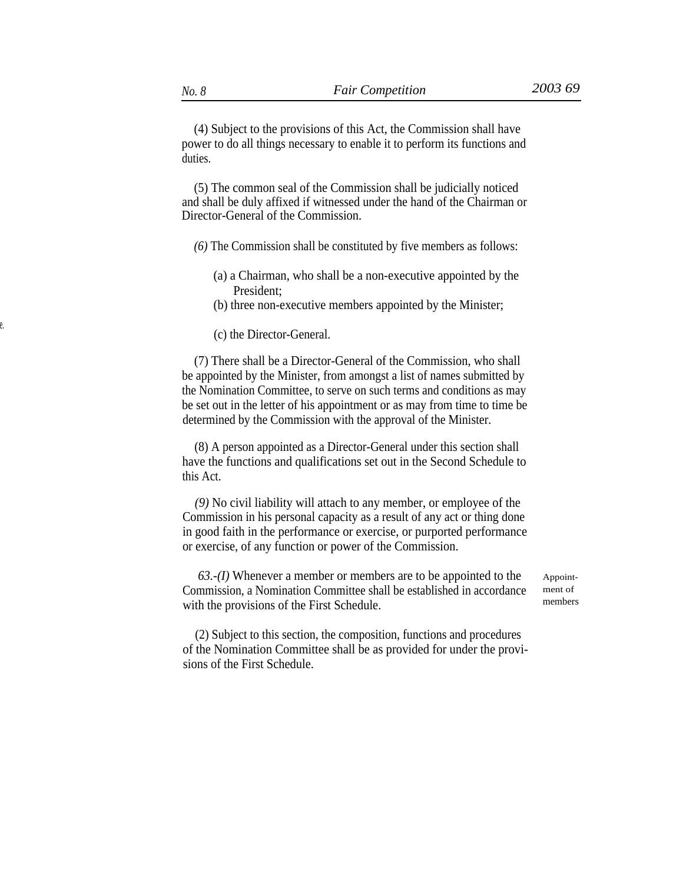(4) Subject to the provisions of this Act, the Commission shall have power to do all things necessary to enable it to perform its functions and duties.

(5) The common seal of the Commission shall be judicially noticed and shall be duly affixed if witnessed under the hand of the Chairman or Director-General of the Commission.

*(6)* The Commission shall be constituted by five members as follows:

(a) a Chairman, who shall be a non-executive appointed by the President;

(b) three non-executive members appointed by the Minister;

(c) the Director-General.

(7) There shall be a Director-General of the Commission, who shall be appointed by the Minister, from amongst a list of names submitted by the Nomination Committee, to serve on such terms and conditions as may be set out in the letter of his appointment or as may from time to time be determined by the Commission with the approval of the Minister.

(8) A person appointed as a Director-General under this section shall have the functions and qualifications set out in the Second Schedule to this Act.

*(9)* No civil liability will attach to any member, or employee of the Commission in his personal capacity as a result of any act or thing done in good faith in the performance or exercise, or purported performance or exercise, of any function or power of the Commission.

Appointment of members

*63.-(I)* Whenever a member or members are to be appointed to the Commission, a Nomination Committee shall be established in accordance with the provisions of the First Schedule.

(2) Subject to this section, the composition, functions and procedures of the Nomination Committee shall be as provided for under the provisions of the First Schedule.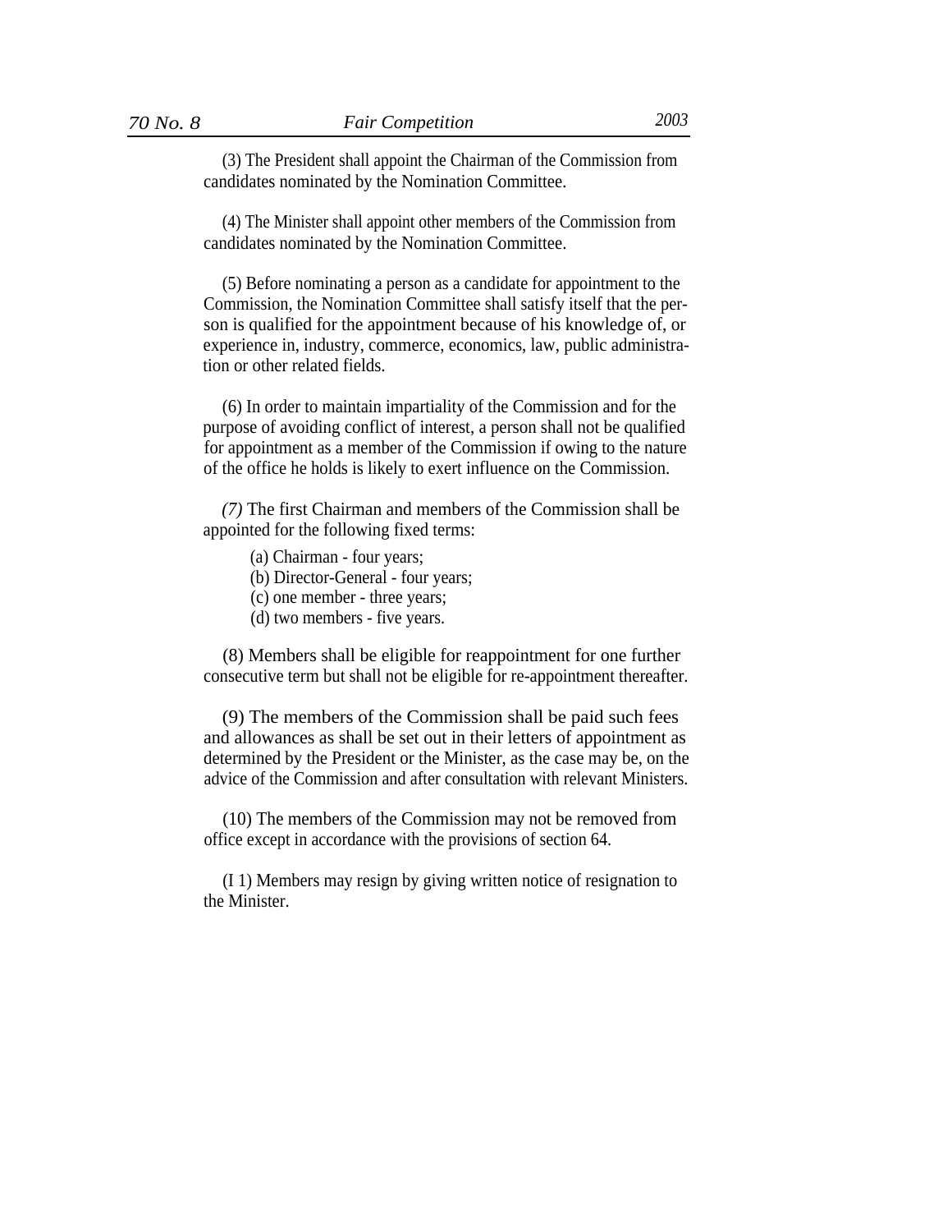(3) The President shall appoint the Chairman of the Commission from candidates nominated by the Nomination Committee.

(4) The Minister shall appoint other members of the Commission from candidates nominated by the Nomination Committee.

(5) Before nominating a person as a candidate for appointment to the Commission, the Nomination Committee shall satisfy itself that the person is qualified for the appointment because of his knowledge of, or experience in, industry, commerce, economics, law, public administration or other related fields.

(6) In order to maintain impartiality of the Commission and for the purpose of avoiding conflict of interest, a person shall not be qualified for appointment as a member of the Commission if owing to the nature of the office he holds is likely to exert influence on the Commission.

*(7)* The first Chairman and members of the Commission shall be appointed for the following fixed terms:

(a) Chairman - four years;
(b) Director-General - four years;
(c) one member - three years;
(d) two members - five years.

(8) Members shall be eligible for reappointment for one further consecutive term but shall not be eligible for re-appointment thereafter.

(9) The members of the Commission shall be paid such fees and allowances as shall be set out in their letters of appointment as determined by the President or the Minister, as the case may be, on the advice of the Commission and after consultation with relevant Ministers.

(10) The members of the Commission may not be removed from office except in accordance with the provisions of section 64.

(I 1) Members may resign by giving written notice of resignation to the Minister.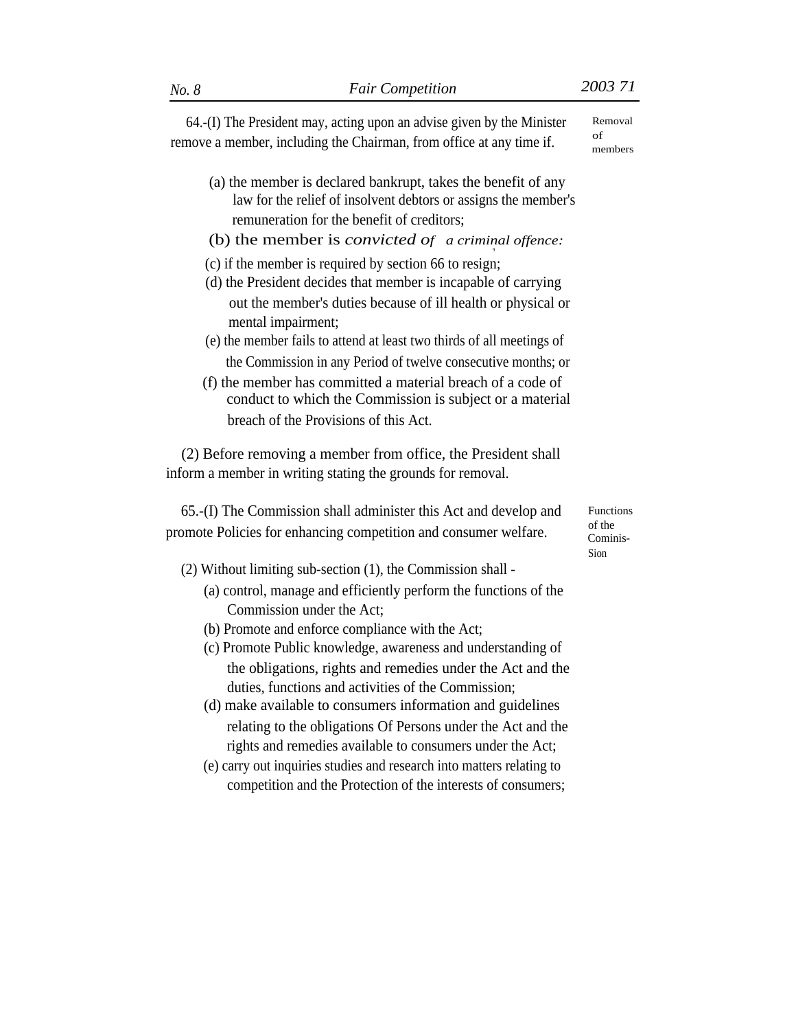**Removal of members**

64.-(I) The President may, acting upon an advise given by the Minister remove a member, including the Chairman, from office at any time if.

(a) the member is declared bankrupt, takes the benefit of any law for the relief of insolvent debtors or assigns the member's remuneration for the benefit of creditors;

(b) the member is *convicted of a criminal offence:*

(c) if the member is required by section 66 to resign;

(d) the President decides that member is incapable of carrying out the member's duties because of ill health or physical or mental impairment;

(e) the member fails to attend at least two thirds of all meetings of the Commission in any Period of twelve consecutive months; or

(f) the member has committed a material breach of a code of conduct to which the Commission is subject or a material breach of the Provisions of this Act.

(2) Before removing a member from office, the President shall inform a member in writing stating the grounds for removal.

**Functions of the Cominis-Sion**

65.-(I) The Commission shall administer this Act and develop and promote Policies for enhancing competition and consumer welfare.

(2) Without limiting sub-section (1), the Commission shall -

(a) control, manage and efficiently perform the functions of the Commission under the Act;

(b) Promote and enforce compliance with the Act;

(c) Promote Public knowledge, awareness and understanding of the obligations, rights and remedies under the Act and the duties, functions and activities of the Commission;

(d) make available to consumers information and guidelines relating to the obligations Of Persons under the Act and the rights and remedies available to consumers under the Act;

(e) carry out inquiries studies and research into matters relating to competition and the Protection of the interests of consumers;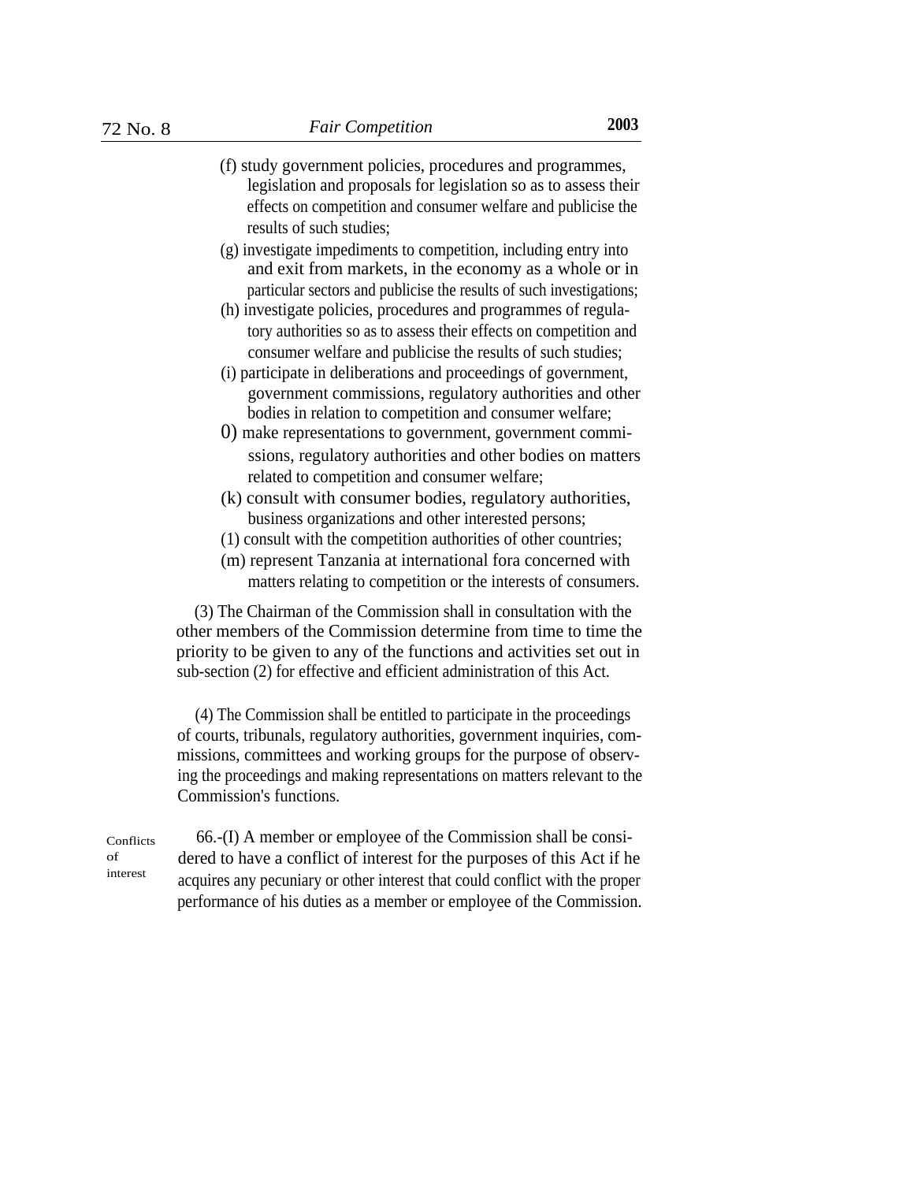(f) study government policies, procedures and programmes, legislation and proposals for legislation so as to assess their effects on competition and consumer welfare and publicise the results of such studies;

(g) investigate impediments to competition, including entry into and exit from markets, in the economy as a whole or in particular sectors and publicise the results of such investigations;

(h) investigate policies, procedures and programmes of regulatory authorities so as to assess their effects on competition and consumer welfare and publicise the results of such studies;

(i) participate in deliberations and proceedings of government, government commissions, regulatory authorities and other bodies in relation to competition and consumer welfare;

0) make representations to government, government commissions, regulatory authorities and other bodies on matters related to competition and consumer welfare;

(k) consult with consumer bodies, regulatory authorities, business organizations and other interested persons;

(1) consult with the competition authorities of other countries;

(m) represent Tanzania at international fora concerned with matters relating to competition or the interests of consumers.

(3) The Chairman of the Commission shall in consultation with the other members of the Commission determine from time to time the priority to be given to any of the functions and activities set out in sub-section (2) for effective and efficient administration of this Act.

(4) The Commission shall be entitled to participate in the proceedings of courts, tribunals, regulatory authorities, government inquiries, commissions, committees and working groups for the purpose of observing the proceedings and making representations on matters relevant to the Commission's functions.

Conflicts of interest

66.-(I) A member or employee of the Commission shall be considered to have a conflict of interest for the purposes of this Act if he acquires any pecuniary or other interest that could conflict with the proper performance of his duties as a member or employee of the Commission.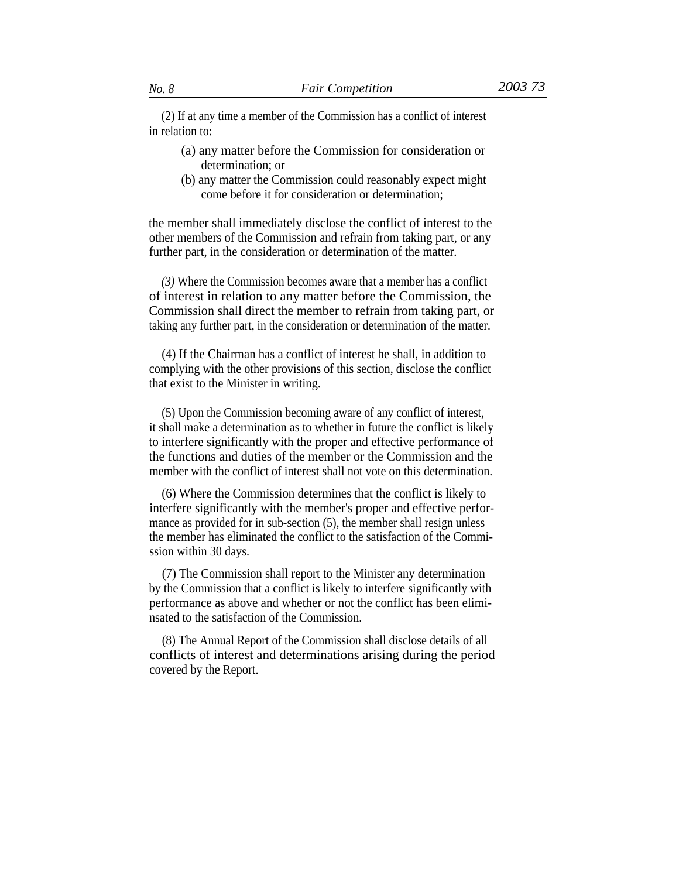(2) If at any time a member of the Commission has a conflict of interest in relation to:

(a) any matter before the Commission for consideration or determination; or
(b) any matter the Commission could reasonably expect might come before it for consideration or determination;

the member shall immediately disclose the conflict of interest to the other members of the Commission and refrain from taking part, or any further part, in the consideration or determination of the matter.

*(3)* Where the Commission becomes aware that a member has a conflict of interest in relation to any matter before the Commission, the Commission shall direct the member to refrain from taking part, or taking any further part, in the consideration or determination of the matter.

(4) If the Chairman has a conflict of interest he shall, in addition to complying with the other provisions of this section, disclose the conflict that exist to the Minister in writing.

(5) Upon the Commission becoming aware of any conflict of interest, it shall make a determination as to whether in future the conflict is likely to interfere significantly with the proper and effective performance of the functions and duties of the member or the Commission and the member with the conflict of interest shall not vote on this determination.

(6) Where the Commission determines that the conflict is likely to interfere significantly with the member's proper and effective performance as provided for in sub-section (5), the member shall resign unless the member has eliminated the conflict to the satisfaction of the Commission within 30 days.

(7) The Commission shall report to the Minister any determination by the Commission that a conflict is likely to interfere significantly with performance as above and whether or not the conflict has been elimi-nsated to the satisfaction of the Commission.

(8) The Annual Report of the Commission shall disclose details of all conflicts of interest and determinations arising during the period covered by the Report.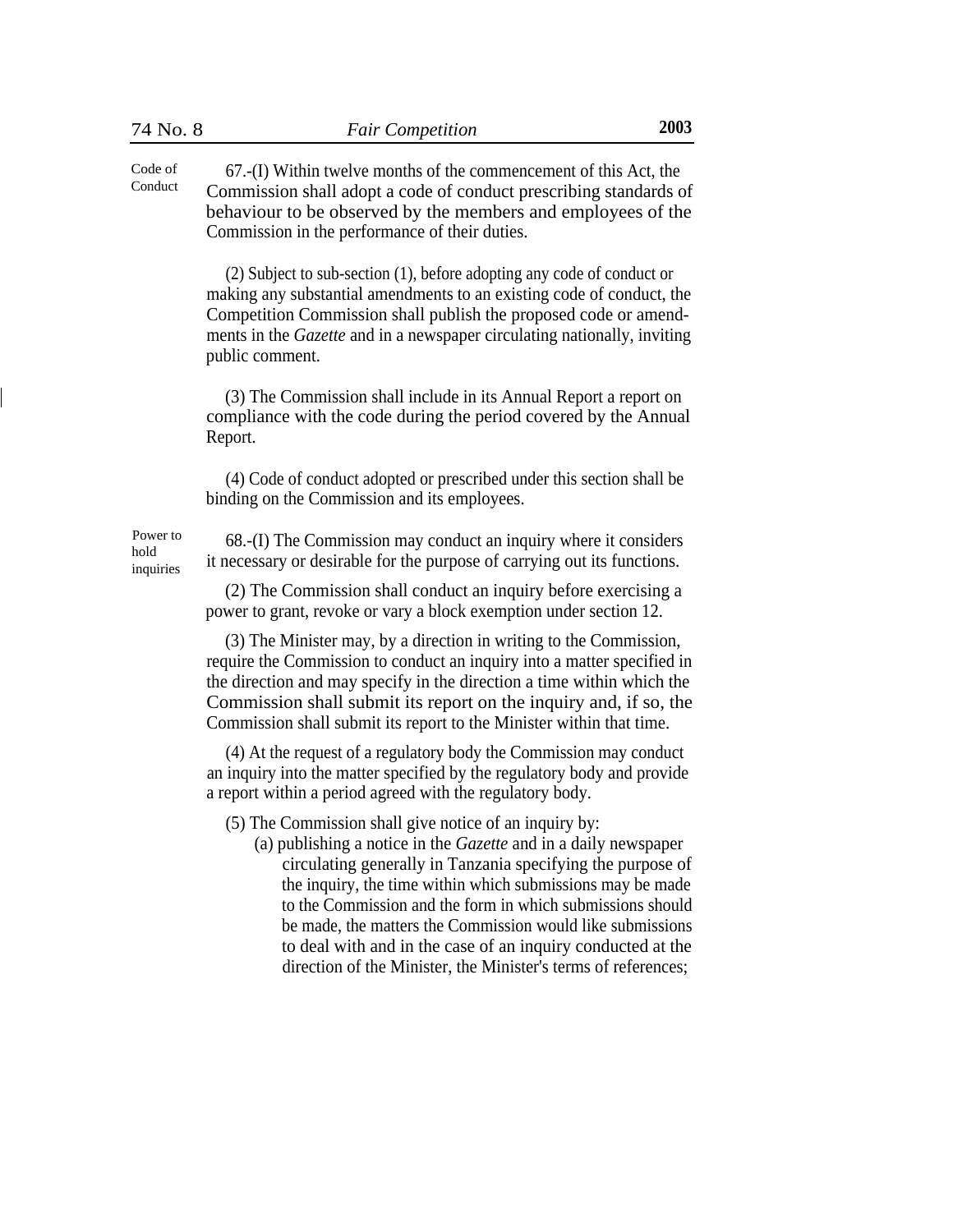Code of Conduct

67.-(I) Within twelve months of the commencement of this Act, the Commission shall adopt a code of conduct prescribing standards of behaviour to be observed by the members and employees of the Commission in the performance of their duties.

(2) Subject to sub-section (1), before adopting any code of conduct or making any substantial amendments to an existing code of conduct, the Competition Commission shall publish the proposed code or amendments in the *Gazette* and in a newspaper circulating nationally, inviting public comment.

(3) The Commission shall include in its Annual Report a report on compliance with the code during the period covered by the Annual Report.

(4) Code of conduct adopted or prescribed under this section shall be binding on the Commission and its employees.

Power to hold inquiries

68.-(I) The Commission may conduct an inquiry where it considers it necessary or desirable for the purpose of carrying out its functions.

(2) The Commission shall conduct an inquiry before exercising a power to grant, revoke or vary a block exemption under section 12.

(3) The Minister may, by a direction in writing to the Commission, require the Commission to conduct an inquiry into a matter specified in the direction and may specify in the direction a time within which the Commission shall submit its report on the inquiry and, if so, the Commission shall submit its report to the Minister within that time.

(4) At the request of a regulatory body the Commission may conduct an inquiry into the matter specified by the regulatory body and provide a report within a period agreed with the regulatory body.

(5) The Commission shall give notice of an inquiry by:

(a) publishing a notice in the *Gazette* and in a daily newspaper circulating generally in Tanzania specifying the purpose of the inquiry, the time within which submissions may be made to the Commission and the form in which submissions should be made, the matters the Commission would like submissions to deal with and in the case of an inquiry conducted at the direction of the Minister, the Minister's terms of references;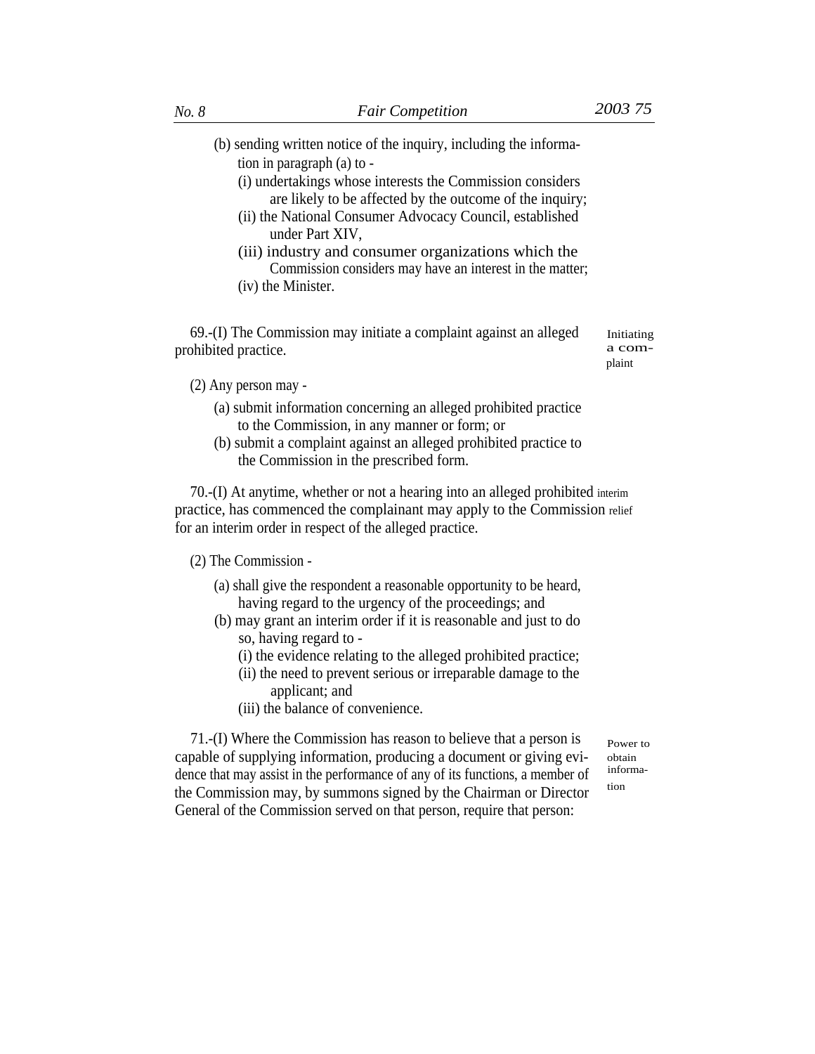(b) sending written notice of the inquiry, including the information in paragraph (a) to -

   (i) undertakings whose interests the Commission considers are likely to be affected by the outcome of the inquiry;

   (ii) the National Consumer Advocacy Council, established under Part XIV,

   (iii) industry and consumer organizations which the Commission considers may have an interest in the matter;

   (iv) the Minister.

**Initiating a complaint**

69.-(I) The Commission may initiate a complaint against an alleged prohibited practice.

(2) Any person may -

(a) submit information concerning an alleged prohibited practice to the Commission, in any manner or form; or

(b) submit a complaint against an alleged prohibited practice to the Commission in the prescribed form.

**interim relief**

70.-(I) At anytime, whether or not a hearing into an alleged prohibited practice, has commenced the complainant may apply to the Commission for an interim order in respect of the alleged practice.

(2) The Commission -

(a) shall give the respondent a reasonable opportunity to be heard, having regard to the urgency of the proceedings; and

(b) may grant an interim order if it is reasonable and just to do so, having regard to -

   (i) the evidence relating to the alleged prohibited practice;

   (ii) the need to prevent serious or irreparable damage to the applicant; and

   (iii) the balance of convenience.

**Power to obtain information**

71.-(I) Where the Commission has reason to believe that a person is capable of supplying information, producing a document or giving evidence that may assist in the performance of any of its functions, a member of the Commission may, by summons signed by the Chairman or Director General of the Commission served on that person, require that person: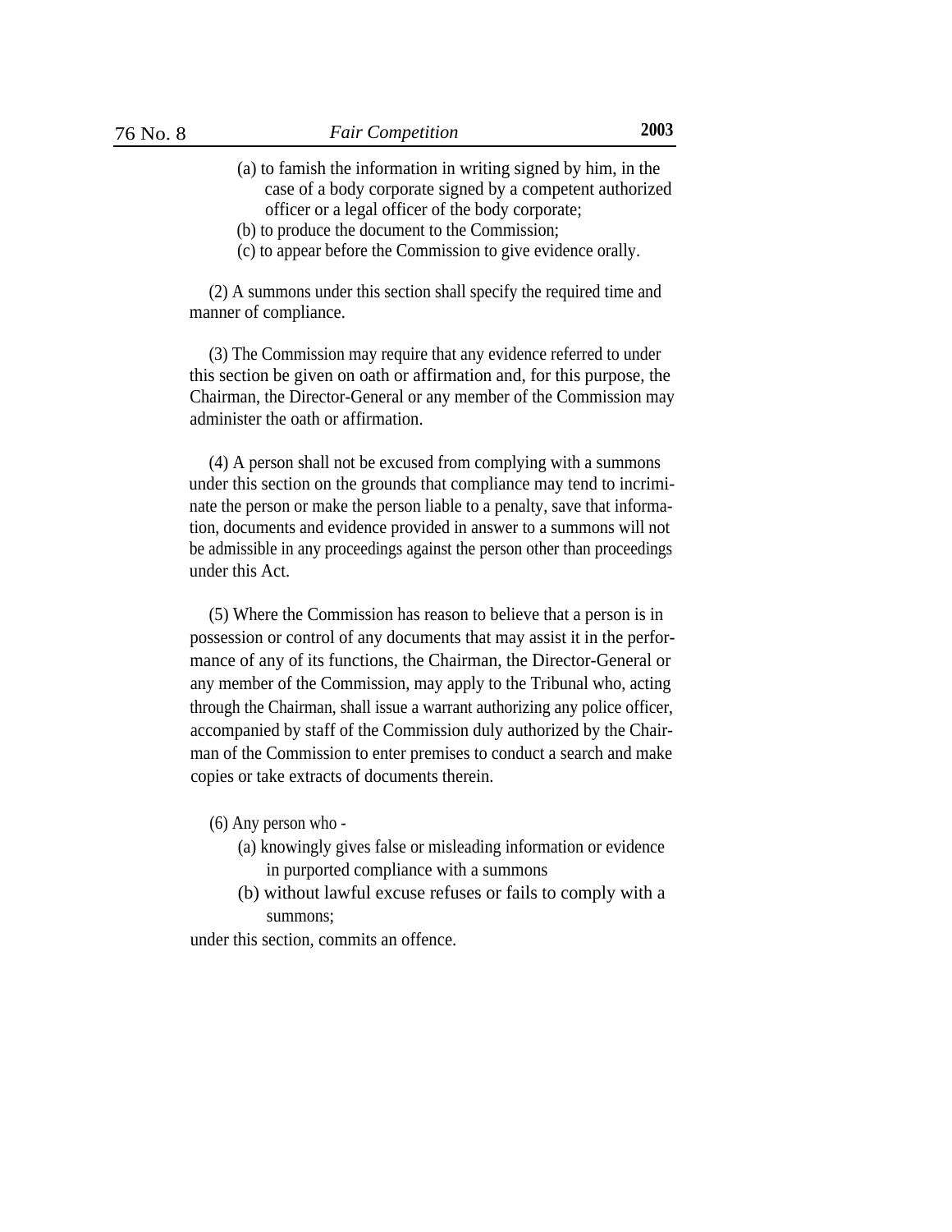(a) to famish the information in writing signed by him, in the case of a body corporate signed by a competent authorized officer or a legal officer of the body corporate;

(b) to produce the document to the Commission;

(c) to appear before the Commission to give evidence orally.

(2) A summons under this section shall specify the required time and manner of compliance.

(3) The Commission may require that any evidence referred to under this section be given on oath or affirmation and, for this purpose, the Chairman, the Director-General or any member of the Commission may administer the oath or affirmation.

(4) A person shall not be excused from complying with a summons under this section on the grounds that compliance may tend to incriminate the person or make the person liable to a penalty, save that information, documents and evidence provided in answer to a summons will not be admissible in any proceedings against the person other than proceedings under this Act.

(5) Where the Commission has reason to believe that a person is in possession or control of any documents that may assist it in the performance of any of its functions, the Chairman, the Director-General or any member of the Commission, may apply to the Tribunal who, acting through the Chairman, shall issue a warrant authorizing any police officer, accompanied by staff of the Commission duly authorized by the Chairman of the Commission to enter premises to conduct a search and make copies or take extracts of documents therein.

(6) Any person who -

(a) knowingly gives false or misleading information or evidence in purported compliance with a summons

(b) without lawful excuse refuses or fails to comply with a summons;

under this section, commits an offence.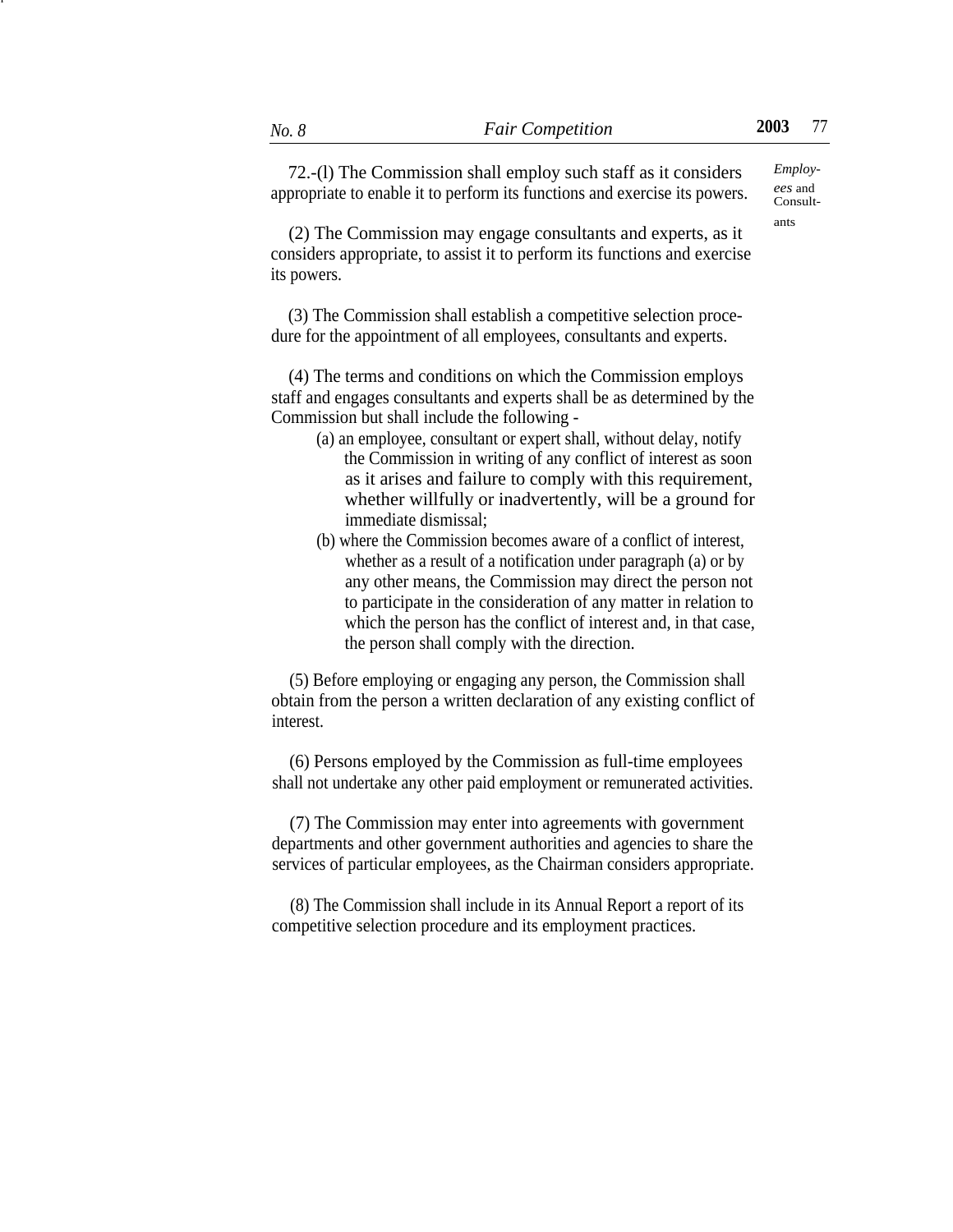72.-(l) The Commission shall employ such staff as it considers appropriate to enable it to perform its functions and exercise its powers.

*Employees* and Consultants

(2) The Commission may engage consultants and experts, as it considers appropriate, to assist it to perform its functions and exercise its powers.

(3) The Commission shall establish a competitive selection procedure for the appointment of all employees, consultants and experts.

(4) The terms and conditions on which the Commission employs staff and engages consultants and experts shall be as determined by the Commission but shall include the following -

(a) an employee, consultant or expert shall, without delay, notify the Commission in writing of any conflict of interest as soon as it arises and failure to comply with this requirement, whether willfully or inadvertently, will be a ground for immediate dismissal;

(b) where the Commission becomes aware of a conflict of interest, whether as a result of a notification under paragraph (a) or by any other means, the Commission may direct the person not to participate in the consideration of any matter in relation to which the person has the conflict of interest and, in that case, the person shall comply with the direction.

(5) Before employing or engaging any person, the Commission shall obtain from the person a written declaration of any existing conflict of interest.

(6) Persons employed by the Commission as full-time employees shall not undertake any other paid employment or remunerated activities.

(7) The Commission may enter into agreements with government departments and other government authorities and agencies to share the services of particular employees, as the Chairman considers appropriate.

(8) The Commission shall include in its Annual Report a report of its competitive selection procedure and its employment practices.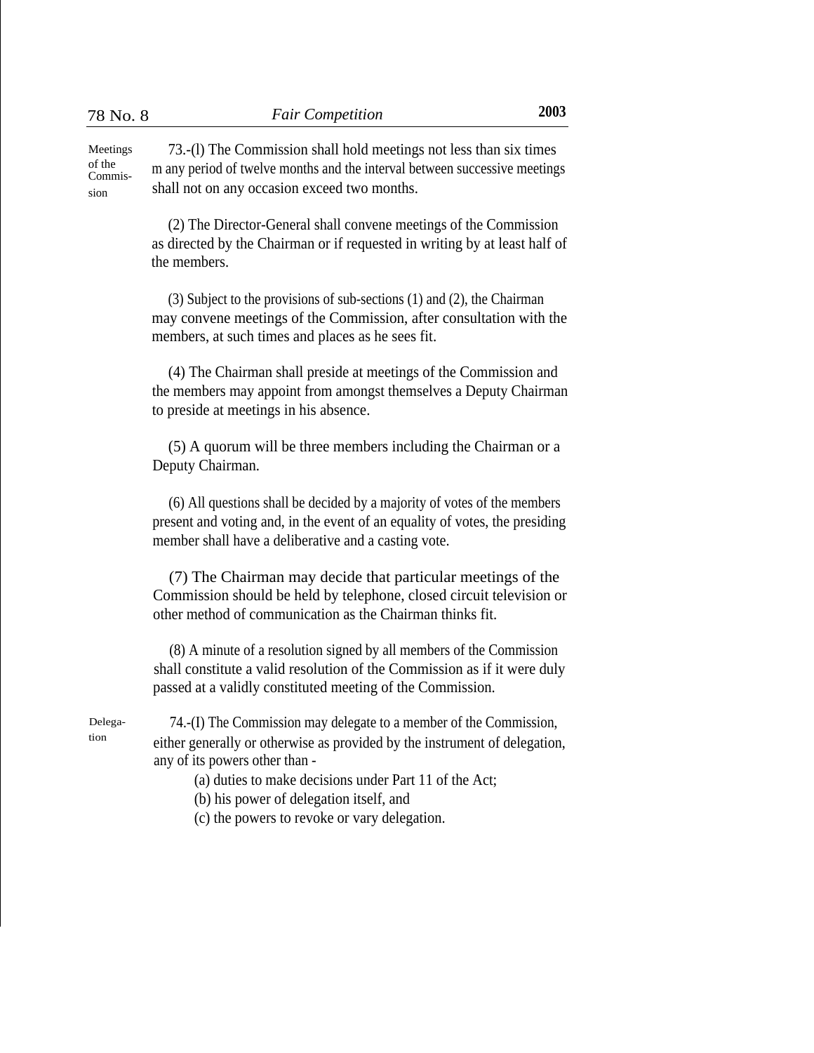**Meetings of the Commission**

73.-(l) The Commission shall hold meetings not less than six times m any period of twelve months and the interval between successive meetings shall not on any occasion exceed two months.

(2) The Director-General shall convene meetings of the Commission as directed by the Chairman or if requested in writing by at least half of the members.

(3) Subject to the provisions of sub-sections (1) and (2), the Chairman may convene meetings of the Commission, after consultation with the members, at such times and places as he sees fit.

(4) The Chairman shall preside at meetings of the Commission and the members may appoint from amongst themselves a Deputy Chairman to preside at meetings in his absence.

(5) A quorum will be three members including the Chairman or a Deputy Chairman.

(6) All questions shall be decided by a majority of votes of the members present and voting and, in the event of an equality of votes, the presiding member shall have a deliberative and a casting vote.

(7) The Chairman may decide that particular meetings of the Commission should be held by telephone, closed circuit television or other method of communication as the Chairman thinks fit.

(8) A minute of a resolution signed by all members of the Commission shall constitute a valid resolution of the Commission as if it were duly passed at a validly constituted meeting of the Commission.

**Delegation**

74.-(I) The Commission may delegate to a member of the Commission, either generally or otherwise as provided by the instrument of delegation, any of its powers other than -

(a) duties to make decisions under Part 11 of the Act;

(b) his power of delegation itself, and

(c) the powers to revoke or vary delegation.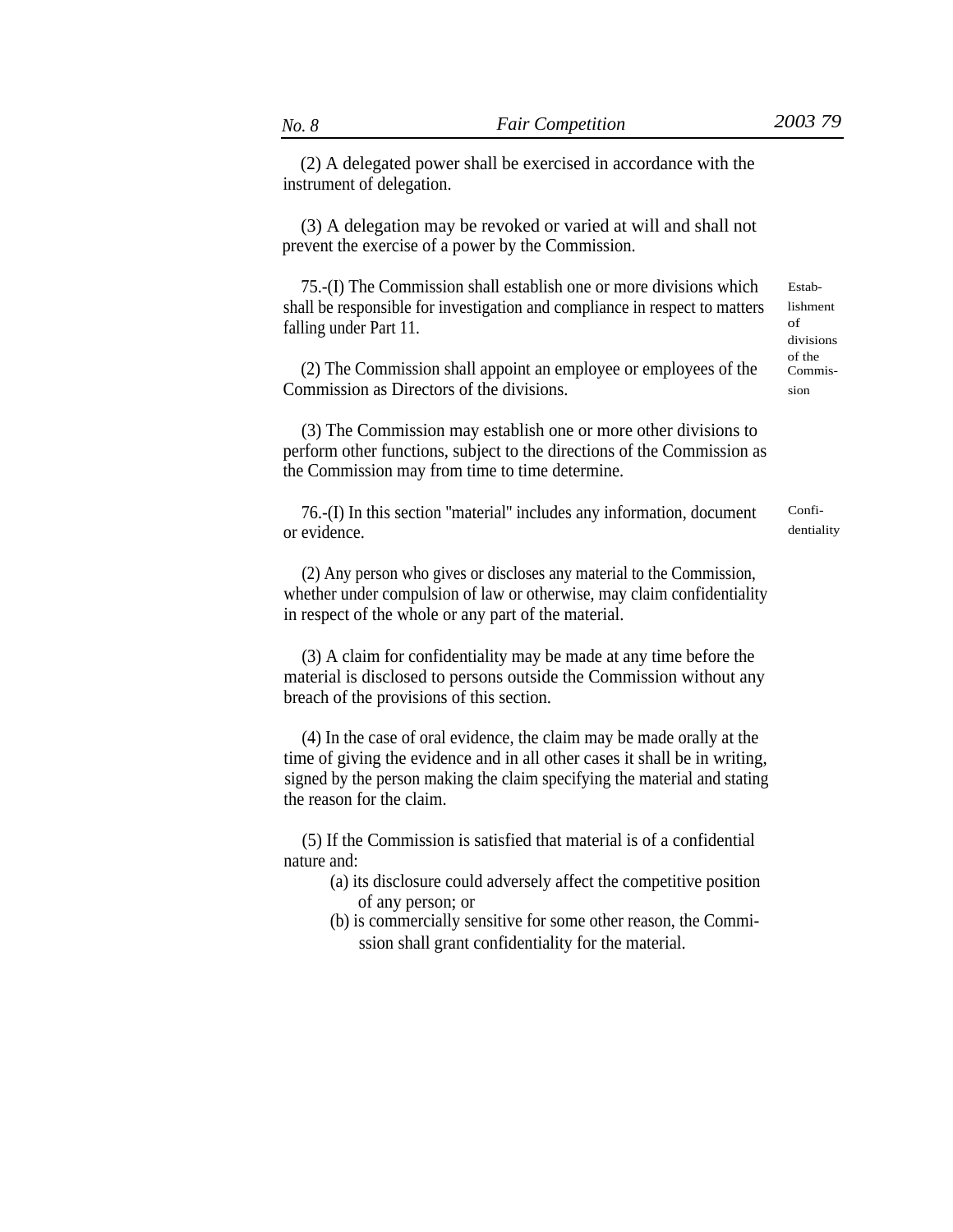(2) A delegated power shall be exercised in accordance with the instrument of delegation.

(3) A delegation may be revoked or varied at will and shall not prevent the exercise of a power by the Commission.

*Establishment of divisions of the Commission*

75.-(I) The Commission shall establish one or more divisions which shall be responsible for investigation and compliance in respect to matters falling under Part 11.

(2) The Commission shall appoint an employee or employees of the Commission as Directors of the divisions.

(3) The Commission may establish one or more other divisions to perform other functions, subject to the directions of the Commission as the Commission may from time to time determine.

*Confidentiality*

76.-(I) In this section "material" includes any information, document or evidence.

(2) Any person who gives or discloses any material to the Commission, whether under compulsion of law or otherwise, may claim confidentiality in respect of the whole or any part of the material.

(3) A claim for confidentiality may be made at any time before the material is disclosed to persons outside the Commission without any breach of the provisions of this section.

(4) In the case of oral evidence, the claim may be made orally at the time of giving the evidence and in all other cases it shall be in writing, signed by the person making the claim specifying the material and stating the reason for the claim.

(5) If the Commission is satisfied that material is of a confidential nature and:

(a) its disclosure could adversely affect the competitive position of any person; or

(b) is commercially sensitive for some other reason, the Commission shall grant confidentiality for the material.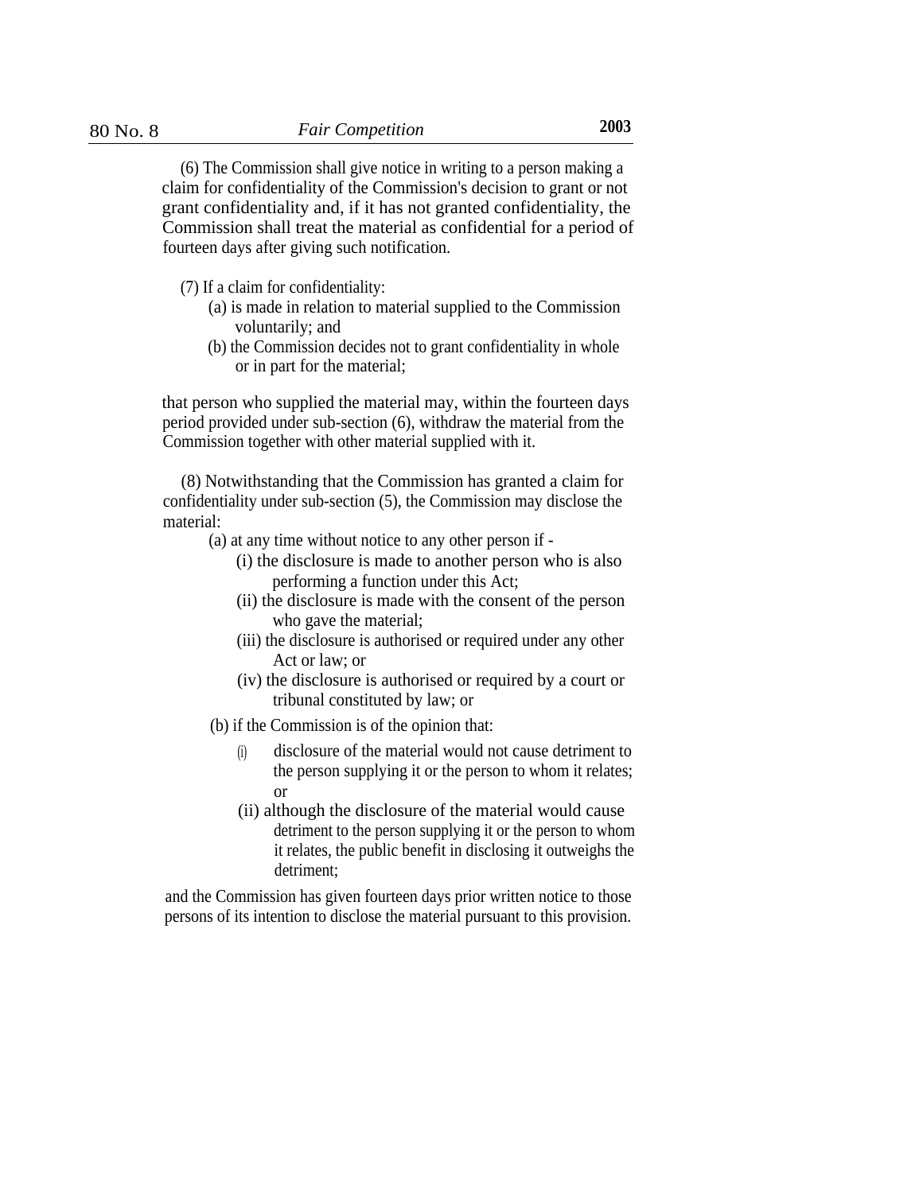(6) The Commission shall give notice in writing to a person making a claim for confidentiality of the Commission's decision to grant or not grant confidentiality and, if it has not granted confidentiality, the Commission shall treat the material as confidential for a period of fourteen days after giving such notification.

(7) If a claim for confidentiality:

(a) is made in relation to material supplied to the Commission voluntarily; and

(b) the Commission decides not to grant confidentiality in whole or in part for the material;

that person who supplied the material may, within the fourteen days period provided under sub-section (6), withdraw the material from the Commission together with other material supplied with it.

(8) Notwithstanding that the Commission has granted a claim for confidentiality under sub-section (5), the Commission may disclose the material:

(a) at any time without notice to any other person if -

(i) the disclosure is made to another person who is also performing a function under this Act;

(ii) the disclosure is made with the consent of the person who gave the material;

(iii) the disclosure is authorised or required under any other Act or law; or

(iv) the disclosure is authorised or required by a court or tribunal constituted by law; or

(b) if the Commission is of the opinion that:

(i) disclosure of the material would not cause detriment to the person supplying it or the person to whom it relates; or

(ii) although the disclosure of the material would cause detriment to the person supplying it or the person to whom it relates, the public benefit in disclosing it outweighs the detriment;

and the Commission has given fourteen days prior written notice to those persons of its intention to disclose the material pursuant to this provision.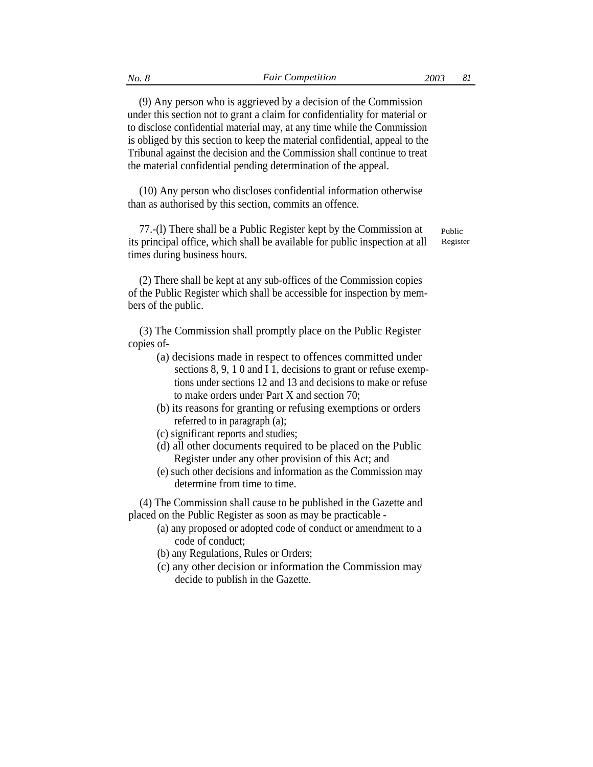(9) Any person who is aggrieved by a decision of the Commission under this section not to grant a claim for confidentiality for material or to disclose confidential material may, at any time while the Commission is obliged by this section to keep the material confidential, appeal to the Tribunal against the decision and the Commission shall continue to treat the material confidential pending determination of the appeal.

(10) Any person who discloses confidential information otherwise than as authorised by this section, commits an offence.

Public Register

77.-(l) There shall be a Public Register kept by the Commission at its principal office, which shall be available for public inspection at all times during business hours.

(2) There shall be kept at any sub-offices of the Commission copies of the Public Register which shall be accessible for inspection by members of the public.

(3) The Commission shall promptly place on the Public Register copies of-

(a) decisions made in respect to offences committed under sections 8, 9, 1 0 and I 1, decisions to grant or refuse exemptions under sections 12 and 13 and decisions to make or refuse to make orders under Part X and section 70;

(b) its reasons for granting or refusing exemptions or orders referred to in paragraph (a);

(c) significant reports and studies;

(d) all other documents required to be placed on the Public Register under any other provision of this Act; and

(e) such other decisions and information as the Commission may determine from time to time.

(4) The Commission shall cause to be published in the Gazette and placed on the Public Register as soon as may be practicable -

(a) any proposed or adopted code of conduct or amendment to a code of conduct;

(b) any Regulations, Rules or Orders;

(c) any other decision or information the Commission may decide to publish in the Gazette.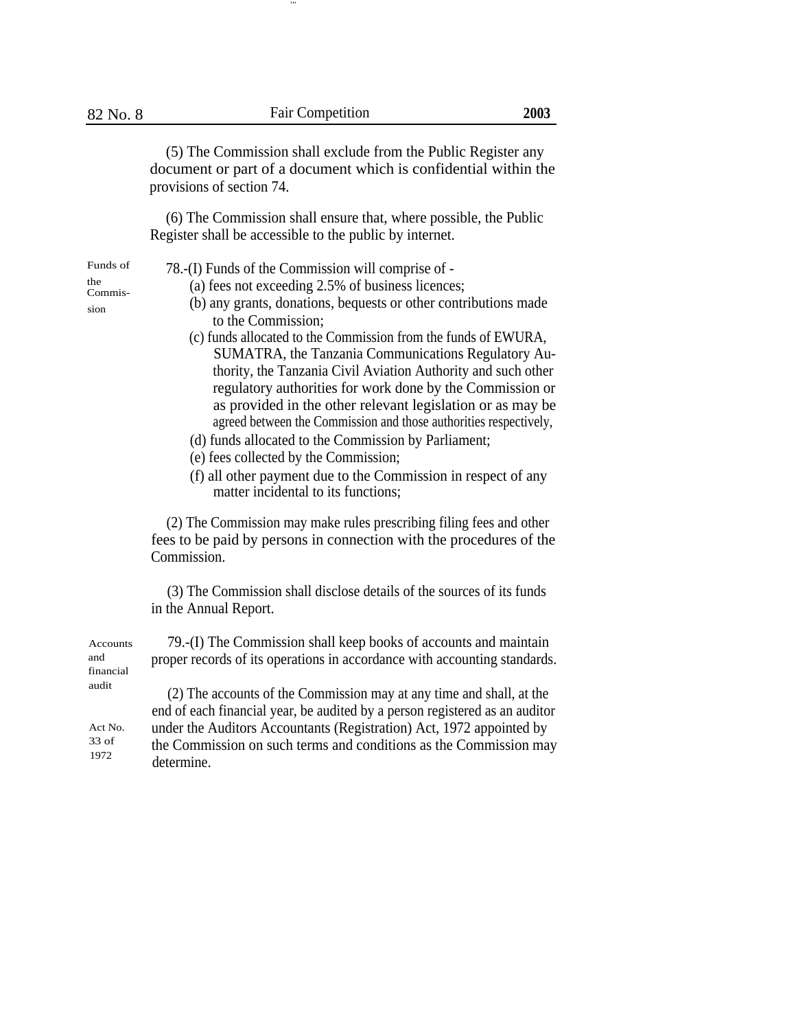(5) The Commission shall exclude from the Public Register any document or part of a document which is confidential within the provisions of section 74.

(6) The Commission shall ensure that, where possible, the Public Register shall be accessible to the public by internet.

Funds of the Commission

78.-(I) Funds of the Commission will comprise of -

(a) fees not exceeding 2.5% of business licences;

(b) any grants, donations, bequests or other contributions made to the Commission;

(c) funds allocated to the Commission from the funds of EWURA, SUMATRA, the Tanzania Communications Regulatory Authority, the Tanzania Civil Aviation Authority and such other regulatory authorities for work done by the Commission or as provided in the other relevant legislation or as may be agreed between the Commission and those authorities respectively,

(d) funds allocated to the Commission by Parliament;

(e) fees collected by the Commission;

(f) all other payment due to the Commission in respect of any matter incidental to its functions;

(2) The Commission may make rules prescribing filing fees and other fees to be paid by persons in connection with the procedures of the Commission.

(3) The Commission shall disclose details of the sources of its funds in the Annual Report.

Accounts and financial audit

79.-(I) The Commission shall keep books of accounts and maintain proper records of its operations in accordance with accounting standards.

Act No. 33 of 1972

(2) The accounts of the Commission may at any time and shall, at the end of each financial year, be audited by a person registered as an auditor under the Auditors Accountants (Registration) Act, 1972 appointed by the Commission on such terms and conditions as the Commission may determine.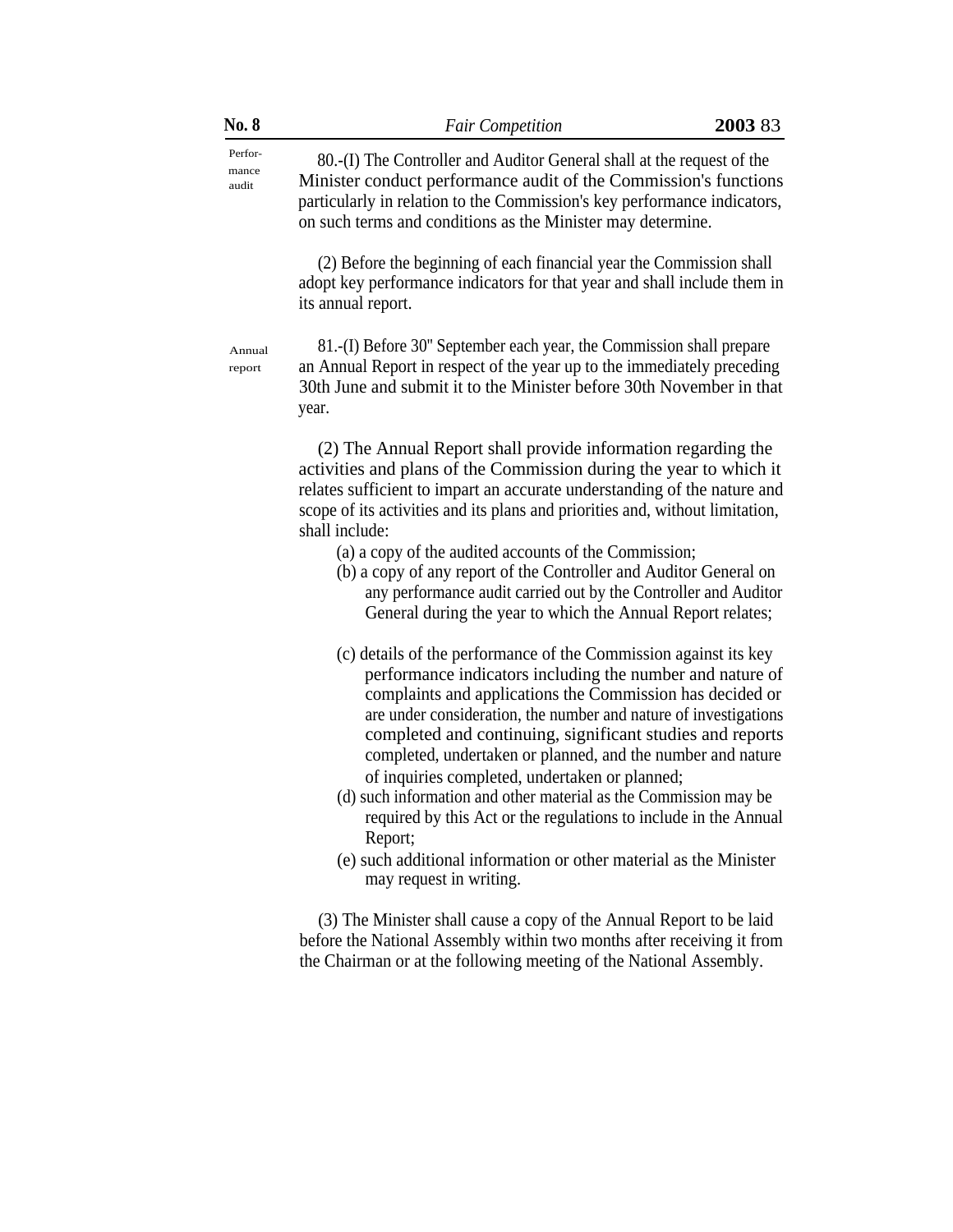**Performance audit**

80.-(I) The Controller and Auditor General shall at the request of the Minister conduct performance audit of the Commission's functions particularly in relation to the Commission's key performance indicators, on such terms and conditions as the Minister may determine.

(2) Before the beginning of each financial year the Commission shall adopt key performance indicators for that year and shall include them in its annual report.

**Annual report**

81.-(I) Before 30'' September each year, the Commission shall prepare an Annual Report in respect of the year up to the immediately preceding 30th June and submit it to the Minister before 30th November in that year.

(2) The Annual Report shall provide information regarding the activities and plans of the Commission during the year to which it relates sufficient to impart an accurate understanding of the nature and scope of its activities and its plans and priorities and, without limitation, shall include:

(a) a copy of the audited accounts of the Commission;

(b) a copy of any report of the Controller and Auditor General on any performance audit carried out by the Controller and Auditor General during the year to which the Annual Report relates;

(c) details of the performance of the Commission against its key performance indicators including the number and nature of complaints and applications the Commission has decided or are under consideration, the number and nature of investigations completed and continuing, significant studies and reports completed, undertaken or planned, and the number and nature of inquiries completed, undertaken or planned;

(d) such information and other material as the Commission may be required by this Act or the regulations to include in the Annual Report;

(e) such additional information or other material as the Minister may request in writing.

(3) The Minister shall cause a copy of the Annual Report to be laid before the National Assembly within two months after receiving it from the Chairman or at the following meeting of the National Assembly.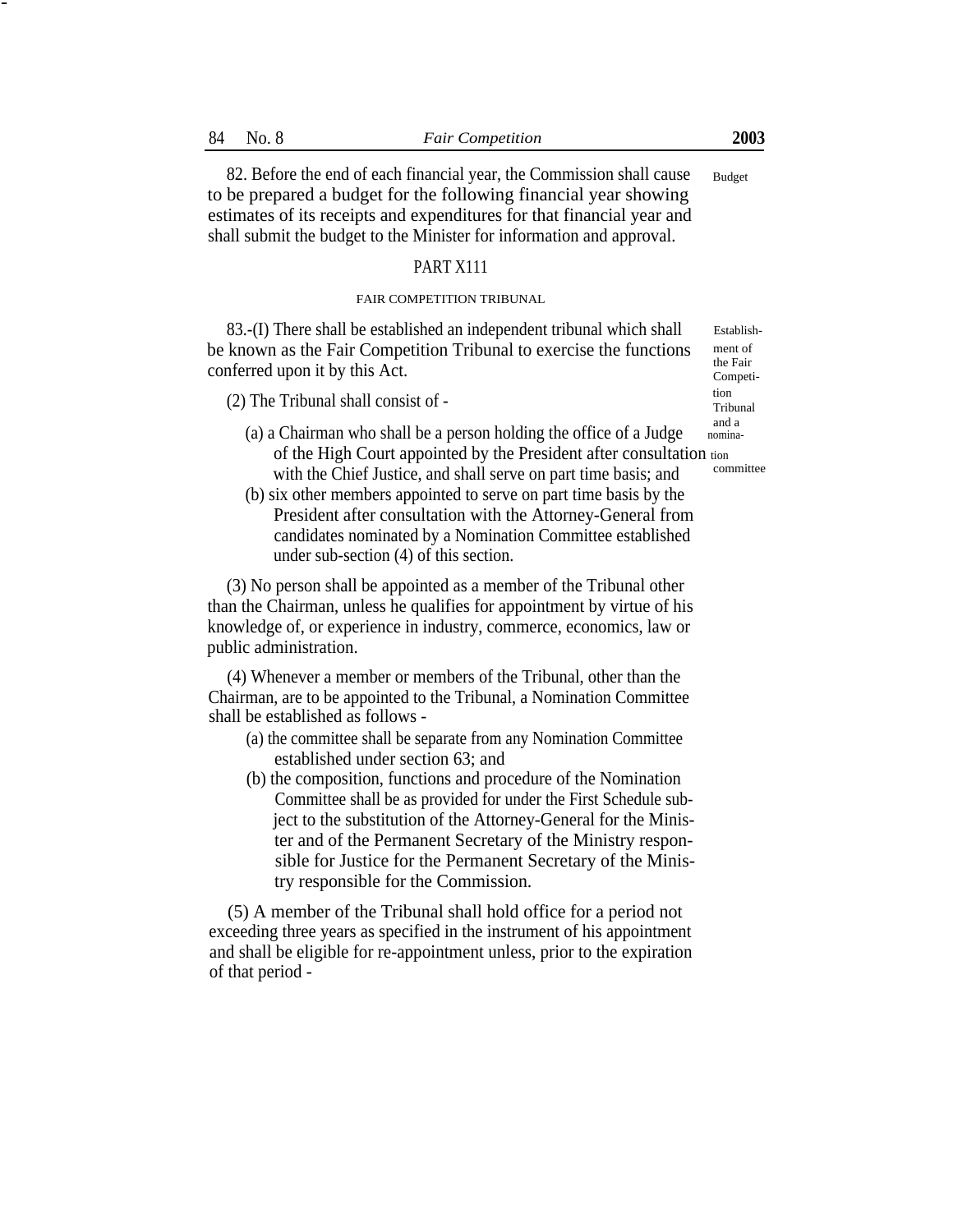82. Before the end of each financial year, the Commission shall cause to be prepared a budget for the following financial year showing estimates of its receipts and expenditures for that financial year and shall submit the budget to the Minister for information and approval.

Budget

## PART X111

### FAIR COMPETITION TRIBUNAL

Establishment of the Fair Competition Tribunal and a nomination committee

83.-(I) There shall be established an independent tribunal which shall be known as the Fair Competition Tribunal to exercise the functions conferred upon it by this Act.

(2) The Tribunal shall consist of -

(a) a Chairman who shall be a person holding the office of a Judge of the High Court appointed by the President after consultation with the Chief Justice, and shall serve on part time basis; and

(b) six other members appointed to serve on part time basis by the President after consultation with the Attorney-General from candidates nominated by a Nomination Committee established under sub-section (4) of this section.

(3) No person shall be appointed as a member of the Tribunal other than the Chairman, unless he qualifies for appointment by virtue of his knowledge of, or experience in industry, commerce, economics, law or public administration.

(4) Whenever a member or members of the Tribunal, other than the Chairman, are to be appointed to the Tribunal, a Nomination Committee shall be established as follows -

(a) the committee shall be separate from any Nomination Committee established under section 63; and

(b) the composition, functions and procedure of the Nomination Committee shall be as provided for under the First Schedule subject to the substitution of the Attorney-General for the Minister and of the Permanent Secretary of the Ministry responsible for Justice for the Permanent Secretary of the Ministry responsible for the Commission.

(5) A member of the Tribunal shall hold office for a period not exceeding three years as specified in the instrument of his appointment and shall be eligible for re-appointment unless, prior to the expiration of that period -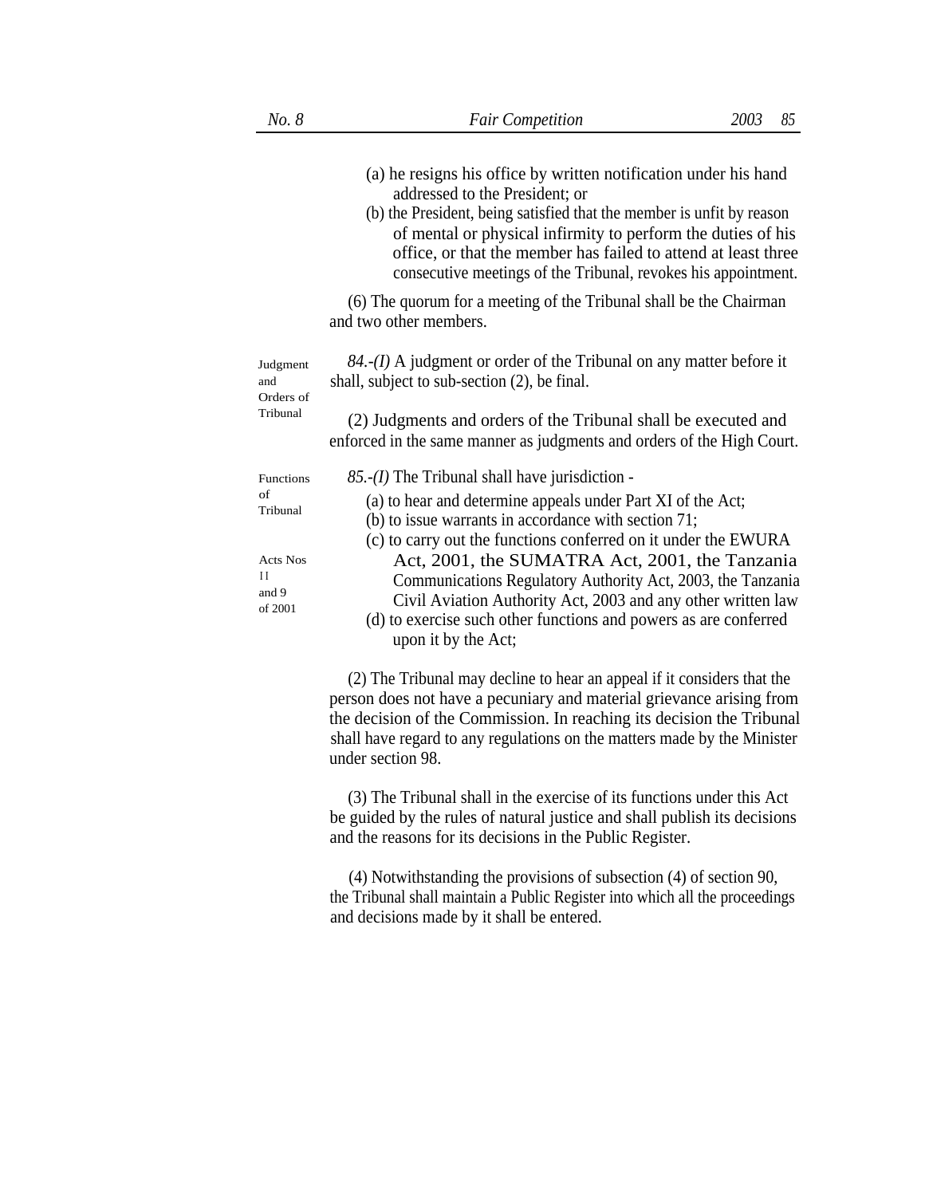(a) he resigns his office by written notification under his hand addressed to the President; or

(b) the President, being satisfied that the member is unfit by reason of mental or physical infirmity to perform the duties of his office, or that the member has failed to attend at least three consecutive meetings of the Tribunal, revokes his appointment.

(6) The quorum for a meeting of the Tribunal shall be the Chairman and two other members.

Judgment and Orders of Tribunal

*84.-(I)* A judgment or order of the Tribunal on any matter before it shall, subject to sub-section (2), be final.

(2) Judgments and orders of the Tribunal shall be executed and enforced in the same manner as judgments and orders of the High Court.

Functions of Tribunal

*85.-(I)* The Tribunal shall have jurisdiction -

(a) to hear and determine appeals under Part XI of the Act;

(b) to issue warrants in accordance with section 71;

Acts Nos 11 and 9 of 2001

(c) to carry out the functions conferred on it under the EWURA Act, 2001, the SUMATRA Act, 2001, the Tanzania Communications Regulatory Authority Act, 2003, the Tanzania Civil Aviation Authority Act, 2003 and any other written law

(d) to exercise such other functions and powers as are conferred upon it by the Act;

(2) The Tribunal may decline to hear an appeal if it considers that the person does not have a pecuniary and material grievance arising from the decision of the Commission. In reaching its decision the Tribunal shall have regard to any regulations on the matters made by the Minister under section 98.

(3) The Tribunal shall in the exercise of its functions under this Act be guided by the rules of natural justice and shall publish its decisions and the reasons for its decisions in the Public Register.

(4) Notwithstanding the provisions of subsection (4) of section 90, the Tribunal shall maintain a Public Register into which all the proceedings and decisions made by it shall be entered.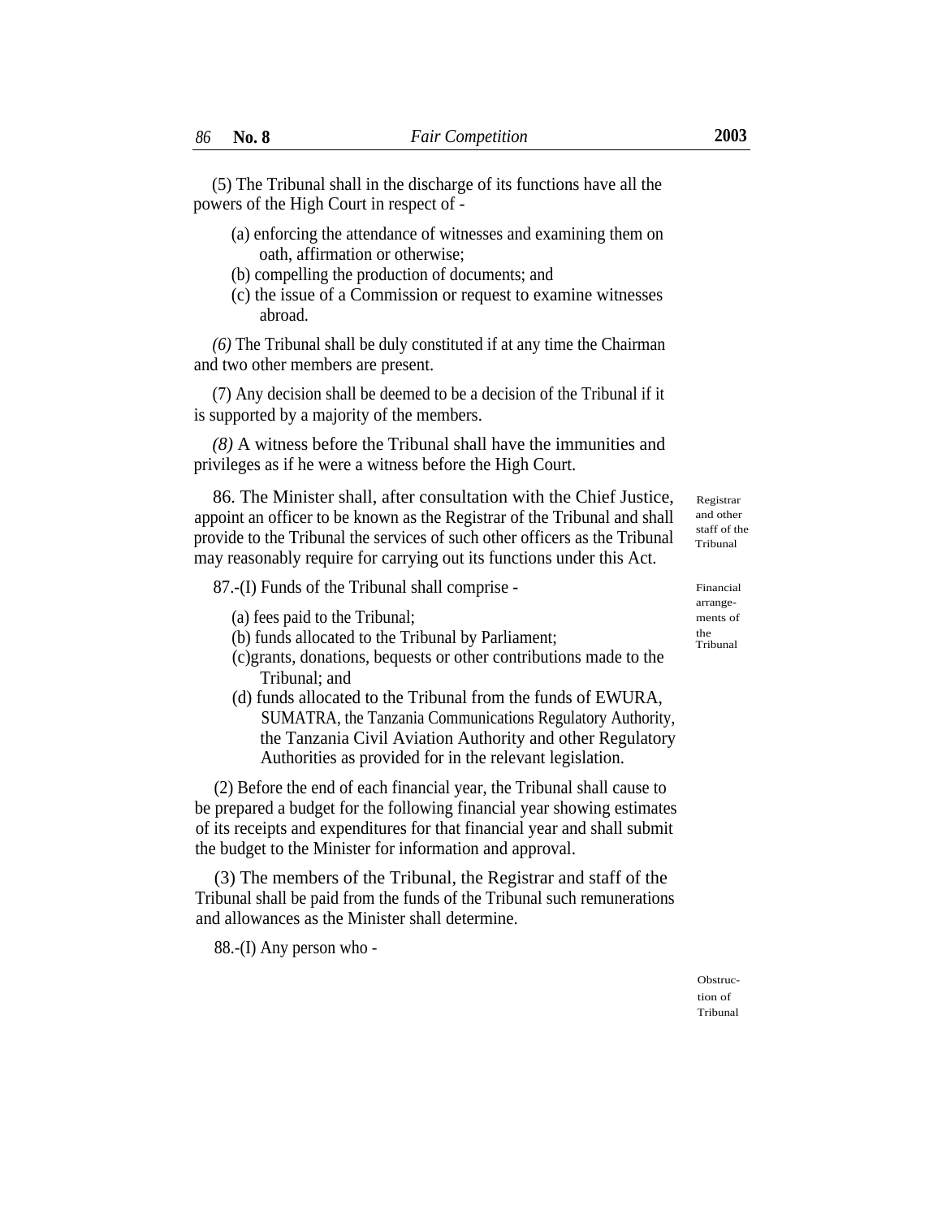(5) The Tribunal shall in the discharge of its functions have all the powers of the High Court in respect of -

(a) enforcing the attendance of witnesses and examining them on oath, affirmation or otherwise;

(b) compelling the production of documents; and

(c) the issue of a Commission or request to examine witnesses abroad.

*(6)* The Tribunal shall be duly constituted if at any time the Chairman and two other members are present.

(7) Any decision shall be deemed to be a decision of the Tribunal if it is supported by a majority of the members.

*(8)* A witness before the Tribunal shall have the immunities and privileges as if he were a witness before the High Court.

Registrar and other staff of the Tribunal

86. The Minister shall, after consultation with the Chief Justice, appoint an officer to be known as the Registrar of the Tribunal and shall provide to the Tribunal the services of such other officers as the Tribunal may reasonably require for carrying out its functions under this Act.

Financial arrangements of the Tribunal

87.-(I) Funds of the Tribunal shall comprise -

(a) fees paid to the Tribunal;

(b) funds allocated to the Tribunal by Parliament;

(c)grants, donations, bequests or other contributions made to the Tribunal; and

(d) funds allocated to the Tribunal from the funds of EWURA, SUMATRA, the Tanzania Communications Regulatory Authority, the Tanzania Civil Aviation Authority and other Regulatory Authorities as provided for in the relevant legislation.

(2) Before the end of each financial year, the Tribunal shall cause to be prepared a budget for the following financial year showing estimates of its receipts and expenditures for that financial year and shall submit the budget to the Minister for information and approval.

(3) The members of the Tribunal, the Registrar and staff of the Tribunal shall be paid from the funds of the Tribunal such remunerations and allowances as the Minister shall determine.

Obstruction of Tribunal

88.-(I) Any person who -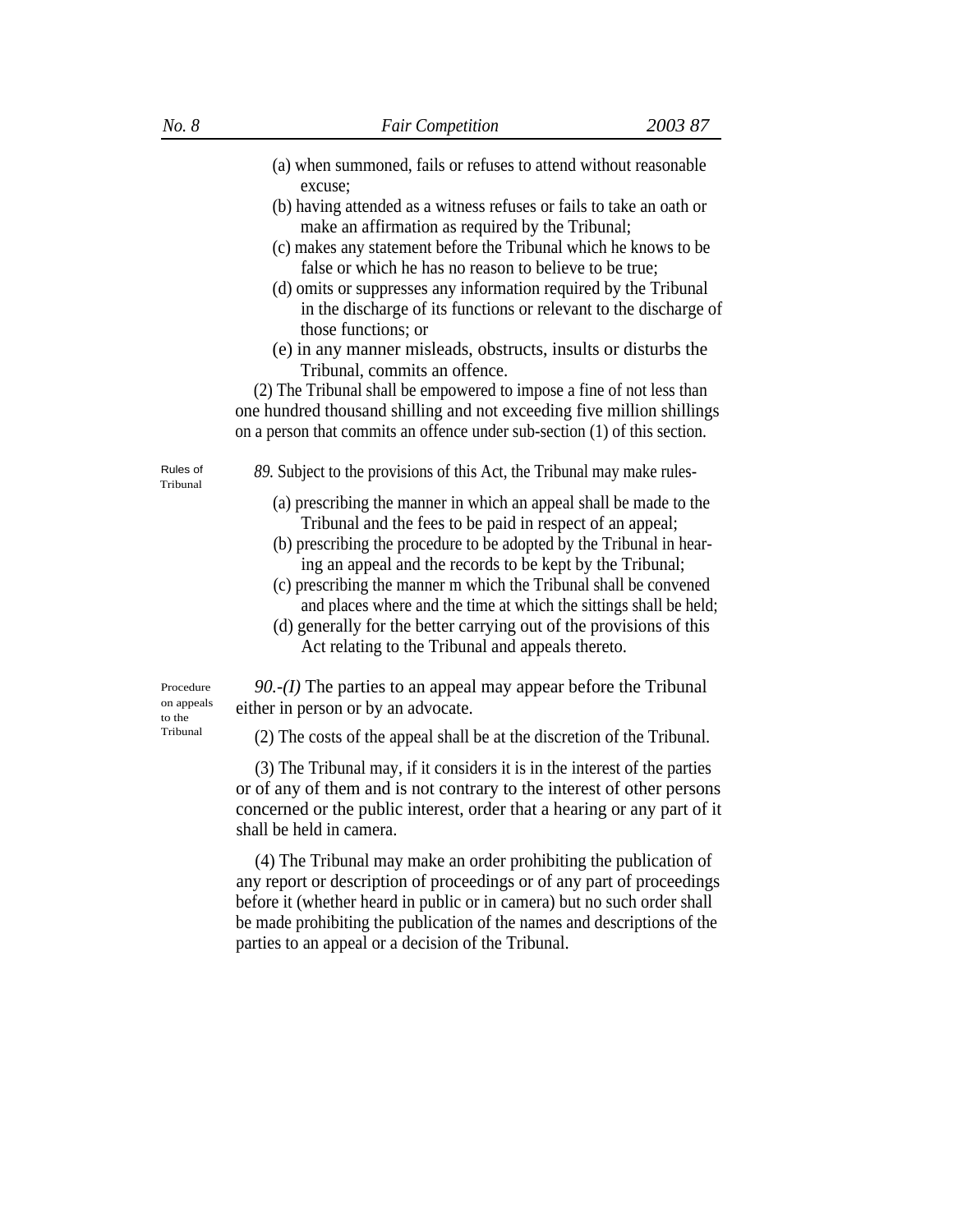(a) when summoned, fails or refuses to attend without reasonable excuse;

(b) having attended as a witness refuses or fails to take an oath or make an affirmation as required by the Tribunal;

(c) makes any statement before the Tribunal which he knows to be false or which he has no reason to believe to be true;

(d) omits or suppresses any information required by the Tribunal in the discharge of its functions or relevant to the discharge of those functions; or

(e) in any manner misleads, obstructs, insults or disturbs the Tribunal, commits an offence.

(2) The Tribunal shall be empowered to impose a fine of not less than one hundred thousand shilling and not exceeding five million shillings on a person that commits an offence under sub-section (1) of this section.

Rules of Tribunal

*89.* Subject to the provisions of this Act, the Tribunal may make rules-

(a) prescribing the manner in which an appeal shall be made to the Tribunal and the fees to be paid in respect of an appeal;

(b) prescribing the procedure to be adopted by the Tribunal in hearing an appeal and the records to be kept by the Tribunal;

(c) prescribing the manner m which the Tribunal shall be convened and places where and the time at which the sittings shall be held;

(d) generally for the better carrying out of the provisions of this Act relating to the Tribunal and appeals thereto.

Procedure on appeals to the Tribunal

*90.-(I)* The parties to an appeal may appear before the Tribunal either in person or by an advocate.

(2) The costs of the appeal shall be at the discretion of the Tribunal.

(3) The Tribunal may, if it considers it is in the interest of the parties or of any of them and is not contrary to the interest of other persons concerned or the public interest, order that a hearing or any part of it shall be held in camera.

(4) The Tribunal may make an order prohibiting the publication of any report or description of proceedings or of any part of proceedings before it (whether heard in public or in camera) but no such order shall be made prohibiting the publication of the names and descriptions of the parties to an appeal or a decision of the Tribunal.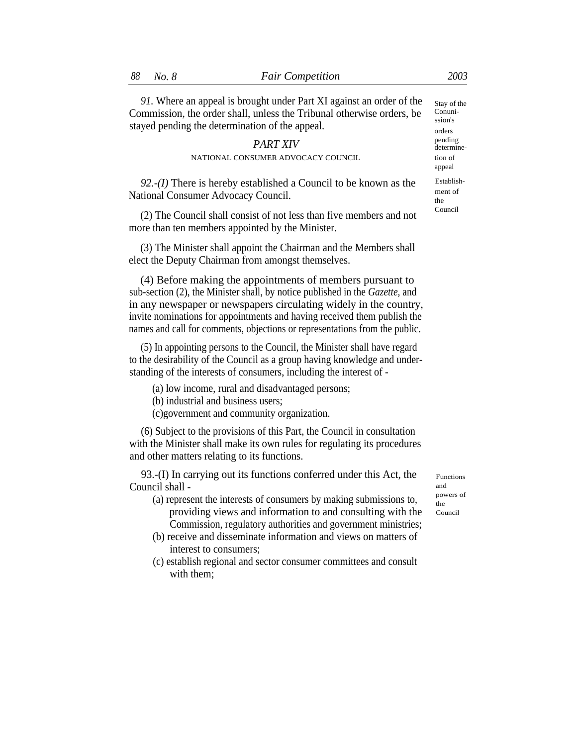*91.* Where an appeal is brought under Part XI against an order of the Commission, the order shall, unless the Tribunal otherwise orders, be stayed pending the determination of the appeal.

Stay of the Conuni-ssion's orders pending determine-tion of appeal

## *PART XIV*

### NATIONAL CONSUMER ADVOCACY COUNCIL

Establish-ment of the Council

*92.-(I)* There is hereby established a Council to be known as the National Consumer Advocacy Council.

(2) The Council shall consist of not less than five members and not more than ten members appointed by the Minister.

(3) The Minister shall appoint the Chairman and the Members shall elect the Deputy Chairman from amongst themselves.

(4) Before making the appointments of members pursuant to sub-section (2), the Minister shall, by notice published in the *Gazette,* and in any newspaper or newspapers circulating widely in the country, invite nominations for appointments and having received them publish the names and call for comments, objections or representations from the public.

(5) In appointing persons to the Council, the Minister shall have regard to the desirability of the Council as a group having knowledge and understanding of the interests of consumers, including the interest of -

(a) low income, rural and disadvantaged persons;
(b) industrial and business users;
(c)government and community organization.

(6) Subject to the provisions of this Part, the Council in consultation with the Minister shall make its own rules for regulating its procedures and other matters relating to its functions.

Functions and powers of the Council

93.-(I) In carrying out its functions conferred under this Act, the Council shall -

(a) represent the interests of consumers by making submissions to, providing views and information to and consulting with the Commission, regulatory authorities and government ministries;
(b) receive and disseminate information and views on matters of interest to consumers;
(c) establish regional and sector consumer committees and consult with them;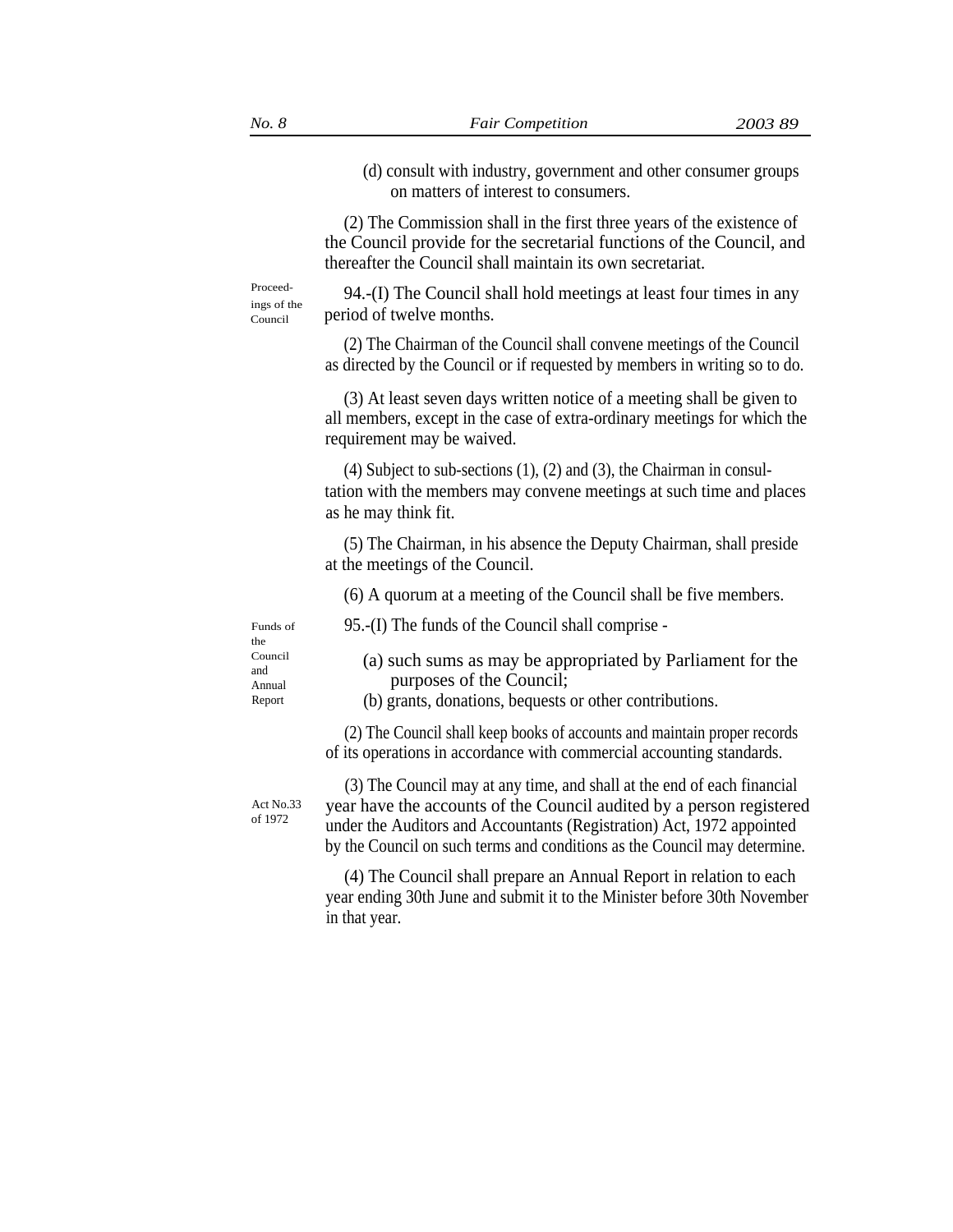(d) consult with industry, government and other consumer groups on matters of interest to consumers.

(2) The Commission shall in the first three years of the existence of the Council provide for the secretarial functions of the Council, and thereafter the Council shall maintain its own secretariat.

Proceedings of the Council

94.-(I) The Council shall hold meetings at least four times in any period of twelve months.

(2) The Chairman of the Council shall convene meetings of the Council as directed by the Council or if requested by members in writing so to do.

(3) At least seven days written notice of a meeting shall be given to all members, except in the case of extra-ordinary meetings for which the requirement may be waived.

(4) Subject to sub-sections (1), (2) and (3), the Chairman in consultation with the members may convene meetings at such time and places as he may think fit.

(5) The Chairman, in his absence the Deputy Chairman, shall preside at the meetings of the Council.

(6) A quorum at a meeting of the Council shall be five members.

Funds of the Council and Annual Report

95.-(I) The funds of the Council shall comprise -

(a) such sums as may be appropriated by Parliament for the purposes of the Council;

(b) grants, donations, bequests or other contributions.

(2) The Council shall keep books of accounts and maintain proper records of its operations in accordance with commercial accounting standards.

Act No.33 of 1972

(3) The Council may at any time, and shall at the end of each financial year have the accounts of the Council audited by a person registered under the Auditors and Accountants (Registration) Act, 1972 appointed by the Council on such terms and conditions as the Council may determine.

(4) The Council shall prepare an Annual Report in relation to each year ending 30th June and submit it to the Minister before 30th November in that year.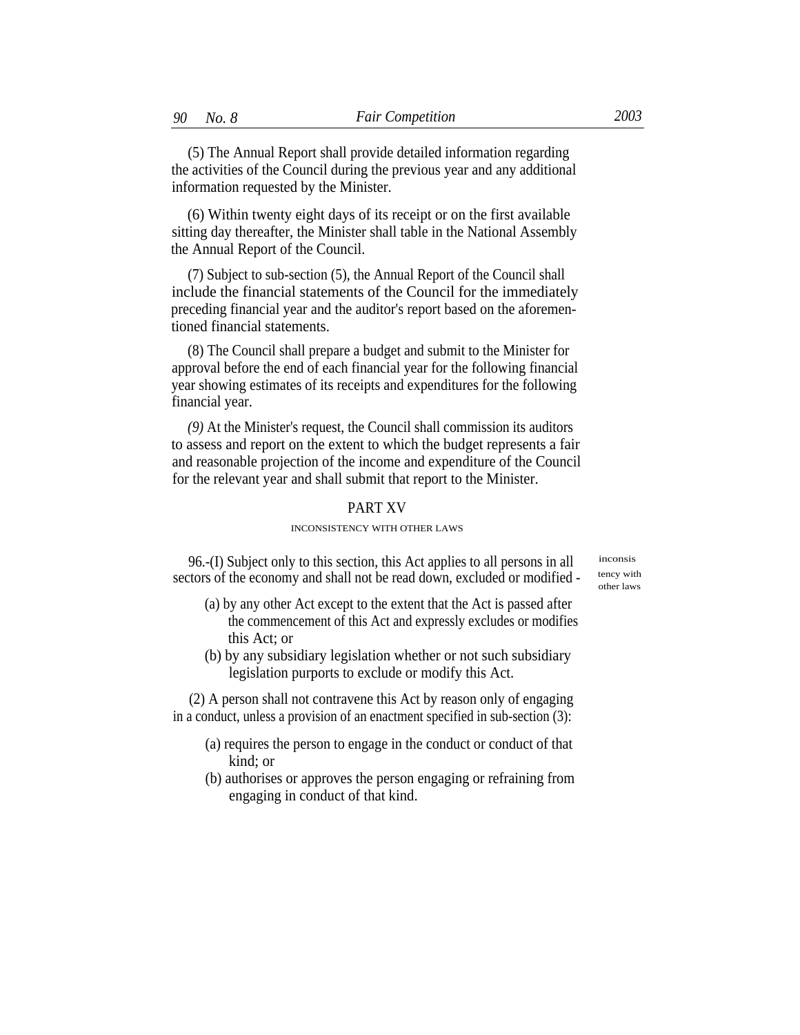(5) The Annual Report shall provide detailed information regarding the activities of the Council during the previous year and any additional information requested by the Minister.

(6) Within twenty eight days of its receipt or on the first available sitting day thereafter, the Minister shall table in the National Assembly the Annual Report of the Council.

(7) Subject to sub-section (5), the Annual Report of the Council shall include the financial statements of the Council for the immediately preceding financial year and the auditor's report based on the aforementioned financial statements.

(8) The Council shall prepare a budget and submit to the Minister for approval before the end of each financial year for the following financial year showing estimates of its receipts and expenditures for the following financial year.

*(9)* At the Minister's request, the Council shall commission its auditors to assess and report on the extent to which the budget represents a fair and reasonable projection of the income and expenditure of the Council for the relevant year and shall submit that report to the Minister.

## PART XV

### INCONSISTENCY WITH OTHER LAWS

inconsistency with other laws

96.-(I) Subject only to this section, this Act applies to all persons in all sectors of the economy and shall not be read down, excluded or modified -

(a) by any other Act except to the extent that the Act is passed after the commencement of this Act and expressly excludes or modifies this Act; or

(b) by any subsidiary legislation whether or not such subsidiary legislation purports to exclude or modify this Act.

(2) A person shall not contravene this Act by reason only of engaging in a conduct, unless a provision of an enactment specified in sub-section (3):

(a) requires the person to engage in the conduct or conduct of that kind; or

(b) authorises or approves the person engaging or refraining from engaging in conduct of that kind.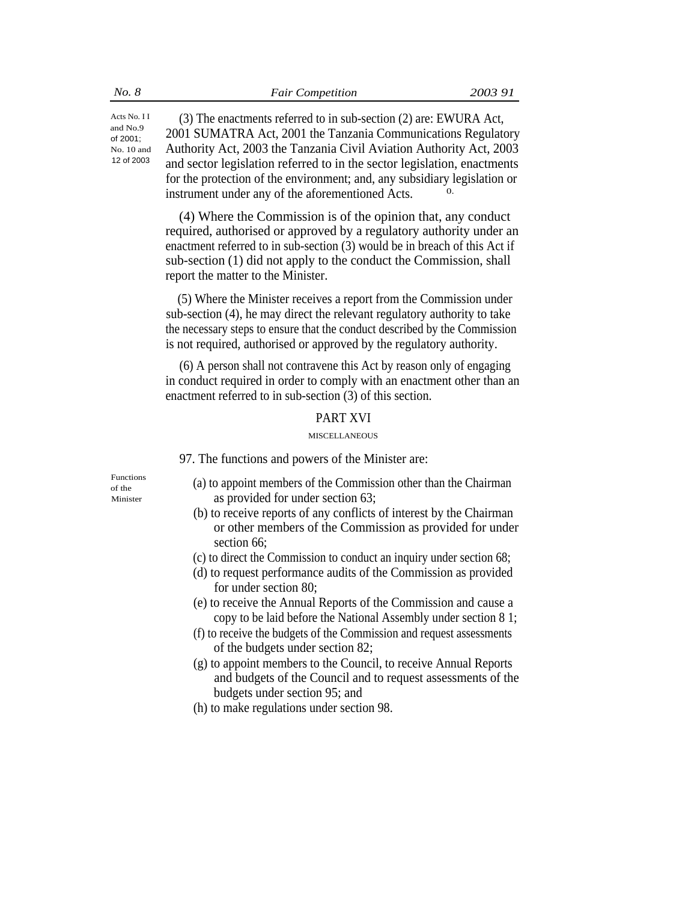Acts No. 11 and No.9 of 2001; No. 10 and 12 of 2003

(3) The enactments referred to in sub-section (2) are: EWURA Act, 2001 SUMATRA Act, 2001 the Tanzania Communications Regulatory Authority Act, 2003 the Tanzania Civil Aviation Authority Act, 2003 and sector legislation referred to in the sector legislation, enactments for the protection of the environment; and, any subsidiary legislation or instrument under any of the aforementioned Acts.

(4) Where the Commission is of the opinion that, any conduct required, authorised or approved by a regulatory authority under an enactment referred to in sub-section (3) would be in breach of this Act if sub-section (1) did not apply to the conduct the Commission, shall report the matter to the Minister.

(5) Where the Minister receives a report from the Commission under sub-section (4), he may direct the relevant regulatory authority to take the necessary steps to ensure that the conduct described by the Commission is not required, authorised or approved by the regulatory authority.

(6) A person shall not contravene this Act by reason only of engaging in conduct required in order to comply with an enactment other than an enactment referred to in sub-section (3) of this section.

## PART XVI

### MISCELLANEOUS

Functions of the Minister

97. The functions and powers of the Minister are:

(a) to appoint members of the Commission other than the Chairman as provided for under section 63;
(b) to receive reports of any conflicts of interest by the Chairman or other members of the Commission as provided for under section 66;
(c) to direct the Commission to conduct an inquiry under section 68;
(d) to request performance audits of the Commission as provided for under section 80;
(e) to receive the Annual Reports of the Commission and cause a copy to be laid before the National Assembly under section 8 1;
(f) to receive the budgets of the Commission and request assessments of the budgets under section 82;
(g) to appoint members to the Council, to receive Annual Reports and budgets of the Council and to request assessments of the budgets under section 95; and
(h) to make regulations under section 98.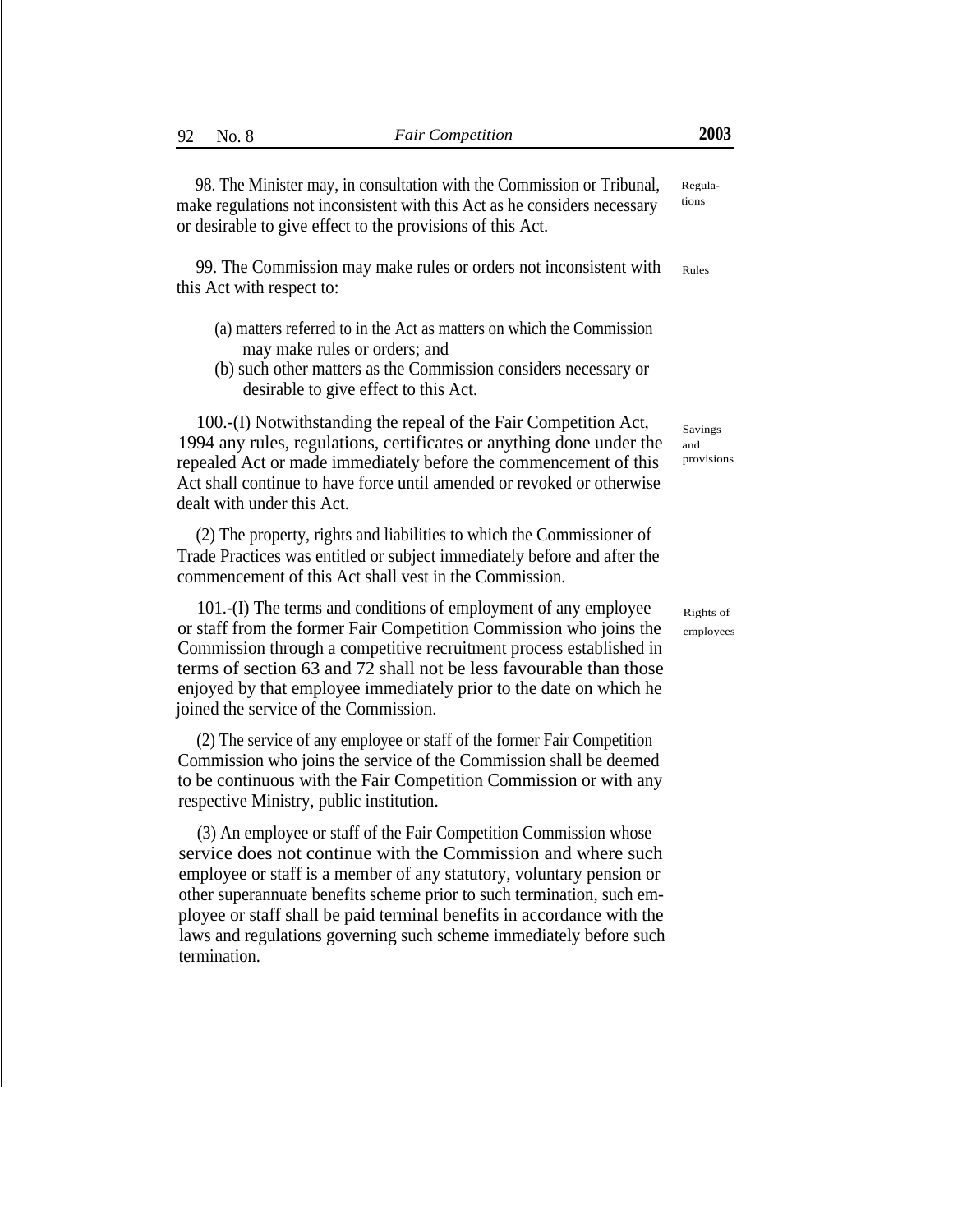98. The Minister may, in consultation with the Commission or Tribunal, make regulations not inconsistent with this Act as he considers necessary or desirable to give effect to the provisions of this Act.

Regulations

99. The Commission may make rules or orders not inconsistent with this Act with respect to:

Rules

(a) matters referred to in the Act as matters on which the Commission may make rules or orders; and
(b) such other matters as the Commission considers necessary or desirable to give effect to this Act.

100.-(I) Notwithstanding the repeal of the Fair Competition Act, 1994 any rules, regulations, certificates or anything done under the repealed Act or made immediately before the commencement of this Act shall continue to have force until amended or revoked or otherwise dealt with under this Act.

Savings and provisions

(2) The property, rights and liabilities to which the Commissioner of Trade Practices was entitled or subject immediately before and after the commencement of this Act shall vest in the Commission.

101.-(I) The terms and conditions of employment of any employee or staff from the former Fair Competition Commission who joins the Commission through a competitive recruitment process established in terms of section 63 and 72 shall not be less favourable than those enjoyed by that employee immediately prior to the date on which he joined the service of the Commission.

Rights of employees

(2) The service of any employee or staff of the former Fair Competition Commission who joins the service of the Commission shall be deemed to be continuous with the Fair Competition Commission or with any respective Ministry, public institution.

(3) An employee or staff of the Fair Competition Commission whose service does not continue with the Commission and where such employee or staff is a member of any statutory, voluntary pension or other superannuate benefits scheme prior to such termination, such employee or staff shall be paid terminal benefits in accordance with the laws and regulations governing such scheme immediately before such termination.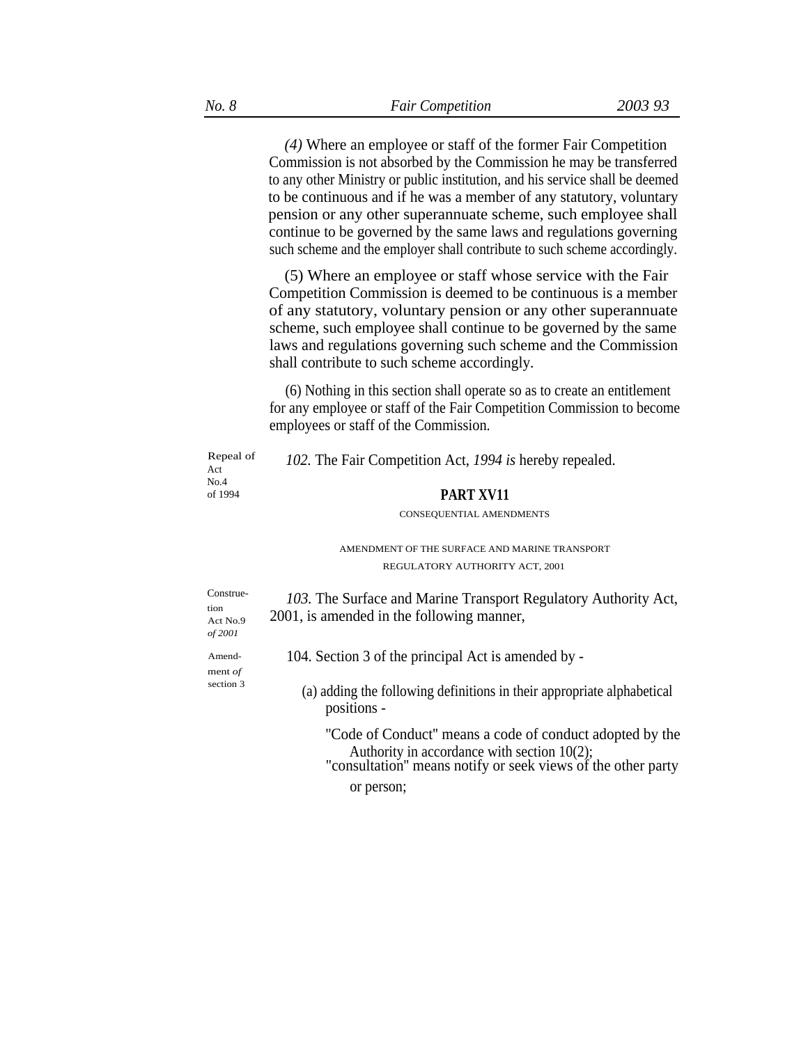*(4)* Where an employee or staff of the former Fair Competition Commission is not absorbed by the Commission he may be transferred to any other Ministry or public institution, and his service shall be deemed to be continuous and if he was a member of any statutory, voluntary pension or any other superannuate scheme, such employee shall continue to be governed by the same laws and regulations governing such scheme and the employer shall contribute to such scheme accordingly.

(5) Where an employee or staff whose service with the Fair Competition Commission is deemed to be continuous is a member of any statutory, voluntary pension or any other superannuate scheme, such employee shall continue to be governed by the same laws and regulations governing such scheme and the Commission shall contribute to such scheme accordingly.

(6) Nothing in this section shall operate so as to create an entitlement for any employee or staff of the Fair Competition Commission to become employees or staff of the Commission.

Repeal of Act No.4 of 1994

*102.* The Fair Competition Act, *1994 is* hereby repealed.

## PART XV11

CONSEQUENTIAL AMENDMENTS

AMENDMENT OF THE SURFACE AND MARINE TRANSPORT REGULATORY AUTHORITY ACT, 2001

Construe-tion Act No.9 *of 2001*

*103.* The Surface and Marine Transport Regulatory Authority Act, 2001, is amended in the following manner,

Amend-ment *of* section 3

104. Section 3 of the principal Act is amended by -

(a) adding the following definitions in their appropriate alphabetical positions -

"Code of Conduct" means a code of conduct adopted by the Authority in accordance with section 10(2);

"consultation" means notify or seek views of the other party or person;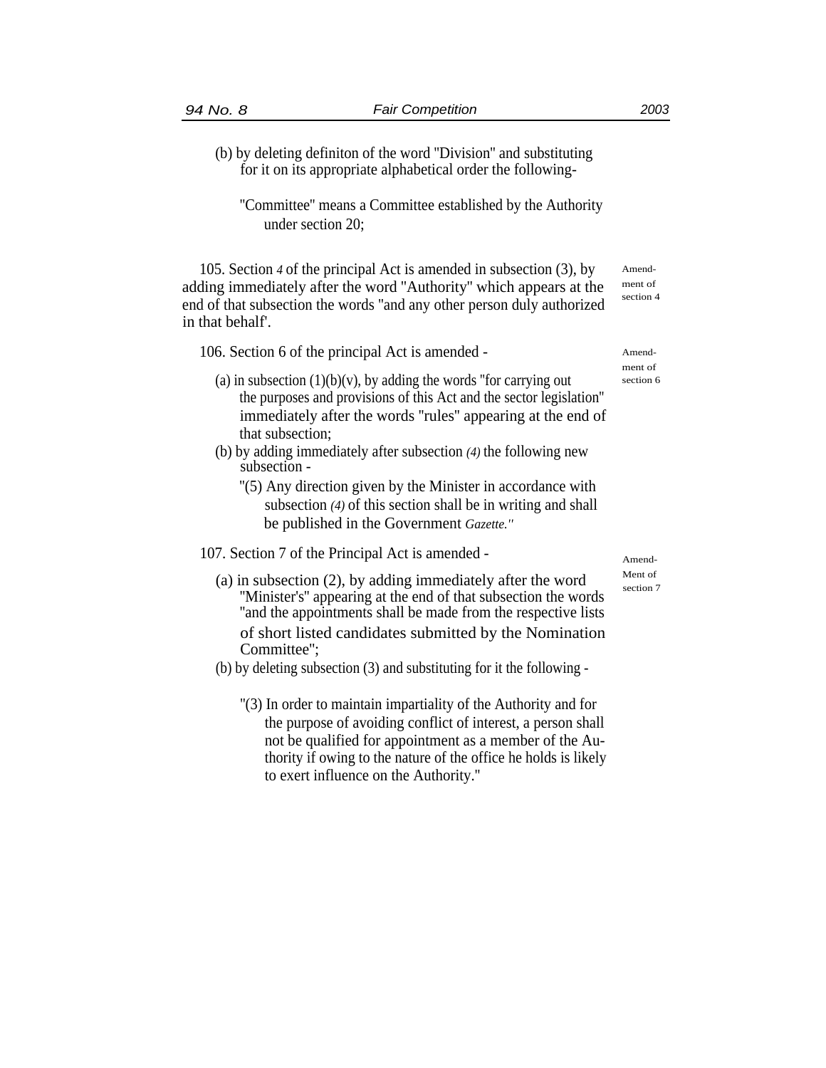(b) by deleting definiton of the word "Division" and substituting for it on its appropriate alphabetical order the following-

"Committee" means a Committee established by the Authority under section 20;

Amendment of section 4

105. Section *4* of the principal Act is amended in subsection (3), by adding immediately after the word "Authority" which appears at the end of that subsection the words "and any other person duly authorized in that behalf'.

Amendment of section 6

106. Section 6 of the principal Act is amended -

(a) in subsection (1)(b)(v), by adding the words "for carrying out the purposes and provisions of this Act and the sector legislation" immediately after the words "rules" appearing at the end of that subsection;

(b) by adding immediately after subsection *(4)* the following new subsection -

"(5) Any direction given by the Minister in accordance with subsection *(4)* of this section shall be in writing and shall be published in the Government *Gazette."*

Amendment of section 7

107. Section 7 of the Principal Act is amended -

(a) in subsection (2), by adding immediately after the word "Minister's" appearing at the end of that subsection the words "and the appointments shall be made from the respective lists of short listed candidates submitted by the Nomination Committee";

(b) by deleting subsection (3) and substituting for it the following -

"(3) In order to maintain impartiality of the Authority and for the purpose of avoiding conflict of interest, a person shall not be qualified for appointment as a member of the Authority if owing to the nature of the office he holds is likely to exert influence on the Authority."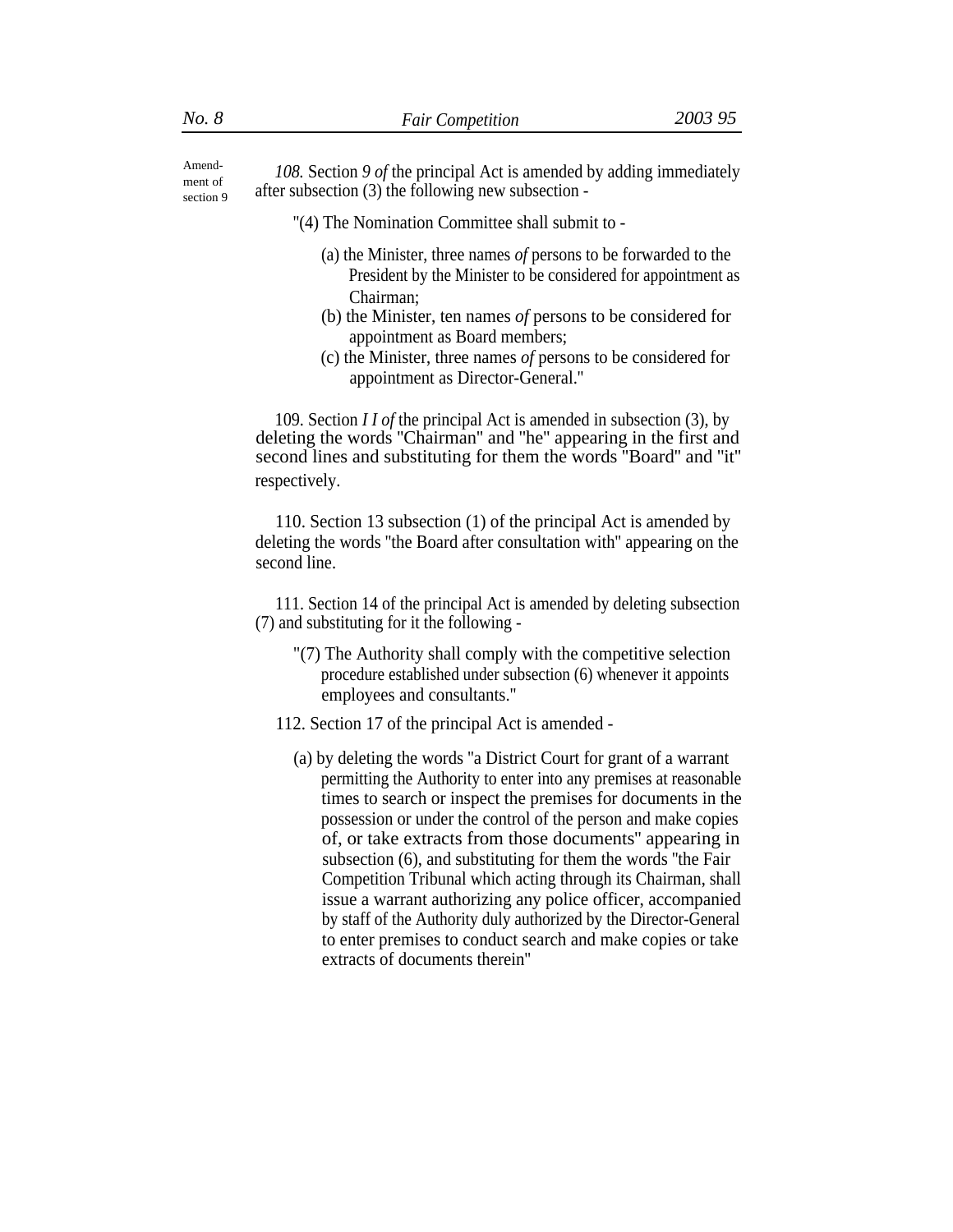Amendment of section 9

*108.* Section *9 of* the principal Act is amended by adding immediately after subsection (3) the following new subsection -

"(4) The Nomination Committee shall submit to -

(a) the Minister, three names *of* persons to be forwarded to the President by the Minister to be considered for appointment as Chairman;

(b) the Minister, ten names *of* persons to be considered for appointment as Board members;

(c) the Minister, three names *of* persons to be considered for appointment as Director-General."

109. Section *I I of* the principal Act is amended in subsection (3), by deleting the words "Chairman" and "he" appearing in the first and second lines and substituting for them the words "Board" and "it" respectively.

110. Section 13 subsection (1) of the principal Act is amended by deleting the words "the Board after consultation with" appearing on the second line.

111. Section 14 of the principal Act is amended by deleting subsection (7) and substituting for it the following -

"(7) The Authority shall comply with the competitive selection procedure established under subsection (6) whenever it appoints employees and consultants."

112. Section 17 of the principal Act is amended -

(a) by deleting the words "a District Court for grant of a warrant permitting the Authority to enter into any premises at reasonable times to search or inspect the premises for documents in the possession or under the control of the person and make copies of, or take extracts from those documents" appearing in subsection (6), and substituting for them the words "the Fair Competition Tribunal which acting through its Chairman, shall issue a warrant authorizing any police officer, accompanied by staff of the Authority duly authorized by the Director-General to enter premises to conduct search and make copies or take extracts of documents therein"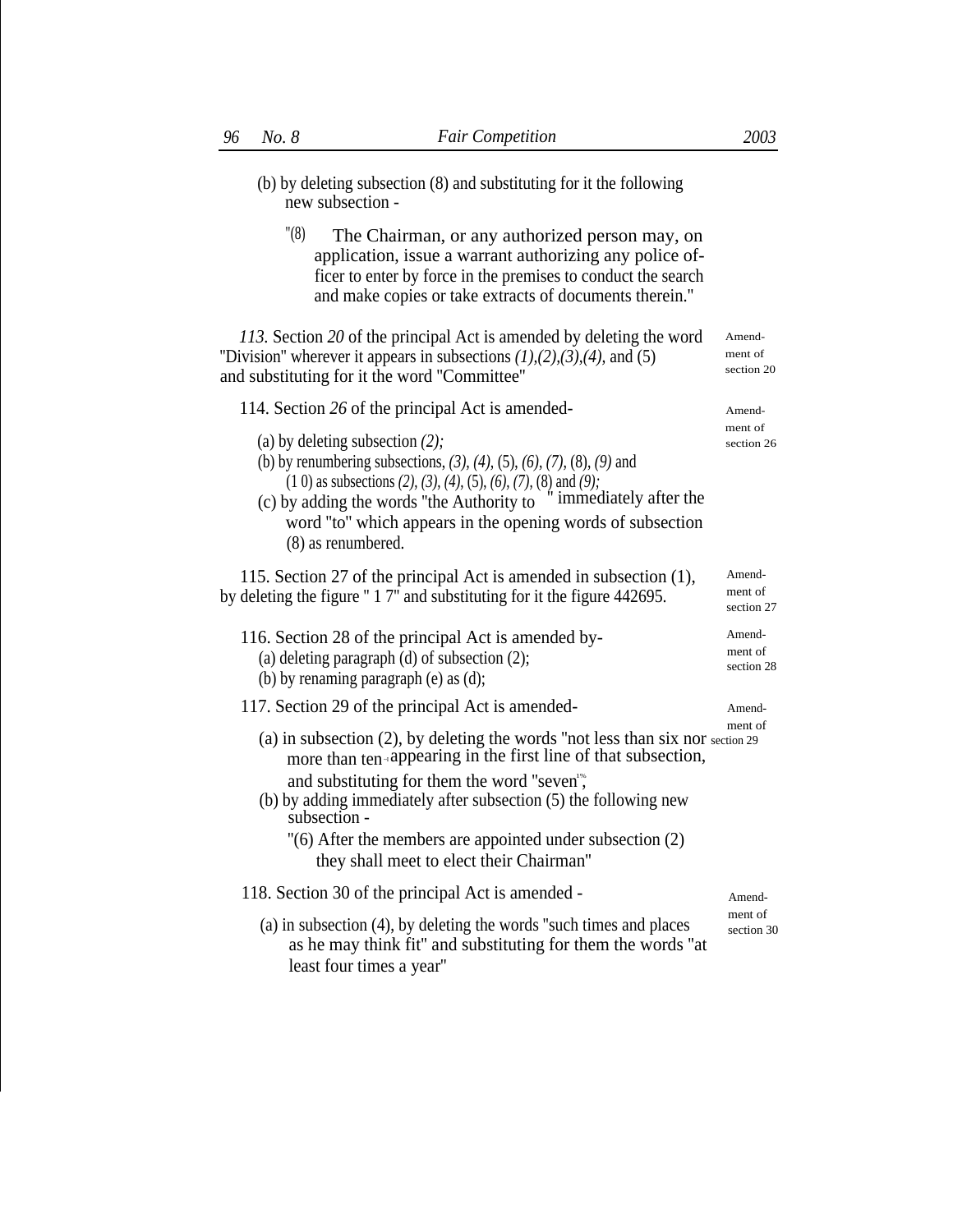(b) by deleting subsection (8) and substituting for it the following new subsection -

"(8) The Chairman, or any authorized person may, on application, issue a warrant authorizing any police officer to enter by force in the premises to conduct the search and make copies or take extracts of documents therein."

*113.* Section *20* of the principal Act is amended by deleting the word "Division" wherever it appears in subsections *(1)*,*(2)*,*(3)*,*(4)*, and (5) and substituting for it the word "Committee"

Amendment of section 20

114. Section *26* of the principal Act is amended-

Amendment of section 26

(a) by deleting subsection *(2);*

(b) by renumbering subsections, *(3)*, *(4)*, (5), *(6)*, *(7)*, (8), *(9)* and (1 0) as subsections *(2)*, *(3)*, *(4)*, (5), *(6)*, *(7)*, (8) and *(9);*

(c) by adding the words "the Authority to " immediately after the word "to" which appears in the opening words of subsection (8) as renumbered.

115. Section 27 of the principal Act is amended in subsection (1), by deleting the figure " 1 7" and substituting for it the figure 442695.

Amendment of section 27

116. Section 28 of the principal Act is amended by-

Amendment of section 28

(a) deleting paragraph (d) of subsection (2);

(b) by renaming paragraph (e) as (d);

117. Section 29 of the principal Act is amended-

Amendment of section 29

(a) in subsection (2), by deleting the words "not less than six nor more than ten" appearing in the first line of that subsection, and substituting for them the word "seven";

(b) by adding immediately after subsection (5) the following new subsection -

"(6) After the members are appointed under subsection (2) they shall meet to elect their Chairman"

118. Section 30 of the principal Act is amended -

Amendment of section 30

(a) in subsection (4), by deleting the words "such times and places as he may think fit" and substituting for them the words "at least four times a year"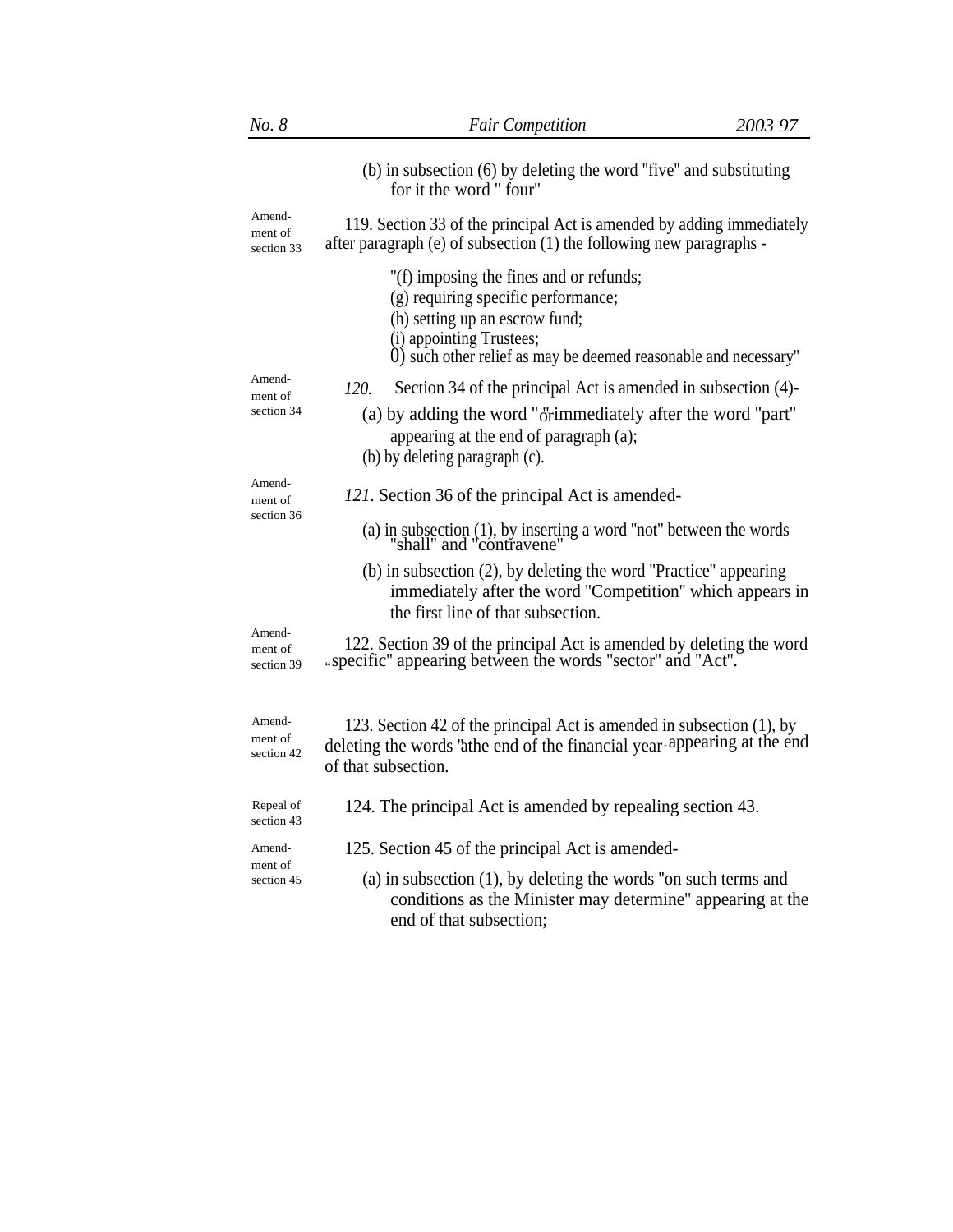(b) in subsection (6) by deleting the word "five" and substituting for it the word " four"

Amendment of section 33

119. Section 33 of the principal Act is amended by adding immediately after paragraph (e) of subsection (1) the following new paragraphs -

"(f) imposing the fines and or refunds;
(g) requiring specific performance;
(h) setting up an escrow fund;
(i) appointing Trustees;
0) such other relief as may be deemed reasonable and necessary"

Amendment of section 34

*120.* Section 34 of the principal Act is amended in subsection (4)-

(a) by adding the word "or" immediately after the word "part" appearing at the end of paragraph (a);
(b) by deleting paragraph (c).

Amendment of section 36

*121.* Section 36 of the principal Act is amended-

(a) in subsection (1), by inserting a word "not" between the words "shall" and "contravene"

(b) in subsection (2), by deleting the word "Practice" appearing immediately after the word "Competition" which appears in the first line of that subsection.

Amendment of section 39

122. Section 39 of the principal Act is amended by deleting the word "specific" appearing between the words "sector" and "Act".

Amendment of section 42

123. Section 42 of the principal Act is amended in subsection (1), by deleting the words "at the end of the financial year" appearing at the end of that subsection.

Repeal of section 43

124. The principal Act is amended by repealing section 43.

Amendment of section 45

125. Section 45 of the principal Act is amended-

(a) in subsection (1), by deleting the words "on such terms and conditions as the Minister may determine" appearing at the end of that subsection;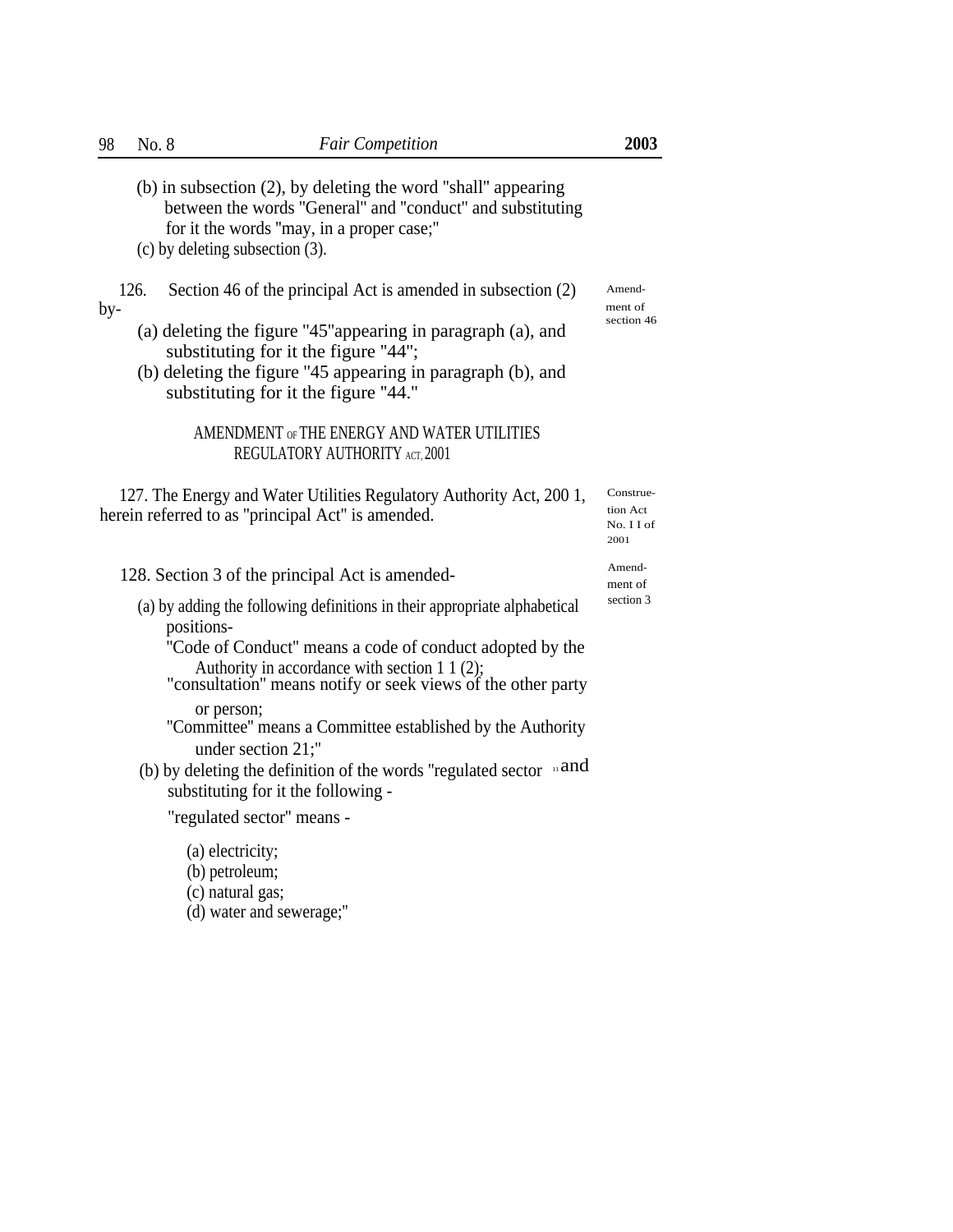(b) in subsection (2), by deleting the word "shall" appearing between the words "General" and "conduct" and substituting for it the words "may, in a proper case;"

(c) by deleting subsection (3).

Amendment of section 46

126. Section 46 of the principal Act is amended in subsection (2) by-

(a) deleting the figure "45"appearing in paragraph (a), and substituting for it the figure "44";

(b) deleting the figure "45 appearing in paragraph (b), and substituting for it the figure "44."

## AMENDMENT OF THE ENERGY AND WATER UTILITIES REGULATORY AUTHORITY ACT, 2001

Construction Act No. I I of 2001

127. The Energy and Water Utilities Regulatory Authority Act, 200 1, herein referred to as "principal Act" is amended.

Amendment of section 3

128. Section 3 of the principal Act is amended-

(a) by adding the following definitions in their appropriate alphabetical positions-

"Code of Conduct" means a code of conduct adopted by the Authority in accordance with section 1 1 (2);

"consultation" means notify or seek views of the other party or person;

"Committee" means a Committee established by the Authority under section 21;"

(b) by deleting the definition of the words "regulated sector " and substituting for it the following -

"regulated sector" means -

(a) electricity;

(b) petroleum;

(c) natural gas;

(d) water and sewerage;"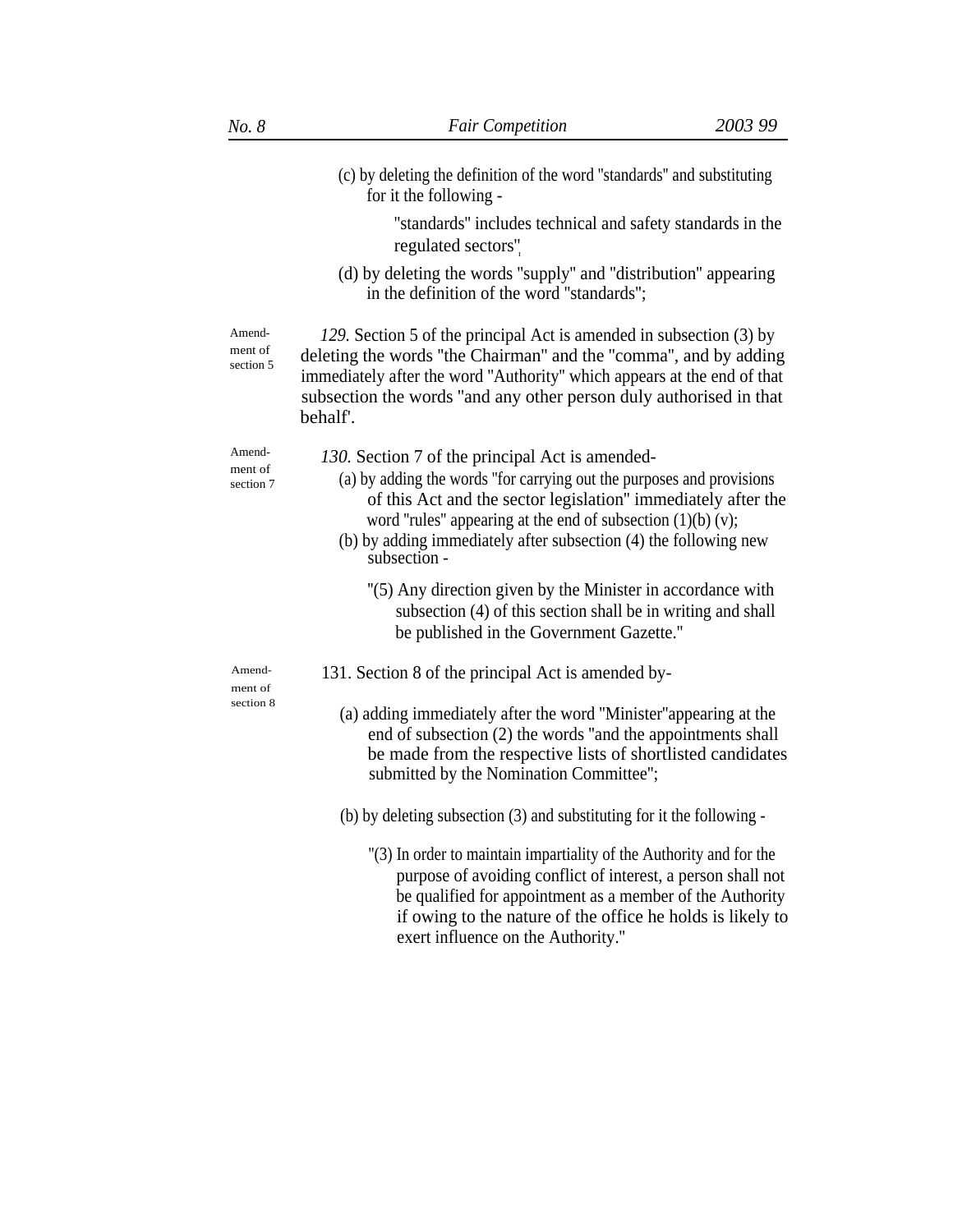(c) by deleting the definition of the word "standards" and substituting for it the following -

"standards" includes technical and safety standards in the regulated sectors";

(d) by deleting the words "supply" and "distribution" appearing in the definition of the word "standards";

Amendment of section 5

*129.* Section 5 of the principal Act is amended in subsection (3) by deleting the words "the Chairman" and the "comma", and by adding immediately after the word "Authority" which appears at the end of that subsection the words "and any other person duly authorised in that behalf'.

Amendment of section 7

*130.* Section 7 of the principal Act is amended-

(a) by adding the words "for carrying out the purposes and provisions of this Act and the sector legislation" immediately after the word "rules" appearing at the end of subsection (1)(b) (v);

(b) by adding immediately after subsection (4) the following new subsection -

"(5) Any direction given by the Minister in accordance with subsection (4) of this section shall be in writing and shall be published in the Government Gazette."

Amendment of section 8

131. Section 8 of the principal Act is amended by-

(a) adding immediately after the word "Minister"appearing at the end of subsection (2) the words "and the appointments shall be made from the respective lists of shortlisted candidates submitted by the Nomination Committee";

(b) by deleting subsection (3) and substituting for it the following -

"(3) In order to maintain impartiality of the Authority and for the purpose of avoiding conflict of interest, a person shall not be qualified for appointment as a member of the Authority if owing to the nature of the office he holds is likely to exert influence on the Authority."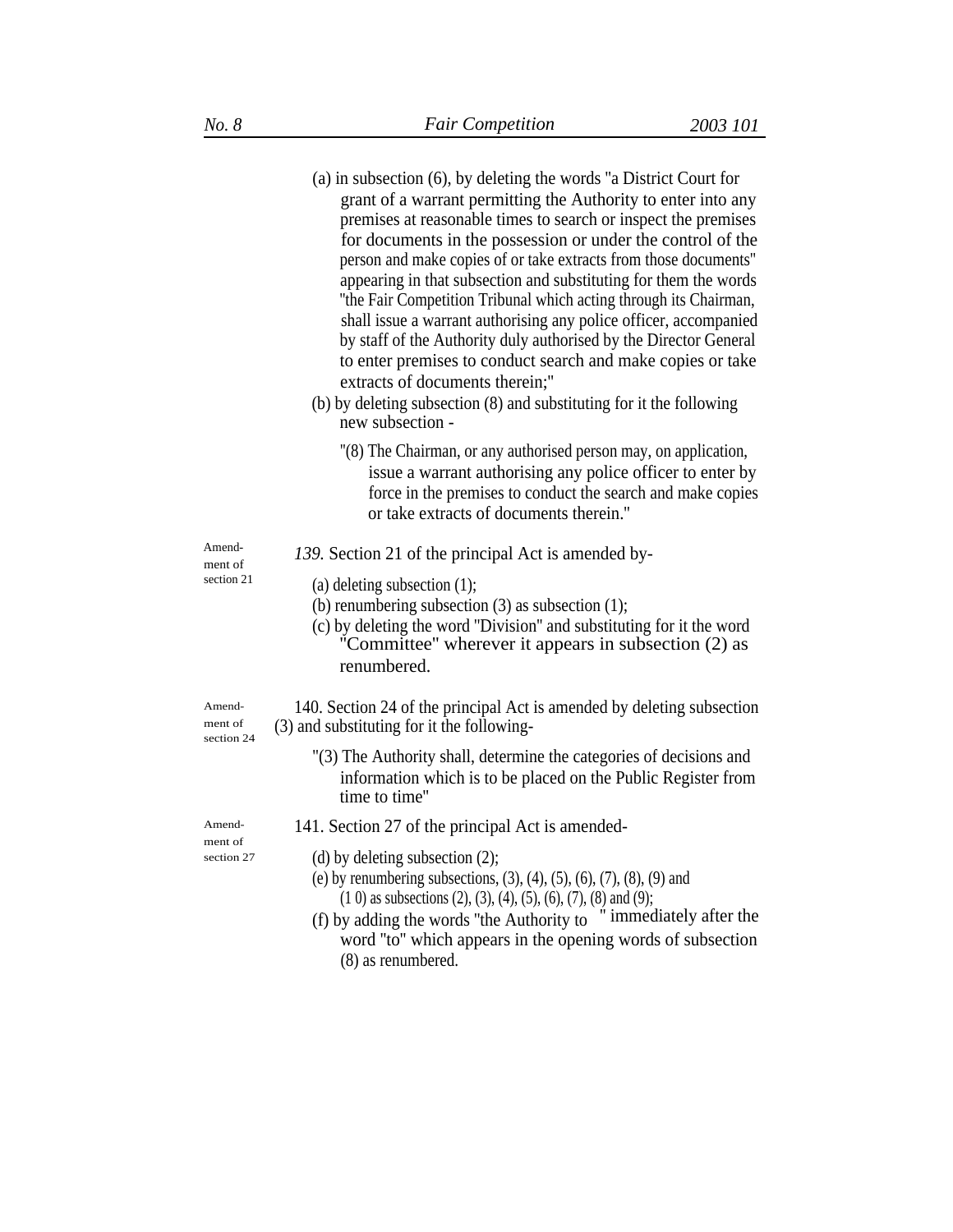(a) in subsection (6), by deleting the words "a District Court for grant of a warrant permitting the Authority to enter into any premises at reasonable times to search or inspect the premises for documents in the possession or under the control of the person and make copies of or take extracts from those documents" appearing in that subsection and substituting for them the words "the Fair Competition Tribunal which acting through its Chairman, shall issue a warrant authorising any police officer, accompanied by staff of the Authority duly authorised by the Director General to enter premises to conduct search and make copies or take extracts of documents therein;"

(b) by deleting subsection (8) and substituting for it the following new subsection -

"(8) The Chairman, or any authorised person may, on application, issue a warrant authorising any police officer to enter by force in the premises to conduct the search and make copies or take extracts of documents therein."

Amendment of section 21

*139.* Section 21 of the principal Act is amended by-

(a) deleting subsection (1);

(b) renumbering subsection (3) as subsection (1);

(c) by deleting the word "Division" and substituting for it the word "Committee" wherever it appears in subsection (2) as renumbered.

Amendment of section 24

140. Section 24 of the principal Act is amended by deleting subsection (3) and substituting for it the following-

"(3) The Authority shall, determine the categories of decisions and information which is to be placed on the Public Register from time to time"

Amendment of section 27

141. Section 27 of the principal Act is amended-

(d) by deleting subsection (2);

(e) by renumbering subsections, (3), (4), (5), (6), (7), (8), (9) and (1 0) as subsections (2), (3), (4), (5), (6), (7), (8) and (9);

(f) by adding the words "the Authority to " immediately after the word "to" which appears in the opening words of subsection (8) as renumbered.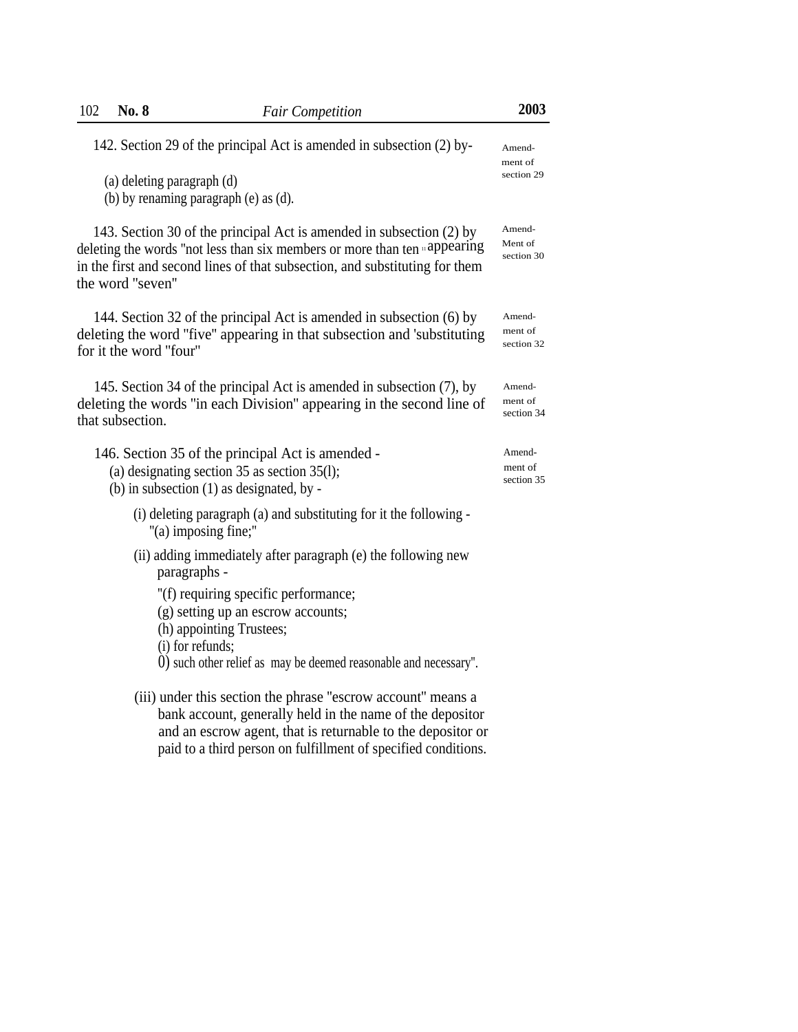142. Section 29 of the principal Act is amended in subsection (2) by-

Amendment of section 29

(a) deleting paragraph (d)
(b) by renaming paragraph (e) as (d).

143. Section 30 of the principal Act is amended in subsection (2) by deleting the words "not less than six members or more than ten " appearing in the first and second lines of that subsection, and substituting for them the word "seven"

Amendment of section 30

144. Section 32 of the principal Act is amended in subsection (6) by deleting the word "five" appearing in that subsection and 'substituting for it the word "four"

Amendment of section 32

145. Section 34 of the principal Act is amended in subsection (7), by deleting the words "in each Division" appearing in the second line of that subsection.

Amendment of section 34

146. Section 35 of the principal Act is amended -

Amendment of section 35

(a) designating section 35 as section 35(l);
(b) in subsection (1) as designated, by -

(i) deleting paragraph (a) and substituting for it the following -
"(a) imposing fine;"

(ii) adding immediately after paragraph (e) the following new paragraphs -

"(f) requiring specific performance;
(g) setting up an escrow accounts;
(h) appointing Trustees;
(i) for refunds;
0) such other relief as may be deemed reasonable and necessary".

(iii) under this section the phrase "escrow account" means a bank account, generally held in the name of the depositor and an escrow agent, that is returnable to the depositor or paid to a third person on fulfillment of specified conditions.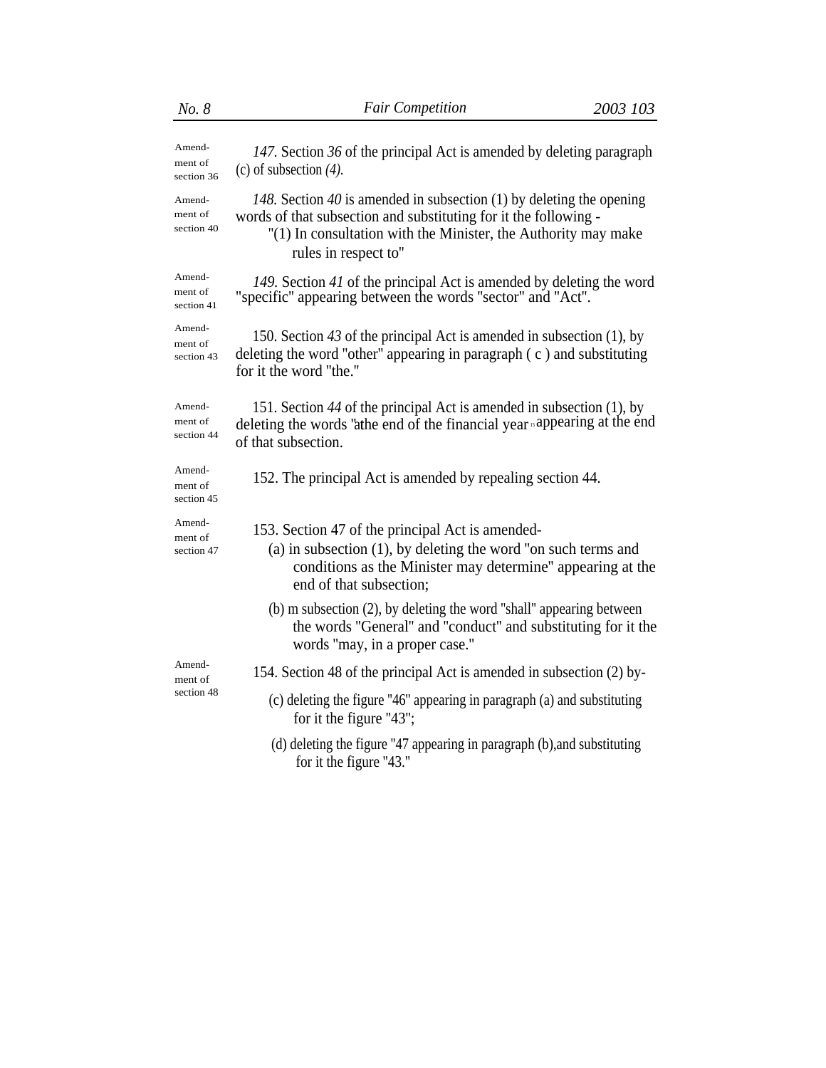Amendment of section 36

*147.* Section *36* of the principal Act is amended by deleting paragraph (c) of subsection *(4).*

Amendment of section 40

*148.* Section *40* is amended in subsection (1) by deleting the opening words of that subsection and substituting for it the following -

"(1) In consultation with the Minister, the Authority may make rules in respect to"

Amendment of section 41

*149.* Section *41* of the principal Act is amended by deleting the word "specific" appearing between the words "sector" and "Act".

Amendment of section 43

150. Section *43* of the principal Act is amended in subsection (1), by deleting the word "other" appearing in paragraph ( c ) and substituting for it the word "the."

Amendment of section 44

151. Section *44* of the principal Act is amended in subsection (1), by deleting the words "at the end of the financial year" appearing at the end of that subsection.

Amendment of section 45

152. The principal Act is amended by repealing section 44.

Amendment of section 47

153. Section 47 of the principal Act is amended-

(a) in subsection (1), by deleting the word "on such terms and conditions as the Minister may determine" appearing at the end of that subsection;

(b) m subsection (2), by deleting the word "shall" appearing between the words "General" and "conduct" and substituting for it the words "may, in a proper case."

Amendment of section 48

154. Section 48 of the principal Act is amended in subsection (2) by-

(c) deleting the figure "46" appearing in paragraph (a) and substituting for it the figure "43";

(d) deleting the figure "47 appearing in paragraph (b),and substituting for it the figure "43."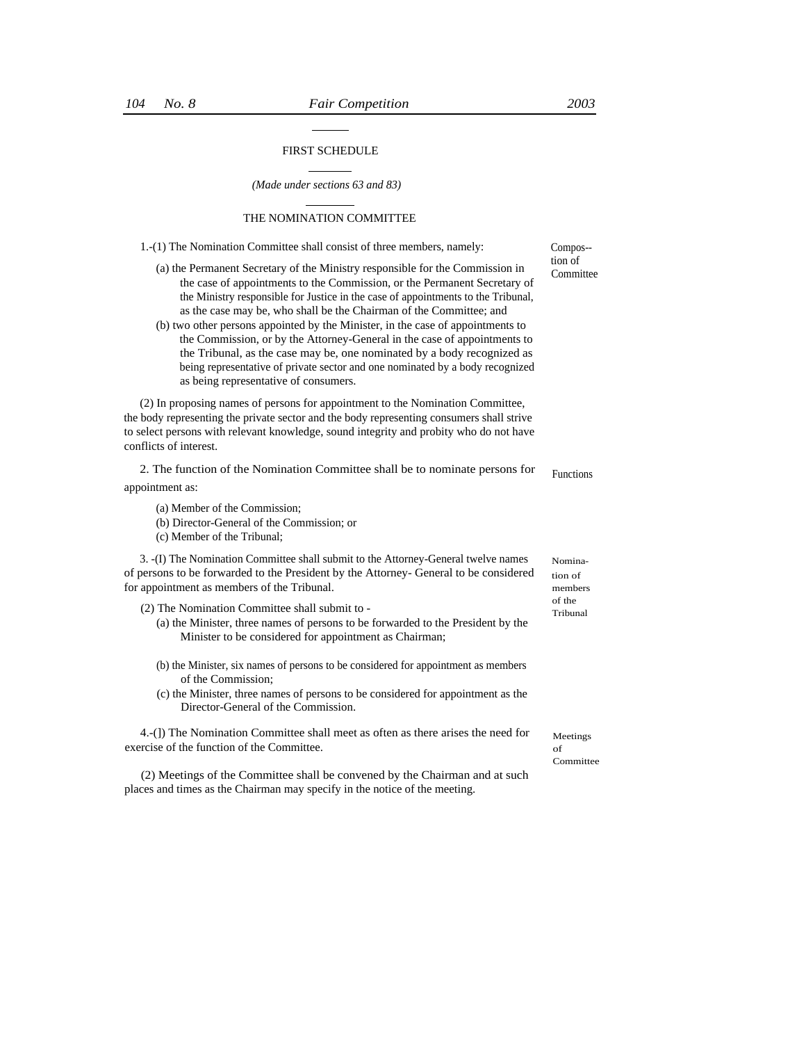## FIRST SCHEDULE

*(Made under sections 63 and 83)*

### THE NOMINATION COMMITTEE

Composition of Committee

1.-(1) The Nomination Committee shall consist of three members, namely:

(a) the Permanent Secretary of the Ministry responsible for the Commission in the case of appointments to the Commission, or the Permanent Secretary of the Ministry responsible for Justice in the case of appointments to the Tribunal, as the case may be, who shall be the Chairman of the Committee; and

(b) two other persons appointed by the Minister, in the case of appointments to the Commission, or by the Attorney-General in the case of appointments to the Tribunal, as the case may be, one nominated by a body recognized as being representative of private sector and one nominated by a body recognized as being representative of consumers.

(2) In proposing names of persons for appointment to the Nomination Committee, the body representing the private sector and the body representing consumers shall strive to select persons with relevant knowledge, sound integrity and probity who do not have conflicts of interest.

Functions

2. The function of the Nomination Committee shall be to nominate persons for appointment as:

(a) Member of the Commission;
(b) Director-General of the Commission; or
(c) Member of the Tribunal;

Nomination of members of the Tribunal

3. -(I) The Nomination Committee shall submit to the Attorney-General twelve names of persons to be forwarded to the President by the Attorney- General to be considered for appointment as members of the Tribunal.

(2) The Nomination Committee shall submit to -

(a) the Minister, three names of persons to be forwarded to the President by the Minister to be considered for appointment as Chairman;

(b) the Minister, six names of persons to be considered for appointment as members of the Commission;

(c) the Minister, three names of persons to be considered for appointment as the Director-General of the Commission.

Meetings of Committee

4.-(]) The Nomination Committee shall meet as often as there arises the need for exercise of the function of the Committee.

(2) Meetings of the Committee shall be convened by the Chairman and at such places and times as the Chairman may specify in the notice of the meeting.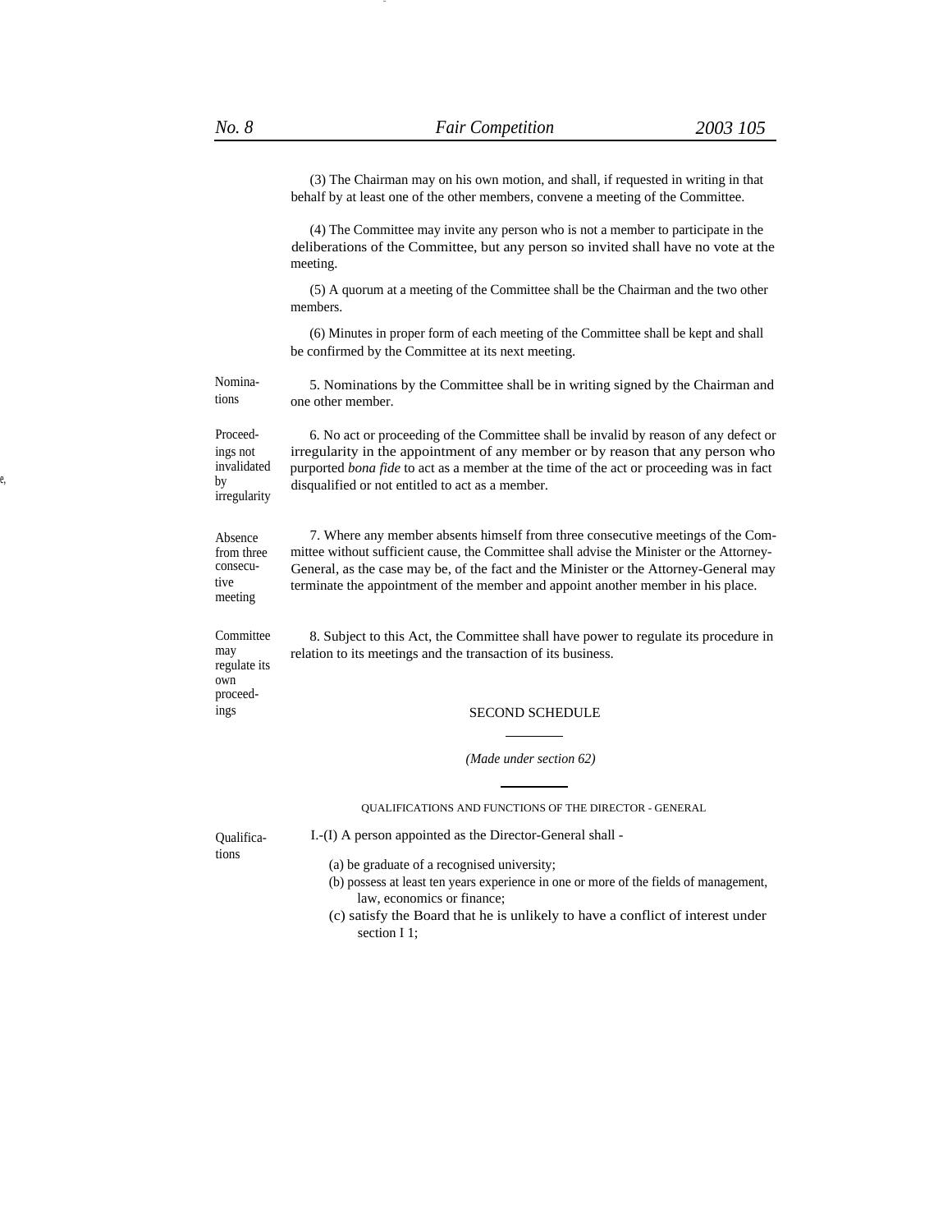(3) The Chairman may on his own motion, and shall, if requested in writing in that behalf by at least one of the other members, convene a meeting of the Committee.

(4) The Committee may invite any person who is not a member to participate in the deliberations of the Committee, but any person so invited shall have no vote at the meeting.

(5) A quorum at a meeting of the Committee shall be the Chairman and the two other members.

(6) Minutes in proper form of each meeting of the Committee shall be kept and shall be confirmed by the Committee at its next meeting.

Nominations

5. Nominations by the Committee shall be in writing signed by the Chairman and one other member.

Proceedings not invalidated by irregularity

6. No act or proceeding of the Committee shall be invalid by reason of any defect or irregularity in the appointment of any member or by reason that any person who purported *bona fide* to act as a member at the time of the act or proceeding was in fact disqualified or not entitled to act as a member.

Absence from three consecutive meeting

7. Where any member absents himself from three consecutive meetings of the Committee without sufficient cause, the Committee shall advise the Minister or the Attorney-General, as the case may be, of the fact and the Minister or the Attorney-General may terminate the appointment of the member and appoint another member in his place.

Committee may regulate its own proceedings

8. Subject to this Act, the Committee shall have power to regulate its procedure in relation to its meetings and the transaction of its business.

## SECOND SCHEDULE

*(Made under section 62)*

### QUALIFICATIONS AND FUNCTIONS OF THE DIRECTOR - GENERAL

Qualifications

I.-(I) A person appointed as the Director-General shall -

(a) be graduate of a recognised university;
(b) possess at least ten years experience in one or more of the fields of management, law, economics or finance;
(c) satisfy the Board that he is unlikely to have a conflict of interest under section I 1;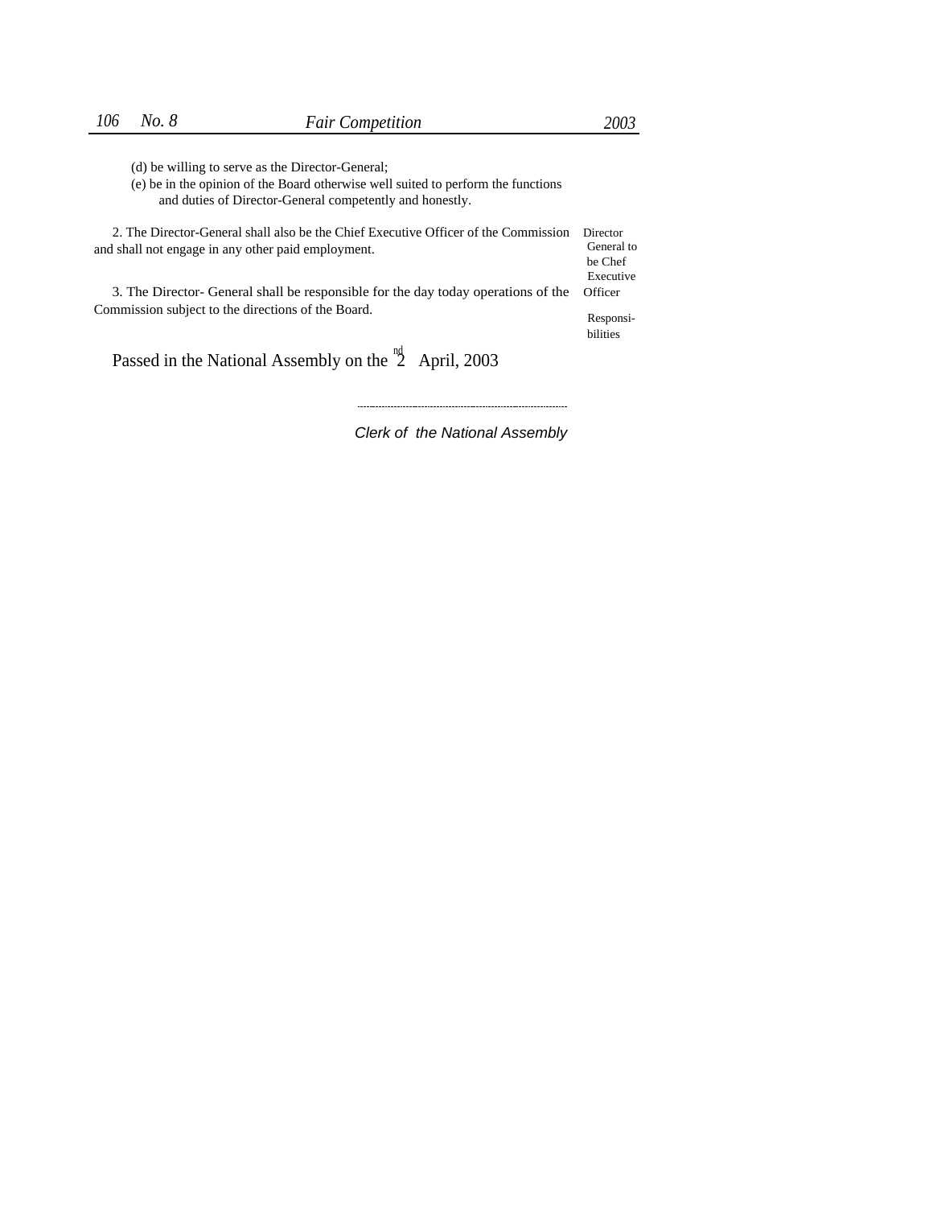(d) be willing to serve as the Director-General;

(e) be in the opinion of the Board otherwise well suited to perform the functions and duties of Director-General competently and honestly.

Director General to be Chef Executive Officer

2. The Director-General shall also be the Chief Executive Officer of the Commission and shall not engage in any other paid employment.

Responsi-bilities

3. The Director- General shall be responsible for the day today operations of the Commission subject to the directions of the Board.

Passed in the National Assembly on the 2nd April, 2003

---

*Clerk of the National Assembly*